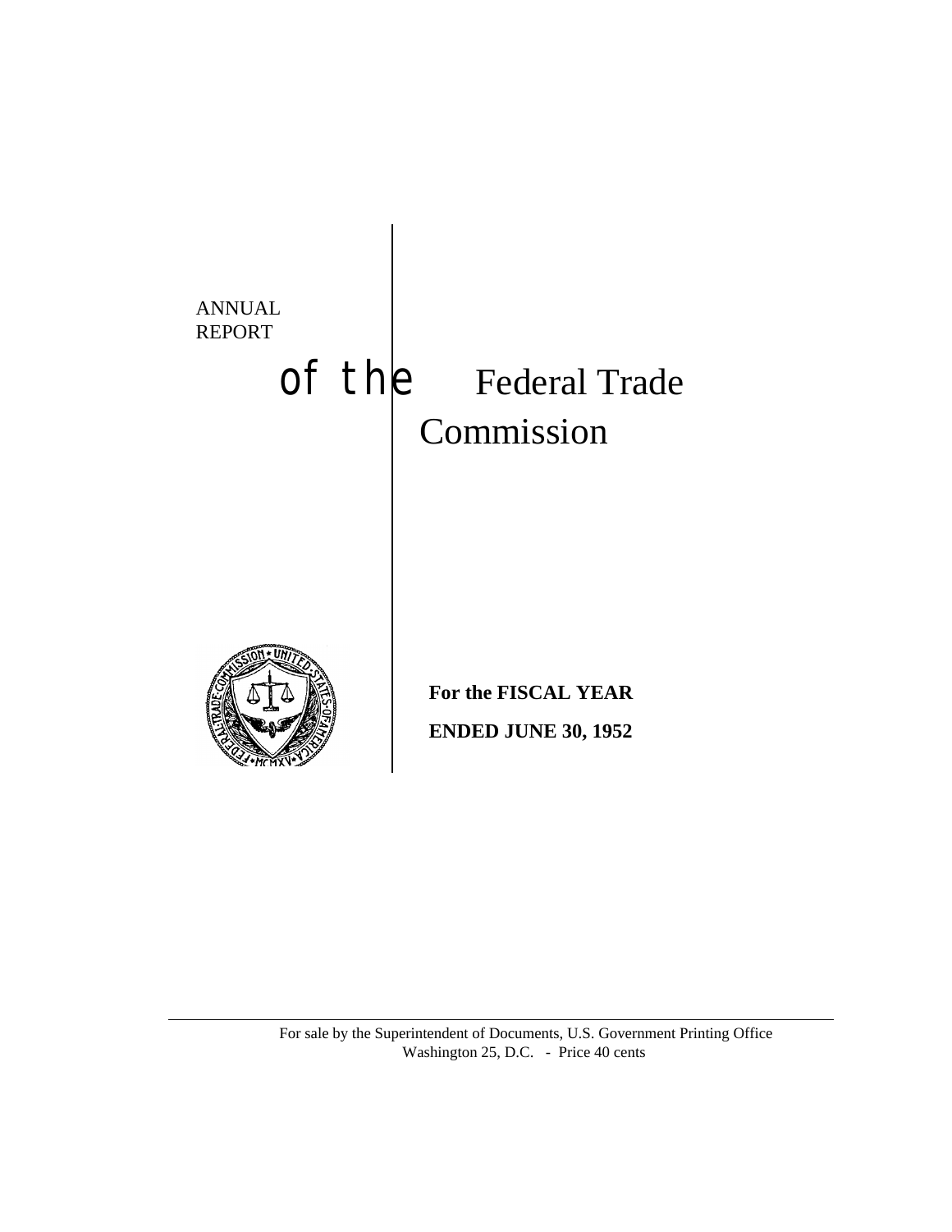# ANNUAL REPORT of the Federal Trade Commission

**For the FISCAL YEAR**

**ENDED JUNE 30, 1952**

---

For sale by the Superintendent of Documents, U.S. Government Printing Office
Washington 25, D.C. - Price 40 cents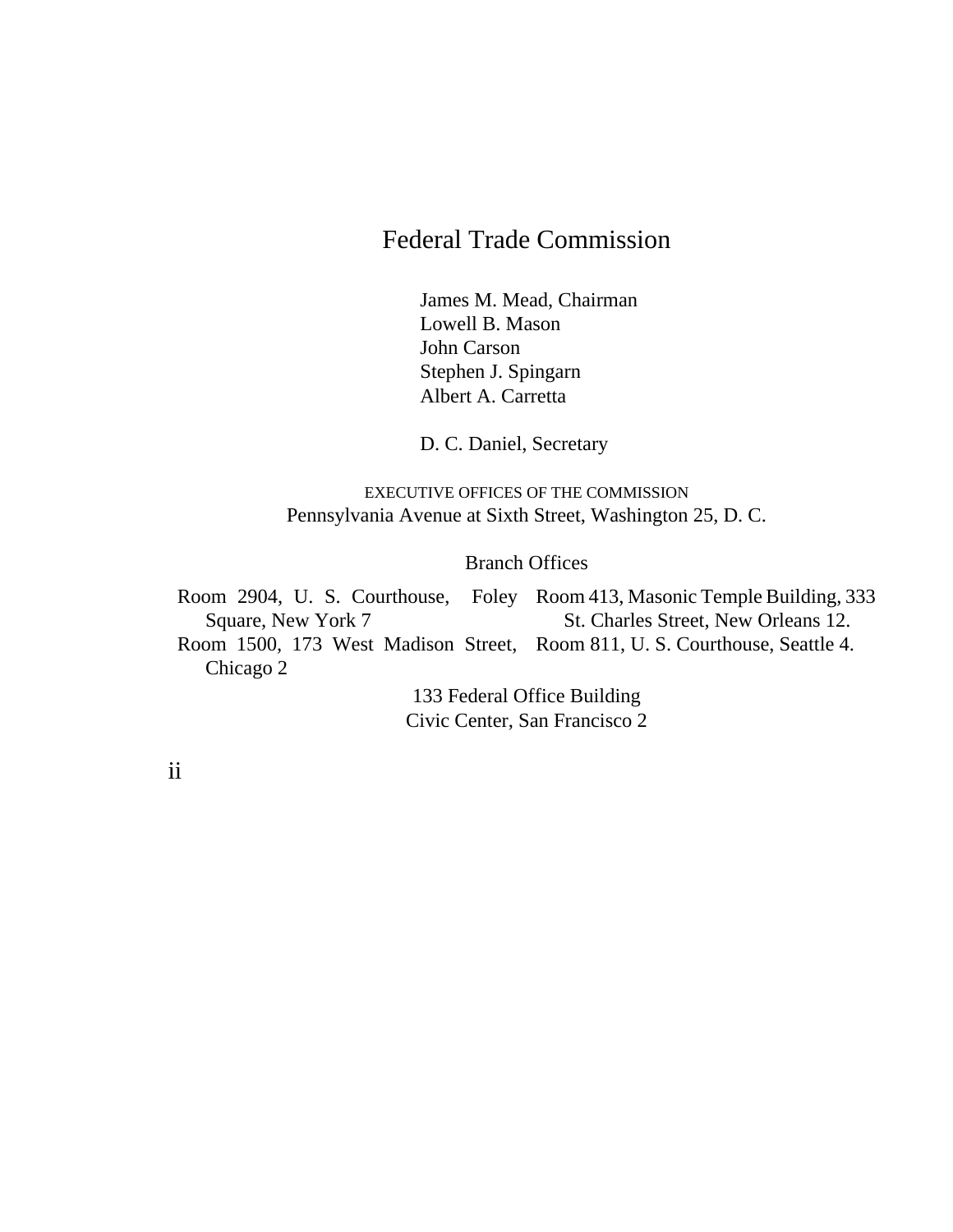# Federal Trade Commission

James M. Mead, Chairman
Lowell B. Mason
John Carson
Stephen J. Spingarn
Albert A. Carretta

D. C. Daniel, Secretary

EXECUTIVE OFFICES OF THE COMMISSION
Pennsylvania Avenue at Sixth Street, Washington 25, D. C.

Branch Offices

Room 2904, U. S. Courthouse, Foley Square, New York 7

Room 1500, 173 West Madison Street, Chicago 2

Room 413, Masonic Temple Building, 333 St. Charles Street, New Orleans 12.

Room 811, U. S. Courthouse, Seattle 4.

133 Federal Office Building
Civic Center, San Francisco 2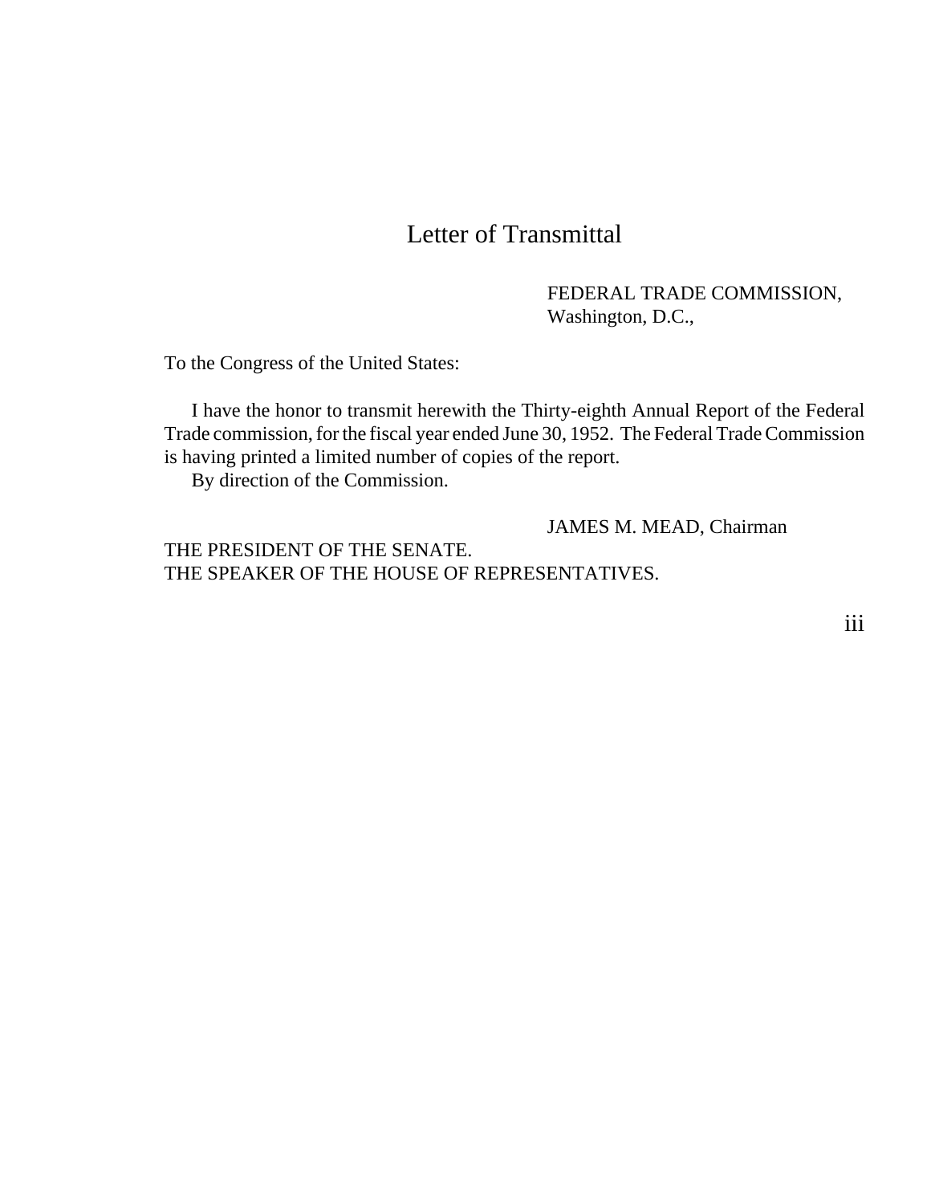# Letter of Transmittal

FEDERAL TRADE COMMISSION,
Washington, D.C.,

To the Congress of the United States:

I have the honor to transmit herewith the Thirty-eighth Annual Report of the Federal Trade commission, for the fiscal year ended June 30, 1952. The Federal Trade Commission is having printed a limited number of copies of the report.

By direction of the Commission.

JAMES M. MEAD, Chairman

THE PRESIDENT OF THE SENATE.
THE SPEAKER OF THE HOUSE OF REPRESENTATIVES.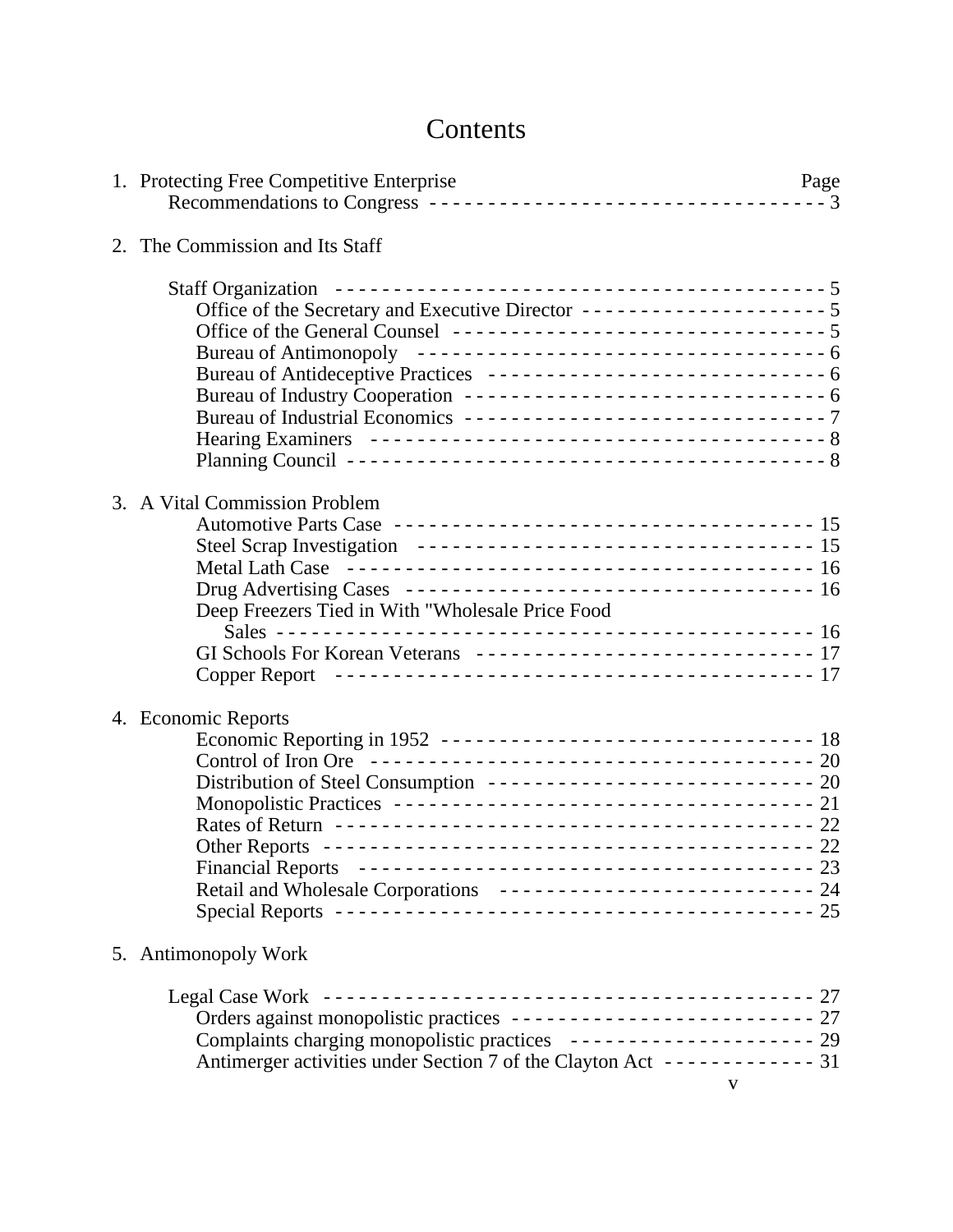# Contents

1. Protecting Free Competitive Enterprise — Page
   - Recommendations to Congress ---------------------------------- 3

2. The Commission and Its Staff
   - Staff Organization ---------------------------------------- 5
     - Office of the Secretary and Executive Director ---------------------- 5
     - Office of the General Counsel -------------------------------- 5
     - Bureau of Antimonopoly ---------------------------------- 6
     - Bureau of Antideceptive Practices ------------------------------ 6
     - Bureau of Industry Cooperation ------------------------------ 6
     - Bureau of Industrial Economics ------------------------------ 7
     - Hearing Examiners ------------------------------------- 8
     - Planning Council --------------------------------------- 8

3. A Vital Commission Problem
   - Automotive Parts Case ---------------------------------- 15
   - Steel Scrap Investigation -------------------------------- 15
   - Metal Lath Case ------------------------------------- 16
   - Drug Advertising Cases -------------------------------- 16
   - Deep Freezers Tied in With "Wholesale Price Food Sales ---------------------------------------- 16
   - GI Schools For Korean Veterans ---------------------------- 17
   - Copper Report --------------------------------------- 17

4. Economic Reports
   - Economic Reporting in 1952 ------------------------------ 18
   - Control of Iron Ore ----------------------------------- 20
   - Distribution of Steel Consumption --------------------------- 20
   - Monopolistic Practices --------------------------------- 21
   - Rates of Return --------------------------------------- 22
   - Other Reports --------------------------------------- 22
   - Financial Reports ------------------------------------- 23
   - Retail and Wholesale Corporations -------------------------- 24
   - Special Reports --------------------------------------- 25

5. Antimonopoly Work
   - Legal Case Work ------------------------------------- 27
     - Orders against monopolistic practices ------------------------- 27
     - Complaints charging monopolistic practices --------------------- 29
     - Antimerger activities under Section 7 of the Clayton Act ------------- 31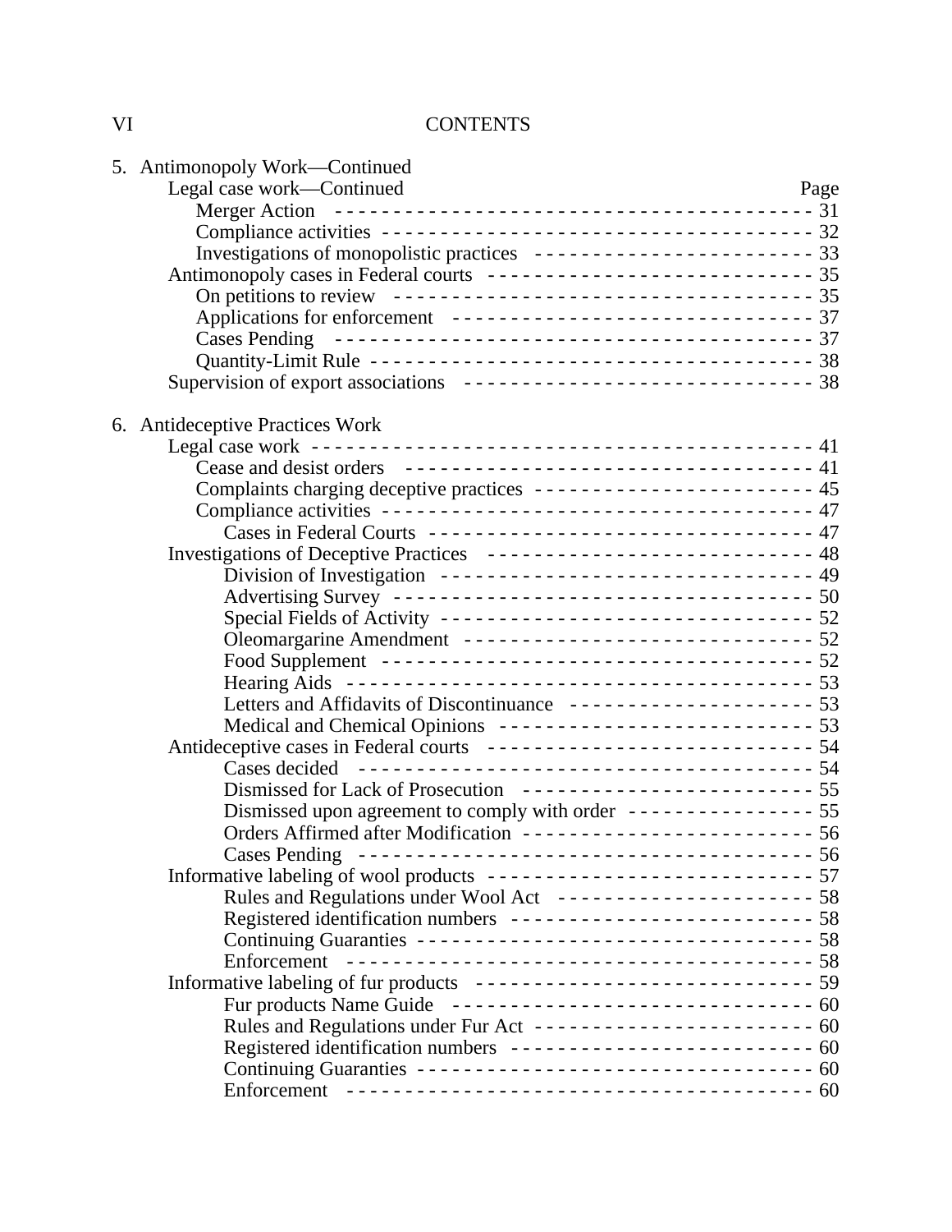CONTENTS

5. Antimonopoly Work—Continued

| | Page |
|---|---|
| Legal case work—Continued | |
| Merger Action | 31 |
| Compliance activities | 32 |
| Investigations of monopolistic practices | 33 |
| Antimonopoly cases in Federal courts | 35 |
| On petitions to review | 35 |
| Applications for enforcement | 37 |
| Cases Pending | 37 |
| Quantity-Limit Rule | 38 |
| Supervision of export associations | 38 |

6. Antideceptive Practices Work

| | Page |
|---|---|
| Legal case work | 41 |
| Cease and desist orders | 41 |
| Complaints charging deceptive practices | 45 |
| Compliance activities | 47 |
| Cases in Federal Courts | 47 |
| Investigations of Deceptive Practices | 48 |
| Division of Investigation | 49 |
| Advertising Survey | 50 |
| Special Fields of Activity | 52 |
| Oleomargarine Amendment | 52 |
| Food Supplement | 52 |
| Hearing Aids | 53 |
| Letters and Affidavits of Discontinuance | 53 |
| Medical and Chemical Opinions | 53 |
| Antideceptive cases in Federal courts | 54 |
| Cases decided | 54 |
| Dismissed for Lack of Prosecution | 55 |
| Dismissed upon agreement to comply with order | 55 |
| Orders Affirmed after Modification | 56 |
| Cases Pending | 56 |
| Informative labeling of wool products | 57 |
| Rules and Regulations under Wool Act | 58 |
| Registered identification numbers | 58 |
| Continuing Guaranties | 58 |
| Enforcement | 58 |
| Informative labeling of fur products | 59 |
| Fur products Name Guide | 60 |
| Rules and Regulations under Fur Act | 60 |
| Registered identification numbers | 60 |
| Continuing Guaranties | 60 |
| Enforcement | 60 |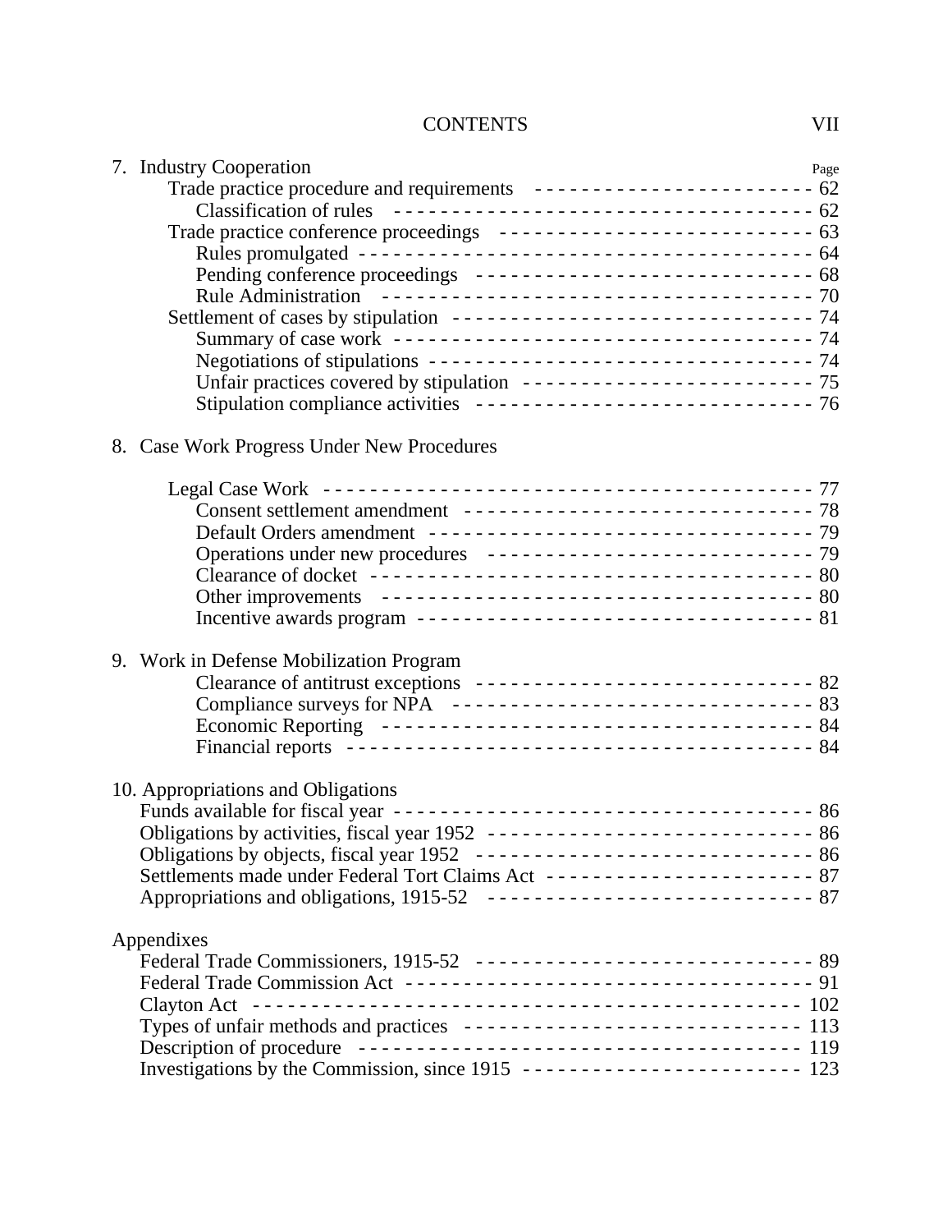| | Page |
|---|---|
| 7. Industry Cooperation | |
| Trade practice procedure and requirements | 62 |
| Classification of rules | 62 |
| Trade practice conference proceedings | 63 |
| Rules promulgated | 64 |
| Pending conference proceedings | 68 |
| Rule Administration | 70 |
| Settlement of cases by stipulation | 74 |
| Summary of case work | 74 |
| Negotiations of stipulations | 74 |
| Unfair practices covered by stipulation | 75 |
| Stipulation compliance activities | 76 |
| 8. Case Work Progress Under New Procedures | |
| Legal Case Work | 77 |
| Consent settlement amendment | 78 |
| Default Orders amendment | 79 |
| Operations under new procedures | 79 |
| Clearance of docket | 80 |
| Other improvements | 80 |
| Incentive awards program | 81 |
| 9. Work in Defense Mobilization Program | |
| Clearance of antitrust exceptions | 82 |
| Compliance surveys for NPA | 83 |
| Economic Reporting | 84 |
| Financial reports | 84 |
| 10. Appropriations and Obligations | |
| Funds available for fiscal year | 86 |
| Obligations by activities, fiscal year 1952 | 86 |
| Obligations by objects, fiscal year 1952 | 86 |
| Settlements made under Federal Tort Claims Act | 87 |
| Appropriations and obligations, 1915-52 | 87 |
| Appendixes | |
| Federal Trade Commissioners, 1915-52 | 89 |
| Federal Trade Commission Act | 91 |
| Clayton Act | 102 |
| Types of unfair methods and practices | 113 |
| Description of procedure | 119 |
| Investigations by the Commission, since 1915 | 123 |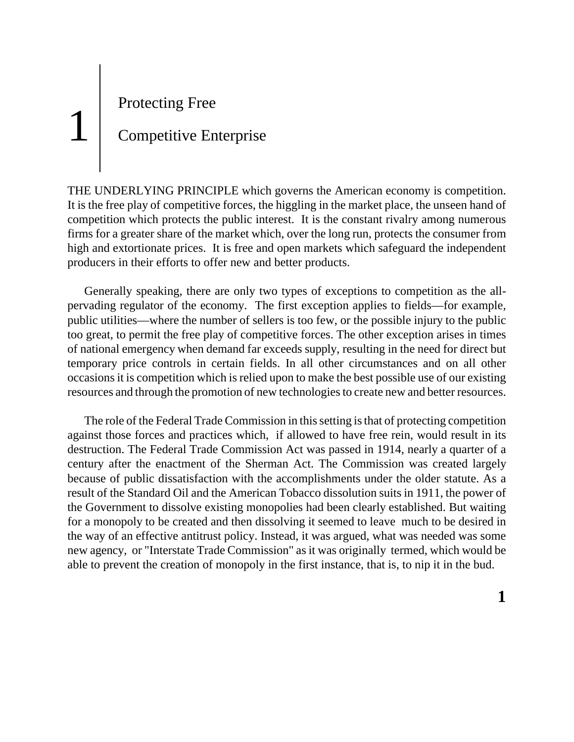# 1 Protecting Free Competitive Enterprise

THE UNDERLYING PRINCIPLE which governs the American economy is competition. It is the free play of competitive forces, the higgling in the market place, the unseen hand of competition which protects the public interest. It is the constant rivalry among numerous firms for a greater share of the market which, over the long run, protects the consumer from high and extortionate prices. It is free and open markets which safeguard the independent producers in their efforts to offer new and better products.

Generally speaking, there are only two types of exceptions to competition as the all-pervading regulator of the economy. The first exception applies to fields—for example, public utilities—where the number of sellers is too few, or the possible injury to the public too great, to permit the free play of competitive forces. The other exception arises in times of national emergency when demand far exceeds supply, resulting in the need for direct but temporary price controls in certain fields. In all other circumstances and on all other occasions it is competition which is relied upon to make the best possible use of our existing resources and through the promotion of new technologies to create new and better resources.

The role of the Federal Trade Commission in this setting is that of protecting competition against those forces and practices which, if allowed to have free rein, would result in its destruction. The Federal Trade Commission Act was passed in 1914, nearly a quarter of a century after the enactment of the Sherman Act. The Commission was created largely because of public dissatisfaction with the accomplishments under the older statute. As a result of the Standard Oil and the American Tobacco dissolution suits in 1911, the power of the Government to dissolve existing monopolies had been clearly established. But waiting for a monopoly to be created and then dissolving it seemed to leave much to be desired in the way of an effective antitrust policy. Instead, it was argued, what was needed was some new agency, or "Interstate Trade Commission" as it was originally termed, which would be able to prevent the creation of monopoly in the first instance, that is, to nip it in the bud.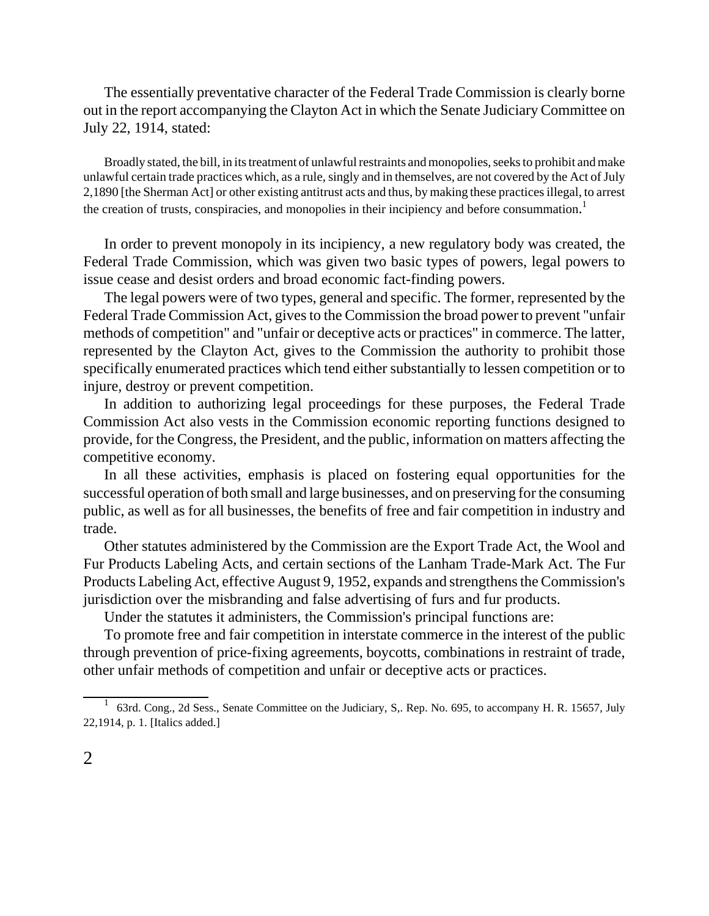The essentially preventative character of the Federal Trade Commission is clearly borne out in the report accompanying the Clayton Act in which the Senate Judiciary Committee on July 22, 1914, stated:

> Broadly stated, the bill, in its treatment of unlawful restraints and monopolies, seeks to prohibit and make unlawful certain trade practices which, as a rule, singly and in themselves, are not covered by the Act of July 2,1890 [the Sherman Act] or other existing antitrust acts and thus, by making these practices illegal, to arrest the creation of trusts, conspiracies, and monopolies in their incipiency and before consummation.[1]

In order to prevent monopoly in its incipiency, a new regulatory body was created, the Federal Trade Commission, which was given two basic types of powers, legal powers to issue cease and desist orders and broad economic fact-finding powers.

The legal powers were of two types, general and specific. The former, represented by the Federal Trade Commission Act, gives to the Commission the broad power to prevent "unfair methods of competition" and "unfair or deceptive acts or practices" in commerce. The latter, represented by the Clayton Act, gives to the Commission the authority to prohibit those specifically enumerated practices which tend either substantially to lessen competition or to injure, destroy or prevent competition.

In addition to authorizing legal proceedings for these purposes, the Federal Trade Commission Act also vests in the Commission economic reporting functions designed to provide, for the Congress, the President, and the public, information on matters affecting the competitive economy.

In all these activities, emphasis is placed on fostering equal opportunities for the successful operation of both small and large businesses, and on preserving for the consuming public, as well as for all businesses, the benefits of free and fair competition in industry and trade.

Other statutes administered by the Commission are the Export Trade Act, the Wool and Fur Products Labeling Acts, and certain sections of the Lanham Trade-Mark Act. The Fur Products Labeling Act, effective August 9, 1952, expands and strengthens the Commission's jurisdiction over the misbranding and false advertising of furs and fur products.

Under the statutes it administers, the Commission's principal functions are:

To promote free and fair competition in interstate commerce in the interest of the public through prevention of price-fixing agreements, boycotts, combinations in restraint of trade, other unfair methods of competition and unfair or deceptive acts or practices.

---

[1] 63rd. Cong., 2d Sess., Senate Committee on the Judiciary, S,. Rep. No. 695, to accompany H. R. 15657, July 22,1914, p. 1. [Italics added.]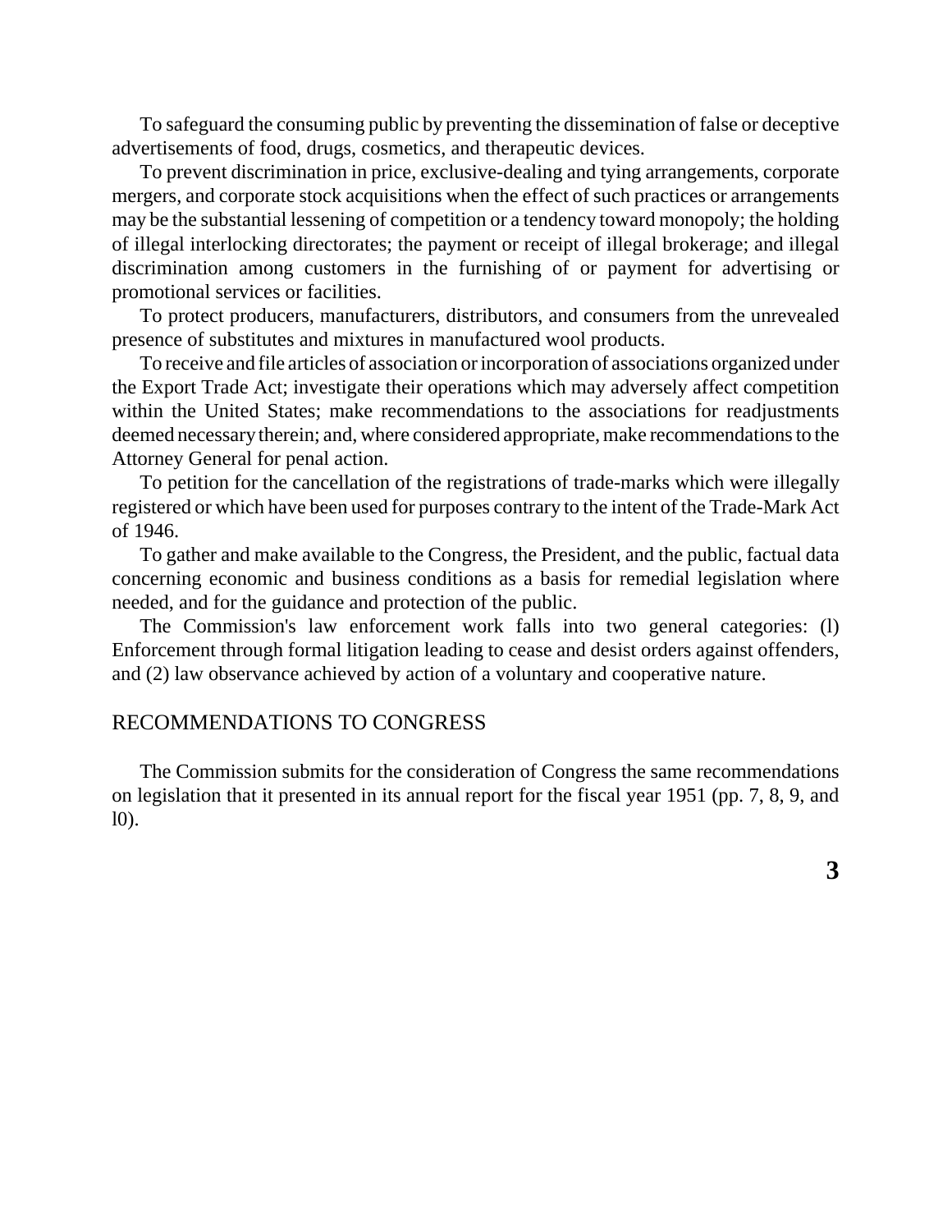To safeguard the consuming public by preventing the dissemination of false or deceptive advertisements of food, drugs, cosmetics, and therapeutic devices.

To prevent discrimination in price, exclusive-dealing and tying arrangements, corporate mergers, and corporate stock acquisitions when the effect of such practices or arrangements may be the substantial lessening of competition or a tendency toward monopoly; the holding of illegal interlocking directorates; the payment or receipt of illegal brokerage; and illegal discrimination among customers in the furnishing of or payment for advertising or promotional services or facilities.

To protect producers, manufacturers, distributors, and consumers from the unrevealed presence of substitutes and mixtures in manufactured wool products.

To receive and file articles of association or incorporation of associations organized under the Export Trade Act; investigate their operations which may adversely affect competition within the United States; make recommendations to the associations for readjustments deemed necessary therein; and, where considered appropriate, make recommendations to the Attorney General for penal action.

To petition for the cancellation of the registrations of trade-marks which were illegally registered or which have been used for purposes contrary to the intent of the Trade-Mark Act of 1946.

To gather and make available to the Congress, the President, and the public, factual data concerning economic and business conditions as a basis for remedial legislation where needed, and for the guidance and protection of the public.

The Commission's law enforcement work falls into two general categories: (l) Enforcement through formal litigation leading to cease and desist orders against offenders, and (2) law observance achieved by action of a voluntary and cooperative nature.

## RECOMMENDATIONS TO CONGRESS

The Commission submits for the consideration of Congress the same recommendations on legislation that it presented in its annual report for the fiscal year 1951 (pp. 7, 8, 9, and l0).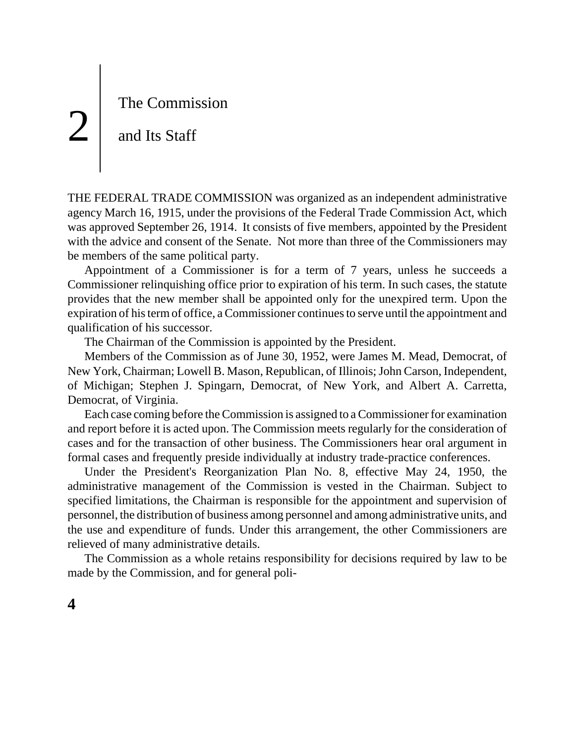# 2 The Commission and Its Staff

THE FEDERAL TRADE COMMISSION was organized as an independent administrative agency March 16, 1915, under the provisions of the Federal Trade Commission Act, which was approved September 26, 1914. It consists of five members, appointed by the President with the advice and consent of the Senate. Not more than three of the Commissioners may be members of the same political party.

Appointment of a Commissioner is for a term of 7 years, unless he succeeds a Commissioner relinquishing office prior to expiration of his term. In such cases, the statute provides that the new member shall be appointed only for the unexpired term. Upon the expiration of his term of office, a Commissioner continues to serve until the appointment and qualification of his successor.

The Chairman of the Commission is appointed by the President.

Members of the Commission as of June 30, 1952, were James M. Mead, Democrat, of New York, Chairman; Lowell B. Mason, Republican, of Illinois; John Carson, Independent, of Michigan; Stephen J. Spingarn, Democrat, of New York, and Albert A. Carretta, Democrat, of Virginia.

Each case coming before the Commission is assigned to a Commissioner for examination and report before it is acted upon. The Commission meets regularly for the consideration of cases and for the transaction of other business. The Commissioners hear oral argument in formal cases and frequently preside individually at industry trade-practice conferences.

Under the President's Reorganization Plan No. 8, effective May 24, 1950, the administrative management of the Commission is vested in the Chairman. Subject to specified limitations, the Chairman is responsible for the appointment and supervision of personnel, the distribution of business among personnel and among administrative units, and the use and expenditure of funds. Under this arrangement, the other Commissioners are relieved of many administrative details.

The Commission as a whole retains responsibility for decisions required by law to be made by the Commission, and for general poli-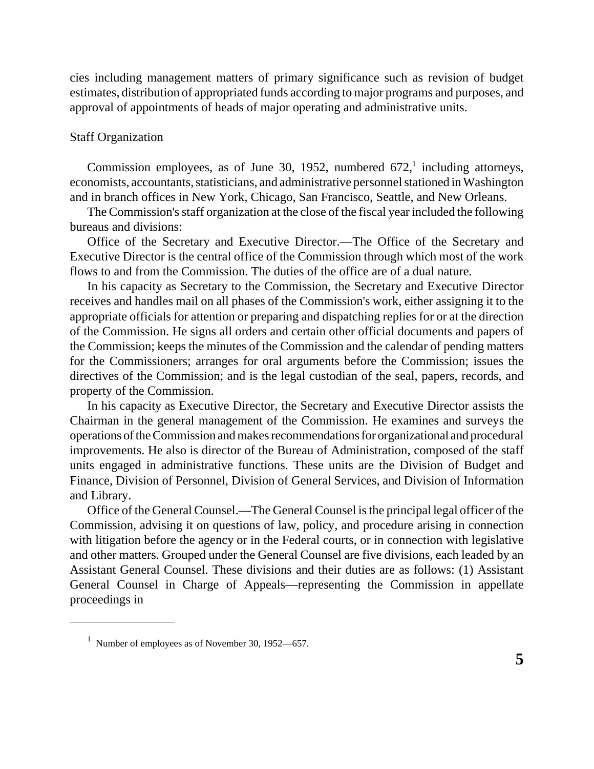cies including management matters of primary significance such as revision of budget estimates, distribution of appropriated funds according to major programs and purposes, and approval of appointments of heads of major operating and administrative units.

## Staff Organization

Commission employees, as of June 30, 1952, numbered 672,[1] including attorneys, economists, accountants, statisticians, and administrative personnel stationed in Washington and in branch offices in New York, Chicago, San Francisco, Seattle, and New Orleans.

The Commission's staff organization at the close of the fiscal year included the following bureaus and divisions:

Office of the Secretary and Executive Director.—The Office of the Secretary and Executive Director is the central office of the Commission through which most of the work flows to and from the Commission. The duties of the office are of a dual nature.

In his capacity as Secretary to the Commission, the Secretary and Executive Director receives and handles mail on all phases of the Commission's work, either assigning it to the appropriate officials for attention or preparing and dispatching replies for or at the direction of the Commission. He signs all orders and certain other official documents and papers of the Commission; keeps the minutes of the Commission and the calendar of pending matters for the Commissioners; arranges for oral arguments before the Commission; issues the directives of the Commission; and is the legal custodian of the seal, papers, records, and property of the Commission.

In his capacity as Executive Director, the Secretary and Executive Director assists the Chairman in the general management of the Commission. He examines and surveys the operations of the Commission and makes recommendations for organizational and procedural improvements. He also is director of the Bureau of Administration, composed of the staff units engaged in administrative functions. These units are the Division of Budget and Finance, Division of Personnel, Division of General Services, and Division of Information and Library.

Office of the General Counsel.—The General Counsel is the principal legal officer of the Commission, advising it on questions of law, policy, and procedure arising in connection with litigation before the agency or in the Federal courts, or in connection with legislative and other matters. Grouped under the General Counsel are five divisions, each leaded by an Assistant General Counsel. These divisions and their duties are as follows: (1) Assistant General Counsel in Charge of Appeals—representing the Commission in appellate proceedings in

---

[1] Number of employees as of November 30, 1952—657.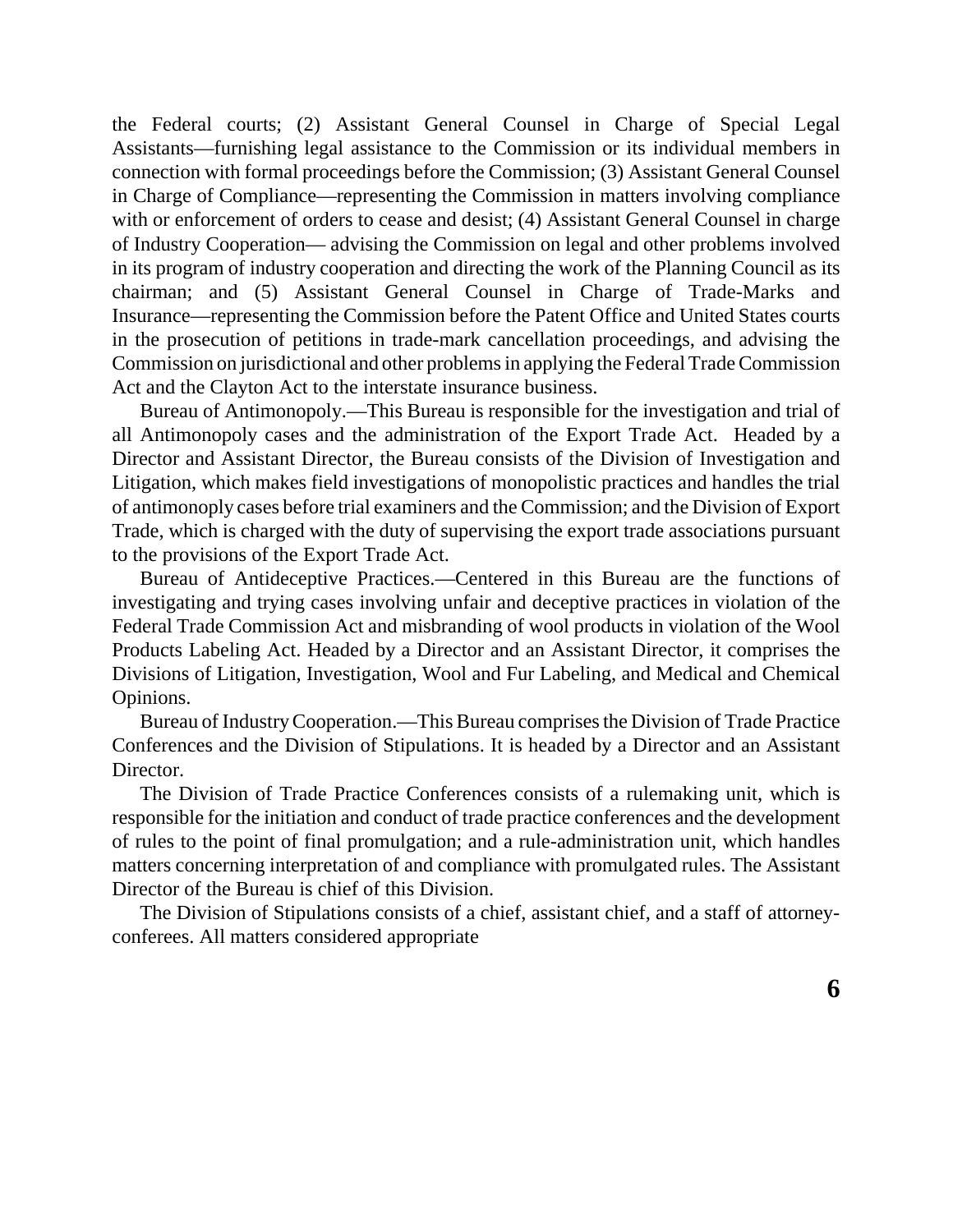the Federal courts; (2) Assistant General Counsel in Charge of Special Legal Assistants—furnishing legal assistance to the Commission or its individual members in connection with formal proceedings before the Commission; (3) Assistant General Counsel in Charge of Compliance—representing the Commission in matters involving compliance with or enforcement of orders to cease and desist; (4) Assistant General Counsel in charge of Industry Cooperation— advising the Commission on legal and other problems involved in its program of industry cooperation and directing the work of the Planning Council as its chairman; and (5) Assistant General Counsel in Charge of Trade-Marks and Insurance—representing the Commission before the Patent Office and United States courts in the prosecution of petitions in trade-mark cancellation proceedings, and advising the Commission on jurisdictional and other problems in applying the Federal Trade Commission Act and the Clayton Act to the interstate insurance business.

Bureau of Antimonopoly.—This Bureau is responsible for the investigation and trial of all Antimonopoly cases and the administration of the Export Trade Act. Headed by a Director and Assistant Director, the Bureau consists of the Division of Investigation and Litigation, which makes field investigations of monopolistic practices and handles the trial of antimonoply cases before trial examiners and the Commission; and the Division of Export Trade, which is charged with the duty of supervising the export trade associations pursuant to the provisions of the Export Trade Act.

Bureau of Antideceptive Practices.—Centered in this Bureau are the functions of investigating and trying cases involving unfair and deceptive practices in violation of the Federal Trade Commission Act and misbranding of wool products in violation of the Wool Products Labeling Act. Headed by a Director and an Assistant Director, it comprises the Divisions of Litigation, Investigation, Wool and Fur Labeling, and Medical and Chemical Opinions.

Bureau of Industry Cooperation.—This Bureau comprises the Division of Trade Practice Conferences and the Division of Stipulations. It is headed by a Director and an Assistant Director.

The Division of Trade Practice Conferences consists of a rulemaking unit, which is responsible for the initiation and conduct of trade practice conferences and the development of rules to the point of final promulgation; and a rule-administration unit, which handles matters concerning interpretation of and compliance with promulgated rules. The Assistant Director of the Bureau is chief of this Division.

The Division of Stipulations consists of a chief, assistant chief, and a staff of attorney-conferees. All matters considered appropriate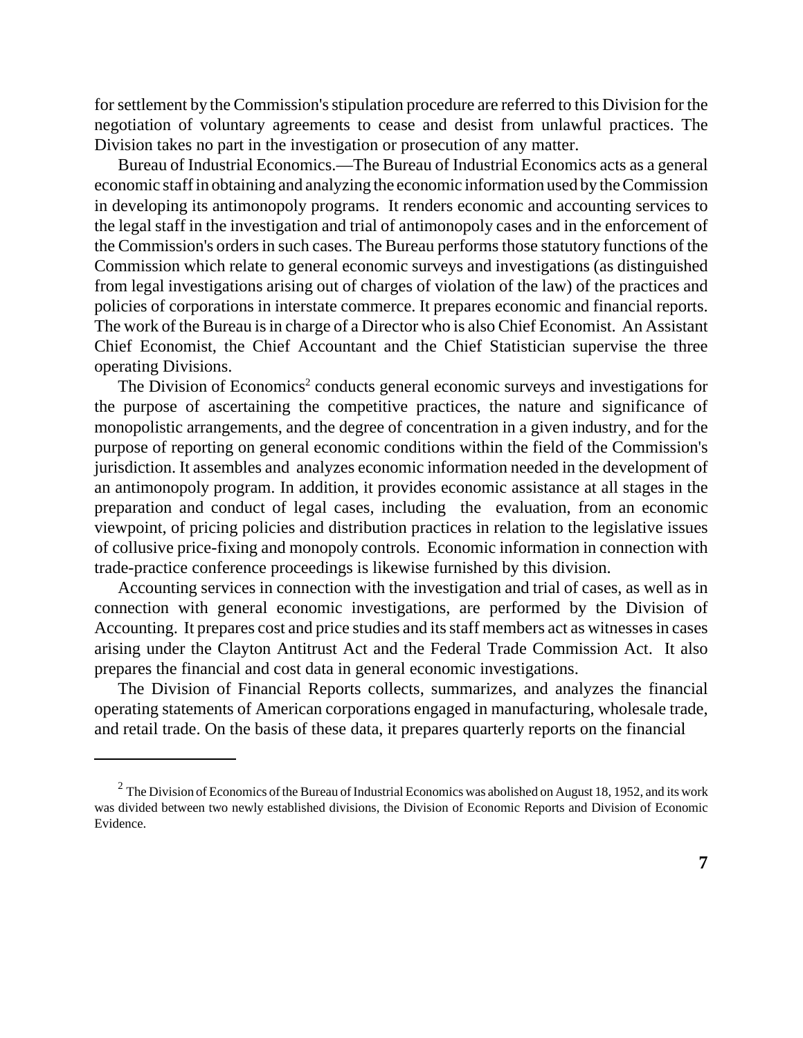for settlement by the Commission's stipulation procedure are referred to this Division for the negotiation of voluntary agreements to cease and desist from unlawful practices. The Division takes no part in the investigation or prosecution of any matter.

Bureau of Industrial Economics.—The Bureau of Industrial Economics acts as a general economic staff in obtaining and analyzing the economic information used by the Commission in developing its antimonopoly programs. It renders economic and accounting services to the legal staff in the investigation and trial of antimonopoly cases and in the enforcement of the Commission's orders in such cases. The Bureau performs those statutory functions of the Commission which relate to general economic surveys and investigations (as distinguished from legal investigations arising out of charges of violation of the law) of the practices and policies of corporations in interstate commerce. It prepares economic and financial reports. The work of the Bureau is in charge of a Director who is also Chief Economist. An Assistant Chief Economist, the Chief Accountant and the Chief Statistician supervise the three operating Divisions.

The Division of Economics[2] conducts general economic surveys and investigations for the purpose of ascertaining the competitive practices, the nature and significance of monopolistic arrangements, and the degree of concentration in a given industry, and for the purpose of reporting on general economic conditions within the field of the Commission's jurisdiction. It assembles and analyzes economic information needed in the development of an antimonopoly program. In addition, it provides economic assistance at all stages in the preparation and conduct of legal cases, including the evaluation, from an economic viewpoint, of pricing policies and distribution practices in relation to the legislative issues of collusive price-fixing and monopoly controls. Economic information in connection with trade-practice conference proceedings is likewise furnished by this division.

Accounting services in connection with the investigation and trial of cases, as well as in connection with general economic investigations, are performed by the Division of Accounting. It prepares cost and price studies and its staff members act as witnesses in cases arising under the Clayton Antitrust Act and the Federal Trade Commission Act. It also prepares the financial and cost data in general economic investigations.

The Division of Financial Reports collects, summarizes, and analyzes the financial operating statements of American corporations engaged in manufacturing, wholesale trade, and retail trade. On the basis of these data, it prepares quarterly reports on the financial

---

[2] The Division of Economics of the Bureau of Industrial Economics was abolished on August 18, 1952, and its work was divided between two newly established divisions, the Division of Economic Reports and Division of Economic Evidence.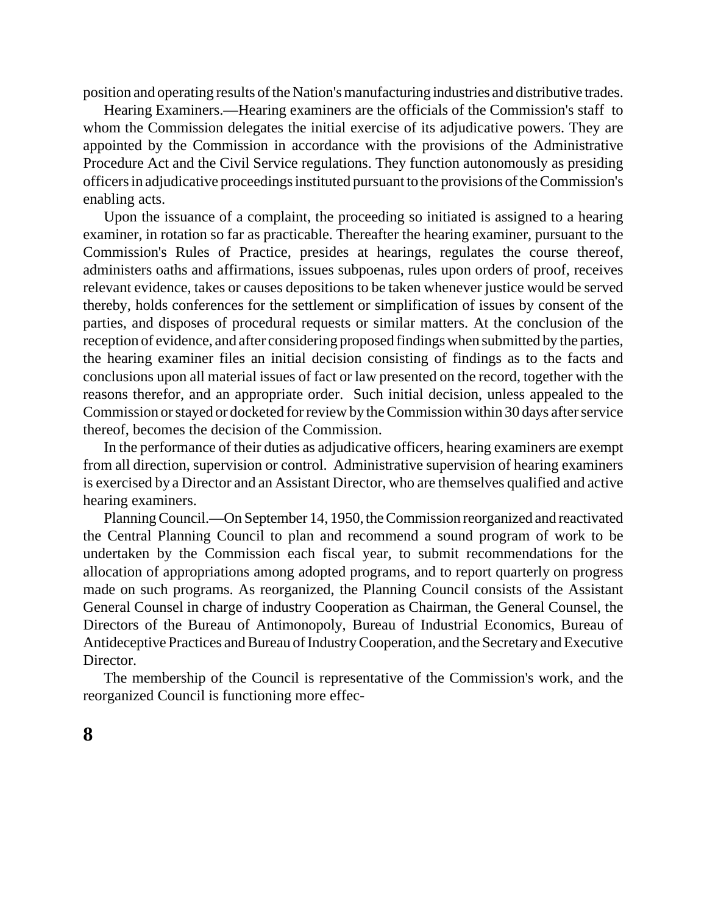position and operating results of the Nation's manufacturing industries and distributive trades.

Hearing Examiners.—Hearing examiners are the officials of the Commission's staff to whom the Commission delegates the initial exercise of its adjudicative powers. They are appointed by the Commission in accordance with the provisions of the Administrative Procedure Act and the Civil Service regulations. They function autonomously as presiding officers in adjudicative proceedings instituted pursuant to the provisions of the Commission's enabling acts.

Upon the issuance of a complaint, the proceeding so initiated is assigned to a hearing examiner, in rotation so far as practicable. Thereafter the hearing examiner, pursuant to the Commission's Rules of Practice, presides at hearings, regulates the course thereof, administers oaths and affirmations, issues subpoenas, rules upon orders of proof, receives relevant evidence, takes or causes depositions to be taken whenever justice would be served thereby, holds conferences for the settlement or simplification of issues by consent of the parties, and disposes of procedural requests or similar matters. At the conclusion of the reception of evidence, and after considering proposed findings when submitted by the parties, the hearing examiner files an initial decision consisting of findings as to the facts and conclusions upon all material issues of fact or law presented on the record, together with the reasons therefor, and an appropriate order. Such initial decision, unless appealed to the Commission or stayed or docketed for review by the Commission within 30 days after service thereof, becomes the decision of the Commission.

In the performance of their duties as adjudicative officers, hearing examiners are exempt from all direction, supervision or control. Administrative supervision of hearing examiners is exercised by a Director and an Assistant Director, who are themselves qualified and active hearing examiners.

Planning Council.—On September 14, 1950, the Commission reorganized and reactivated the Central Planning Council to plan and recommend a sound program of work to be undertaken by the Commission each fiscal year, to submit recommendations for the allocation of appropriations among adopted programs, and to report quarterly on progress made on such programs. As reorganized, the Planning Council consists of the Assistant General Counsel in charge of industry Cooperation as Chairman, the General Counsel, the Directors of the Bureau of Antimonopoly, Bureau of Industrial Economics, Bureau of Antideceptive Practices and Bureau of Industry Cooperation, and the Secretary and Executive Director.

The membership of the Council is representative of the Commission's work, and the reorganized Council is functioning more effec-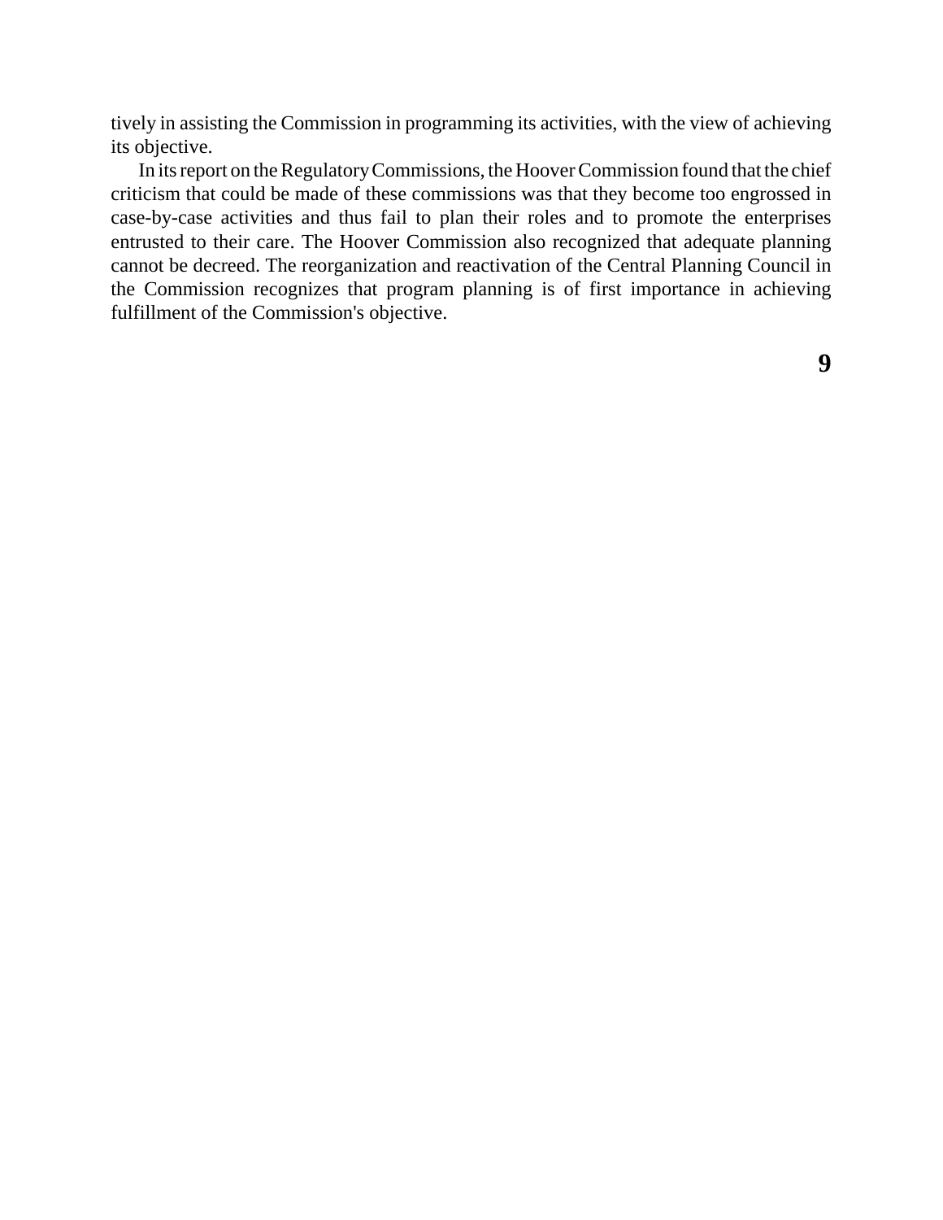tively in assisting the Commission in programming its activities, with the view of achieving its objective.

In its report on the Regulatory Commissions, the Hoover Commission found that the chief criticism that could be made of these commissions was that they become too engrossed in case-by-case activities and thus fail to plan their roles and to promote the enterprises entrusted to their care. The Hoover Commission also recognized that adequate planning cannot be decreed. The reorganization and reactivation of the Central Planning Council in the Commission recognizes that program planning is of first importance in achieving fulfillment of the Commission's objective.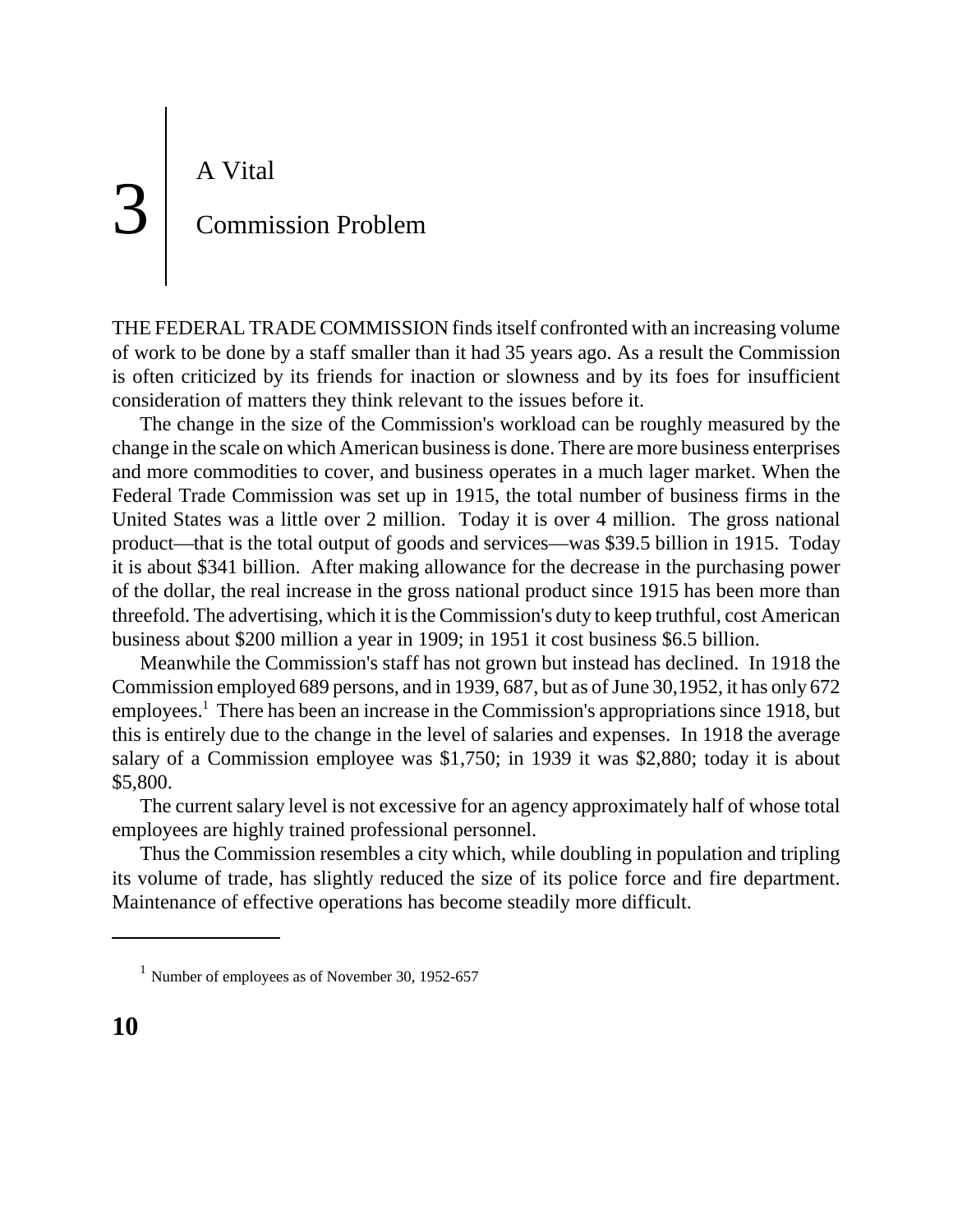# 3 A Vital Commission Problem

THE FEDERAL TRADE COMMISSION finds itself confronted with an increasing volume of work to be done by a staff smaller than it had 35 years ago. As a result the Commission is often criticized by its friends for inaction or slowness and by its foes for insufficient consideration of matters they think relevant to the issues before it.

The change in the size of the Commission's workload can be roughly measured by the change in the scale on which American business is done. There are more business enterprises and more commodities to cover, and business operates in a much lager market. When the Federal Trade Commission was set up in 1915, the total number of business firms in the United States was a little over 2 million. Today it is over 4 million. The gross national product—that is the total output of goods and services—was $39.5 billion in 1915. Today it is about $341 billion. After making allowance for the decrease in the purchasing power of the dollar, the real increase in the gross national product since 1915 has been more than threefold. The advertising, which it is the Commission's duty to keep truthful, cost American business about $200 million a year in 1909; in 1951 it cost business $6.5 billion.

Meanwhile the Commission's staff has not grown but instead has declined. In 1918 the Commission employed 689 persons, and in 1939, 687, but as of June 30,1952, it has only 672 employees.[1] There has been an increase in the Commission's appropriations since 1918, but this is entirely due to the change in the level of salaries and expenses. In 1918 the average salary of a Commission employee was $1,750; in 1939 it was $2,880; today it is about $5,800.

The current salary level is not excessive for an agency approximately half of whose total employees are highly trained professional personnel.

Thus the Commission resembles a city which, while doubling in population and tripling its volume of trade, has slightly reduced the size of its police force and fire department. Maintenance of effective operations has become steadily more difficult.

---

[1] Number of employees as of November 30, 1952-657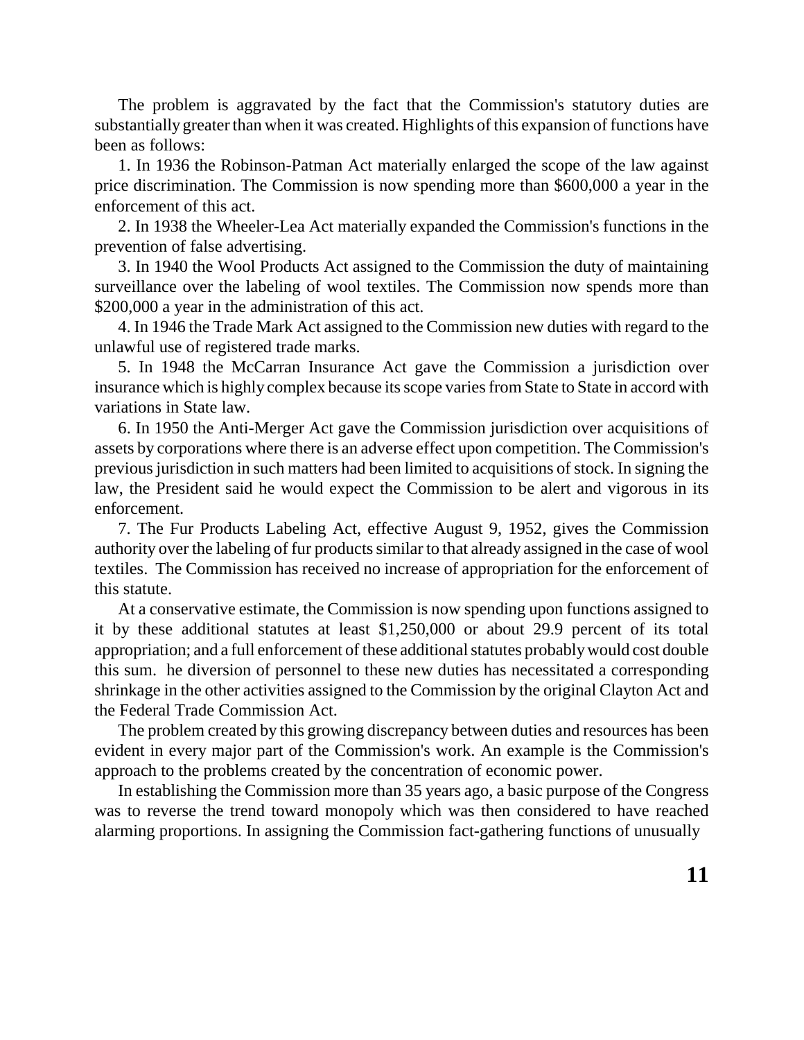The problem is aggravated by the fact that the Commission's statutory duties are substantially greater than when it was created. Highlights of this expansion of functions have been as follows:

1. In 1936 the Robinson-Patman Act materially enlarged the scope of the law against price discrimination. The Commission is now spending more than $600,000 a year in the enforcement of this act.

2. In 1938 the Wheeler-Lea Act materially expanded the Commission's functions in the prevention of false advertising.

3. In 1940 the Wool Products Act assigned to the Commission the duty of maintaining surveillance over the labeling of wool textiles. The Commission now spends more than $200,000 a year in the administration of this act.

4. In 1946 the Trade Mark Act assigned to the Commission new duties with regard to the unlawful use of registered trade marks.

5. In 1948 the McCarran Insurance Act gave the Commission a jurisdiction over insurance which is highly complex because its scope varies from State to State in accord with variations in State law.

6. In 1950 the Anti-Merger Act gave the Commission jurisdiction over acquisitions of assets by corporations where there is an adverse effect upon competition. The Commission's previous jurisdiction in such matters had been limited to acquisitions of stock. In signing the law, the President said he would expect the Commission to be alert and vigorous in its enforcement.

7. The Fur Products Labeling Act, effective August 9, 1952, gives the Commission authority over the labeling of fur products similar to that already assigned in the case of wool textiles. The Commission has received no increase of appropriation for the enforcement of this statute.

At a conservative estimate, the Commission is now spending upon functions assigned to it by these additional statutes at least $1,250,000 or about 29.9 percent of its total appropriation; and a full enforcement of these additional statutes probably would cost double this sum. he diversion of personnel to these new duties has necessitated a corresponding shrinkage in the other activities assigned to the Commission by the original Clayton Act and the Federal Trade Commission Act.

The problem created by this growing discrepancy between duties and resources has been evident in every major part of the Commission's work. An example is the Commission's approach to the problems created by the concentration of economic power.

In establishing the Commission more than 35 years ago, a basic purpose of the Congress was to reverse the trend toward monopoly which was then considered to have reached alarming proportions. In assigning the Commission fact-gathering functions of unusually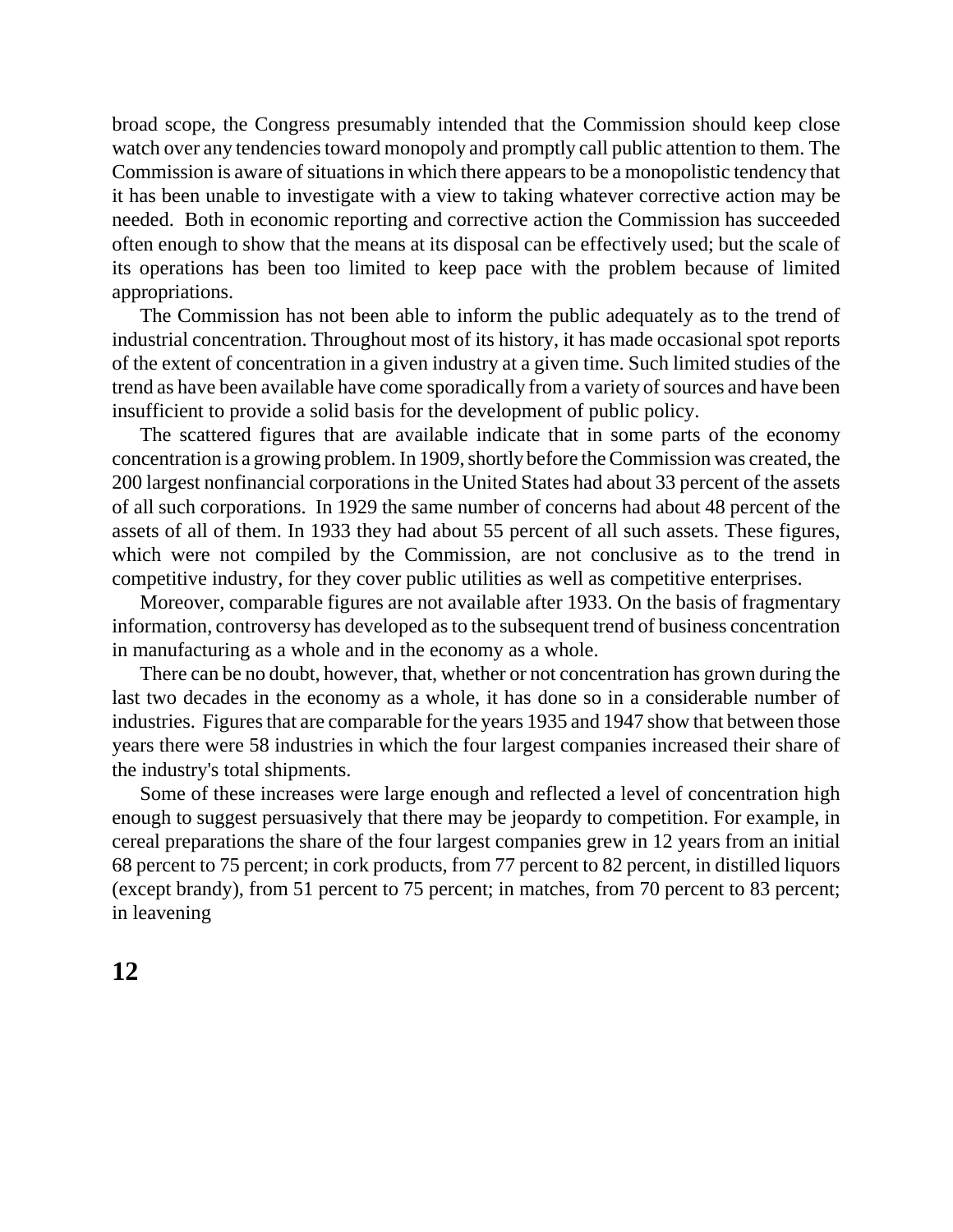broad scope, the Congress presumably intended that the Commission should keep close watch over any tendencies toward monopoly and promptly call public attention to them. The Commission is aware of situations in which there appears to be a monopolistic tendency that it has been unable to investigate with a view to taking whatever corrective action may be needed. Both in economic reporting and corrective action the Commission has succeeded often enough to show that the means at its disposal can be effectively used; but the scale of its operations has been too limited to keep pace with the problem because of limited appropriations.

The Commission has not been able to inform the public adequately as to the trend of industrial concentration. Throughout most of its history, it has made occasional spot reports of the extent of concentration in a given industry at a given time. Such limited studies of the trend as have been available have come sporadically from a variety of sources and have been insufficient to provide a solid basis for the development of public policy.

The scattered figures that are available indicate that in some parts of the economy concentration is a growing problem. In 1909, shortly before the Commission was created, the 200 largest nonfinancial corporations in the United States had about 33 percent of the assets of all such corporations. In 1929 the same number of concerns had about 48 percent of the assets of all of them. In 1933 they had about 55 percent of all such assets. These figures, which were not compiled by the Commission, are not conclusive as to the trend in competitive industry, for they cover public utilities as well as competitive enterprises.

Moreover, comparable figures are not available after 1933. On the basis of fragmentary information, controversy has developed as to the subsequent trend of business concentration in manufacturing as a whole and in the economy as a whole.

There can be no doubt, however, that, whether or not concentration has grown during the last two decades in the economy as a whole, it has done so in a considerable number of industries. Figures that are comparable for the years 1935 and 1947 show that between those years there were 58 industries in which the four largest companies increased their share of the industry's total shipments.

Some of these increases were large enough and reflected a level of concentration high enough to suggest persuasively that there may be jeopardy to competition. For example, in cereal preparations the share of the four largest companies grew in 12 years from an initial 68 percent to 75 percent; in cork products, from 77 percent to 82 percent, in distilled liquors (except brandy), from 51 percent to 75 percent; in matches, from 70 percent to 83 percent; in leavening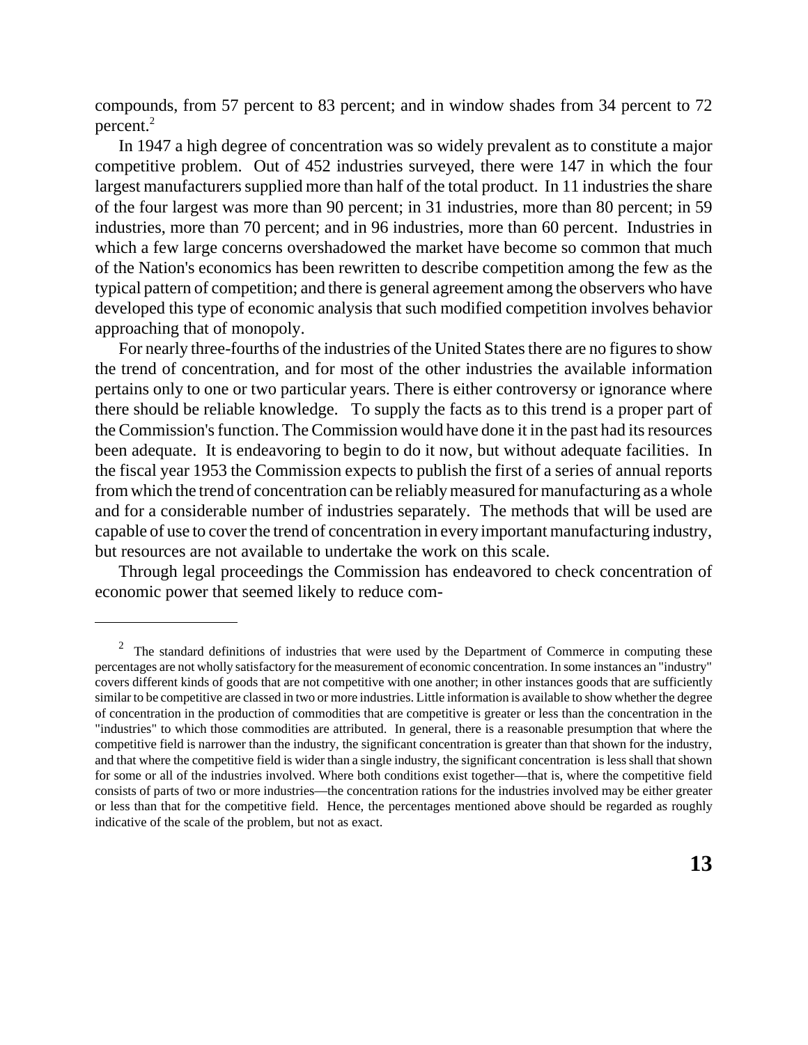compounds, from 57 percent to 83 percent; and in window shades from 34 percent to 72 percent.[2]

In 1947 a high degree of concentration was so widely prevalent as to constitute a major competitive problem. Out of 452 industries surveyed, there were 147 in which the four largest manufacturers supplied more than half of the total product. In 11 industries the share of the four largest was more than 90 percent; in 31 industries, more than 80 percent; in 59 industries, more than 70 percent; and in 96 industries, more than 60 percent. Industries in which a few large concerns overshadowed the market have become so common that much of the Nation's economics has been rewritten to describe competition among the few as the typical pattern of competition; and there is general agreement among the observers who have developed this type of economic analysis that such modified competition involves behavior approaching that of monopoly.

For nearly three-fourths of the industries of the United States there are no figures to show the trend of concentration, and for most of the other industries the available information pertains only to one or two particular years. There is either controversy or ignorance where there should be reliable knowledge. To supply the facts as to this trend is a proper part of the Commission's function. The Commission would have done it in the past had its resources been adequate. It is endeavoring to begin to do it now, but without adequate facilities. In the fiscal year 1953 the Commission expects to publish the first of a series of annual reports from which the trend of concentration can be reliably measured for manufacturing as a whole and for a considerable number of industries separately. The methods that will be used are capable of use to cover the trend of concentration in every important manufacturing industry, but resources are not available to undertake the work on this scale.

Through legal proceedings the Commission has endeavored to check concentration of economic power that seemed likely to reduce com-

---

[2] The standard definitions of industries that were used by the Department of Commerce in computing these percentages are not wholly satisfactory for the measurement of economic concentration. In some instances an "industry" covers different kinds of goods that are not competitive with one another; in other instances goods that are sufficiently similar to be competitive are classed in two or more industries. Little information is available to show whether the degree of concentration in the production of commodities that are competitive is greater or less than the concentration in the "industries" to which those commodities are attributed. In general, there is a reasonable presumption that where the competitive field is narrower than the industry, the significant concentration is greater than that shown for the industry, and that where the competitive field is wider than a single industry, the significant concentration is less shall that shown for some or all of the industries involved. Where both conditions exist together—that is, where the competitive field consists of parts of two or more industries—the concentration rations for the industries involved may be either greater or less than that for the competitive field. Hence, the percentages mentioned above should be regarded as roughly indicative of the scale of the problem, but not as exact.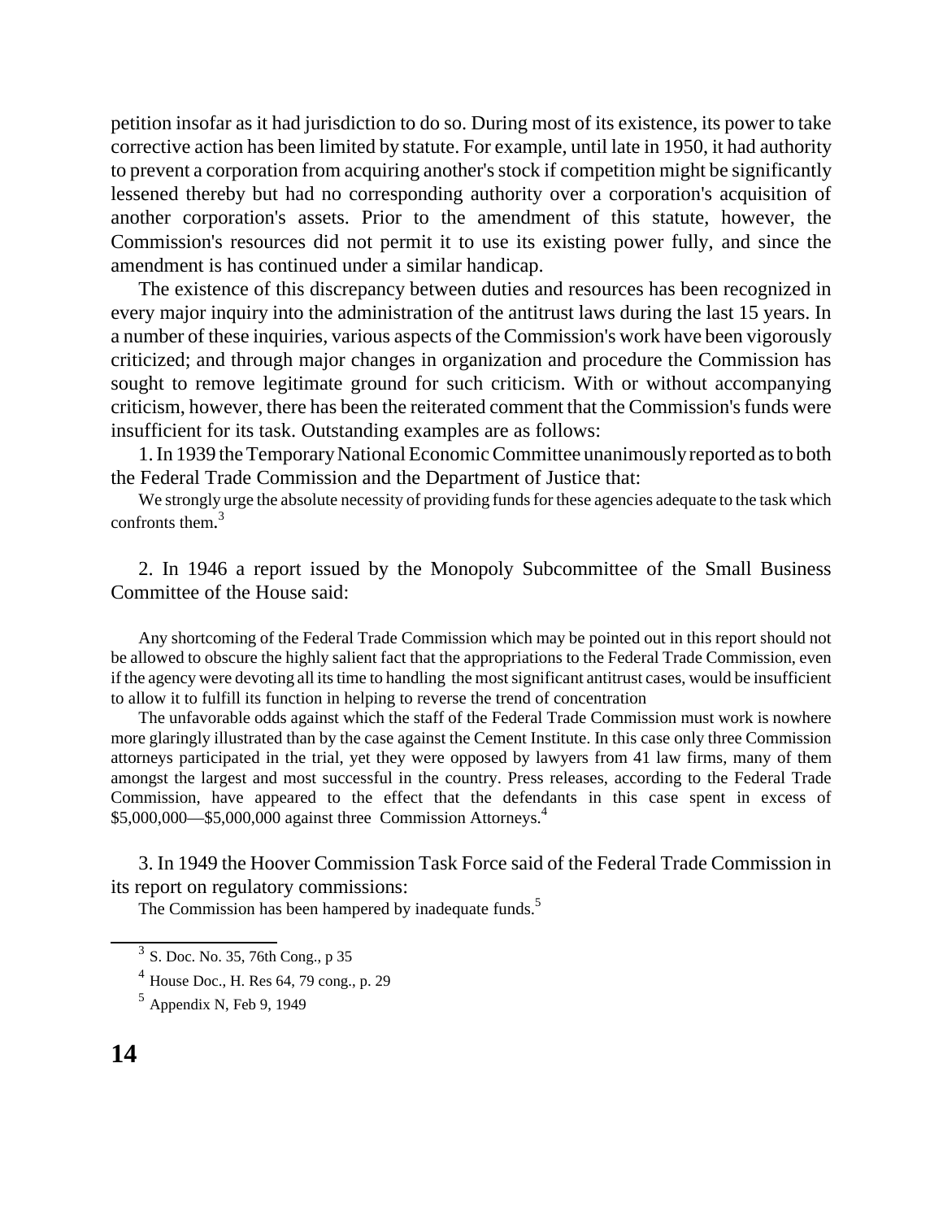petition insofar as it had jurisdiction to do so. During most of its existence, its power to take corrective action has been limited by statute. For example, until late in 1950, it had authority to prevent a corporation from acquiring another's stock if competition might be significantly lessened thereby but had no corresponding authority over a corporation's acquisition of another corporation's assets. Prior to the amendment of this statute, however, the Commission's resources did not permit it to use its existing power fully, and since the amendment is has continued under a similar handicap.

The existence of this discrepancy between duties and resources has been recognized in every major inquiry into the administration of the antitrust laws during the last 15 years. In a number of these inquiries, various aspects of the Commission's work have been vigorously criticized; and through major changes in organization and procedure the Commission has sought to remove legitimate ground for such criticism. With or without accompanying criticism, however, there has been the reiterated comment that the Commission's funds were insufficient for its task. Outstanding examples are as follows:

1. In 1939 the Temporary National Economic Committee unanimously reported as to both the Federal Trade Commission and the Department of Justice that:

> We strongly urge the absolute necessity of providing funds for these agencies adequate to the task which confronts them.[3]

2. In 1946 a report issued by the Monopoly Subcommittee of the Small Business Committee of the House said:

> Any shortcoming of the Federal Trade Commission which may be pointed out in this report should not be allowed to obscure the highly salient fact that the appropriations to the Federal Trade Commission, even if the agency were devoting all its time to handling the most significant antitrust cases, would be insufficient to allow it to fulfill its function in helping to reverse the trend of concentration
>
> The unfavorable odds against which the staff of the Federal Trade Commission must work is nowhere more glaringly illustrated than by the case against the Cement Institute. In this case only three Commission attorneys participated in the trial, yet they were opposed by lawyers from 41 law firms, many of them amongst the largest and most successful in the country. Press releases, according to the Federal Trade Commission, have appeared to the effect that the defendants in this case spent in excess of \$5,000,000—\$5,000,000 against three Commission Attorneys.[4]

3. In 1949 the Hoover Commission Task Force said of the Federal Trade Commission in its report on regulatory commissions:

> The Commission has been hampered by inadequate funds.[5]

---

[3] S. Doc. No. 35, 76th Cong., p 35

[4] House Doc., H. Res 64, 79 cong., p. 29

[5] Appendix N, Feb 9, 1949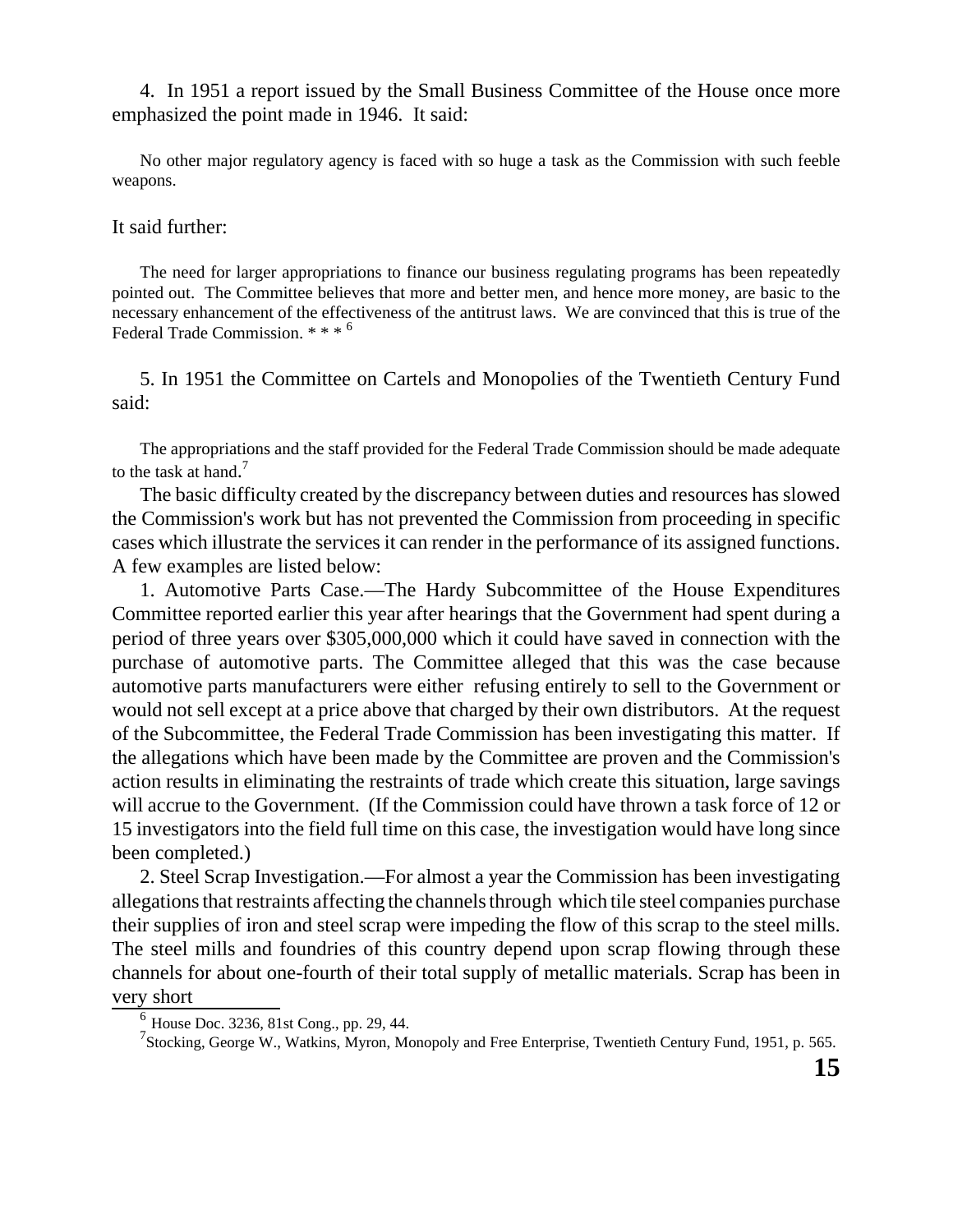4. In 1951 a report issued by the Small Business Committee of the House once more emphasized the point made in 1946. It said:

> No other major regulatory agency is faced with so huge a task as the Commission with such feeble weapons.

It said further:

> The need for larger appropriations to finance our business regulating programs has been repeatedly pointed out. The Committee believes that more and better men, and hence more money, are basic to the necessary enhancement of the effectiveness of the antitrust laws. We are convinced that this is true of the Federal Trade Commission. * * * [6]

5. In 1951 the Committee on Cartels and Monopolies of the Twentieth Century Fund said:

> The appropriations and the staff provided for the Federal Trade Commission should be made adequate to the task at hand.[7]

The basic difficulty created by the discrepancy between duties and resources has slowed the Commission's work but has not prevented the Commission from proceeding in specific cases which illustrate the services it can render in the performance of its assigned functions. A few examples are listed below:

1. Automotive Parts Case.—The Hardy Subcommittee of the House Expenditures Committee reported earlier this year after hearings that the Government had spent during a period of three years over $305,000,000 which it could have saved in connection with the purchase of automotive parts. The Committee alleged that this was the case because automotive parts manufacturers were either refusing entirely to sell to the Government or would not sell except at a price above that charged by their own distributors. At the request of the Subcommittee, the Federal Trade Commission has been investigating this matter. If the allegations which have been made by the Committee are proven and the Commission's action results in eliminating the restraints of trade which create this situation, large savings will accrue to the Government. (If the Commission could have thrown a task force of 12 or 15 investigators into the field full time on this case, the investigation would have long since been completed.)

2. Steel Scrap Investigation.—For almost a year the Commission has been investigating allegations that restraints affecting the channels through which tile steel companies purchase their supplies of iron and steel scrap were impeding the flow of this scrap to the steel mills. The steel mills and foundries of this country depend upon scrap flowing through these channels for about one-fourth of their total supply of metallic materials. Scrap has been in very short

---

[6] House Doc. 3236, 81st Cong., pp. 29, 44.

[7] Stocking, George W., Watkins, Myron, Monopoly and Free Enterprise, Twentieth Century Fund, 1951, p. 565.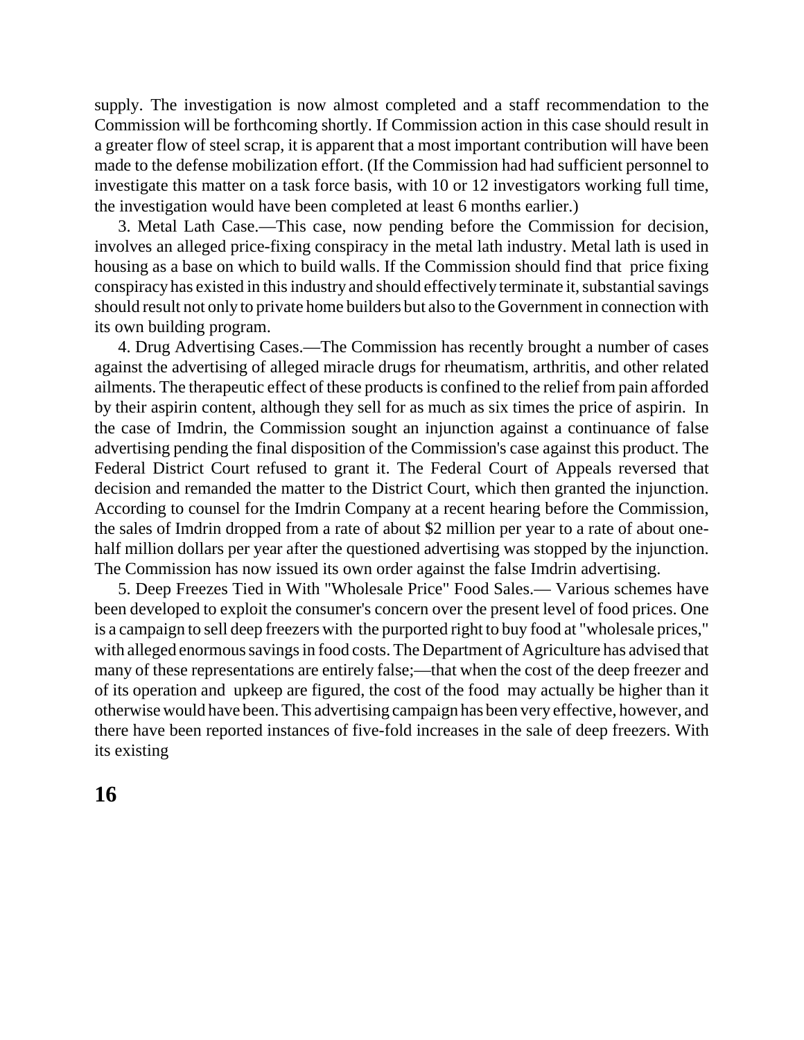supply. The investigation is now almost completed and a staff recommendation to the Commission will be forthcoming shortly. If Commission action in this case should result in a greater flow of steel scrap, it is apparent that a most important contribution will have been made to the defense mobilization effort. (If the Commission had had sufficient personnel to investigate this matter on a task force basis, with 10 or 12 investigators working full time, the investigation would have been completed at least 6 months earlier.)

3. Metal Lath Case.—This case, now pending before the Commission for decision, involves an alleged price-fixing conspiracy in the metal lath industry. Metal lath is used in housing as a base on which to build walls. If the Commission should find that price fixing conspiracy has existed in this industry and should effectively terminate it, substantial savings should result not only to private home builders but also to the Government in connection with its own building program.

4. Drug Advertising Cases.—The Commission has recently brought a number of cases against the advertising of alleged miracle drugs for rheumatism, arthritis, and other related ailments. The therapeutic effect of these products is confined to the relief from pain afforded by their aspirin content, although they sell for as much as six times the price of aspirin. In the case of Imdrin, the Commission sought an injunction against a continuance of false advertising pending the final disposition of the Commission's case against this product. The Federal District Court refused to grant it. The Federal Court of Appeals reversed that decision and remanded the matter to the District Court, which then granted the injunction. According to counsel for the Imdrin Company at a recent hearing before the Commission, the sales of Imdrin dropped from a rate of about $2 million per year to a rate of about one-half million dollars per year after the questioned advertising was stopped by the injunction. The Commission has now issued its own order against the false Imdrin advertising.

5. Deep Freezes Tied in With "Wholesale Price" Food Sales.— Various schemes have been developed to exploit the consumer's concern over the present level of food prices. One is a campaign to sell deep freezers with the purported right to buy food at "wholesale prices," with alleged enormous savings in food costs. The Department of Agriculture has advised that many of these representations are entirely false;—that when the cost of the deep freezer and of its operation and upkeep are figured, the cost of the food may actually be higher than it otherwise would have been. This advertising campaign has been very effective, however, and there have been reported instances of five-fold increases in the sale of deep freezers. With its existing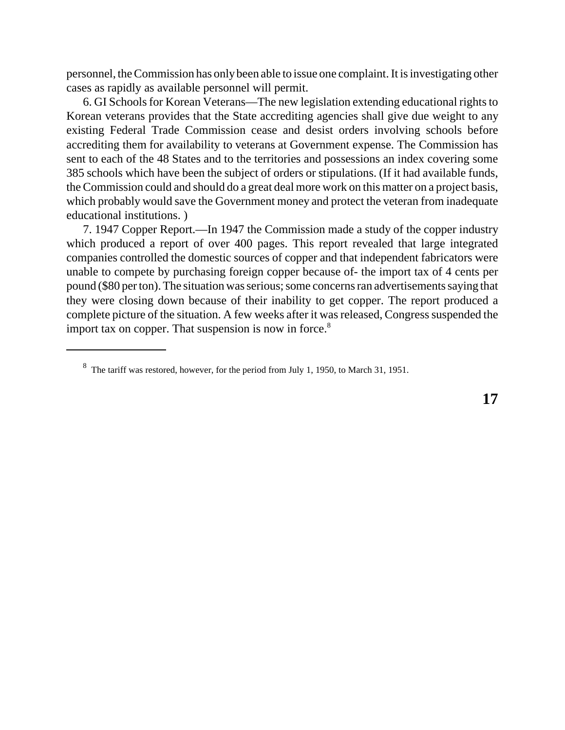personnel, the Commission has only been able to issue one complaint. It is investigating other cases as rapidly as available personnel will permit.

6. GI Schools for Korean Veterans—The new legislation extending educational rights to Korean veterans provides that the State accrediting agencies shall give due weight to any existing Federal Trade Commission cease and desist orders involving schools before accrediting them for availability to veterans at Government expense. The Commission has sent to each of the 48 States and to the territories and possessions an index covering some 385 schools which have been the subject of orders or stipulations. (If it had available funds, the Commission could and should do a great deal more work on this matter on a project basis, which probably would save the Government money and protect the veteran from inadequate educational institutions. )

7. 1947 Copper Report.—In 1947 the Commission made a study of the copper industry which produced a report of over 400 pages. This report revealed that large integrated companies controlled the domestic sources of copper and that independent fabricators were unable to compete by purchasing foreign copper because of- the import tax of 4 cents per pound ($80 per ton). The situation was serious; some concerns ran advertisements saying that they were closing down because of their inability to get copper. The report produced a complete picture of the situation. A few weeks after it was released, Congress suspended the import tax on copper. That suspension is now in force.[8]

---

[8] The tariff was restored, however, for the period from July 1, 1950, to March 31, 1951.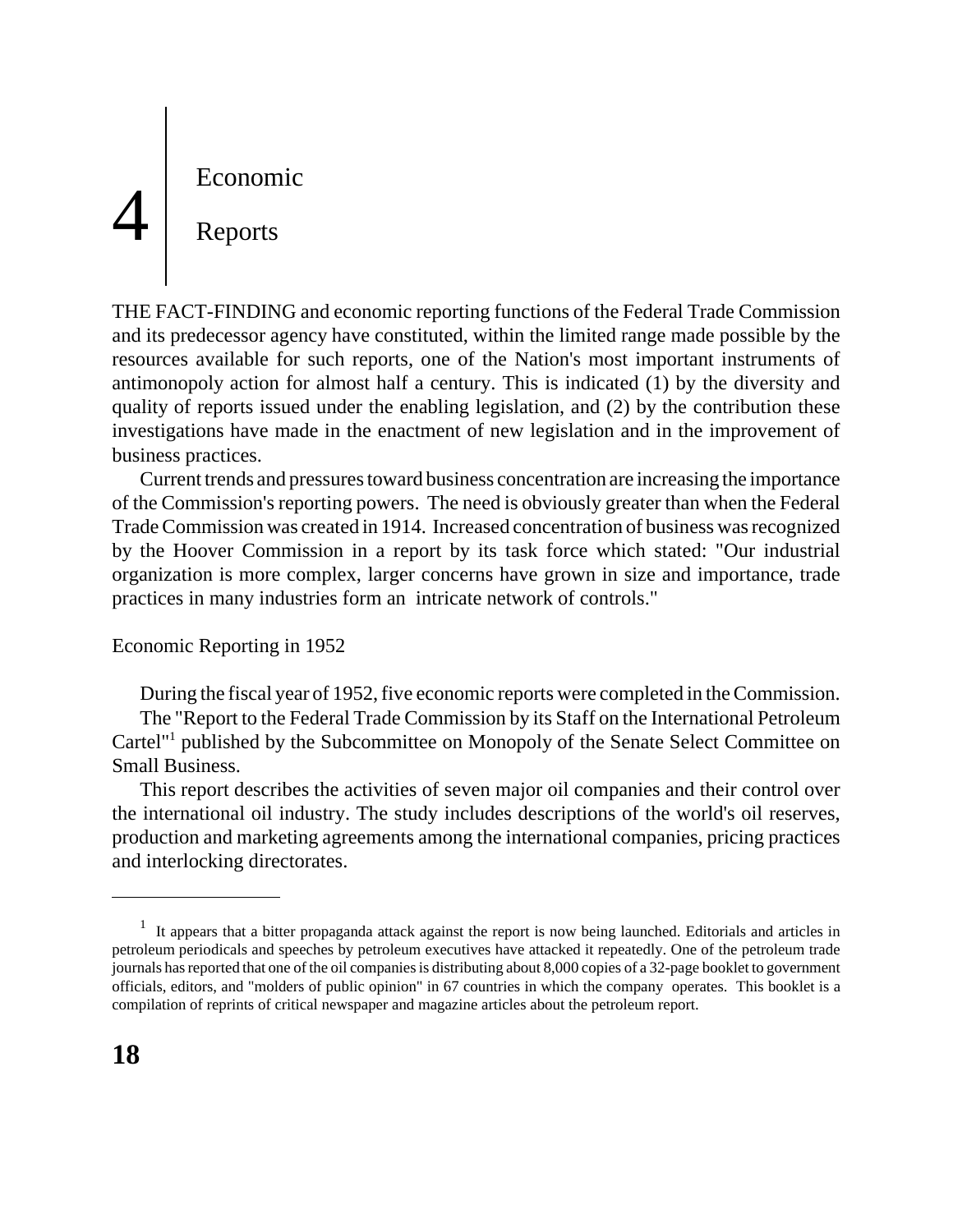# 4 Economic Reports

THE FACT-FINDING and economic reporting functions of the Federal Trade Commission and its predecessor agency have constituted, within the limited range made possible by the resources available for such reports, one of the Nation's most important instruments of antimonopoly action for almost half a century. This is indicated (1) by the diversity and quality of reports issued under the enabling legislation, and (2) by the contribution these investigations have made in the enactment of new legislation and in the improvement of business practices.

Current trends and pressures toward business concentration are increasing the importance of the Commission's reporting powers. The need is obviously greater than when the Federal Trade Commission was created in 1914. Increased concentration of business was recognized by the Hoover Commission in a report by its task force which stated: "Our industrial organization is more complex, larger concerns have grown in size and importance, trade practices in many industries form an intricate network of controls."

## Economic Reporting in 1952

During the fiscal year of 1952, five economic reports were completed in the Commission.

The "Report to the Federal Trade Commission by its Staff on the International Petroleum Cartel"[1] published by the Subcommittee on Monopoly of the Senate Select Committee on Small Business.

This report describes the activities of seven major oil companies and their control over the international oil industry. The study includes descriptions of the world's oil reserves, production and marketing agreements among the international companies, pricing practices and interlocking directorates.

---

[1] It appears that a bitter propaganda attack against the report is now being launched. Editorials and articles in petroleum periodicals and speeches by petroleum executives have attacked it repeatedly. One of the petroleum trade journals has reported that one of the oil companies is distributing about 8,000 copies of a 32-page booklet to government officials, editors, and "molders of public opinion" in 67 countries in which the company operates. This booklet is a compilation of reprints of critical newspaper and magazine articles about the petroleum report.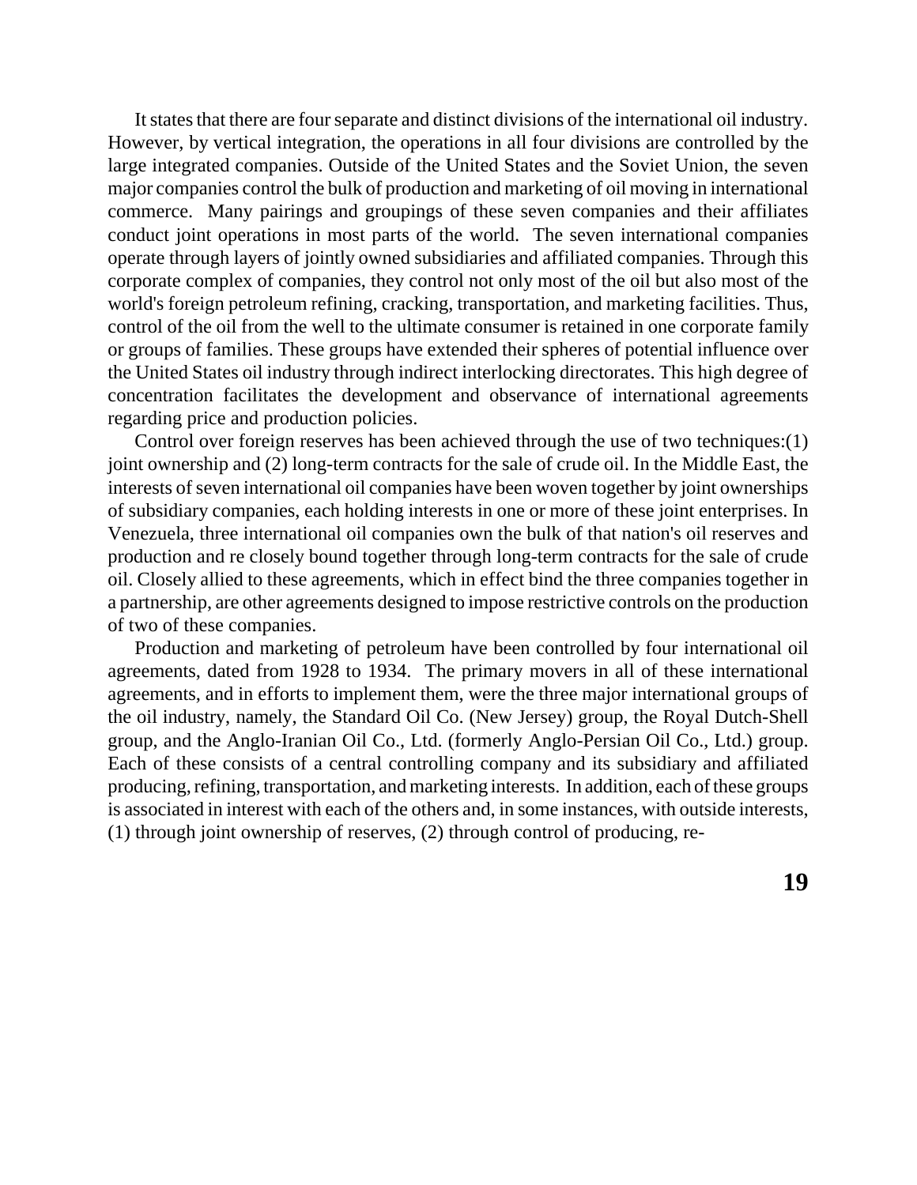It states that there are four separate and distinct divisions of the international oil industry. However, by vertical integration, the operations in all four divisions are controlled by the large integrated companies. Outside of the United States and the Soviet Union, the seven major companies control the bulk of production and marketing of oil moving in international commerce. Many pairings and groupings of these seven companies and their affiliates conduct joint operations in most parts of the world. The seven international companies operate through layers of jointly owned subsidiaries and affiliated companies. Through this corporate complex of companies, they control not only most of the oil but also most of the world's foreign petroleum refining, cracking, transportation, and marketing facilities. Thus, control of the oil from the well to the ultimate consumer is retained in one corporate family or groups of families. These groups have extended their spheres of potential influence over the United States oil industry through indirect interlocking directorates. This high degree of concentration facilitates the development and observance of international agreements regarding price and production policies.

Control over foreign reserves has been achieved through the use of two techniques:(1) joint ownership and (2) long-term contracts for the sale of crude oil. In the Middle East, the interests of seven international oil companies have been woven together by joint ownerships of subsidiary companies, each holding interests in one or more of these joint enterprises. In Venezuela, three international oil companies own the bulk of that nation's oil reserves and production and re closely bound together through long-term contracts for the sale of crude oil. Closely allied to these agreements, which in effect bind the three companies together in a partnership, are other agreements designed to impose restrictive controls on the production of two of these companies.

Production and marketing of petroleum have been controlled by four international oil agreements, dated from 1928 to 1934. The primary movers in all of these international agreements, and in efforts to implement them, were the three major international groups of the oil industry, namely, the Standard Oil Co. (New Jersey) group, the Royal Dutch-Shell group, and the Anglo-Iranian Oil Co., Ltd. (formerly Anglo-Persian Oil Co., Ltd.) group. Each of these consists of a central controlling company and its subsidiary and affiliated producing, refining, transportation, and marketing interests. In addition, each of these groups is associated in interest with each of the others and, in some instances, with outside interests, (1) through joint ownership of reserves, (2) through control of producing, re-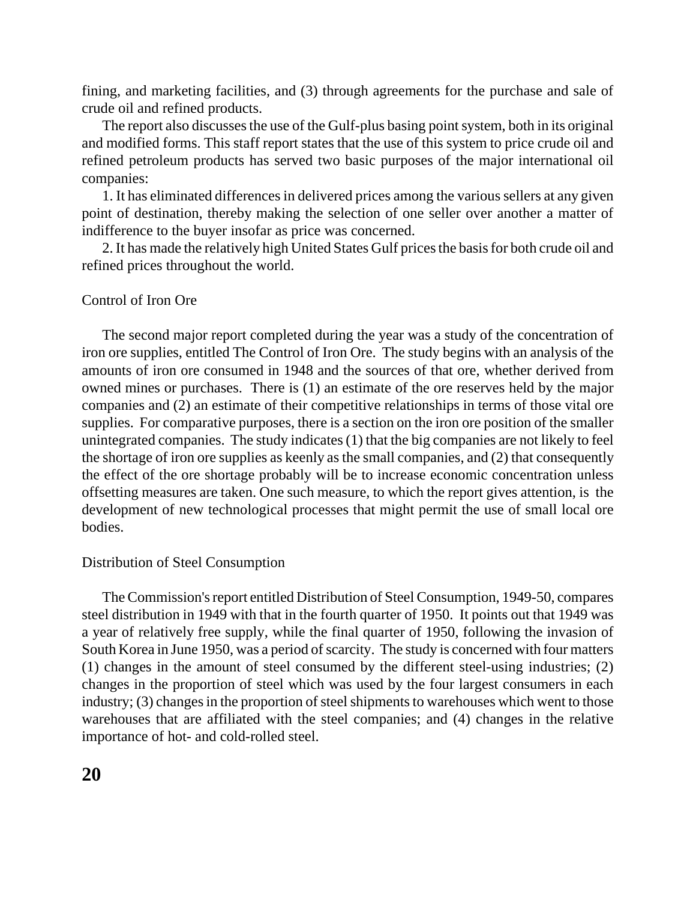fining, and marketing facilities, and (3) through agreements for the purchase and sale of crude oil and refined products.

The report also discusses the use of the Gulf-plus basing point system, both in its original and modified forms. This staff report states that the use of this system to price crude oil and refined petroleum products has served two basic purposes of the major international oil companies:

1. It has eliminated differences in delivered prices among the various sellers at any given point of destination, thereby making the selection of one seller over another a matter of indifference to the buyer insofar as price was concerned.

2. It has made the relatively high United States Gulf prices the basis for both crude oil and refined prices throughout the world.

## Control of Iron Ore

The second major report completed during the year was a study of the concentration of iron ore supplies, entitled The Control of Iron Ore. The study begins with an analysis of the amounts of iron ore consumed in 1948 and the sources of that ore, whether derived from owned mines or purchases. There is (1) an estimate of the ore reserves held by the major companies and (2) an estimate of their competitive relationships in terms of those vital ore supplies. For comparative purposes, there is a section on the iron ore position of the smaller unintegrated companies. The study indicates (1) that the big companies are not likely to feel the shortage of iron ore supplies as keenly as the small companies, and (2) that consequently the effect of the ore shortage probably will be to increase economic concentration unless offsetting measures are taken. One such measure, to which the report gives attention, is the development of new technological processes that might permit the use of small local ore bodies.

## Distribution of Steel Consumption

The Commission's report entitled Distribution of Steel Consumption, 1949-50, compares steel distribution in 1949 with that in the fourth quarter of 1950. It points out that 1949 was a year of relatively free supply, while the final quarter of 1950, following the invasion of South Korea in June 1950, was a period of scarcity. The study is concerned with four matters (1) changes in the amount of steel consumed by the different steel-using industries; (2) changes in the proportion of steel which was used by the four largest consumers in each industry; (3) changes in the proportion of steel shipments to warehouses which went to those warehouses that are affiliated with the steel companies; and (4) changes in the relative importance of hot- and cold-rolled steel.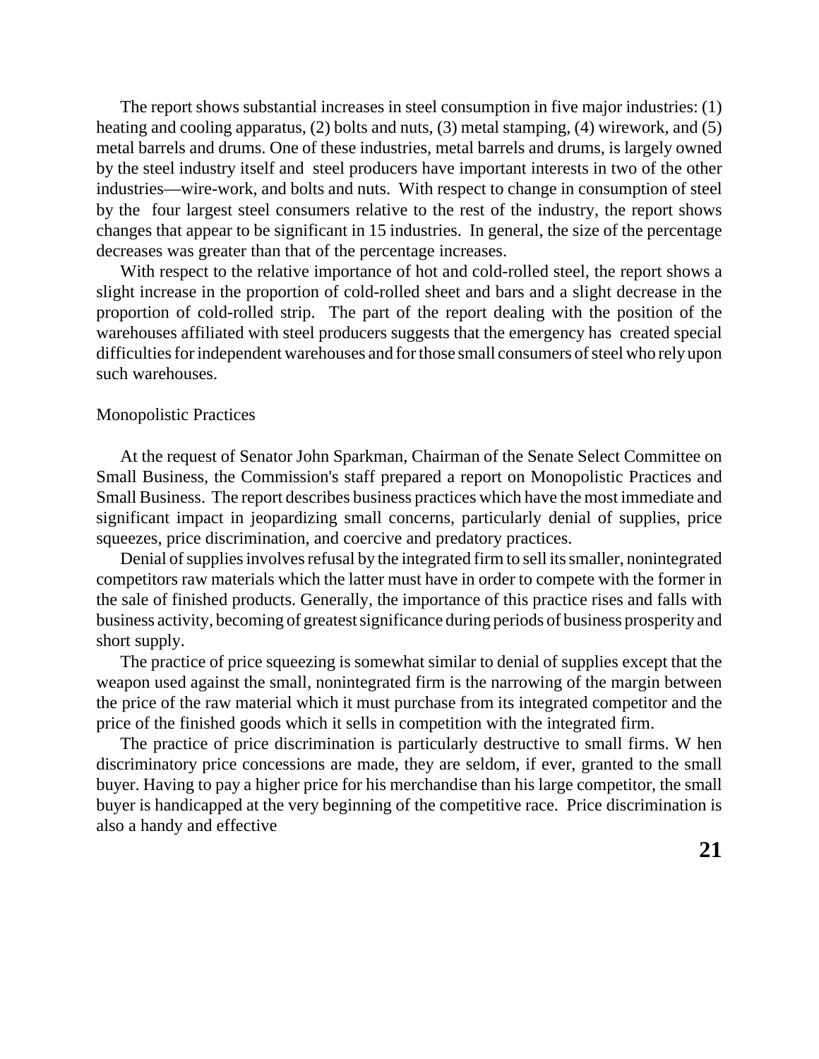The report shows substantial increases in steel consumption in five major industries: (1) heating and cooling apparatus, (2) bolts and nuts, (3) metal stamping, (4) wirework, and (5) metal barrels and drums. One of these industries, metal barrels and drums, is largely owned by the steel industry itself and steel producers have important interests in two of the other industries—wire-work, and bolts and nuts. With respect to change in consumption of steel by the four largest steel consumers relative to the rest of the industry, the report shows changes that appear to be significant in 15 industries. In general, the size of the percentage decreases was greater than that of the percentage increases.

With respect to the relative importance of hot and cold-rolled steel, the report shows a slight increase in the proportion of cold-rolled sheet and bars and a slight decrease in the proportion of cold-rolled strip. The part of the report dealing with the position of the warehouses affiliated with steel producers suggests that the emergency has created special difficulties for independent warehouses and for those small consumers of steel who rely upon such warehouses.

## Monopolistic Practices

At the request of Senator John Sparkman, Chairman of the Senate Select Committee on Small Business, the Commission's staff prepared a report on Monopolistic Practices and Small Business. The report describes business practices which have the most immediate and significant impact in jeopardizing small concerns, particularly denial of supplies, price squeezes, price discrimination, and coercive and predatory practices.

Denial of supplies involves refusal by the integrated firm to sell its smaller, nonintegrated competitors raw materials which the latter must have in order to compete with the former in the sale of finished products. Generally, the importance of this practice rises and falls with business activity, becoming of greatest significance during periods of business prosperity and short supply.

The practice of price squeezing is somewhat similar to denial of supplies except that the weapon used against the small, nonintegrated firm is the narrowing of the margin between the price of the raw material which it must purchase from its integrated competitor and the price of the finished goods which it sells in competition with the integrated firm.

The practice of price discrimination is particularly destructive to small firms. When discriminatory price concessions are made, they are seldom, if ever, granted to the small buyer. Having to pay a higher price for his merchandise than his large competitor, the small buyer is handicapped at the very beginning of the competitive race. Price discrimination is also a handy and effective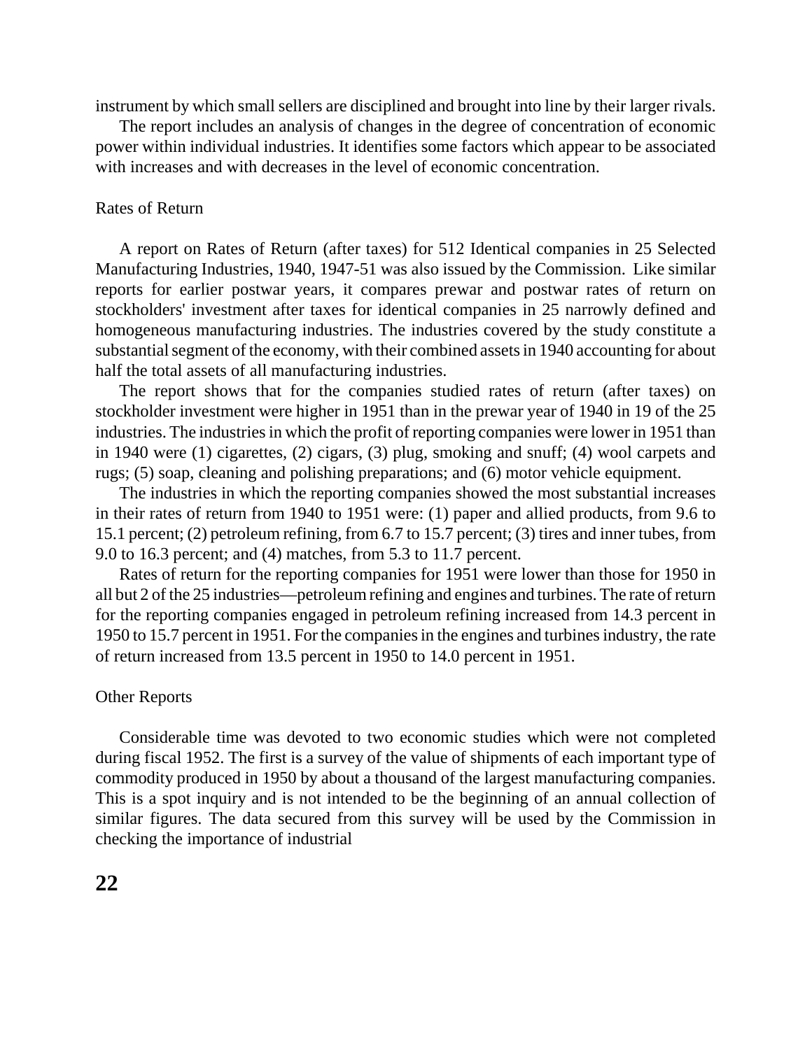instrument by which small sellers are disciplined and brought into line by their larger rivals.

The report includes an analysis of changes in the degree of concentration of economic power within individual industries. It identifies some factors which appear to be associated with increases and with decreases in the level of economic concentration.

## Rates of Return

A report on Rates of Return (after taxes) for 512 Identical companies in 25 Selected Manufacturing Industries, 1940, 1947-51 was also issued by the Commission. Like similar reports for earlier postwar years, it compares prewar and postwar rates of return on stockholders' investment after taxes for identical companies in 25 narrowly defined and homogeneous manufacturing industries. The industries covered by the study constitute a substantial segment of the economy, with their combined assets in 1940 accounting for about half the total assets of all manufacturing industries.

The report shows that for the companies studied rates of return (after taxes) on stockholder investment were higher in 1951 than in the prewar year of 1940 in 19 of the 25 industries. The industries in which the profit of reporting companies were lower in 1951 than in 1940 were (1) cigarettes, (2) cigars, (3) plug, smoking and snuff; (4) wool carpets and rugs; (5) soap, cleaning and polishing preparations; and (6) motor vehicle equipment.

The industries in which the reporting companies showed the most substantial increases in their rates of return from 1940 to 1951 were: (1) paper and allied products, from 9.6 to 15.1 percent; (2) petroleum refining, from 6.7 to 15.7 percent; (3) tires and inner tubes, from 9.0 to 16.3 percent; and (4) matches, from 5.3 to 11.7 percent.

Rates of return for the reporting companies for 1951 were lower than those for 1950 in all but 2 of the 25 industries—petroleum refining and engines and turbines. The rate of return for the reporting companies engaged in petroleum refining increased from 14.3 percent in 1950 to 15.7 percent in 1951. For the companies in the engines and turbines industry, the rate of return increased from 13.5 percent in 1950 to 14.0 percent in 1951.

## Other Reports

Considerable time was devoted to two economic studies which were not completed during fiscal 1952. The first is a survey of the value of shipments of each important type of commodity produced in 1950 by about a thousand of the largest manufacturing companies. This is a spot inquiry and is not intended to be the beginning of an annual collection of similar figures. The data secured from this survey will be used by the Commission in checking the importance of industrial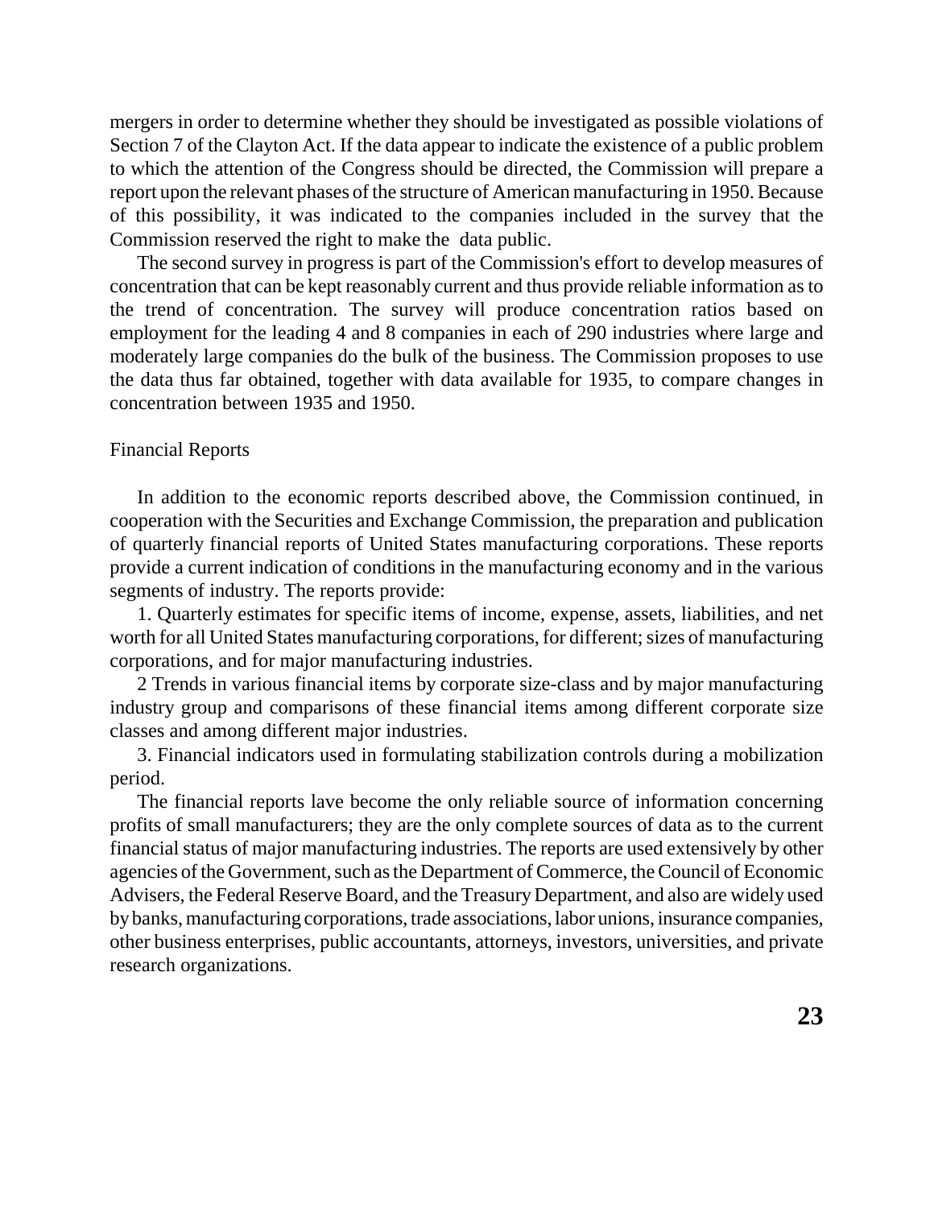mergers in order to determine whether they should be investigated as possible violations of Section 7 of the Clayton Act. If the data appear to indicate the existence of a public problem to which the attention of the Congress should be directed, the Commission will prepare a report upon the relevant phases of the structure of American manufacturing in 1950. Because of this possibility, it was indicated to the companies included in the survey that the Commission reserved the right to make the data public.

The second survey in progress is part of the Commission's effort to develop measures of concentration that can be kept reasonably current and thus provide reliable information as to the trend of concentration. The survey will produce concentration ratios based on employment for the leading 4 and 8 companies in each of 290 industries where large and moderately large companies do the bulk of the business. The Commission proposes to use the data thus far obtained, together with data available for 1935, to compare changes in concentration between 1935 and 1950.

### Financial Reports

In addition to the economic reports described above, the Commission continued, in cooperation with the Securities and Exchange Commission, the preparation and publication of quarterly financial reports of United States manufacturing corporations. These reports provide a current indication of conditions in the manufacturing economy and in the various segments of industry. The reports provide:

1. Quarterly estimates for specific items of income, expense, assets, liabilities, and net worth for all United States manufacturing corporations, for different; sizes of manufacturing corporations, and for major manufacturing industries.

2 Trends in various financial items by corporate size-class and by major manufacturing industry group and comparisons of these financial items among different corporate size classes and among different major industries.

3. Financial indicators used in formulating stabilization controls during a mobilization period.

The financial reports lave become the only reliable source of information concerning profits of small manufacturers; they are the only complete sources of data as to the current financial status of major manufacturing industries. The reports are used extensively by other agencies of the Government, such as the Department of Commerce, the Council of Economic Advisers, the Federal Reserve Board, and the Treasury Department, and also are widely used by banks, manufacturing corporations, trade associations, labor unions, insurance companies, other business enterprises, public accountants, attorneys, investors, universities, and private research organizations.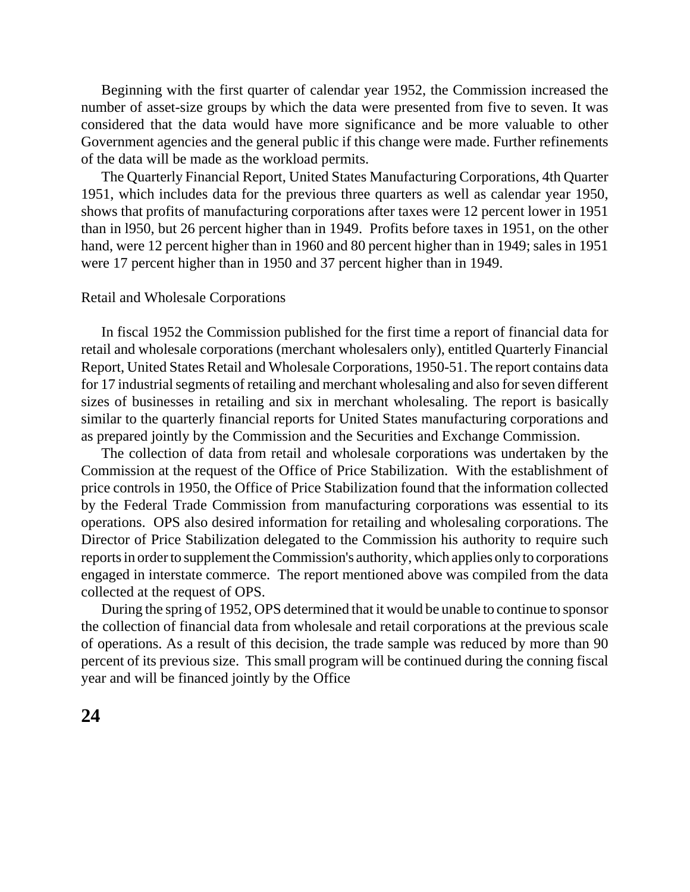Beginning with the first quarter of calendar year 1952, the Commission increased the number of asset-size groups by which the data were presented from five to seven. It was considered that the data would have more significance and be more valuable to other Government agencies and the general public if this change were made. Further refinements of the data will be made as the workload permits.

The Quarterly Financial Report, United States Manufacturing Corporations, 4th Quarter 1951, which includes data for the previous three quarters as well as calendar year 1950, shows that profits of manufacturing corporations after taxes were 12 percent lower in 1951 than in l950, but 26 percent higher than in 1949. Profits before taxes in 1951, on the other hand, were 12 percent higher than in 1960 and 80 percent higher than in 1949; sales in 1951 were 17 percent higher than in 1950 and 37 percent higher than in 1949.

Retail and Wholesale Corporations

In fiscal 1952 the Commission published for the first time a report of financial data for retail and wholesale corporations (merchant wholesalers only), entitled Quarterly Financial Report, United States Retail and Wholesale Corporations, 1950-51. The report contains data for 17 industrial segments of retailing and merchant wholesaling and also for seven different sizes of businesses in retailing and six in merchant wholesaling. The report is basically similar to the quarterly financial reports for United States manufacturing corporations and as prepared jointly by the Commission and the Securities and Exchange Commission.

The collection of data from retail and wholesale corporations was undertaken by the Commission at the request of the Office of Price Stabilization. With the establishment of price controls in 1950, the Office of Price Stabilization found that the information collected by the Federal Trade Commission from manufacturing corporations was essential to its operations. OPS also desired information for retailing and wholesaling corporations. The Director of Price Stabilization delegated to the Commission his authority to require such reports in order to supplement the Commission's authority, which applies only to corporations engaged in interstate commerce. The report mentioned above was compiled from the data collected at the request of OPS.

During the spring of 1952, OPS determined that it would be unable to continue to sponsor the collection of financial data from wholesale and retail corporations at the previous scale of operations. As a result of this decision, the trade sample was reduced by more than 90 percent of its previous size. This small program will be continued during the conning fiscal year and will be financed jointly by the Office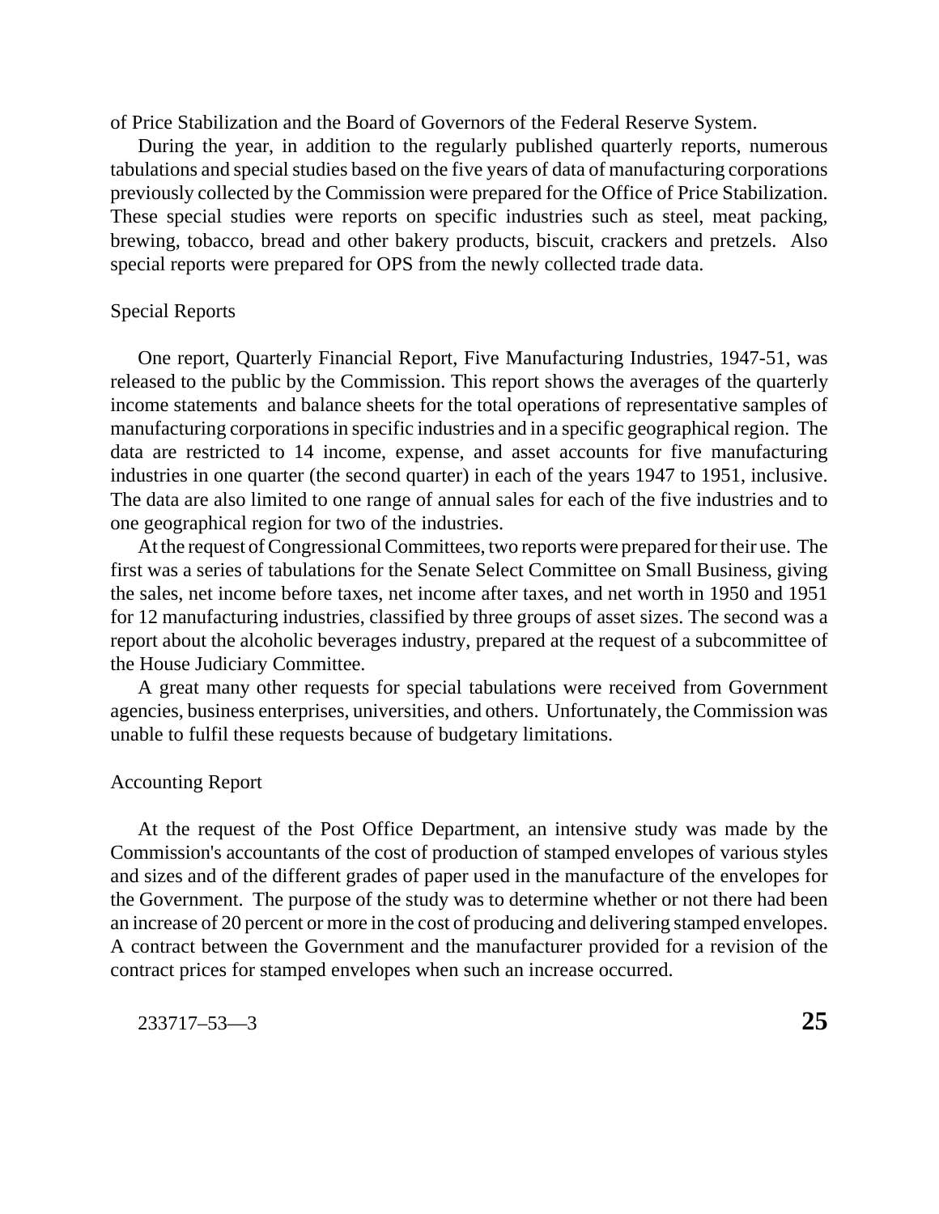of Price Stabilization and the Board of Governors of the Federal Reserve System.

During the year, in addition to the regularly published quarterly reports, numerous tabulations and special studies based on the five years of data of manufacturing corporations previously collected by the Commission were prepared for the Office of Price Stabilization. These special studies were reports on specific industries such as steel, meat packing, brewing, tobacco, bread and other bakery products, biscuit, crackers and pretzels. Also special reports were prepared for OPS from the newly collected trade data.

### Special Reports

One report, Quarterly Financial Report, Five Manufacturing Industries, 1947-51, was released to the public by the Commission. This report shows the averages of the quarterly income statements and balance sheets for the total operations of representative samples of manufacturing corporations in specific industries and in a specific geographical region. The data are restricted to 14 income, expense, and asset accounts for five manufacturing industries in one quarter (the second quarter) in each of the years 1947 to 1951, inclusive. The data are also limited to one range of annual sales for each of the five industries and to one geographical region for two of the industries.

At the request of Congressional Committees, two reports were prepared for their use. The first was a series of tabulations for the Senate Select Committee on Small Business, giving the sales, net income before taxes, net income after taxes, and net worth in 1950 and 1951 for 12 manufacturing industries, classified by three groups of asset sizes. The second was a report about the alcoholic beverages industry, prepared at the request of a subcommittee of the House Judiciary Committee.

A great many other requests for special tabulations were received from Government agencies, business enterprises, universities, and others. Unfortunately, the Commission was unable to fulfil these requests because of budgetary limitations.

### Accounting Report

At the request of the Post Office Department, an intensive study was made by the Commission's accountants of the cost of production of stamped envelopes of various styles and sizes and of the different grades of paper used in the manufacture of the envelopes for the Government. The purpose of the study was to determine whether or not there had been an increase of 20 percent or more in the cost of producing and delivering stamped envelopes. A contract between the Government and the manufacturer provided for a revision of the contract prices for stamped envelopes when such an increase occurred.

233717–53—3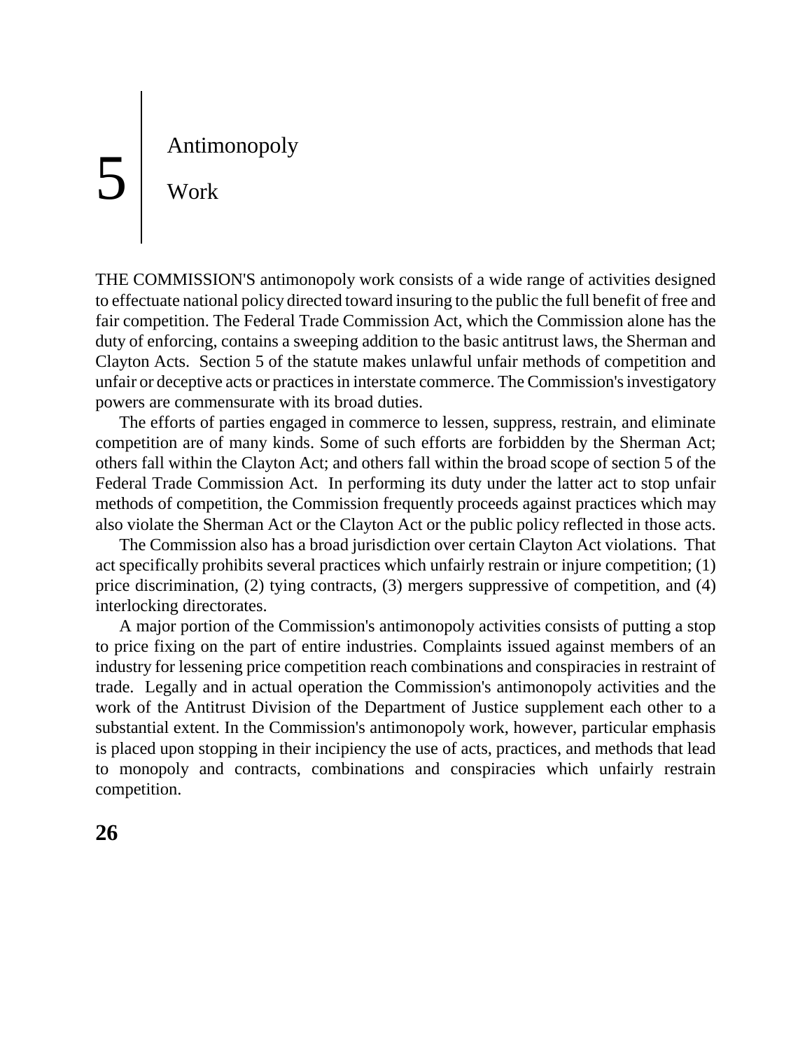# 5 Antimonopoly Work

THE COMMISSION'S antimonopoly work consists of a wide range of activities designed to effectuate national policy directed toward insuring to the public the full benefit of free and fair competition. The Federal Trade Commission Act, which the Commission alone has the duty of enforcing, contains a sweeping addition to the basic antitrust laws, the Sherman and Clayton Acts. Section 5 of the statute makes unlawful unfair methods of competition and unfair or deceptive acts or practices in interstate commerce. The Commission's investigatory powers are commensurate with its broad duties.

The efforts of parties engaged in commerce to lessen, suppress, restrain, and eliminate competition are of many kinds. Some of such efforts are forbidden by the Sherman Act; others fall within the Clayton Act; and others fall within the broad scope of section 5 of the Federal Trade Commission Act. In performing its duty under the latter act to stop unfair methods of competition, the Commission frequently proceeds against practices which may also violate the Sherman Act or the Clayton Act or the public policy reflected in those acts.

The Commission also has a broad jurisdiction over certain Clayton Act violations. That act specifically prohibits several practices which unfairly restrain or injure competition; (1) price discrimination, (2) tying contracts, (3) mergers suppressive of competition, and (4) interlocking directorates.

A major portion of the Commission's antimonopoly activities consists of putting a stop to price fixing on the part of entire industries. Complaints issued against members of an industry for lessening price competition reach combinations and conspiracies in restraint of trade. Legally and in actual operation the Commission's antimonopoly activities and the work of the Antitrust Division of the Department of Justice supplement each other to a substantial extent. In the Commission's antimonopoly work, however, particular emphasis is placed upon stopping in their incipiency the use of acts, practices, and methods that lead to monopoly and contracts, combinations and conspiracies which unfairly restrain competition.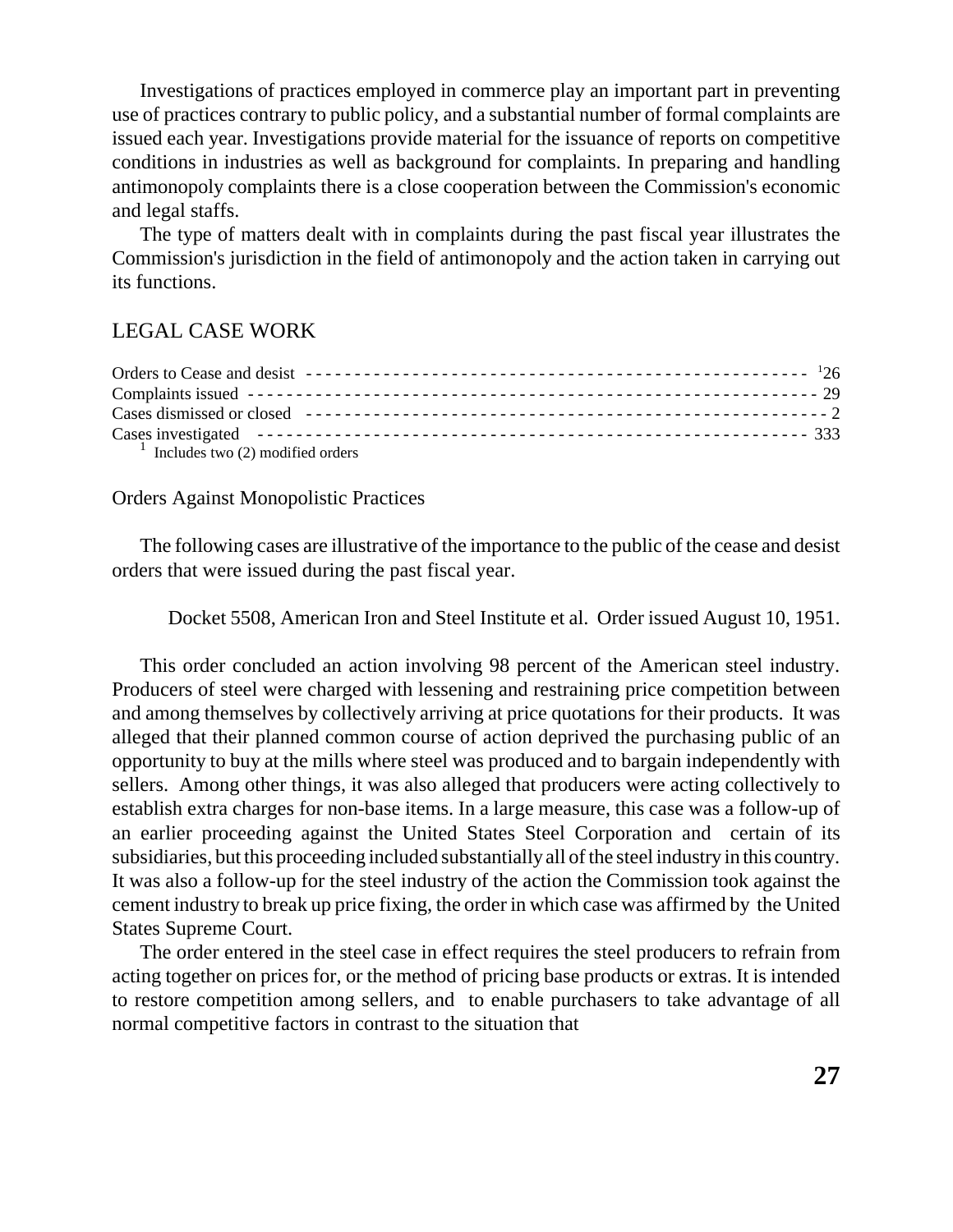Investigations of practices employed in commerce play an important part in preventing use of practices contrary to public policy, and a substantial number of formal complaints are issued each year. Investigations provide material for the issuance of reports on competitive conditions in industries as well as background for complaints. In preparing and handling antimonopoly complaints there is a close cooperation between the Commission's economic and legal staffs.

The type of matters dealt with in complaints during the past fiscal year illustrates the Commission's jurisdiction in the field of antimonopoly and the action taken in carrying out its functions.

## LEGAL CASE WORK

| | |
|---|---|
| Orders to Cease and desist | [1]26 |
| Complaints issued | 29 |
| Cases dismissed or closed | 2 |
| Cases investigated | 333 |

[1] Includes two (2) modified orders

### Orders Against Monopolistic Practices

The following cases are illustrative of the importance to the public of the cease and desist orders that were issued during the past fiscal year.

Docket 5508, American Iron and Steel Institute et al. Order issued August 10, 1951.

This order concluded an action involving 98 percent of the American steel industry. Producers of steel were charged with lessening and restraining price competition between and among themselves by collectively arriving at price quotations for their products. It was alleged that their planned common course of action deprived the purchasing public of an opportunity to buy at the mills where steel was produced and to bargain independently with sellers. Among other things, it was also alleged that producers were acting collectively to establish extra charges for non-base items. In a large measure, this case was a follow-up of an earlier proceeding against the United States Steel Corporation and certain of its subsidiaries, but this proceeding included substantially all of the steel industry in this country. It was also a follow-up for the steel industry of the action the Commission took against the cement industry to break up price fixing, the order in which case was affirmed by the United States Supreme Court.

The order entered in the steel case in effect requires the steel producers to refrain from acting together on prices for, or the method of pricing base products or extras. It is intended to restore competition among sellers, and to enable purchasers to take advantage of all normal competitive factors in contrast to the situation that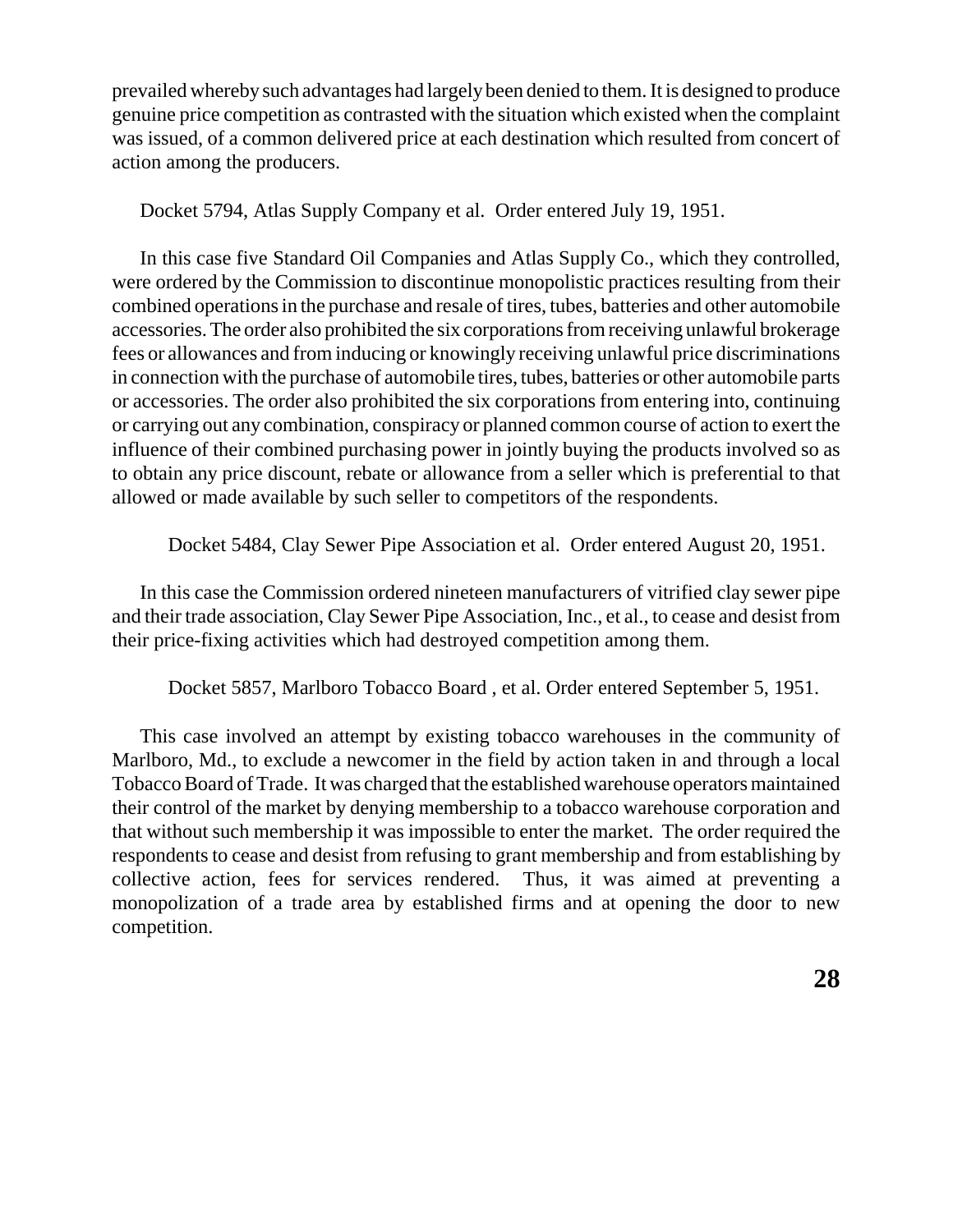prevailed whereby such advantages had largely been denied to them. It is designed to produce genuine price competition as contrasted with the situation which existed when the complaint was issued, of a common delivered price at each destination which resulted from concert of action among the producers.

Docket 5794, Atlas Supply Company et al. Order entered July 19, 1951.

In this case five Standard Oil Companies and Atlas Supply Co., which they controlled, were ordered by the Commission to discontinue monopolistic practices resulting from their combined operations in the purchase and resale of tires, tubes, batteries and other automobile accessories. The order also prohibited the six corporations from receiving unlawful brokerage fees or allowances and from inducing or knowingly receiving unlawful price discriminations in connection with the purchase of automobile tires, tubes, batteries or other automobile parts or accessories. The order also prohibited the six corporations from entering into, continuing or carrying out any combination, conspiracy or planned common course of action to exert the influence of their combined purchasing power in jointly buying the products involved so as to obtain any price discount, rebate or allowance from a seller which is preferential to that allowed or made available by such seller to competitors of the respondents.

Docket 5484, Clay Sewer Pipe Association et al. Order entered August 20, 1951.

In this case the Commission ordered nineteen manufacturers of vitrified clay sewer pipe and their trade association, Clay Sewer Pipe Association, Inc., et al., to cease and desist from their price-fixing activities which had destroyed competition among them.

Docket 5857, Marlboro Tobacco Board , et al. Order entered September 5, 1951.

This case involved an attempt by existing tobacco warehouses in the community of Marlboro, Md., to exclude a newcomer in the field by action taken in and through a local Tobacco Board of Trade. It was charged that the established warehouse operators maintained their control of the market by denying membership to a tobacco warehouse corporation and that without such membership it was impossible to enter the market. The order required the respondents to cease and desist from refusing to grant membership and from establishing by collective action, fees for services rendered. Thus, it was aimed at preventing a monopolization of a trade area by established firms and at opening the door to new competition.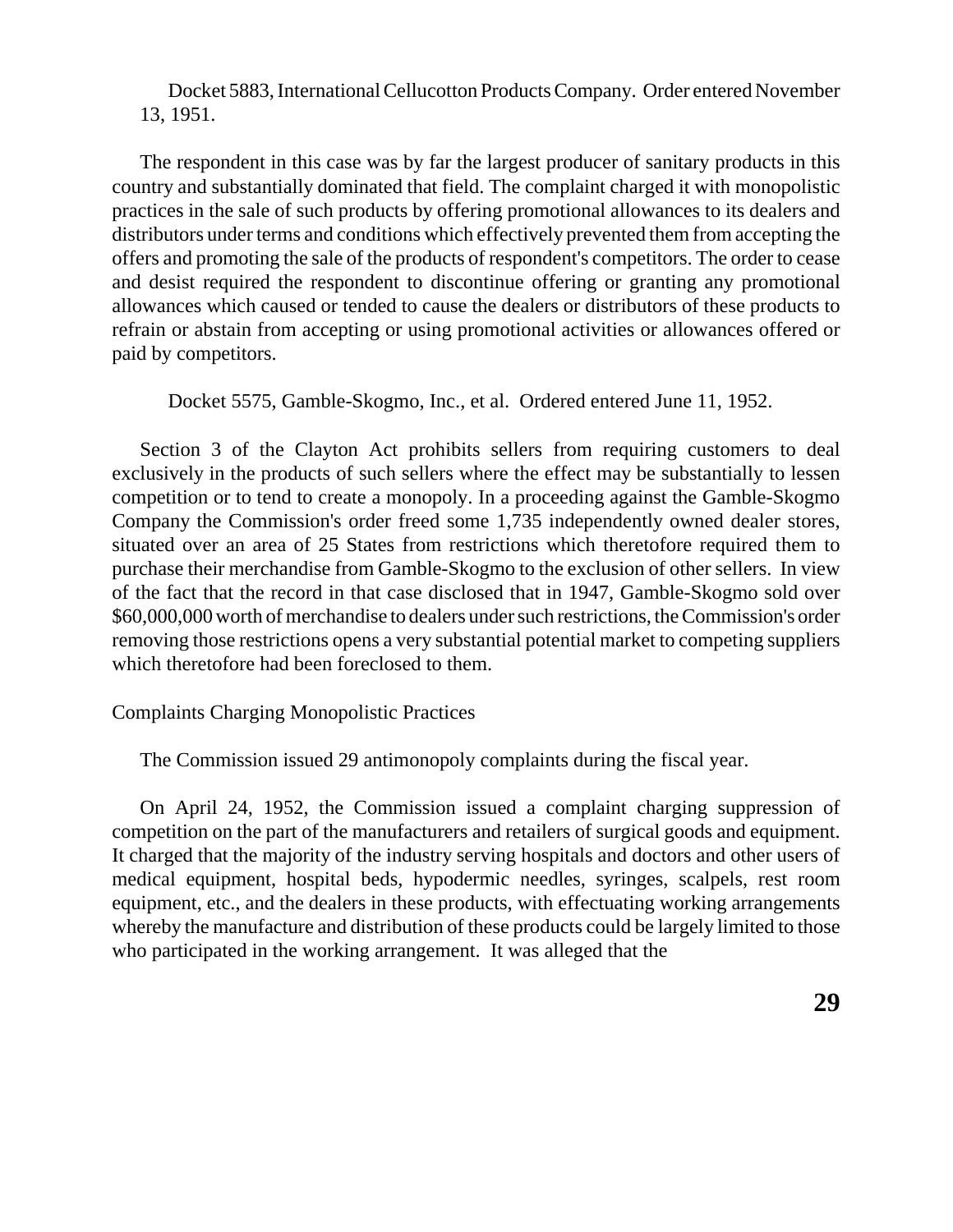Docket 5883, International Cellucotton Products Company. Order entered November 13, 1951.

The respondent in this case was by far the largest producer of sanitary products in this country and substantially dominated that field. The complaint charged it with monopolistic practices in the sale of such products by offering promotional allowances to its dealers and distributors under terms and conditions which effectively prevented them from accepting the offers and promoting the sale of the products of respondent's competitors. The order to cease and desist required the respondent to discontinue offering or granting any promotional allowances which caused or tended to cause the dealers or distributors of these products to refrain or abstain from accepting or using promotional activities or allowances offered or paid by competitors.

Docket 5575, Gamble-Skogmo, Inc., et al. Ordered entered June 11, 1952.

Section 3 of the Clayton Act prohibits sellers from requiring customers to deal exclusively in the products of such sellers where the effect may be substantially to lessen competition or to tend to create a monopoly. In a proceeding against the Gamble-Skogmo Company the Commission's order freed some 1,735 independently owned dealer stores, situated over an area of 25 States from restrictions which theretofore required them to purchase their merchandise from Gamble-Skogmo to the exclusion of other sellers. In view of the fact that the record in that case disclosed that in 1947, Gamble-Skogmo sold over $60,000,000 worth of merchandise to dealers under such restrictions, the Commission's order removing those restrictions opens a very substantial potential market to competing suppliers which theretofore had been foreclosed to them.

## Complaints Charging Monopolistic Practices

The Commission issued 29 antimonopoly complaints during the fiscal year.

On April 24, 1952, the Commission issued a complaint charging suppression of competition on the part of the manufacturers and retailers of surgical goods and equipment. It charged that the majority of the industry serving hospitals and doctors and other users of medical equipment, hospital beds, hypodermic needles, syringes, scalpels, rest room equipment, etc., and the dealers in these products, with effectuating working arrangements whereby the manufacture and distribution of these products could be largely limited to those who participated in the working arrangement. It was alleged that the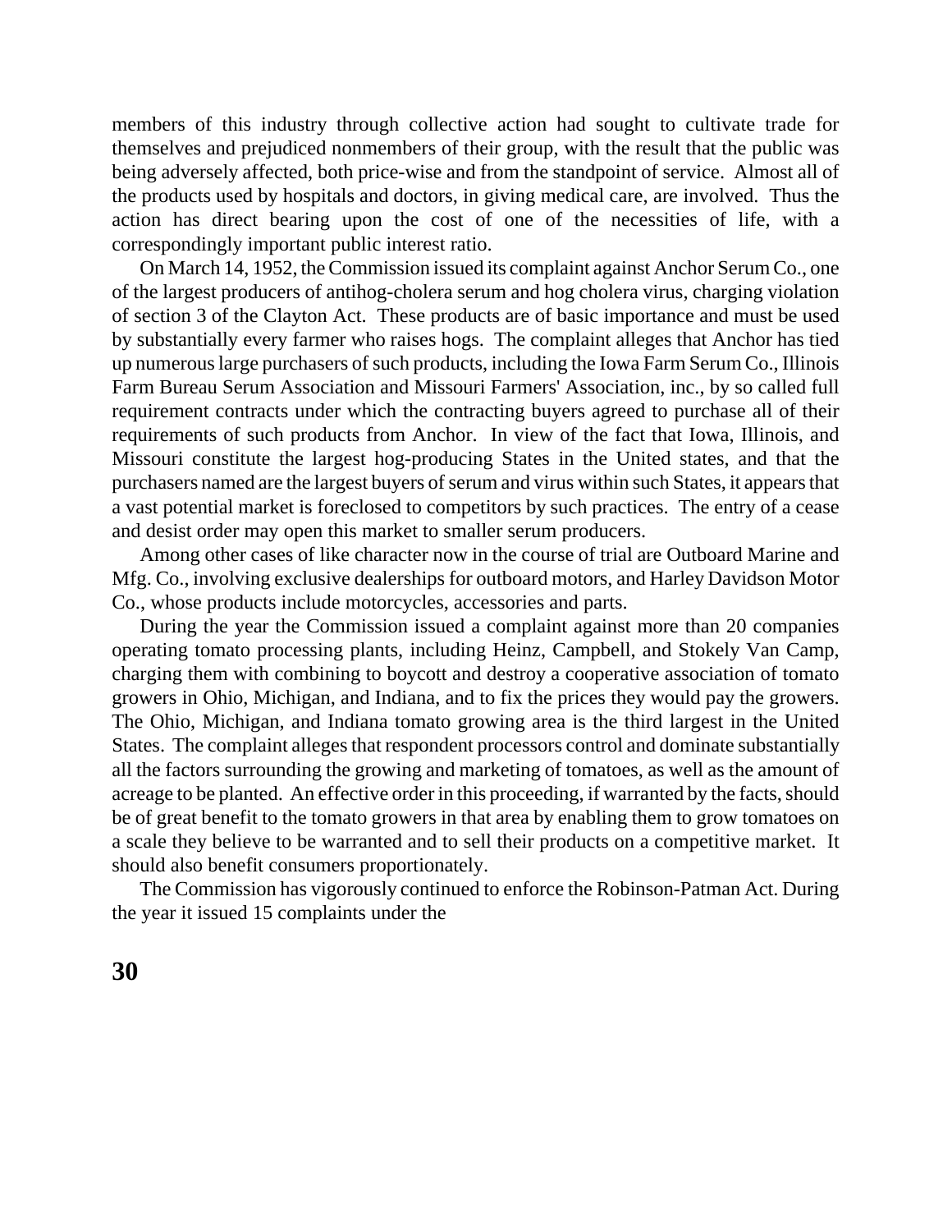members of this industry through collective action had sought to cultivate trade for themselves and prejudiced nonmembers of their group, with the result that the public was being adversely affected, both price-wise and from the standpoint of service. Almost all of the products used by hospitals and doctors, in giving medical care, are involved. Thus the action has direct bearing upon the cost of one of the necessities of life, with a correspondingly important public interest ratio.

On March 14, 1952, the Commission issued its complaint against Anchor Serum Co., one of the largest producers of antihog-cholera serum and hog cholera virus, charging violation of section 3 of the Clayton Act. These products are of basic importance and must be used by substantially every farmer who raises hogs. The complaint alleges that Anchor has tied up numerous large purchasers of such products, including the Iowa Farm Serum Co., Illinois Farm Bureau Serum Association and Missouri Farmers' Association, inc., by so called full requirement contracts under which the contracting buyers agreed to purchase all of their requirements of such products from Anchor. In view of the fact that Iowa, Illinois, and Missouri constitute the largest hog-producing States in the United states, and that the purchasers named are the largest buyers of serum and virus within such States, it appears that a vast potential market is foreclosed to competitors by such practices. The entry of a cease and desist order may open this market to smaller serum producers.

Among other cases of like character now in the course of trial are Outboard Marine and Mfg. Co., involving exclusive dealerships for outboard motors, and Harley Davidson Motor Co., whose products include motorcycles, accessories and parts.

During the year the Commission issued a complaint against more than 20 companies operating tomato processing plants, including Heinz, Campbell, and Stokely Van Camp, charging them with combining to boycott and destroy a cooperative association of tomato growers in Ohio, Michigan, and Indiana, and to fix the prices they would pay the growers. The Ohio, Michigan, and Indiana tomato growing area is the third largest in the United States. The complaint alleges that respondent processors control and dominate substantially all the factors surrounding the growing and marketing of tomatoes, as well as the amount of acreage to be planted. An effective order in this proceeding, if warranted by the facts, should be of great benefit to the tomato growers in that area by enabling them to grow tomatoes on a scale they believe to be warranted and to sell their products on a competitive market. It should also benefit consumers proportionately.

The Commission has vigorously continued to enforce the Robinson-Patman Act. During the year it issued 15 complaints under the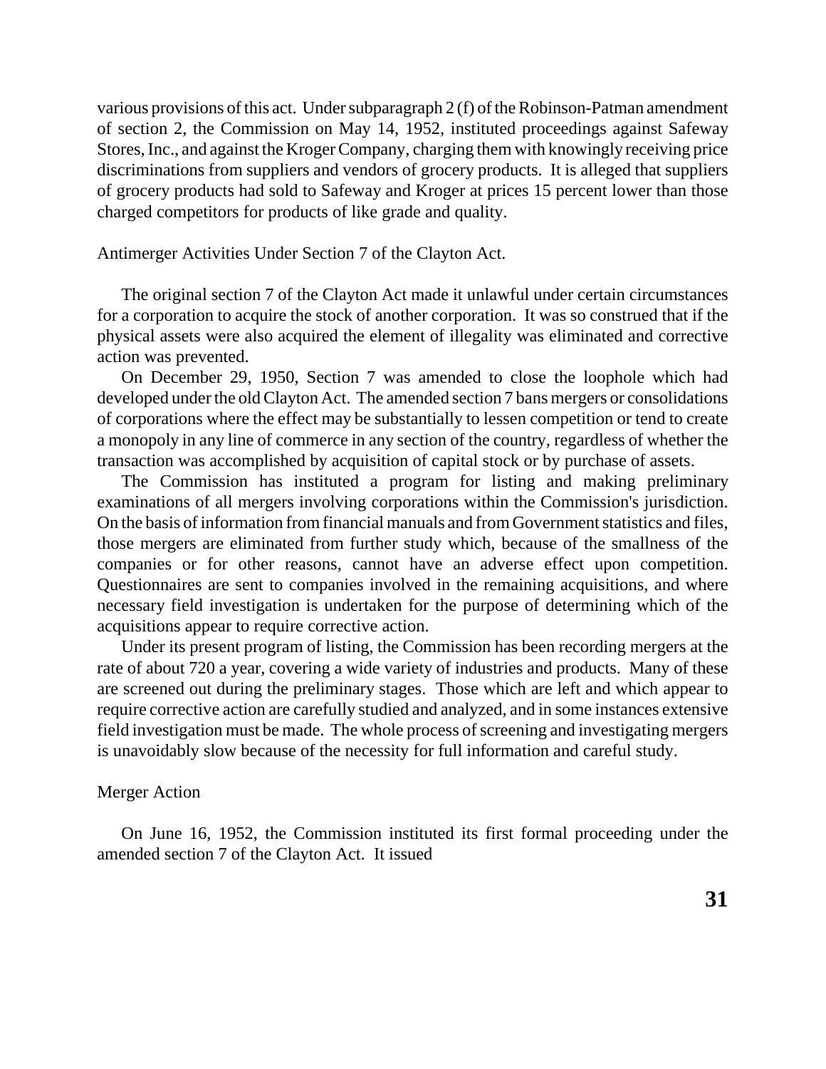various provisions of this act. Under subparagraph 2 (f) of the Robinson-Patman amendment of section 2, the Commission on May 14, 1952, instituted proceedings against Safeway Stores, Inc., and against the Kroger Company, charging them with knowingly receiving price discriminations from suppliers and vendors of grocery products. It is alleged that suppliers of grocery products had sold to Safeway and Kroger at prices 15 percent lower than those charged competitors for products of like grade and quality.

### Antimerger Activities Under Section 7 of the Clayton Act.

The original section 7 of the Clayton Act made it unlawful under certain circumstances for a corporation to acquire the stock of another corporation. It was so construed that if the physical assets were also acquired the element of illegality was eliminated and corrective action was prevented.

On December 29, 1950, Section 7 was amended to close the loophole which had developed under the old Clayton Act. The amended section 7 bans mergers or consolidations of corporations where the effect may be substantially to lessen competition or tend to create a monopoly in any line of commerce in any section of the country, regardless of whether the transaction was accomplished by acquisition of capital stock or by purchase of assets.

The Commission has instituted a program for listing and making preliminary examinations of all mergers involving corporations within the Commission's jurisdiction. On the basis of information from financial manuals and from Government statistics and files, those mergers are eliminated from further study which, because of the smallness of the companies or for other reasons, cannot have an adverse effect upon competition. Questionnaires are sent to companies involved in the remaining acquisitions, and where necessary field investigation is undertaken for the purpose of determining which of the acquisitions appear to require corrective action.

Under its present program of listing, the Commission has been recording mergers at the rate of about 720 a year, covering a wide variety of industries and products. Many of these are screened out during the preliminary stages. Those which are left and which appear to require corrective action are carefully studied and analyzed, and in some instances extensive field investigation must be made. The whole process of screening and investigating mergers is unavoidably slow because of the necessity for full information and careful study.

### Merger Action

On June 16, 1952, the Commission instituted its first formal proceeding under the amended section 7 of the Clayton Act. It issued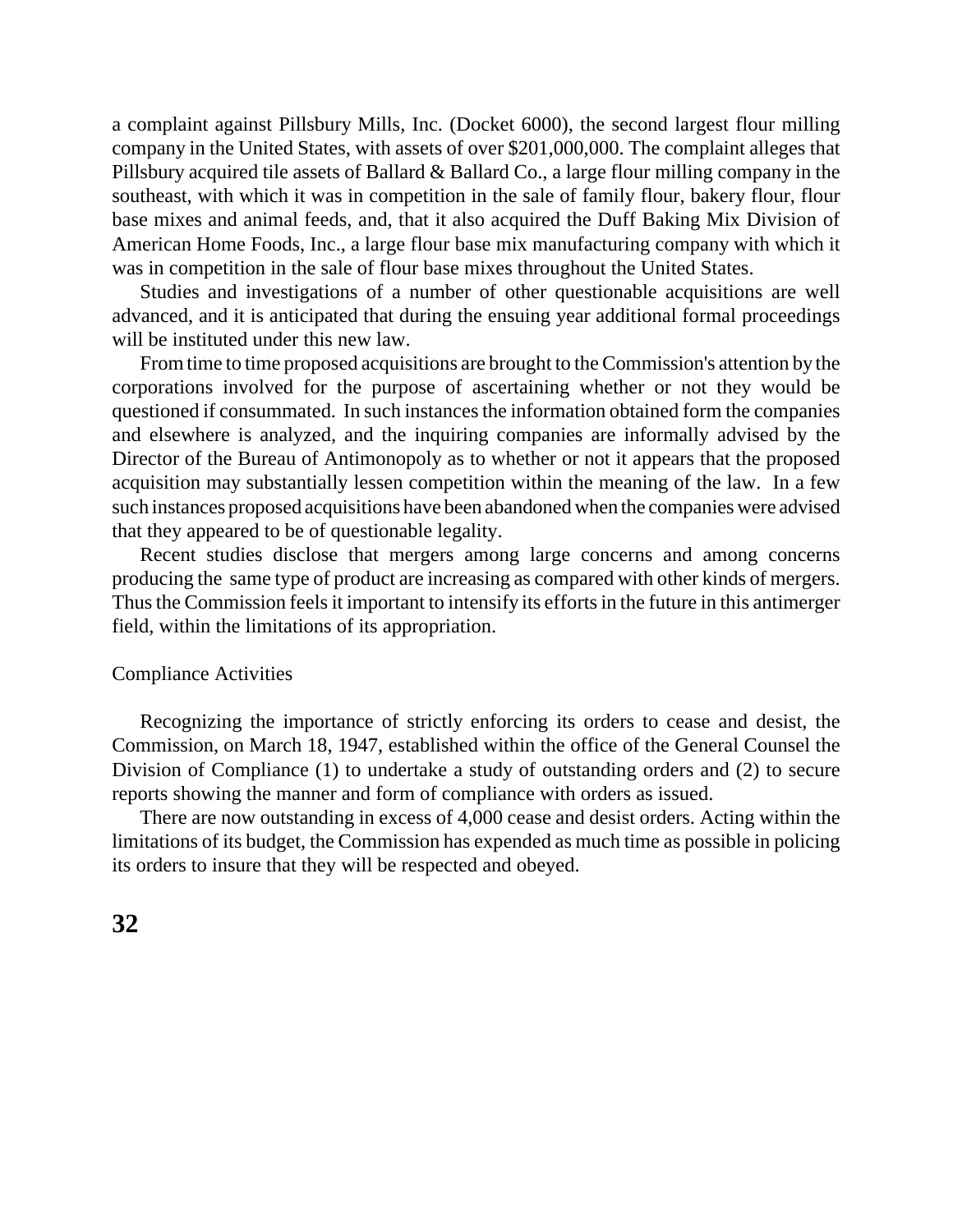a complaint against Pillsbury Mills, Inc. (Docket 6000), the second largest flour milling company in the United States, with assets of over $201,000,000. The complaint alleges that Pillsbury acquired tile assets of Ballard & Ballard Co., a large flour milling company in the southeast, with which it was in competition in the sale of family flour, bakery flour, flour base mixes and animal feeds, and, that it also acquired the Duff Baking Mix Division of American Home Foods, Inc., a large flour base mix manufacturing company with which it was in competition in the sale of flour base mixes throughout the United States.

Studies and investigations of a number of other questionable acquisitions are well advanced, and it is anticipated that during the ensuing year additional formal proceedings will be instituted under this new law.

From time to time proposed acquisitions are brought to the Commission's attention by the corporations involved for the purpose of ascertaining whether or not they would be questioned if consummated. In such instances the information obtained form the companies and elsewhere is analyzed, and the inquiring companies are informally advised by the Director of the Bureau of Antimonopoly as to whether or not it appears that the proposed acquisition may substantially lessen competition within the meaning of the law. In a few such instances proposed acquisitions have been abandoned when the companies were advised that they appeared to be of questionable legality.

Recent studies disclose that mergers among large concerns and among concerns producing the same type of product are increasing as compared with other kinds of mergers. Thus the Commission feels it important to intensify its efforts in the future in this antimerger field, within the limitations of its appropriation.

## Compliance Activities

Recognizing the importance of strictly enforcing its orders to cease and desist, the Commission, on March 18, 1947, established within the office of the General Counsel the Division of Compliance (1) to undertake a study of outstanding orders and (2) to secure reports showing the manner and form of compliance with orders as issued.

There are now outstanding in excess of 4,000 cease and desist orders. Acting within the limitations of its budget, the Commission has expended as much time as possible in policing its orders to insure that they will be respected and obeyed.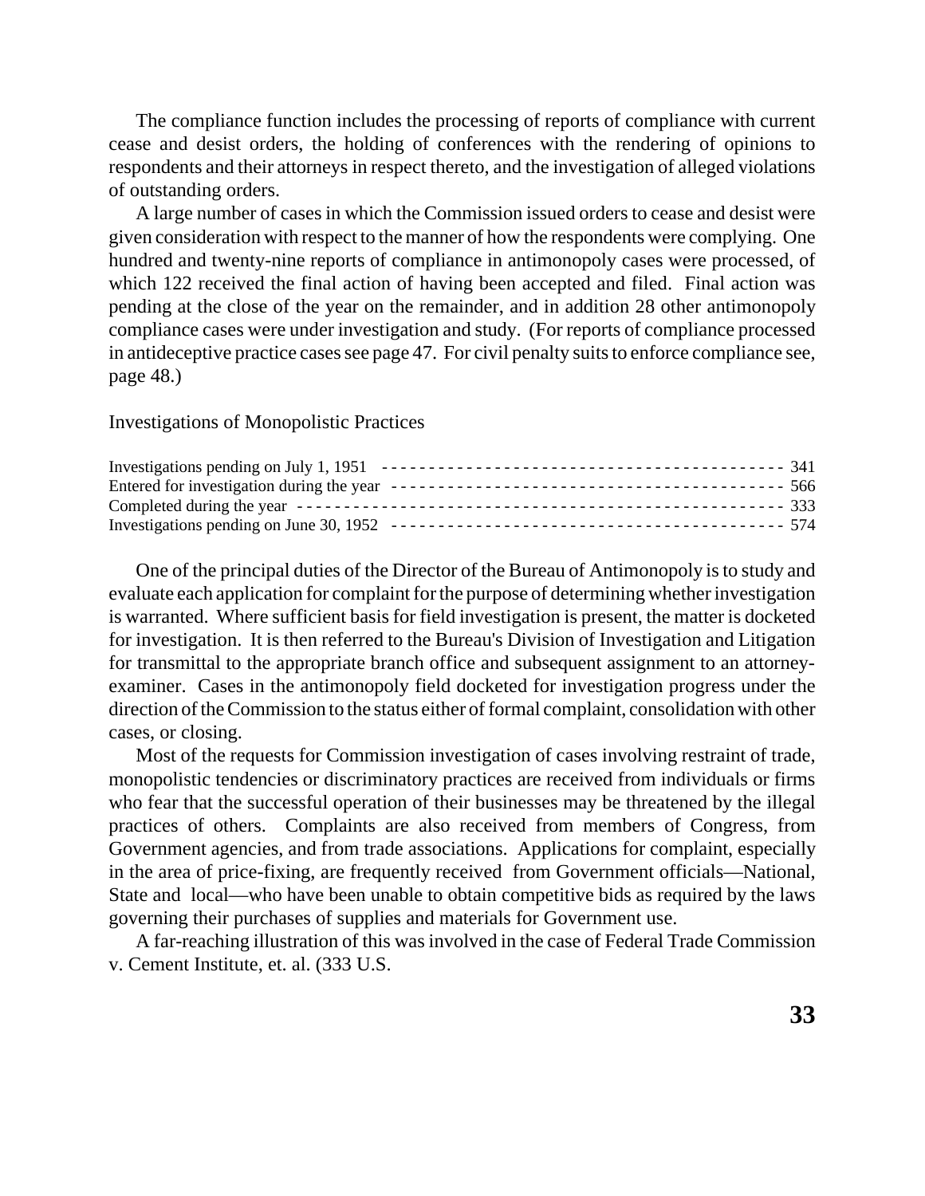The compliance function includes the processing of reports of compliance with current cease and desist orders, the holding of conferences with the rendering of opinions to respondents and their attorneys in respect thereto, and the investigation of alleged violations of outstanding orders.

A large number of cases in which the Commission issued orders to cease and desist were given consideration with respect to the manner of how the respondents were complying. One hundred and twenty-nine reports of compliance in antimonopoly cases were processed, of which 122 received the final action of having been accepted and filed. Final action was pending at the close of the year on the remainder, and in addition 28 other antimonopoly compliance cases were under investigation and study. (For reports of compliance processed in antideceptive practice cases see page 47. For civil penalty suits to enforce compliance see, page 48.)

## Investigations of Monopolistic Practices

| | |
|---|---|
| Investigations pending on July 1, 1951 | 341 |
| Entered for investigation during the year | 566 |
| Completed during the year | 333 |
| Investigations pending on June 30, 1952 | 574 |

One of the principal duties of the Director of the Bureau of Antimonopoly is to study and evaluate each application for complaint for the purpose of determining whether investigation is warranted. Where sufficient basis for field investigation is present, the matter is docketed for investigation. It is then referred to the Bureau's Division of Investigation and Litigation for transmittal to the appropriate branch office and subsequent assignment to an attorney-examiner. Cases in the antimonopoly field docketed for investigation progress under the direction of the Commission to the status either of formal complaint, consolidation with other cases, or closing.

Most of the requests for Commission investigation of cases involving restraint of trade, monopolistic tendencies or discriminatory practices are received from individuals or firms who fear that the successful operation of their businesses may be threatened by the illegal practices of others. Complaints are also received from members of Congress, from Government agencies, and from trade associations. Applications for complaint, especially in the area of price-fixing, are frequently received from Government officials—National, State and local—who have been unable to obtain competitive bids as required by the laws governing their purchases of supplies and materials for Government use.

A far-reaching illustration of this was involved in the case of Federal Trade Commission v. Cement Institute, et. al. (333 U.S.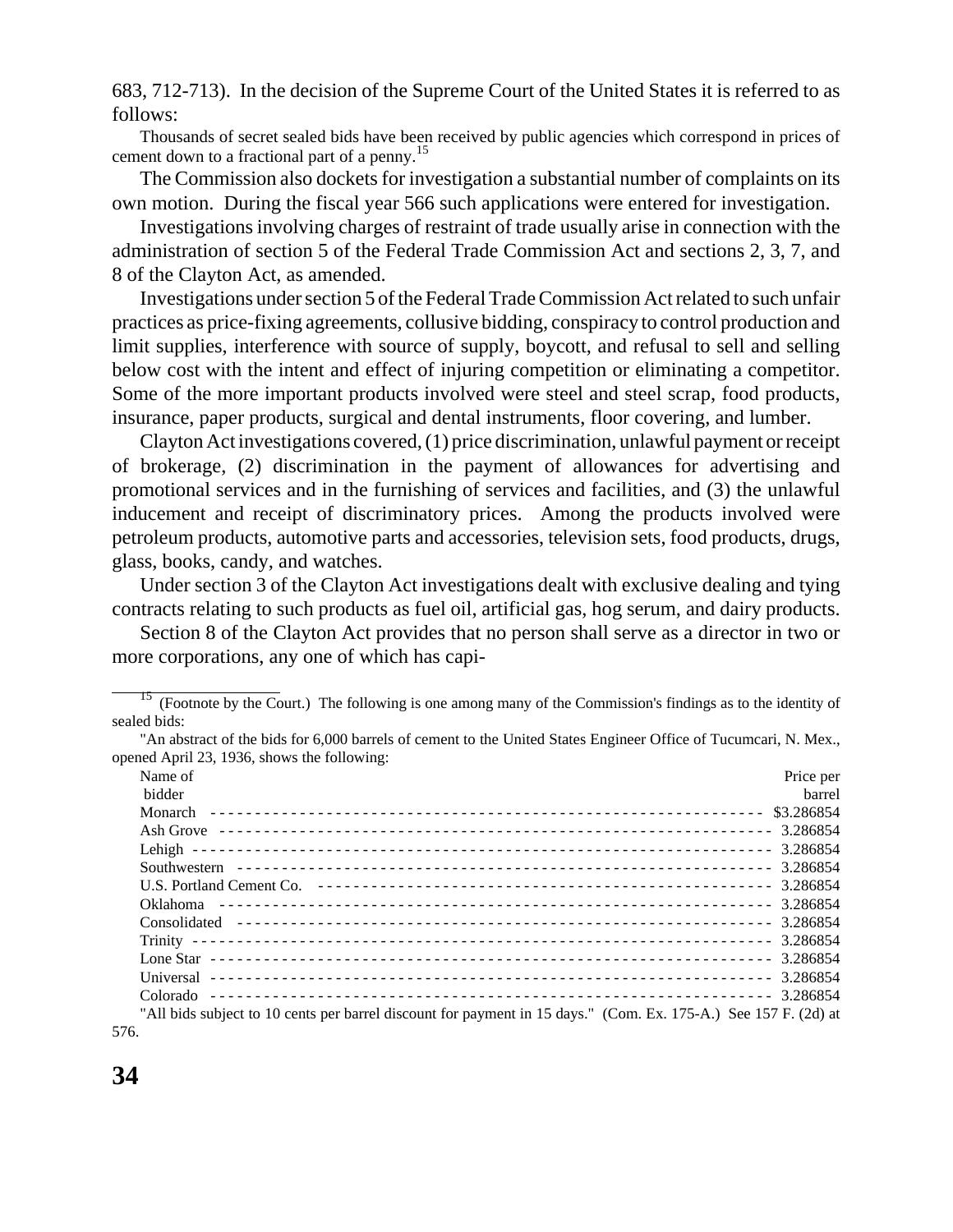683, 712-713). In the decision of the Supreme Court of the United States it is referred to as follows:

> Thousands of secret sealed bids have been received by public agencies which correspond in prices of cement down to a fractional part of a penny.[15]

The Commission also dockets for investigation a substantial number of complaints on its own motion. During the fiscal year 566 such applications were entered for investigation.

Investigations involving charges of restraint of trade usually arise in connection with the administration of section 5 of the Federal Trade Commission Act and sections 2, 3, 7, and 8 of the Clayton Act, as amended.

Investigations under section 5 of the Federal Trade Commission Act related to such unfair practices as price-fixing agreements, collusive bidding, conspiracy to control production and limit supplies, interference with source of supply, boycott, and refusal to sell and selling below cost with the intent and effect of injuring competition or eliminating a competitor. Some of the more important products involved were steel and steel scrap, food products, insurance, paper products, surgical and dental instruments, floor covering, and lumber.

Clayton Act investigations covered, (1) price discrimination, unlawful payment or receipt of brokerage, (2) discrimination in the payment of allowances for advertising and promotional services and in the furnishing of services and facilities, and (3) the unlawful inducement and receipt of discriminatory prices. Among the products involved were petroleum products, automotive parts and accessories, television sets, food products, drugs, glass, books, candy, and watches.

Under section 3 of the Clayton Act investigations dealt with exclusive dealing and tying contracts relating to such products as fuel oil, artificial gas, hog serum, and dairy products.

Section 8 of the Clayton Act provides that no person shall serve as a director in two or more corporations, any one of which has capi-

---

[15] (Footnote by the Court.) The following is one among many of the Commission's findings as to the identity of sealed bids:

"An abstract of the bids for 6,000 barrels of cement to the United States Engineer Office of Tucumcari, N. Mex., opened April 23, 1936, shows the following:

| Name of bidder | Price per barrel |
|---|---|
| Monarch | $3.286854 |
| Ash Grove | 3.286854 |
| Lehigh | 3.286854 |
| Southwestern | 3.286854 |
| U.S. Portland Cement Co. | 3.286854 |
| Oklahoma | 3.286854 |
| Consolidated | 3.286854 |
| Trinity | 3.286854 |
| Lone Star | 3.286854 |
| Universal | 3.286854 |
| Colorado | 3.286854 |

"All bids subject to 10 cents per barrel discount for payment in 15 days." (Com. Ex. 175-A.) See 157 F. (2d) at 576.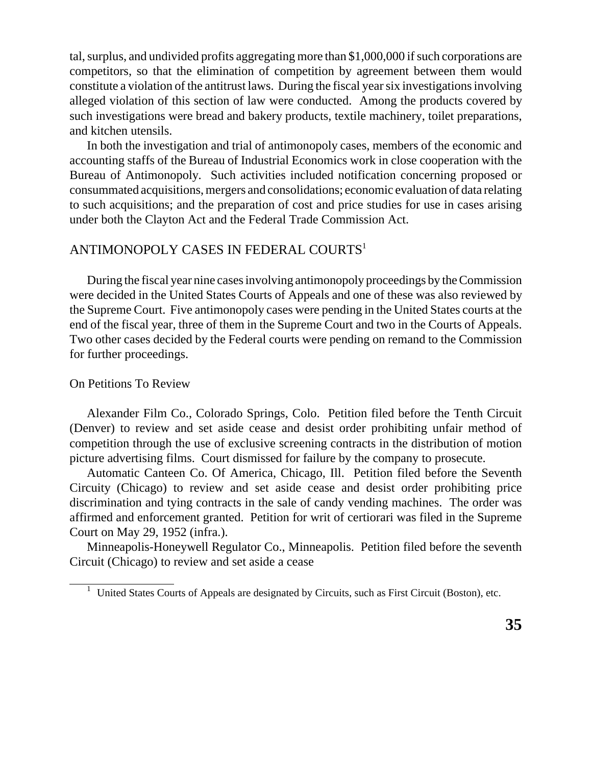tal, surplus, and undivided profits aggregating more than $1,000,000 if such corporations are competitors, so that the elimination of competition by agreement between them would constitute a violation of the antitrust laws. During the fiscal year six investigations involving alleged violation of this section of law were conducted. Among the products covered by such investigations were bread and bakery products, textile machinery, toilet preparations, and kitchen utensils.

In both the investigation and trial of antimonopoly cases, members of the economic and accounting staffs of the Bureau of Industrial Economics work in close cooperation with the Bureau of Antimonopoly. Such activities included notification concerning proposed or consummated acquisitions, mergers and consolidations; economic evaluation of data relating to such acquisitions; and the preparation of cost and price studies for use in cases arising under both the Clayton Act and the Federal Trade Commission Act.

## ANTIMONOPOLY CASES IN FEDERAL COURTS[1]

During the fiscal year nine cases involving antimonopoly proceedings by the Commission were decided in the United States Courts of Appeals and one of these was also reviewed by the Supreme Court. Five antimonopoly cases were pending in the United States courts at the end of the fiscal year, three of them in the Supreme Court and two in the Courts of Appeals. Two other cases decided by the Federal courts were pending on remand to the Commission for further proceedings.

### On Petitions To Review

Alexander Film Co., Colorado Springs, Colo. Petition filed before the Tenth Circuit (Denver) to review and set aside cease and desist order prohibiting unfair method of competition through the use of exclusive screening contracts in the distribution of motion picture advertising films. Court dismissed for failure by the company to prosecute.

Automatic Canteen Co. Of America, Chicago, Ill. Petition filed before the Seventh Circuity (Chicago) to review and set aside cease and desist order prohibiting price discrimination and tying contracts in the sale of candy vending machines. The order was affirmed and enforcement granted. Petition for writ of certiorari was filed in the Supreme Court on May 29, 1952 (infra.).

Minneapolis-Honeywell Regulator Co., Minneapolis. Petition filed before the seventh Circuit (Chicago) to review and set aside a cease

[1] United States Courts of Appeals are designated by Circuits, such as First Circuit (Boston), etc.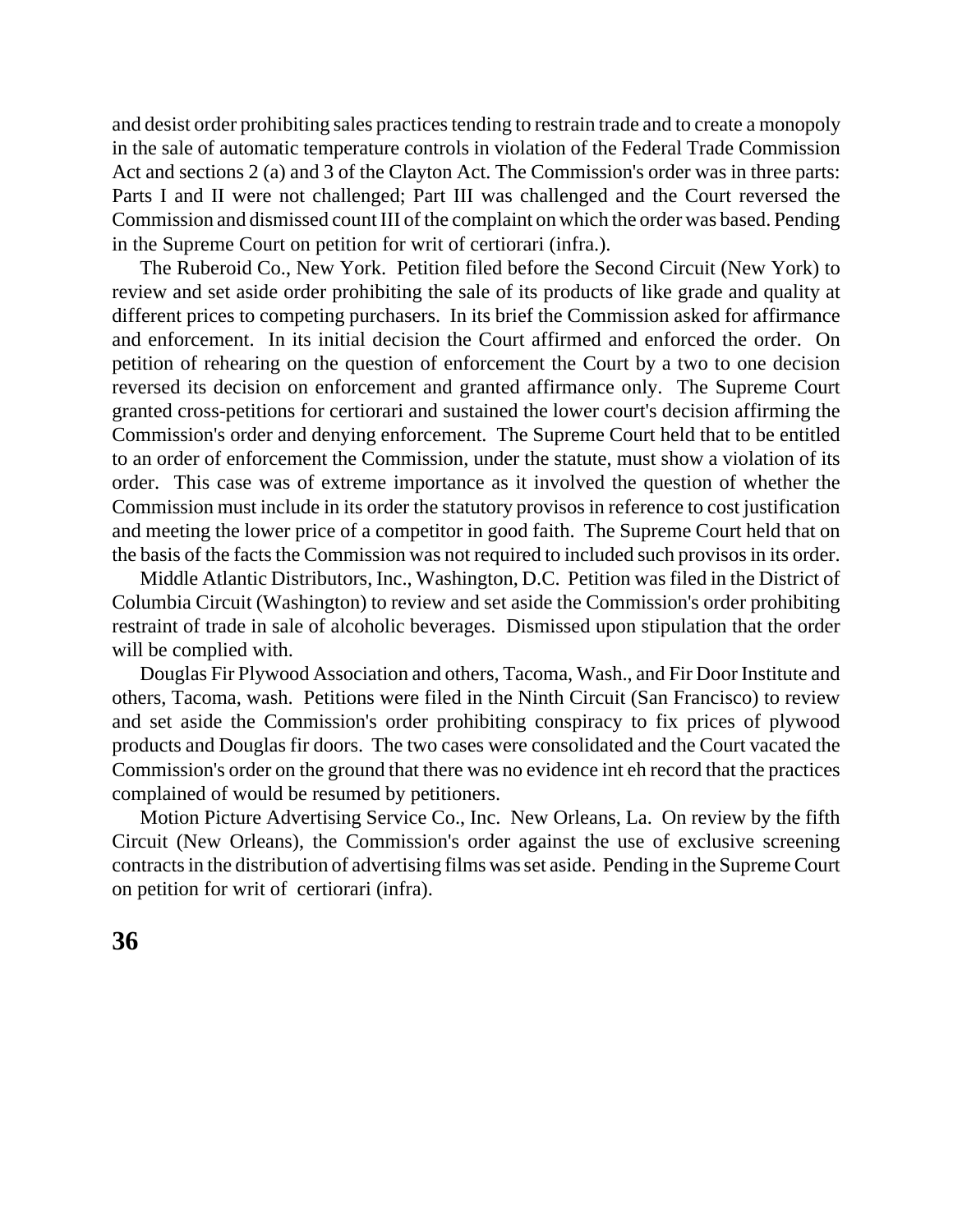and desist order prohibiting sales practices tending to restrain trade and to create a monopoly in the sale of automatic temperature controls in violation of the Federal Trade Commission Act and sections 2 (a) and 3 of the Clayton Act. The Commission's order was in three parts: Parts I and II were not challenged; Part III was challenged and the Court reversed the Commission and dismissed count III of the complaint on which the order was based. Pending in the Supreme Court on petition for writ of certiorari (infra.).

The Ruberoid Co., New York. Petition filed before the Second Circuit (New York) to review and set aside order prohibiting the sale of its products of like grade and quality at different prices to competing purchasers. In its brief the Commission asked for affirmance and enforcement. In its initial decision the Court affirmed and enforced the order. On petition of rehearing on the question of enforcement the Court by a two to one decision reversed its decision on enforcement and granted affirmance only. The Supreme Court granted cross-petitions for certiorari and sustained the lower court's decision affirming the Commission's order and denying enforcement. The Supreme Court held that to be entitled to an order of enforcement the Commission, under the statute, must show a violation of its order. This case was of extreme importance as it involved the question of whether the Commission must include in its order the statutory provisos in reference to cost justification and meeting the lower price of a competitor in good faith. The Supreme Court held that on the basis of the facts the Commission was not required to included such provisos in its order.

Middle Atlantic Distributors, Inc., Washington, D.C. Petition was filed in the District of Columbia Circuit (Washington) to review and set aside the Commission's order prohibiting restraint of trade in sale of alcoholic beverages. Dismissed upon stipulation that the order will be complied with.

Douglas Fir Plywood Association and others, Tacoma, Wash., and Fir Door Institute and others, Tacoma, wash. Petitions were filed in the Ninth Circuit (San Francisco) to review and set aside the Commission's order prohibiting conspiracy to fix prices of plywood products and Douglas fir doors. The two cases were consolidated and the Court vacated the Commission's order on the ground that there was no evidence int eh record that the practices complained of would be resumed by petitioners.

Motion Picture Advertising Service Co., Inc. New Orleans, La. On review by the fifth Circuit (New Orleans), the Commission's order against the use of exclusive screening contracts in the distribution of advertising films was set aside. Pending in the Supreme Court on petition for writ of certiorari (infra).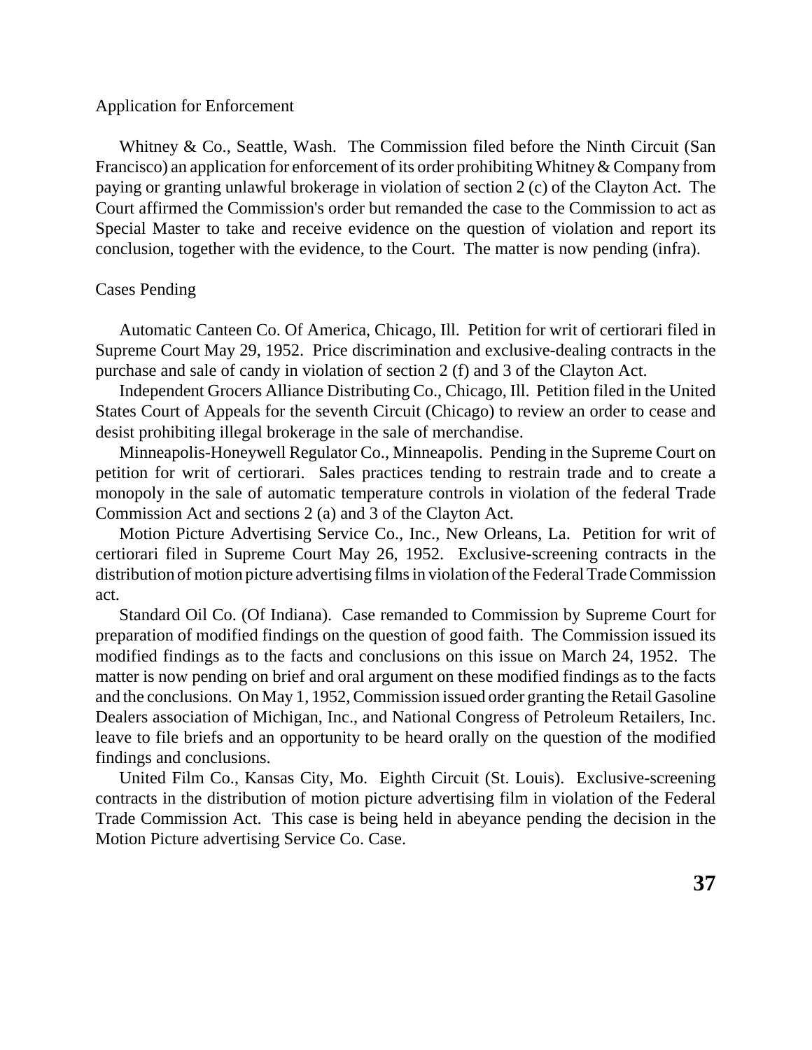### Application for Enforcement

Whitney & Co., Seattle, Wash. The Commission filed before the Ninth Circuit (San Francisco) an application for enforcement of its order prohibiting Whitney & Company from paying or granting unlawful brokerage in violation of section 2 (c) of the Clayton Act. The Court affirmed the Commission's order but remanded the case to the Commission to act as Special Master to take and receive evidence on the question of violation and report its conclusion, together with the evidence, to the Court. The matter is now pending (infra).

### Cases Pending

Automatic Canteen Co. Of America, Chicago, Ill. Petition for writ of certiorari filed in Supreme Court May 29, 1952. Price discrimination and exclusive-dealing contracts in the purchase and sale of candy in violation of section 2 (f) and 3 of the Clayton Act.

Independent Grocers Alliance Distributing Co., Chicago, Ill. Petition filed in the United States Court of Appeals for the seventh Circuit (Chicago) to review an order to cease and desist prohibiting illegal brokerage in the sale of merchandise.

Minneapolis-Honeywell Regulator Co., Minneapolis. Pending in the Supreme Court on petition for writ of certiorari. Sales practices tending to restrain trade and to create a monopoly in the sale of automatic temperature controls in violation of the federal Trade Commission Act and sections 2 (a) and 3 of the Clayton Act.

Motion Picture Advertising Service Co., Inc., New Orleans, La. Petition for writ of certiorari filed in Supreme Court May 26, 1952. Exclusive-screening contracts in the distribution of motion picture advertising films in violation of the Federal Trade Commission act.

Standard Oil Co. (Of Indiana). Case remanded to Commission by Supreme Court for preparation of modified findings on the question of good faith. The Commission issued its modified findings as to the facts and conclusions on this issue on March 24, 1952. The matter is now pending on brief and oral argument on these modified findings as to the facts and the conclusions. On May 1, 1952, Commission issued order granting the Retail Gasoline Dealers association of Michigan, Inc., and National Congress of Petroleum Retailers, Inc. leave to file briefs and an opportunity to be heard orally on the question of the modified findings and conclusions.

United Film Co., Kansas City, Mo. Eighth Circuit (St. Louis). Exclusive-screening contracts in the distribution of motion picture advertising film in violation of the Federal Trade Commission Act. This case is being held in abeyance pending the decision in the Motion Picture advertising Service Co. Case.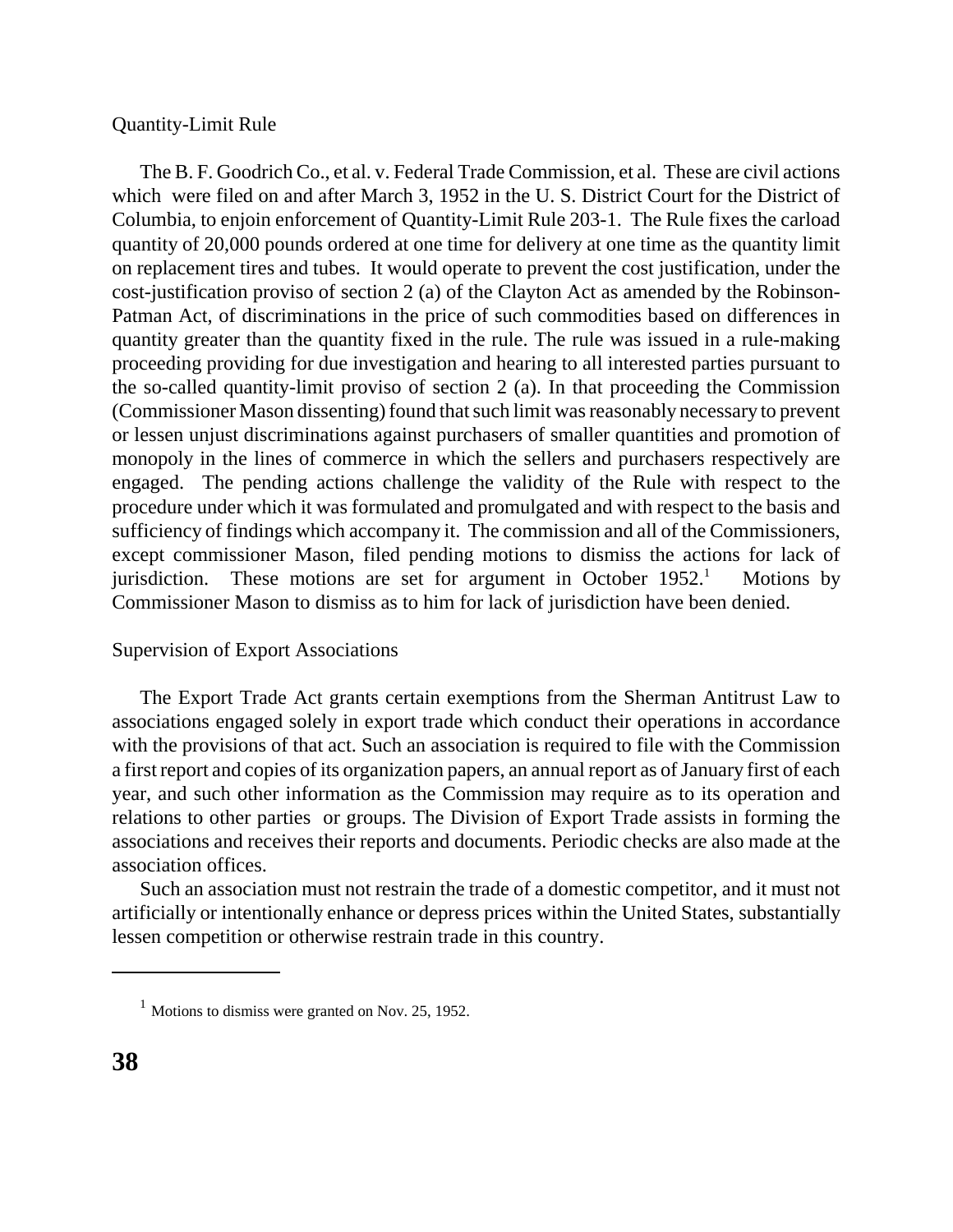### Quantity-Limit Rule

The B. F. Goodrich Co., et al. v. Federal Trade Commission, et al. These are civil actions which were filed on and after March 3, 1952 in the U. S. District Court for the District of Columbia, to enjoin enforcement of Quantity-Limit Rule 203-1. The Rule fixes the carload quantity of 20,000 pounds ordered at one time for delivery at one time as the quantity limit on replacement tires and tubes. It would operate to prevent the cost justification, under the cost-justification proviso of section 2 (a) of the Clayton Act as amended by the Robinson-Patman Act, of discriminations in the price of such commodities based on differences in quantity greater than the quantity fixed in the rule. The rule was issued in a rule-making proceeding providing for due investigation and hearing to all interested parties pursuant to the so-called quantity-limit proviso of section 2 (a). In that proceeding the Commission (Commissioner Mason dissenting) found that such limit was reasonably necessary to prevent or lessen unjust discriminations against purchasers of smaller quantities and promotion of monopoly in the lines of commerce in which the sellers and purchasers respectively are engaged. The pending actions challenge the validity of the Rule with respect to the procedure under which it was formulated and promulgated and with respect to the basis and sufficiency of findings which accompany it. The commission and all of the Commissioners, except commissioner Mason, filed pending motions to dismiss the actions for lack of jurisdiction. These motions are set for argument in October 1952.[1] Motions by Commissioner Mason to dismiss as to him for lack of jurisdiction have been denied.

### Supervision of Export Associations

The Export Trade Act grants certain exemptions from the Sherman Antitrust Law to associations engaged solely in export trade which conduct their operations in accordance with the provisions of that act. Such an association is required to file with the Commission a first report and copies of its organization papers, an annual report as of January first of each year, and such other information as the Commission may require as to its operation and relations to other parties or groups. The Division of Export Trade assists in forming the associations and receives their reports and documents. Periodic checks are also made at the association offices.

Such an association must not restrain the trade of a domestic competitor, and it must not artificially or intentionally enhance or depress prices within the United States, substantially lessen competition or otherwise restrain trade in this country.

---

[1] Motions to dismiss were granted on Nov. 25, 1952.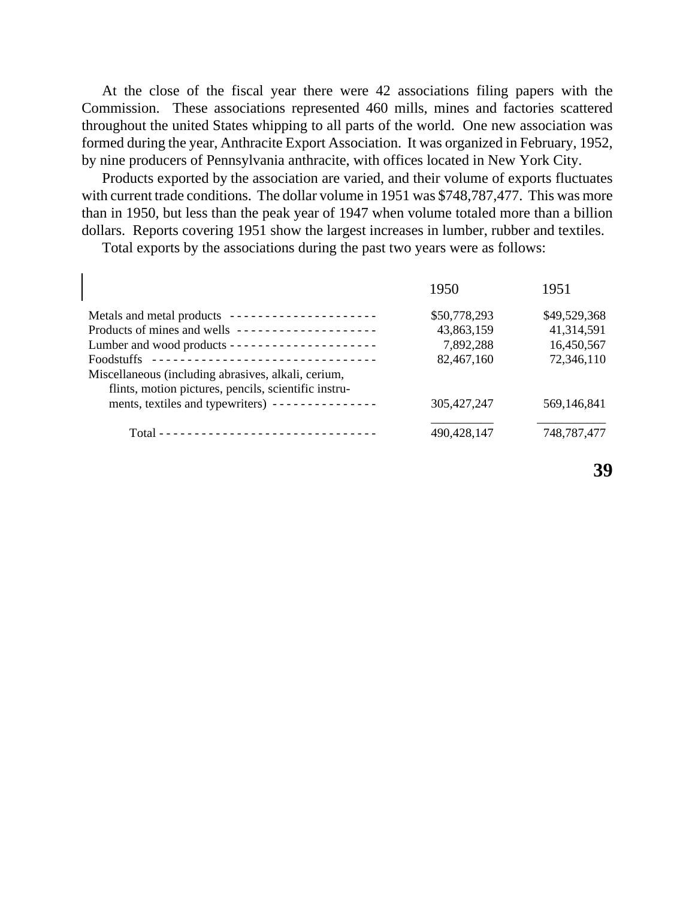At the close of the fiscal year there were 42 associations filing papers with the Commission. These associations represented 460 mills, mines and factories scattered throughout the united States whipping to all parts of the world. One new association was formed during the year, Anthracite Export Association. It was organized in February, 1952, by nine producers of Pennsylvania anthracite, with offices located in New York City.

Products exported by the association are varied, and their volume of exports fluctuates with current trade conditions. The dollar volume in 1951 was $748,787,477. This was more than in 1950, but less than the peak year of 1947 when volume totaled more than a billion dollars. Reports covering 1951 show the largest increases in lumber, rubber and textiles.

Total exports by the associations during the past two years were as follows:

| | 1950 | 1951 |
|---|---|---|
| Metals and metal products | $50,778,293 | $49,529,368 |
| Products of mines and wells | 43,863,159 | 41,314,591 |
| Lumber and wood products | 7,892,288 | 16,450,567 |
| Foodstuffs | 82,467,160 | 72,346,110 |
| Miscellaneous (including abrasives, alkali, cerium, flints, motion pictures, pencils, scientific instruments, textiles and typewriters) | 305,427,247 | 569,146,841 |
| Total | 490,428,147 | 748,787,477 |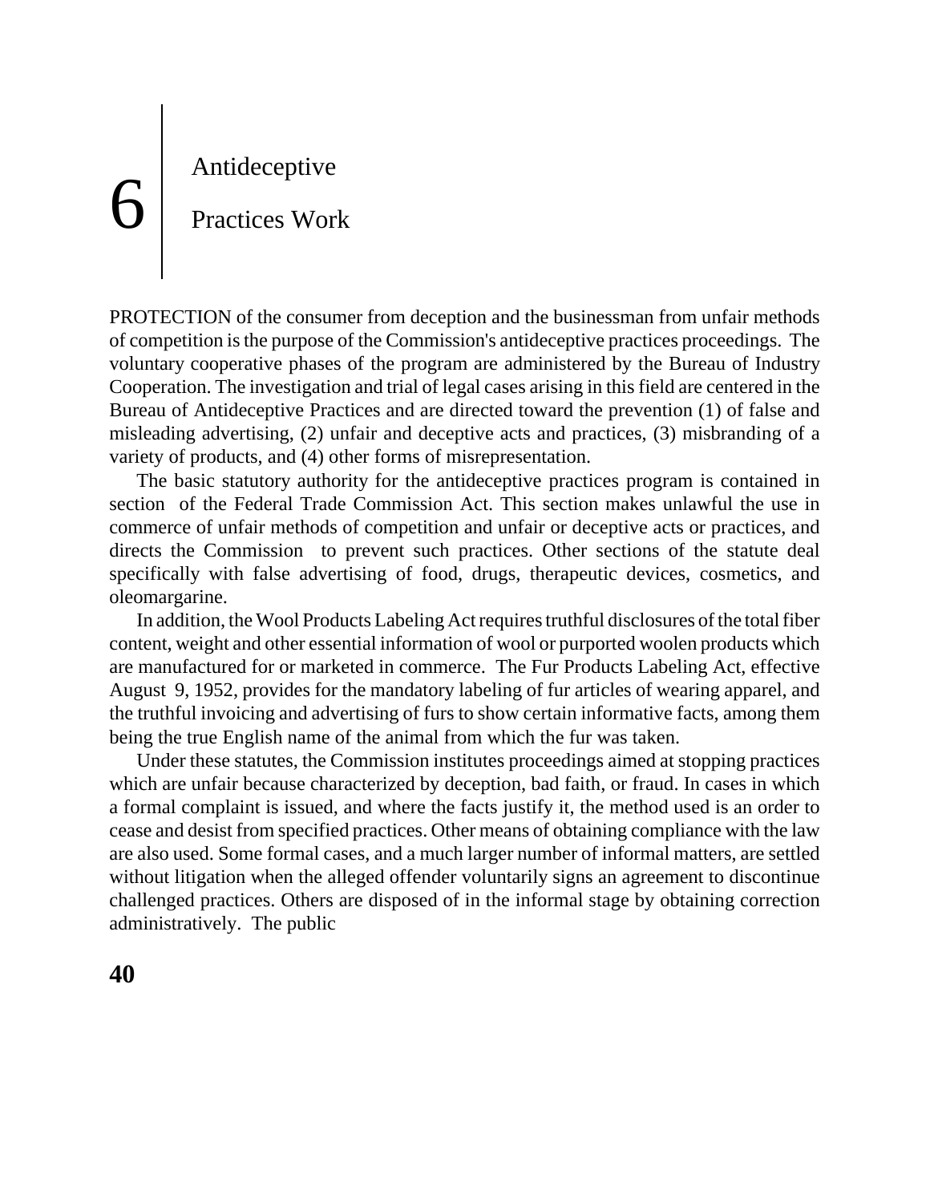# 6 Antideceptive Practices Work

PROTECTION of the consumer from deception and the businessman from unfair methods of competition is the purpose of the Commission's antideceptive practices proceedings. The voluntary cooperative phases of the program are administered by the Bureau of Industry Cooperation. The investigation and trial of legal cases arising in this field are centered in the Bureau of Antideceptive Practices and are directed toward the prevention (1) of false and misleading advertising, (2) unfair and deceptive acts and practices, (3) misbranding of a variety of products, and (4) other forms of misrepresentation.

The basic statutory authority for the antideceptive practices program is contained in section  of the Federal Trade Commission Act. This section makes unlawful the use in commerce of unfair methods of competition and unfair or deceptive acts or practices, and directs the Commission  to prevent such practices. Other sections of the statute deal specifically with false advertising of food, drugs, therapeutic devices, cosmetics, and oleomargarine.

In addition, the Wool Products Labeling Act requires truthful disclosures of the total fiber content, weight and other essential information of wool or purported woolen products which are manufactured for or marketed in commerce. The Fur Products Labeling Act, effective August 9, 1952, provides for the mandatory labeling of fur articles of wearing apparel, and the truthful invoicing and advertising of furs to show certain informative facts, among them being the true English name of the animal from which the fur was taken.

Under these statutes, the Commission institutes proceedings aimed at stopping practices which are unfair because characterized by deception, bad faith, or fraud. In cases in which a formal complaint is issued, and where the facts justify it, the method used is an order to cease and desist from specified practices. Other means of obtaining compliance with the law are also used. Some formal cases, and a much larger number of informal matters, are settled without litigation when the alleged offender voluntarily signs an agreement to discontinue challenged practices. Others are disposed of in the informal stage by obtaining correction administratively. The public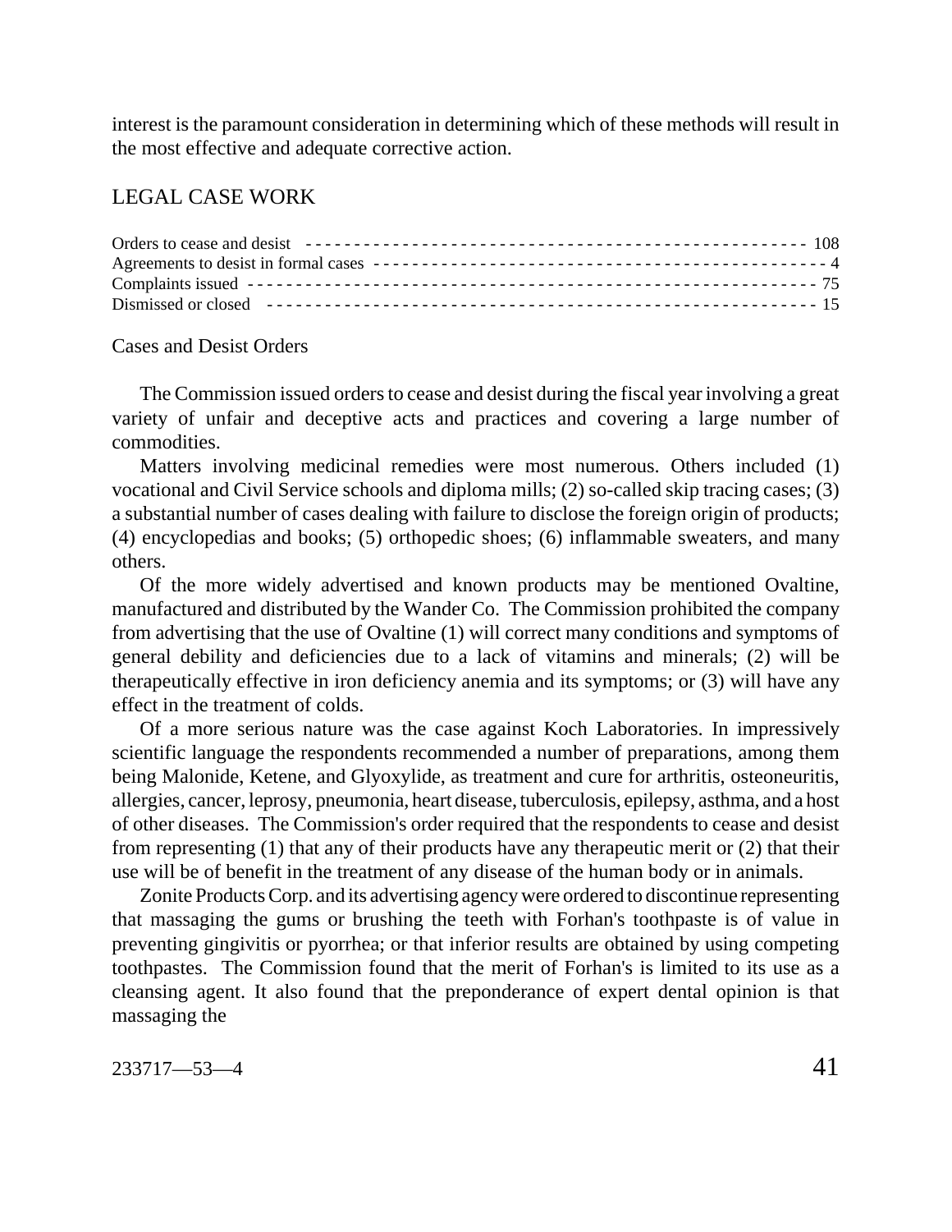interest is the paramount consideration in determining which of these methods will result in the most effective and adequate corrective action.

## LEGAL CASE WORK

| | |
|---|---|
| Orders to cease and desist | 108 |
| Agreements to desist in formal cases | 4 |
| Complaints issued | 75 |
| Dismissed or closed | 15 |

### Cases and Desist Orders

The Commission issued orders to cease and desist during the fiscal year involving a great variety of unfair and deceptive acts and practices and covering a large number of commodities.

Matters involving medicinal remedies were most numerous. Others included (1) vocational and Civil Service schools and diploma mills; (2) so-called skip tracing cases; (3) a substantial number of cases dealing with failure to disclose the foreign origin of products; (4) encyclopedias and books; (5) orthopedic shoes; (6) inflammable sweaters, and many others.

Of the more widely advertised and known products may be mentioned Ovaltine, manufactured and distributed by the Wander Co. The Commission prohibited the company from advertising that the use of Ovaltine (1) will correct many conditions and symptoms of general debility and deficiencies due to a lack of vitamins and minerals; (2) will be therapeutically effective in iron deficiency anemia and its symptoms; or (3) will have any effect in the treatment of colds.

Of a more serious nature was the case against Koch Laboratories. In impressively scientific language the respondents recommended a number of preparations, among them being Malonide, Ketene, and Glyoxylide, as treatment and cure for arthritis, osteoneuritis, allergies, cancer, leprosy, pneumonia, heart disease, tuberculosis, epilepsy, asthma, and a host of other diseases. The Commission's order required that the respondents to cease and desist from representing (1) that any of their products have any therapeutic merit or (2) that their use will be of benefit in the treatment of any disease of the human body or in animals.

Zonite Products Corp. and its advertising agency were ordered to discontinue representing that massaging the gums or brushing the teeth with Forhan's toothpaste is of value in preventing gingivitis or pyorrhea; or that inferior results are obtained by using competing toothpastes. The Commission found that the merit of Forhan's is limited to its use as a cleansing agent. It also found that the preponderance of expert dental opinion is that massaging the

233717—53—4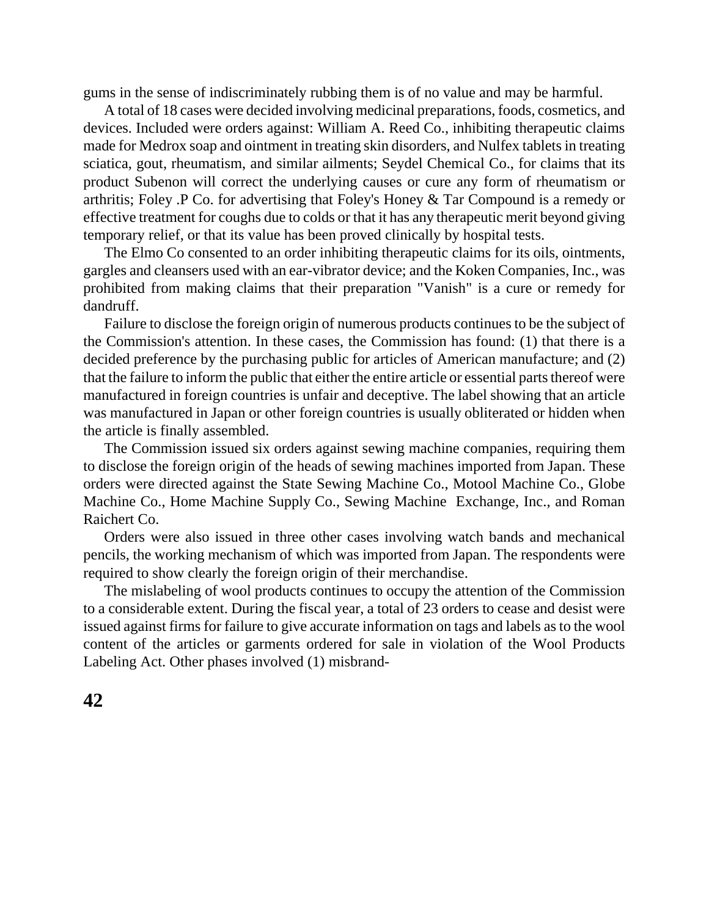gums in the sense of indiscriminately rubbing them is of no value and may be harmful.

A total of 18 cases were decided involving medicinal preparations, foods, cosmetics, and devices. Included were orders against: William A. Reed Co., inhibiting therapeutic claims made for Medrox soap and ointment in treating skin disorders, and Nulfex tablets in treating sciatica, gout, rheumatism, and similar ailments; Seydel Chemical Co., for claims that its product Subenon will correct the underlying causes or cure any form of rheumatism or arthritis; Foley .P Co. for advertising that Foley's Honey & Tar Compound is a remedy or effective treatment for coughs due to colds or that it has any therapeutic merit beyond giving temporary relief, or that its value has been proved clinically by hospital tests.

The Elmo Co consented to an order inhibiting therapeutic claims for its oils, ointments, gargles and cleansers used with an ear-vibrator device; and the Koken Companies, Inc., was prohibited from making claims that their preparation "Vanish" is a cure or remedy for dandruff.

Failure to disclose the foreign origin of numerous products continues to be the subject of the Commission's attention. In these cases, the Commission has found: (1) that there is a decided preference by the purchasing public for articles of American manufacture; and (2) that the failure to inform the public that either the entire article or essential parts thereof were manufactured in foreign countries is unfair and deceptive. The label showing that an article was manufactured in Japan or other foreign countries is usually obliterated or hidden when the article is finally assembled.

The Commission issued six orders against sewing machine companies, requiring them to disclose the foreign origin of the heads of sewing machines imported from Japan. These orders were directed against the State Sewing Machine Co., Motool Machine Co., Globe Machine Co., Home Machine Supply Co., Sewing Machine Exchange, Inc., and Roman Raichert Co.

Orders were also issued in three other cases involving watch bands and mechanical pencils, the working mechanism of which was imported from Japan. The respondents were required to show clearly the foreign origin of their merchandise.

The mislabeling of wool products continues to occupy the attention of the Commission to a considerable extent. During the fiscal year, a total of 23 orders to cease and desist were issued against firms for failure to give accurate information on tags and labels as to the wool content of the articles or garments ordered for sale in violation of the Wool Products Labeling Act. Other phases involved (1) misbrand-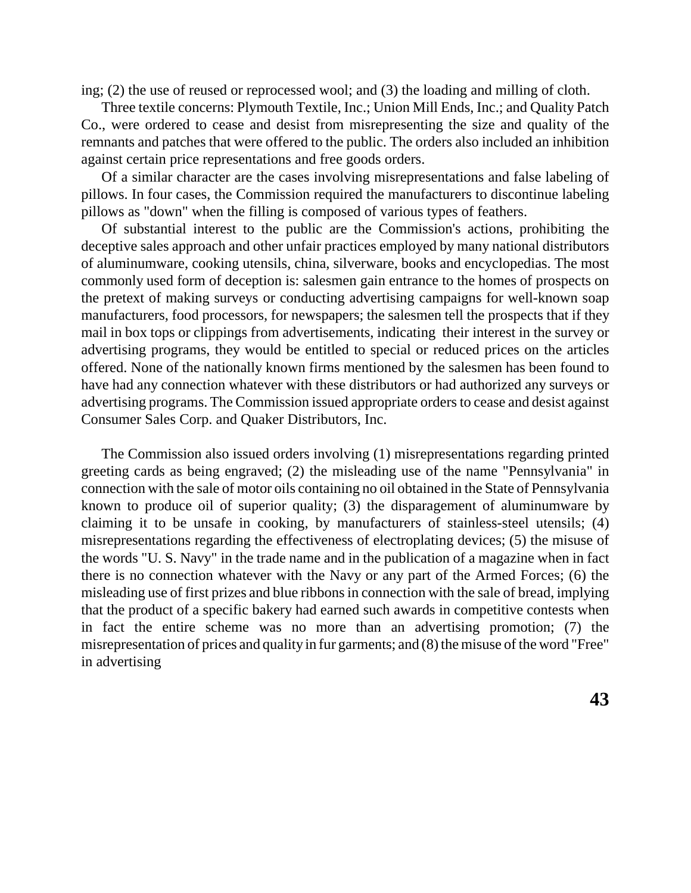ing; (2) the use of reused or reprocessed wool; and (3) the loading and milling of cloth.

Three textile concerns: Plymouth Textile, Inc.; Union Mill Ends, Inc.; and Quality Patch Co., were ordered to cease and desist from misrepresenting the size and quality of the remnants and patches that were offered to the public. The orders also included an inhibition against certain price representations and free goods orders.

Of a similar character are the cases involving misrepresentations and false labeling of pillows. In four cases, the Commission required the manufacturers to discontinue labeling pillows as "down" when the filling is composed of various types of feathers.

Of substantial interest to the public are the Commission's actions, prohibiting the deceptive sales approach and other unfair practices employed by many national distributors of aluminumware, cooking utensils, china, silverware, books and encyclopedias. The most commonly used form of deception is: salesmen gain entrance to the homes of prospects on the pretext of making surveys or conducting advertising campaigns for well-known soap manufacturers, food processors, for newspapers; the salesmen tell the prospects that if they mail in box tops or clippings from advertisements, indicating their interest in the survey or advertising programs, they would be entitled to special or reduced prices on the articles offered. None of the nationally known firms mentioned by the salesmen has been found to have had any connection whatever with these distributors or had authorized any surveys or advertising programs. The Commission issued appropriate orders to cease and desist against Consumer Sales Corp. and Quaker Distributors, Inc.

The Commission also issued orders involving (1) misrepresentations regarding printed greeting cards as being engraved; (2) the misleading use of the name "Pennsylvania" in connection with the sale of motor oils containing no oil obtained in the State of Pennsylvania known to produce oil of superior quality; (3) the disparagement of aluminumware by claiming it to be unsafe in cooking, by manufacturers of stainless-steel utensils; (4) misrepresentations regarding the effectiveness of electroplating devices; (5) the misuse of the words "U. S. Navy" in the trade name and in the publication of a magazine when in fact there is no connection whatever with the Navy or any part of the Armed Forces; (6) the misleading use of first prizes and blue ribbons in connection with the sale of bread, implying that the product of a specific bakery had earned such awards in competitive contests when in fact the entire scheme was no more than an advertising promotion; (7) the misrepresentation of prices and quality in fur garments; and (8) the misuse of the word "Free" in advertising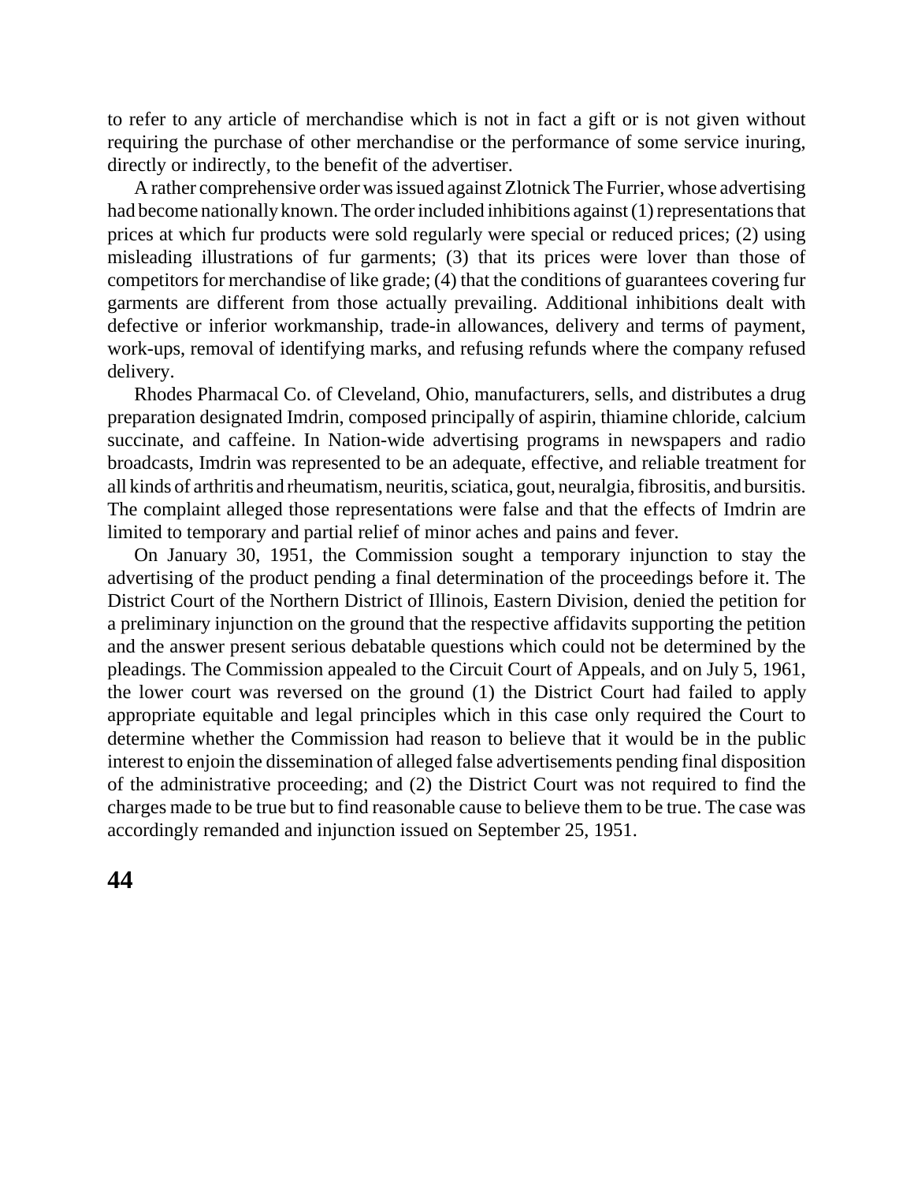to refer to any article of merchandise which is not in fact a gift or is not given without requiring the purchase of other merchandise or the performance of some service inuring, directly or indirectly, to the benefit of the advertiser.

A rather comprehensive order was issued against Zlotnick The Furrier, whose advertising had become nationally known. The order included inhibitions against (1) representations that prices at which fur products were sold regularly were special or reduced prices; (2) using misleading illustrations of fur garments; (3) that its prices were lover than those of competitors for merchandise of like grade; (4) that the conditions of guarantees covering fur garments are different from those actually prevailing. Additional inhibitions dealt with defective or inferior workmanship, trade-in allowances, delivery and terms of payment, work-ups, removal of identifying marks, and refusing refunds where the company refused delivery.

Rhodes Pharmacal Co. of Cleveland, Ohio, manufacturers, sells, and distributes a drug preparation designated Imdrin, composed principally of aspirin, thiamine chloride, calcium succinate, and caffeine. In Nation-wide advertising programs in newspapers and radio broadcasts, Imdrin was represented to be an adequate, effective, and reliable treatment for all kinds of arthritis and rheumatism, neuritis, sciatica, gout, neuralgia, fibrositis, and bursitis. The complaint alleged those representations were false and that the effects of Imdrin are limited to temporary and partial relief of minor aches and pains and fever.

On January 30, 1951, the Commission sought a temporary injunction to stay the advertising of the product pending a final determination of the proceedings before it. The District Court of the Northern District of Illinois, Eastern Division, denied the petition for a preliminary injunction on the ground that the respective affidavits supporting the petition and the answer present serious debatable questions which could not be determined by the pleadings. The Commission appealed to the Circuit Court of Appeals, and on July 5, 1961, the lower court was reversed on the ground (1) the District Court had failed to apply appropriate equitable and legal principles which in this case only required the Court to determine whether the Commission had reason to believe that it would be in the public interest to enjoin the dissemination of alleged false advertisements pending final disposition of the administrative proceeding; and (2) the District Court was not required to find the charges made to be true but to find reasonable cause to believe them to be true. The case was accordingly remanded and injunction issued on September 25, 1951.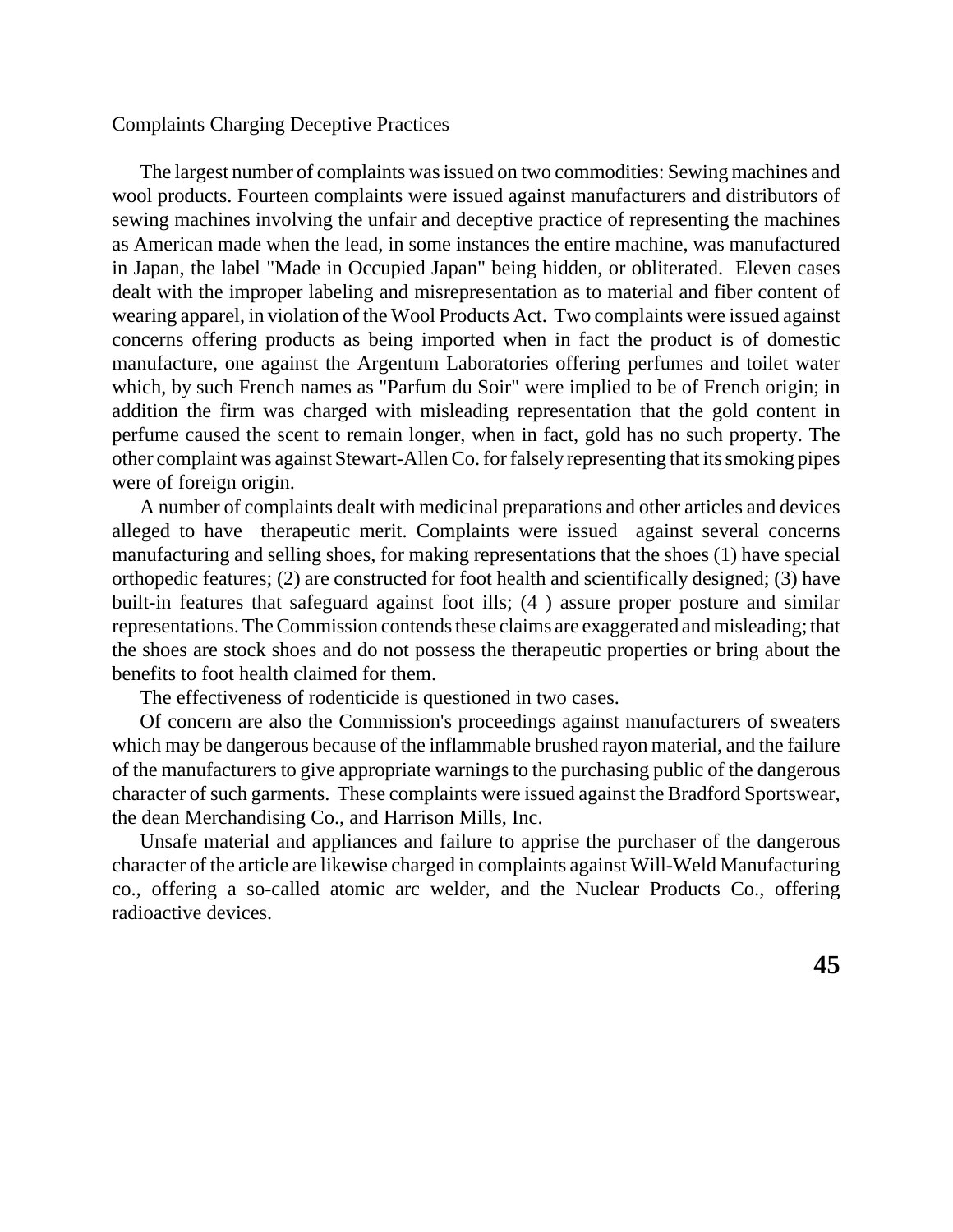## Complaints Charging Deceptive Practices

The largest number of complaints was issued on two commodities: Sewing machines and wool products. Fourteen complaints were issued against manufacturers and distributors of sewing machines involving the unfair and deceptive practice of representing the machines as American made when the lead, in some instances the entire machine, was manufactured in Japan, the label "Made in Occupied Japan" being hidden, or obliterated. Eleven cases dealt with the improper labeling and misrepresentation as to material and fiber content of wearing apparel, in violation of the Wool Products Act. Two complaints were issued against concerns offering products as being imported when in fact the product is of domestic manufacture, one against the Argentum Laboratories offering perfumes and toilet water which, by such French names as "Parfum du Soir" were implied to be of French origin; in addition the firm was charged with misleading representation that the gold content in perfume caused the scent to remain longer, when in fact, gold has no such property. The other complaint was against Stewart-Allen Co. for falsely representing that its smoking pipes were of foreign origin.

A number of complaints dealt with medicinal preparations and other articles and devices alleged to have therapeutic merit. Complaints were issued against several concerns manufacturing and selling shoes, for making representations that the shoes (1) have special orthopedic features; (2) are constructed for foot health and scientifically designed; (3) have built-in features that safeguard against foot ills; (4 ) assure proper posture and similar representations. The Commission contends these claims are exaggerated and misleading; that the shoes are stock shoes and do not possess the therapeutic properties or bring about the benefits to foot health claimed for them.

The effectiveness of rodenticide is questioned in two cases.

Of concern are also the Commission's proceedings against manufacturers of sweaters which may be dangerous because of the inflammable brushed rayon material, and the failure of the manufacturers to give appropriate warnings to the purchasing public of the dangerous character of such garments. These complaints were issued against the Bradford Sportswear, the dean Merchandising Co., and Harrison Mills, Inc.

Unsafe material and appliances and failure to apprise the purchaser of the dangerous character of the article are likewise charged in complaints against Will-Weld Manufacturing co., offering a so-called atomic arc welder, and the Nuclear Products Co., offering radioactive devices.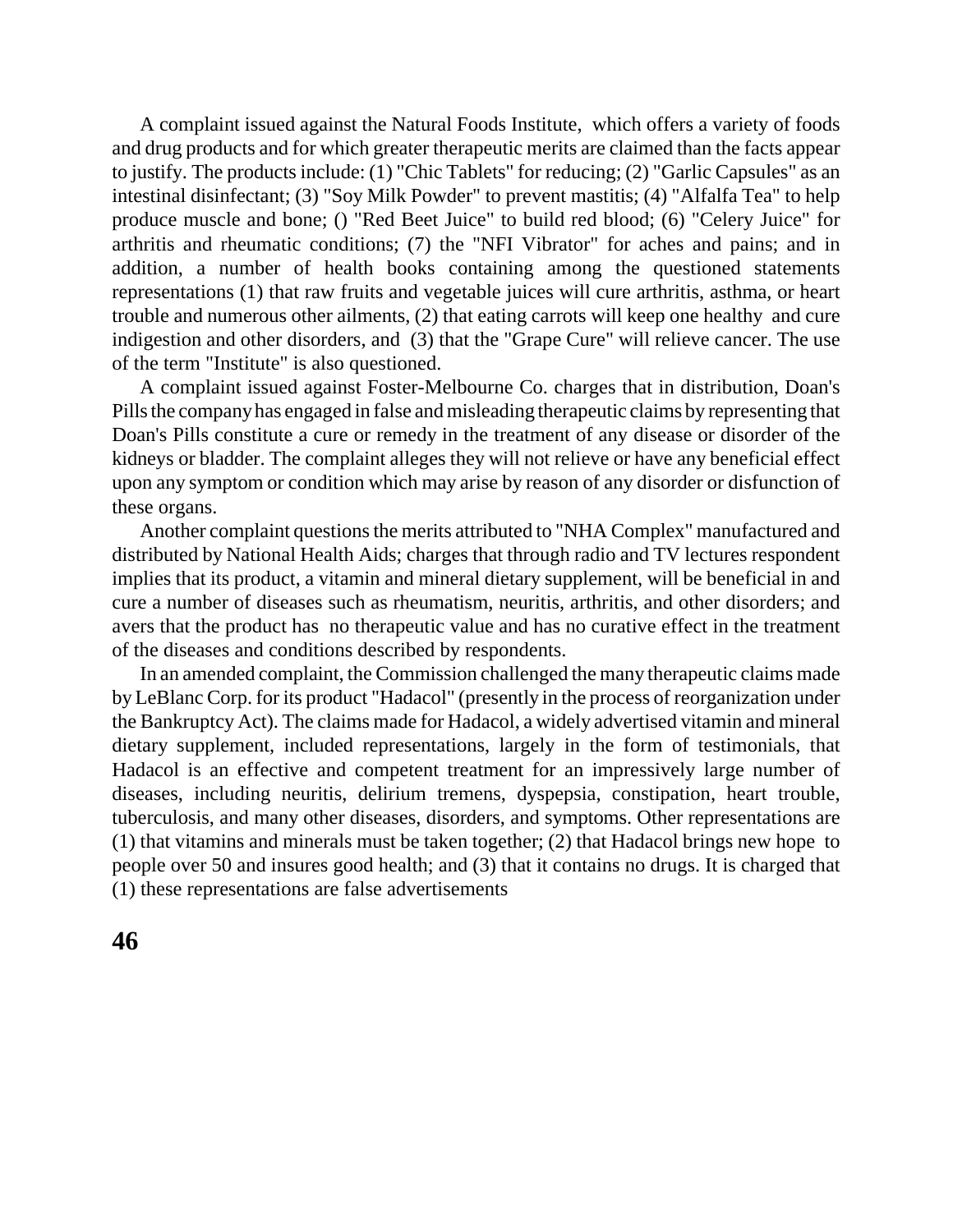A complaint issued against the Natural Foods Institute, which offers a variety of foods and drug products and for which greater therapeutic merits are claimed than the facts appear to justify. The products include: (1) "Chic Tablets" for reducing; (2) "Garlic Capsules" as an intestinal disinfectant; (3) "Soy Milk Powder" to prevent mastitis; (4) "Alfalfa Tea" to help produce muscle and bone; () "Red Beet Juice" to build red blood; (6) "Celery Juice" for arthritis and rheumatic conditions; (7) the "NFI Vibrator" for aches and pains; and in addition, a number of health books containing among the questioned statements representations (1) that raw fruits and vegetable juices will cure arthritis, asthma, or heart trouble and numerous other ailments, (2) that eating carrots will keep one healthy and cure indigestion and other disorders, and (3) that the "Grape Cure" will relieve cancer. The use of the term "Institute" is also questioned.

A complaint issued against Foster-Melbourne Co. charges that in distribution, Doan's Pills the company has engaged in false and misleading therapeutic claims by representing that Doan's Pills constitute a cure or remedy in the treatment of any disease or disorder of the kidneys or bladder. The complaint alleges they will not relieve or have any beneficial effect upon any symptom or condition which may arise by reason of any disorder or disfunction of these organs.

Another complaint questions the merits attributed to "NHA Complex" manufactured and distributed by National Health Aids; charges that through radio and TV lectures respondent implies that its product, a vitamin and mineral dietary supplement, will be beneficial in and cure a number of diseases such as rheumatism, neuritis, arthritis, and other disorders; and avers that the product has no therapeutic value and has no curative effect in the treatment of the diseases and conditions described by respondents.

In an amended complaint, the Commission challenged the many therapeutic claims made by LeBlanc Corp. for its product "Hadacol" (presently in the process of reorganization under the Bankruptcy Act). The claims made for Hadacol, a widely advertised vitamin and mineral dietary supplement, included representations, largely in the form of testimonials, that Hadacol is an effective and competent treatment for an impressively large number of diseases, including neuritis, delirium tremens, dyspepsia, constipation, heart trouble, tuberculosis, and many other diseases, disorders, and symptoms. Other representations are (1) that vitamins and minerals must be taken together; (2) that Hadacol brings new hope to people over 50 and insures good health; and (3) that it contains no drugs. It is charged that (1) these representations are false advertisements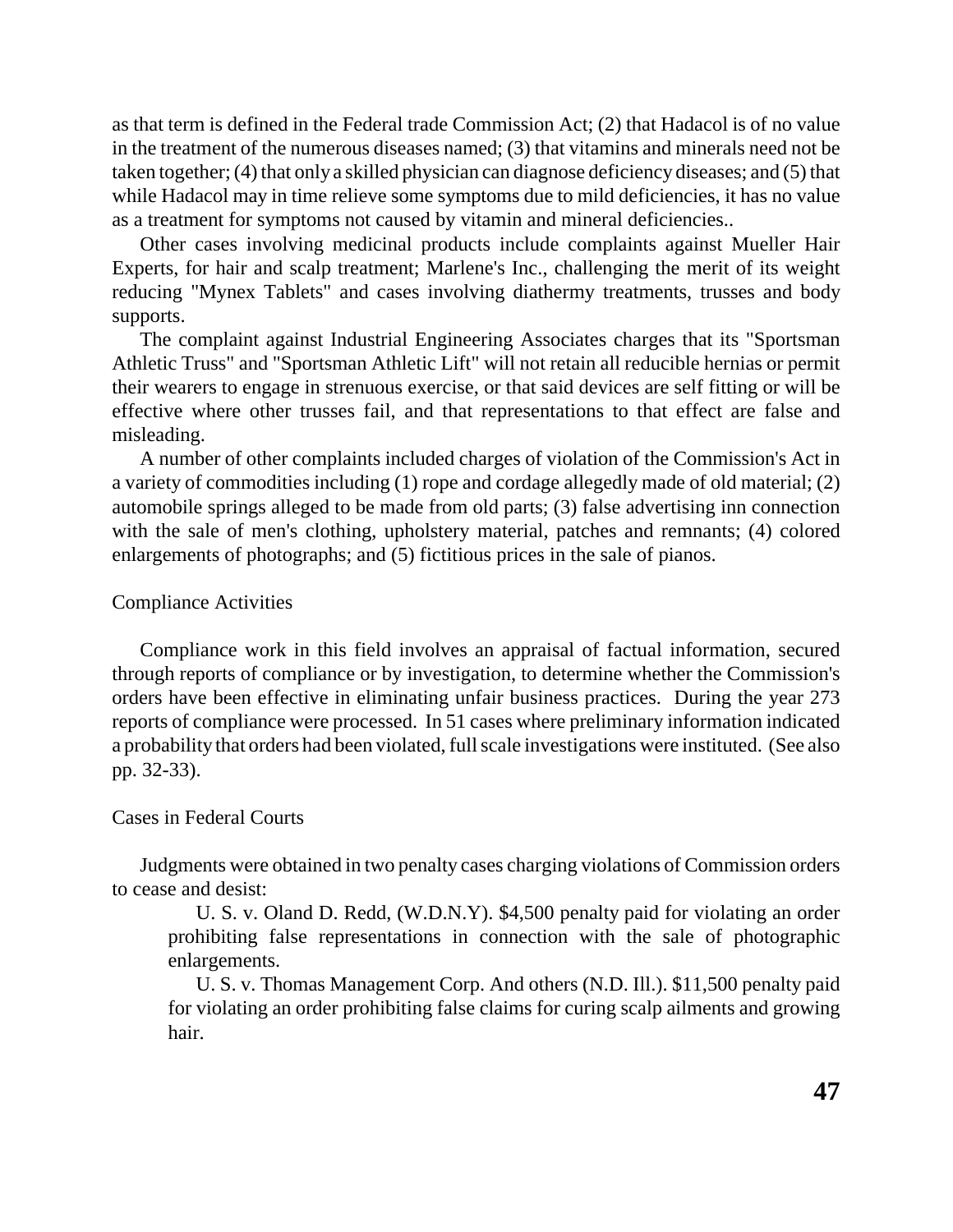as that term is defined in the Federal trade Commission Act; (2) that Hadacol is of no value in the treatment of the numerous diseases named; (3) that vitamins and minerals need not be taken together; (4) that only a skilled physician can diagnose deficiency diseases; and (5) that while Hadacol may in time relieve some symptoms due to mild deficiencies, it has no value as a treatment for symptoms not caused by vitamin and mineral deficiencies..

Other cases involving medicinal products include complaints against Mueller Hair Experts, for hair and scalp treatment; Marlene's Inc., challenging the merit of its weight reducing "Mynex Tablets" and cases involving diathermy treatments, trusses and body supports.

The complaint against Industrial Engineering Associates charges that its "Sportsman Athletic Truss" and "Sportsman Athletic Lift" will not retain all reducible hernias or permit their wearers to engage in strenuous exercise, or that said devices are self fitting or will be effective where other trusses fail, and that representations to that effect are false and misleading.

A number of other complaints included charges of violation of the Commission's Act in a variety of commodities including (1) rope and cordage allegedly made of old material; (2) automobile springs alleged to be made from old parts; (3) false advertising inn connection with the sale of men's clothing, upholstery material, patches and remnants; (4) colored enlargements of photographs; and (5) fictitious prices in the sale of pianos.

### Compliance Activities

Compliance work in this field involves an appraisal of factual information, secured through reports of compliance or by investigation, to determine whether the Commission's orders have been effective in eliminating unfair business practices. During the year 273 reports of compliance were processed. In 51 cases where preliminary information indicated a probability that orders had been violated, full scale investigations were instituted. (See also pp. 32-33).

### Cases in Federal Courts

Judgments were obtained in two penalty cases charging violations of Commission orders to cease and desist:

> U. S. v. Oland D. Redd, (W.D.N.Y). $4,500 penalty paid for violating an order prohibiting false representations in connection with the sale of photographic enlargements.
>
> U. S. v. Thomas Management Corp. And others (N.D. Ill.). $11,500 penalty paid for violating an order prohibiting false claims for curing scalp ailments and growing hair.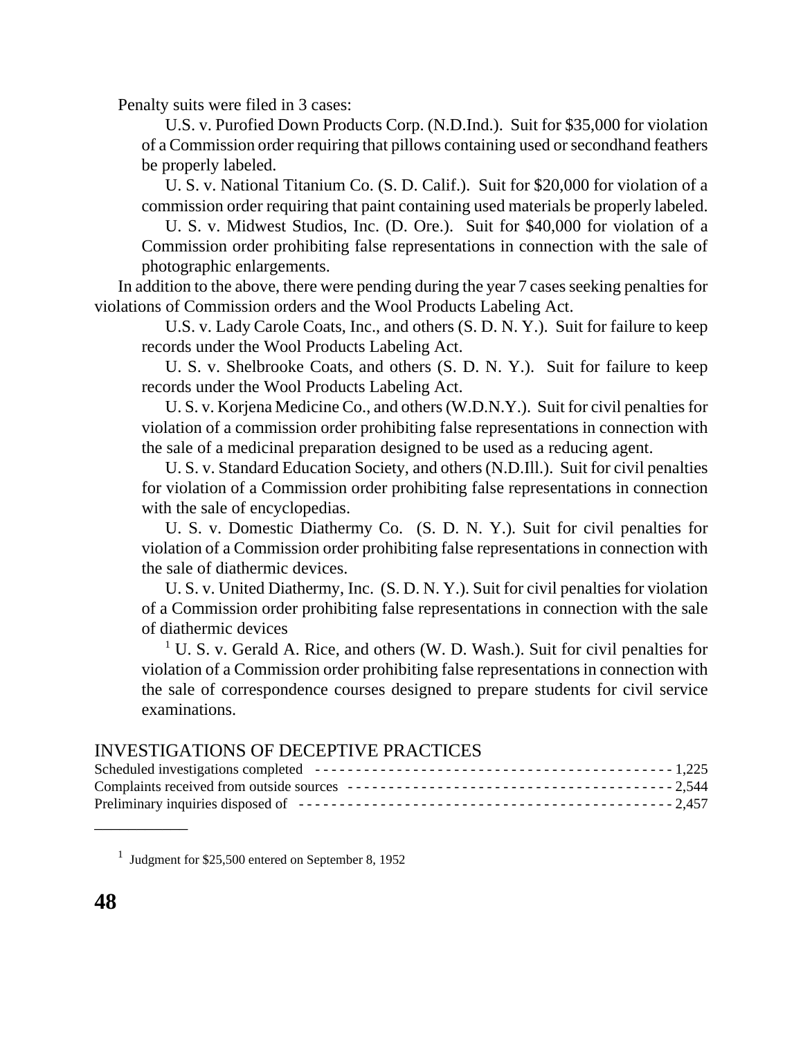Penalty suits were filed in 3 cases:

U.S. v. Purofied Down Products Corp. (N.D.Ind.). Suit for $35,000 for violation of a Commission order requiring that pillows containing used or secondhand feathers be properly labeled.

U. S. v. National Titanium Co. (S. D. Calif.). Suit for $20,000 for violation of a commission order requiring that paint containing used materials be properly labeled.

U. S. v. Midwest Studios, Inc. (D. Ore.). Suit for $40,000 for violation of a Commission order prohibiting false representations in connection with the sale of photographic enlargements.

In addition to the above, there were pending during the year 7 cases seeking penalties for violations of Commission orders and the Wool Products Labeling Act.

U.S. v. Lady Carole Coats, Inc., and others (S. D. N. Y.). Suit for failure to keep records under the Wool Products Labeling Act.

U. S. v. Shelbrooke Coats, and others (S. D. N. Y.). Suit for failure to keep records under the Wool Products Labeling Act.

U. S. v. Korjena Medicine Co., and others (W.D.N.Y.). Suit for civil penalties for violation of a commission order prohibiting false representations in connection with the sale of a medicinal preparation designed to be used as a reducing agent.

U. S. v. Standard Education Society, and others (N.D.Ill.). Suit for civil penalties for violation of a Commission order prohibiting false representations in connection with the sale of encyclopedias.

U. S. v. Domestic Diathermy Co. (S. D. N. Y.). Suit for civil penalties for violation of a Commission order prohibiting false representations in connection with the sale of diathermic devices.

U. S. v. United Diathermy, Inc. (S. D. N. Y.). Suit for civil penalties for violation of a Commission order prohibiting false representations in connection with the sale of diathermic devices

[1] U. S. v. Gerald A. Rice, and others (W. D. Wash.). Suit for civil penalties for violation of a Commission order prohibiting false representations in connection with the sale of correspondence courses designed to prepare students for civil service examinations.

## INVESTIGATIONS OF DECEPTIVE PRACTICES

| | |
|---|---|
| Scheduled investigations completed | 1,225 |
| Complaints received from outside sources | 2,544 |
| Preliminary inquiries disposed of | 2,457 |

[1] Judgment for $25,500 entered on September 8, 1952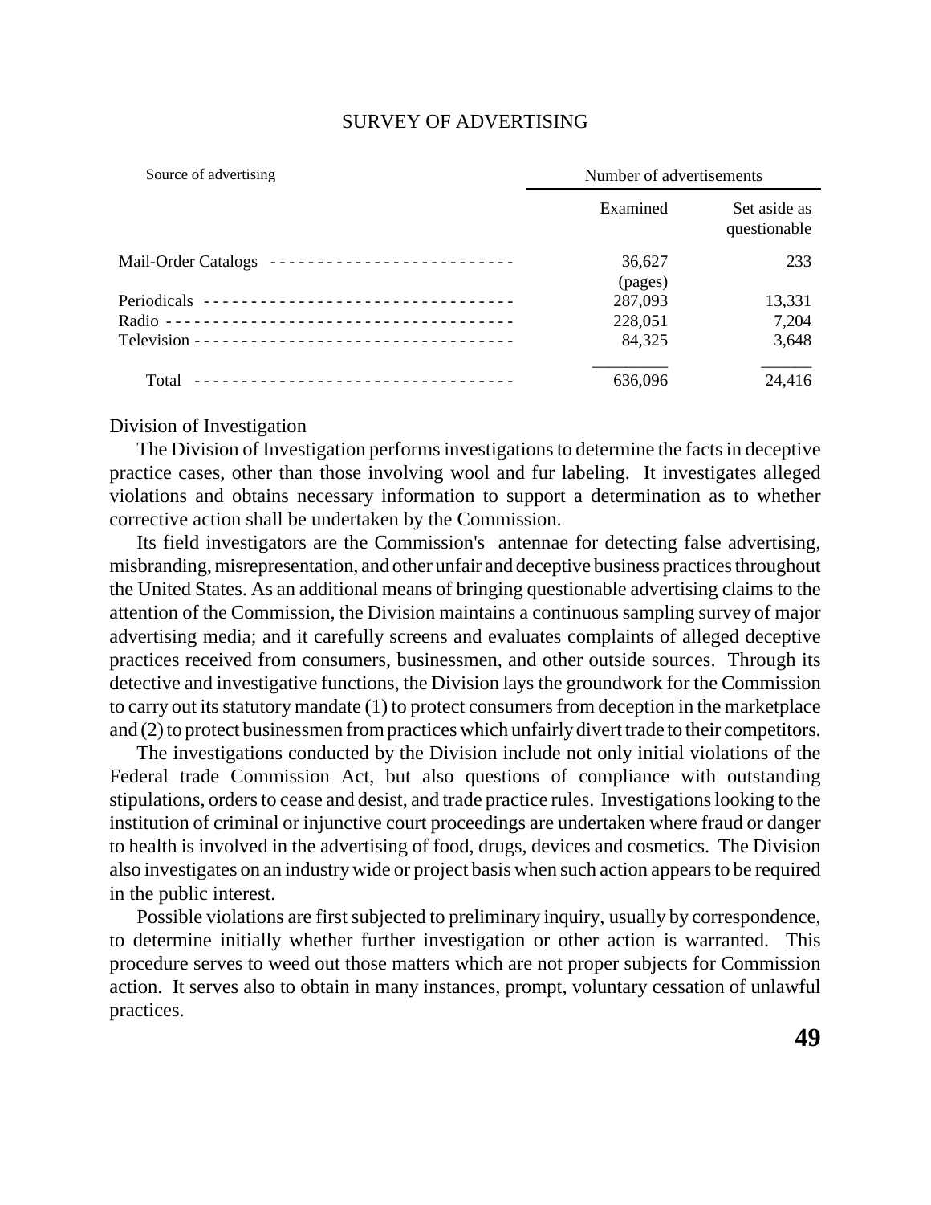## SURVEY OF ADVERTISING

| Source of advertising | Number of advertisements | |
|---|---|---|
| | Examined | Set aside as questionable |
| Mail-Order Catalogs | 36,627 (pages) | 233 |
| Periodicals | 287,093 | 13,331 |
| Radio | 228,051 | 7,204 |
| Television | 84,325 | 3,648 |
| Total | 636,096 | 24,416 |

### Division of Investigation

The Division of Investigation performs investigations to determine the facts in deceptive practice cases, other than those involving wool and fur labeling. It investigates alleged violations and obtains necessary information to support a determination as to whether corrective action shall be undertaken by the Commission.

Its field investigators are the Commission's antennae for detecting false advertising, misbranding, misrepresentation, and other unfair and deceptive business practices throughout the United States. As an additional means of bringing questionable advertising claims to the attention of the Commission, the Division maintains a continuous sampling survey of major advertising media; and it carefully screens and evaluates complaints of alleged deceptive practices received from consumers, businessmen, and other outside sources. Through its detective and investigative functions, the Division lays the groundwork for the Commission to carry out its statutory mandate (1) to protect consumers from deception in the marketplace and (2) to protect businessmen from practices which unfairly divert trade to their competitors.

The investigations conducted by the Division include not only initial violations of the Federal trade Commission Act, but also questions of compliance with outstanding stipulations, orders to cease and desist, and trade practice rules. Investigations looking to the institution of criminal or injunctive court proceedings are undertaken where fraud or danger to health is involved in the advertising of food, drugs, devices and cosmetics. The Division also investigates on an industry wide or project basis when such action appears to be required in the public interest.

Possible violations are first subjected to preliminary inquiry, usually by correspondence, to determine initially whether further investigation or other action is warranted. This procedure serves to weed out those matters which are not proper subjects for Commission action. It serves also to obtain in many instances, prompt, voluntary cessation of unlawful practices.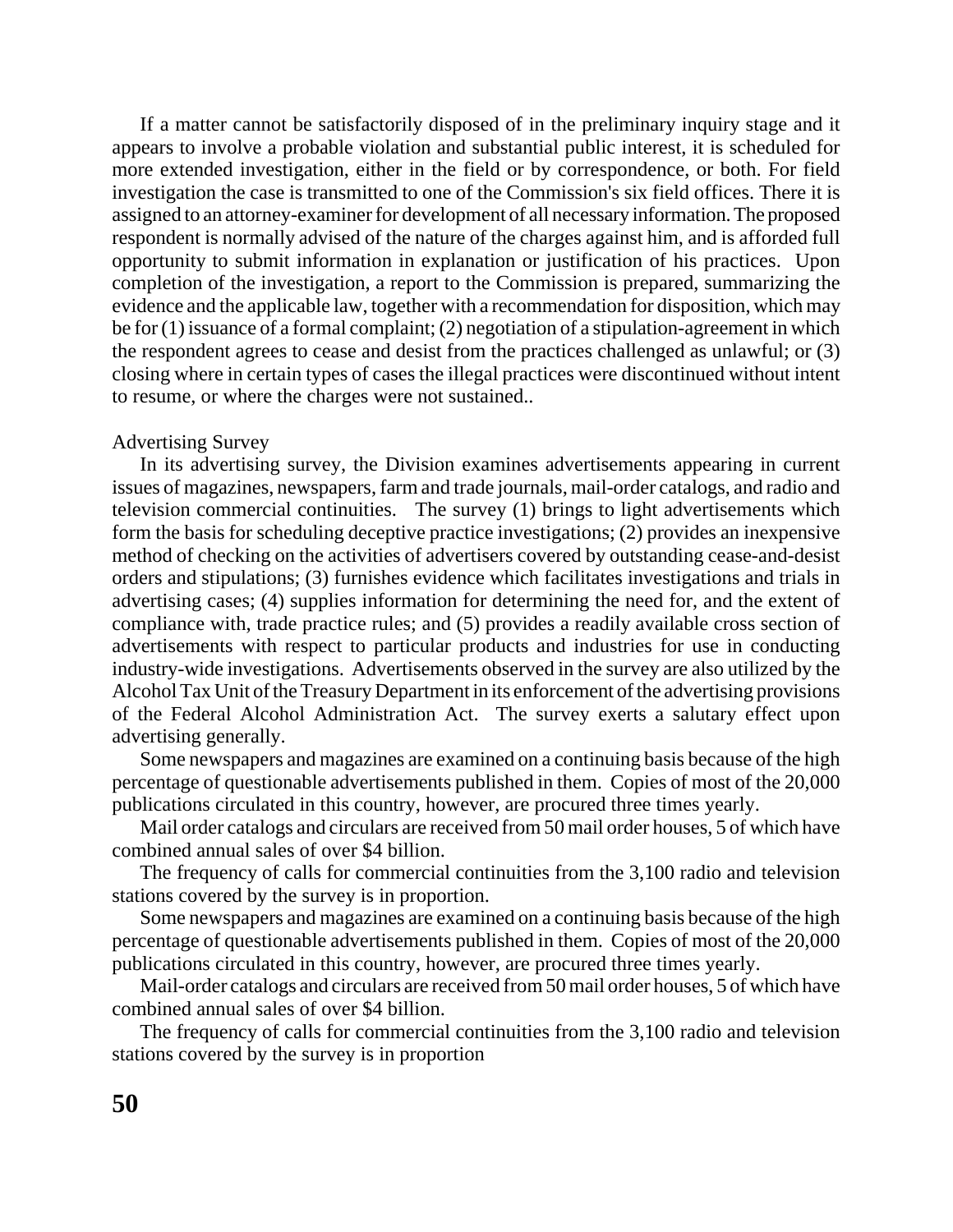If a matter cannot be satisfactorily disposed of in the preliminary inquiry stage and it appears to involve a probable violation and substantial public interest, it is scheduled for more extended investigation, either in the field or by correspondence, or both. For field investigation the case is transmitted to one of the Commission's six field offices. There it is assigned to an attorney-examiner for development of all necessary information. The proposed respondent is normally advised of the nature of the charges against him, and is afforded full opportunity to submit information in explanation or justification of his practices. Upon completion of the investigation, a report to the Commission is prepared, summarizing the evidence and the applicable law, together with a recommendation for disposition, which may be for (1) issuance of a formal complaint; (2) negotiation of a stipulation-agreement in which the respondent agrees to cease and desist from the practices challenged as unlawful; or (3) closing where in certain types of cases the illegal practices were discontinued without intent to resume, or where the charges were not sustained..

Advertising Survey

In its advertising survey, the Division examines advertisements appearing in current issues of magazines, newspapers, farm and trade journals, mail-order catalogs, and radio and television commercial continuities. The survey (1) brings to light advertisements which form the basis for scheduling deceptive practice investigations; (2) provides an inexpensive method of checking on the activities of advertisers covered by outstanding cease-and-desist orders and stipulations; (3) furnishes evidence which facilitates investigations and trials in advertising cases; (4) supplies information for determining the need for, and the extent of compliance with, trade practice rules; and (5) provides a readily available cross section of advertisements with respect to particular products and industries for use in conducting industry-wide investigations. Advertisements observed in the survey are also utilized by the Alcohol Tax Unit of the Treasury Department in its enforcement of the advertising provisions of the Federal Alcohol Administration Act. The survey exerts a salutary effect upon advertising generally.

Some newspapers and magazines are examined on a continuing basis because of the high percentage of questionable advertisements published in them. Copies of most of the 20,000 publications circulated in this country, however, are procured three times yearly.

Mail order catalogs and circulars are received from 50 mail order houses, 5 of which have combined annual sales of over $4 billion.

The frequency of calls for commercial continuities from the 3,100 radio and television stations covered by the survey is in proportion.

Some newspapers and magazines are examined on a continuing basis because of the high percentage of questionable advertisements published in them. Copies of most of the 20,000 publications circulated in this country, however, are procured three times yearly.

Mail-order catalogs and circulars are received from 50 mail order houses, 5 of which have combined annual sales of over $4 billion.

The frequency of calls for commercial continuities from the 3,100 radio and television stations covered by the survey is in proportion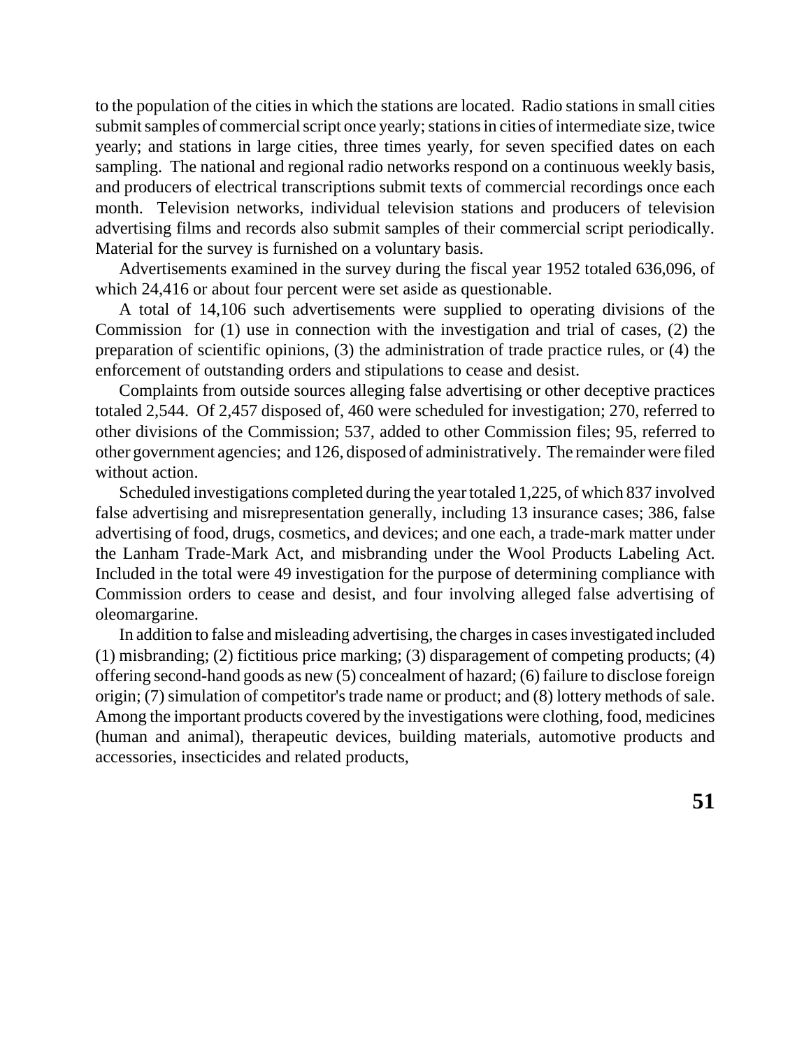to the population of the cities in which the stations are located. Radio stations in small cities submit samples of commercial script once yearly; stations in cities of intermediate size, twice yearly; and stations in large cities, three times yearly, for seven specified dates on each sampling. The national and regional radio networks respond on a continuous weekly basis, and producers of electrical transcriptions submit texts of commercial recordings once each month. Television networks, individual television stations and producers of television advertising films and records also submit samples of their commercial script periodically. Material for the survey is furnished on a voluntary basis.

Advertisements examined in the survey during the fiscal year 1952 totaled 636,096, of which 24,416 or about four percent were set aside as questionable.

A total of 14,106 such advertisements were supplied to operating divisions of the Commission for (1) use in connection with the investigation and trial of cases, (2) the preparation of scientific opinions, (3) the administration of trade practice rules, or (4) the enforcement of outstanding orders and stipulations to cease and desist.

Complaints from outside sources alleging false advertising or other deceptive practices totaled 2,544. Of 2,457 disposed of, 460 were scheduled for investigation; 270, referred to other divisions of the Commission; 537, added to other Commission files; 95, referred to other government agencies; and 126, disposed of administratively. The remainder were filed without action.

Scheduled investigations completed during the year totaled 1,225, of which 837 involved false advertising and misrepresentation generally, including 13 insurance cases; 386, false advertising of food, drugs, cosmetics, and devices; and one each, a trade-mark matter under the Lanham Trade-Mark Act, and misbranding under the Wool Products Labeling Act. Included in the total were 49 investigation for the purpose of determining compliance with Commission orders to cease and desist, and four involving alleged false advertising of oleomargarine.

In addition to false and misleading advertising, the charges in cases investigated included (1) misbranding; (2) fictitious price marking; (3) disparagement of competing products; (4) offering second-hand goods as new (5) concealment of hazard; (6) failure to disclose foreign origin; (7) simulation of competitor's trade name or product; and (8) lottery methods of sale. Among the important products covered by the investigations were clothing, food, medicines (human and animal), therapeutic devices, building materials, automotive products and accessories, insecticides and related products,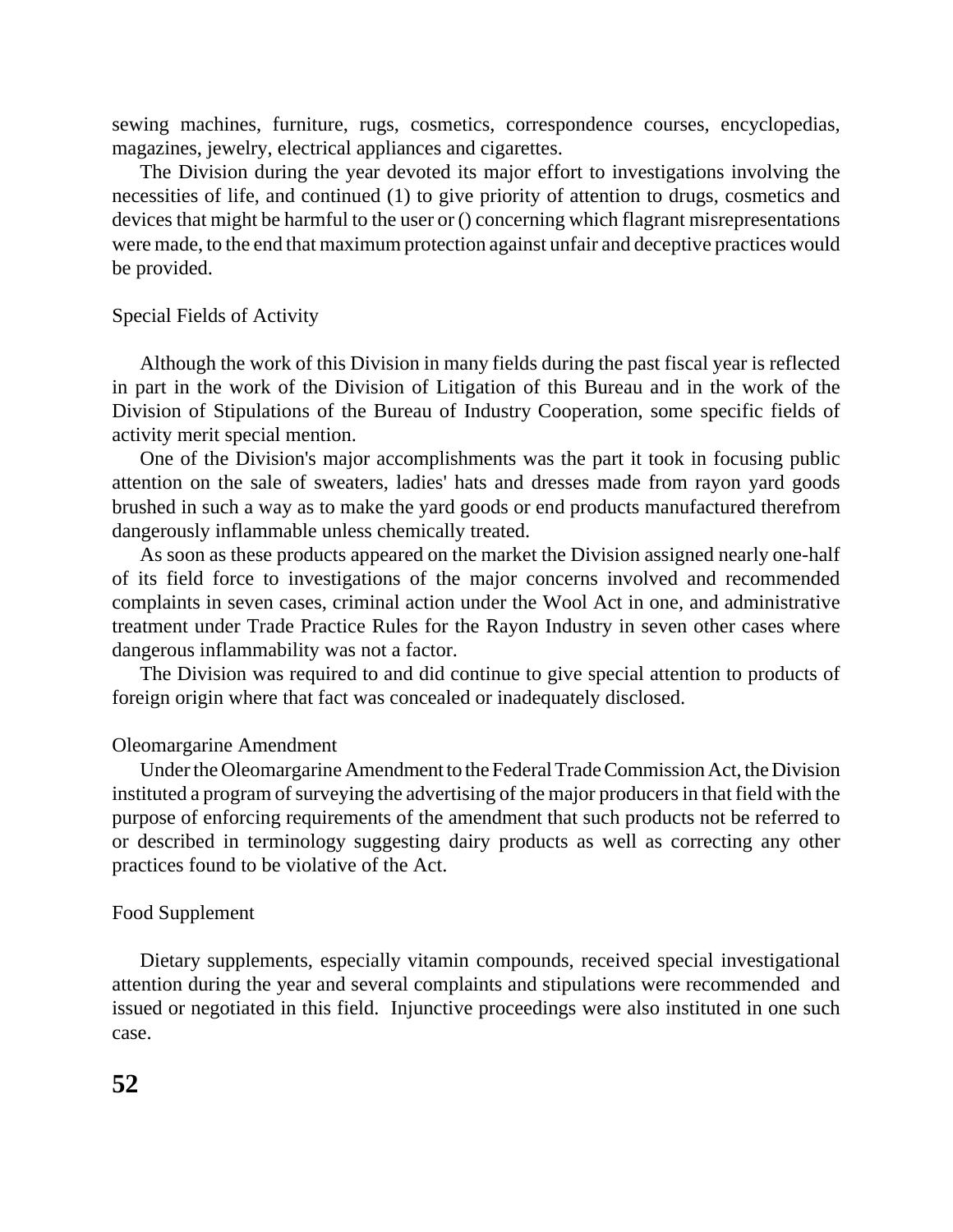sewing machines, furniture, rugs, cosmetics, correspondence courses, encyclopedias, magazines, jewelry, electrical appliances and cigarettes.

The Division during the year devoted its major effort to investigations involving the necessities of life, and continued (1) to give priority of attention to drugs, cosmetics and devices that might be harmful to the user or () concerning which flagrant misrepresentations were made, to the end that maximum protection against unfair and deceptive practices would be provided.

### Special Fields of Activity

Although the work of this Division in many fields during the past fiscal year is reflected in part in the work of the Division of Litigation of this Bureau and in the work of the Division of Stipulations of the Bureau of Industry Cooperation, some specific fields of activity merit special mention.

One of the Division's major accomplishments was the part it took in focusing public attention on the sale of sweaters, ladies' hats and dresses made from rayon yard goods brushed in such a way as to make the yard goods or end products manufactured therefrom dangerously inflammable unless chemically treated.

As soon as these products appeared on the market the Division assigned nearly one-half of its field force to investigations of the major concerns involved and recommended complaints in seven cases, criminal action under the Wool Act in one, and administrative treatment under Trade Practice Rules for the Rayon Industry in seven other cases where dangerous inflammability was not a factor.

The Division was required to and did continue to give special attention to products of foreign origin where that fact was concealed or inadequately disclosed.

### Oleomargarine Amendment

Under the Oleomargarine Amendment to the Federal Trade Commission Act, the Division instituted a program of surveying the advertising of the major producers in that field with the purpose of enforcing requirements of the amendment that such products not be referred to or described in terminology suggesting dairy products as well as correcting any other practices found to be violative of the Act.

### Food Supplement

Dietary supplements, especially vitamin compounds, received special investigational attention during the year and several complaints and stipulations were recommended and issued or negotiated in this field. Injunctive proceedings were also instituted in one such case.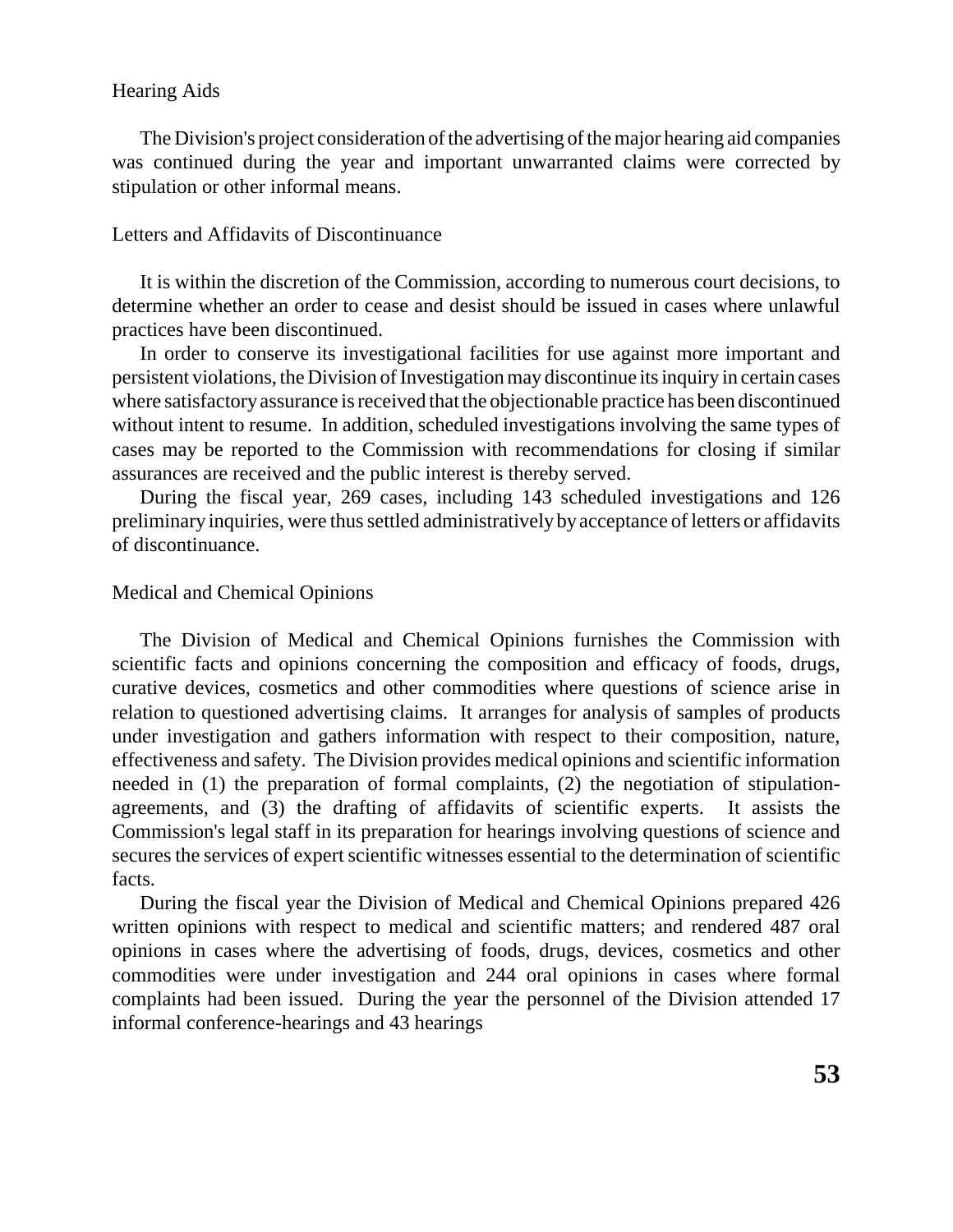### Hearing Aids

The Division's project consideration of the advertising of the major hearing aid companies was continued during the year and important unwarranted claims were corrected by stipulation or other informal means.

### Letters and Affidavits of Discontinuance

It is within the discretion of the Commission, according to numerous court decisions, to determine whether an order to cease and desist should be issued in cases where unlawful practices have been discontinued.

In order to conserve its investigational facilities for use against more important and persistent violations, the Division of Investigation may discontinue its inquiry in certain cases where satisfactory assurance is received that the objectionable practice has been discontinued without intent to resume. In addition, scheduled investigations involving the same types of cases may be reported to the Commission with recommendations for closing if similar assurances are received and the public interest is thereby served.

During the fiscal year, 269 cases, including 143 scheduled investigations and 126 preliminary inquiries, were thus settled administratively by acceptance of letters or affidavits of discontinuance.

### Medical and Chemical Opinions

The Division of Medical and Chemical Opinions furnishes the Commission with scientific facts and opinions concerning the composition and efficacy of foods, drugs, curative devices, cosmetics and other commodities where questions of science arise in relation to questioned advertising claims. It arranges for analysis of samples of products under investigation and gathers information with respect to their composition, nature, effectiveness and safety. The Division provides medical opinions and scientific information needed in (1) the preparation of formal complaints, (2) the negotiation of stipulation-agreements, and (3) the drafting of affidavits of scientific experts. It assists the Commission's legal staff in its preparation for hearings involving questions of science and secures the services of expert scientific witnesses essential to the determination of scientific facts.

During the fiscal year the Division of Medical and Chemical Opinions prepared 426 written opinions with respect to medical and scientific matters; and rendered 487 oral opinions in cases where the advertising of foods, drugs, devices, cosmetics and other commodities were under investigation and 244 oral opinions in cases where formal complaints had been issued. During the year the personnel of the Division attended 17 informal conference-hearings and 43 hearings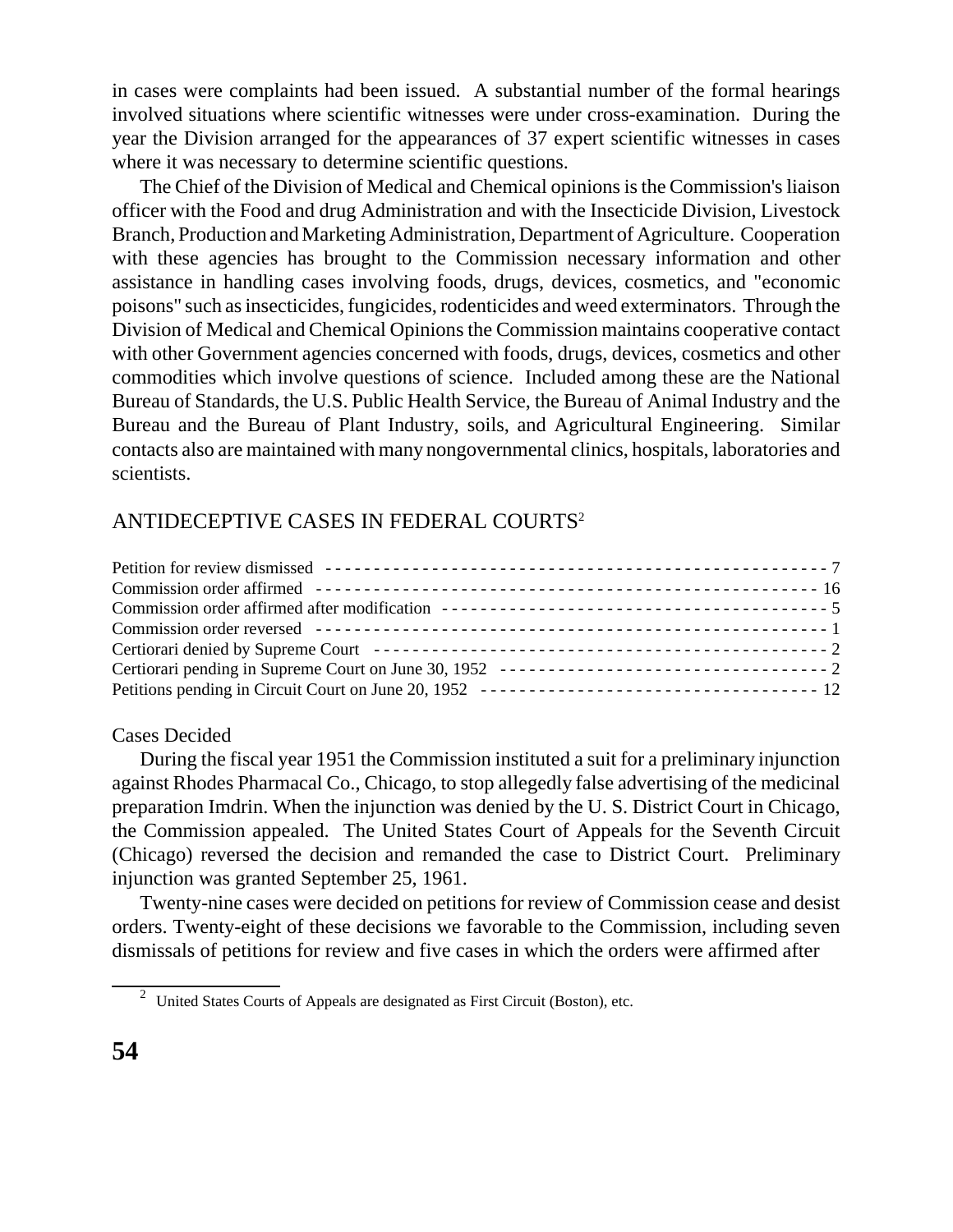in cases were complaints had been issued. A substantial number of the formal hearings involved situations where scientific witnesses were under cross-examination. During the year the Division arranged for the appearances of 37 expert scientific witnesses in cases where it was necessary to determine scientific questions.

The Chief of the Division of Medical and Chemical opinions is the Commission's liaison officer with the Food and drug Administration and with the Insecticide Division, Livestock Branch, Production and Marketing Administration, Department of Agriculture. Cooperation with these agencies has brought to the Commission necessary information and other assistance in handling cases involving foods, drugs, devices, cosmetics, and "economic poisons" such as insecticides, fungicides, rodenticides and weed exterminators. Through the Division of Medical and Chemical Opinions the Commission maintains cooperative contact with other Government agencies concerned with foods, drugs, devices, cosmetics and other commodities which involve questions of science. Included among these are the National Bureau of Standards, the U.S. Public Health Service, the Bureau of Animal Industry and the Bureau and the Bureau of Plant Industry, soils, and Agricultural Engineering. Similar contacts also are maintained with many nongovernmental clinics, hospitals, laboratories and scientists.

## ANTIDECEPTIVE CASES IN FEDERAL COURTS[2]

| | |
|---|---|
| Petition for review dismissed | 7 |
| Commission order affirmed | 16 |
| Commission order affirmed after modification | 5 |
| Commission order reversed | 1 |
| Certiorari denied by Supreme Court | 2 |
| Certiorari pending in Supreme Court on June 30, 1952 | 2 |
| Petitions pending in Circuit Court on June 20, 1952 | 12 |

### Cases Decided

During the fiscal year 1951 the Commission instituted a suit for a preliminary injunction against Rhodes Pharmacal Co., Chicago, to stop allegedly false advertising of the medicinal preparation Imdrin. When the injunction was denied by the U. S. District Court in Chicago, the Commission appealed. The United States Court of Appeals for the Seventh Circuit (Chicago) reversed the decision and remanded the case to District Court. Preliminary injunction was granted September 25, 1961.

Twenty-nine cases were decided on petitions for review of Commission cease and desist orders. Twenty-eight of these decisions we favorable to the Commission, including seven dismissals of petitions for review and five cases in which the orders were affirmed after

[2] United States Courts of Appeals are designated as First Circuit (Boston), etc.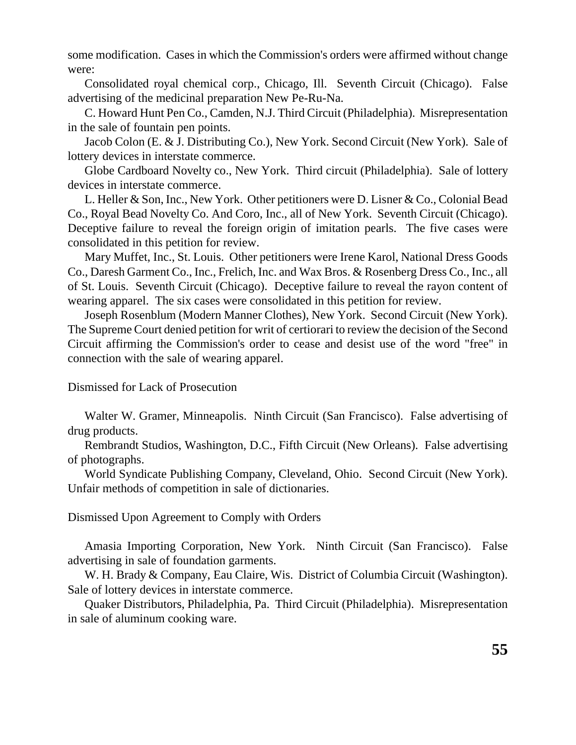some modification. Cases in which the Commission's orders were affirmed without change were:

Consolidated royal chemical corp., Chicago, Ill. Seventh Circuit (Chicago). False advertising of the medicinal preparation New Pe-Ru-Na.

C. Howard Hunt Pen Co., Camden, N.J. Third Circuit (Philadelphia). Misrepresentation in the sale of fountain pen points.

Jacob Colon (E. & J. Distributing Co.), New York. Second Circuit (New York). Sale of lottery devices in interstate commerce.

Globe Cardboard Novelty co., New York. Third circuit (Philadelphia). Sale of lottery devices in interstate commerce.

L. Heller & Son, Inc., New York. Other petitioners were D. Lisner & Co., Colonial Bead Co., Royal Bead Novelty Co. And Coro, Inc., all of New York. Seventh Circuit (Chicago). Deceptive failure to reveal the foreign origin of imitation pearls. The five cases were consolidated in this petition for review.

Mary Muffet, Inc., St. Louis. Other petitioners were Irene Karol, National Dress Goods Co., Daresh Garment Co., Inc., Frelich, Inc. and Wax Bros. & Rosenberg Dress Co., Inc., all of St. Louis. Seventh Circuit (Chicago). Deceptive failure to reveal the rayon content of wearing apparel. The six cases were consolidated in this petition for review.

Joseph Rosenblum (Modern Manner Clothes), New York. Second Circuit (New York). The Supreme Court denied petition for writ of certiorari to review the decision of the Second Circuit affirming the Commission's order to cease and desist use of the word "free" in connection with the sale of wearing apparel.

Dismissed for Lack of Prosecution

Walter W. Gramer, Minneapolis. Ninth Circuit (San Francisco). False advertising of drug products.

Rembrandt Studios, Washington, D.C., Fifth Circuit (New Orleans). False advertising of photographs.

World Syndicate Publishing Company, Cleveland, Ohio. Second Circuit (New York). Unfair methods of competition in sale of dictionaries.

Dismissed Upon Agreement to Comply with Orders

Amasia Importing Corporation, New York. Ninth Circuit (San Francisco). False advertising in sale of foundation garments.

W. H. Brady & Company, Eau Claire, Wis. District of Columbia Circuit (Washington). Sale of lottery devices in interstate commerce.

Quaker Distributors, Philadelphia, Pa. Third Circuit (Philadelphia). Misrepresentation in sale of aluminum cooking ware.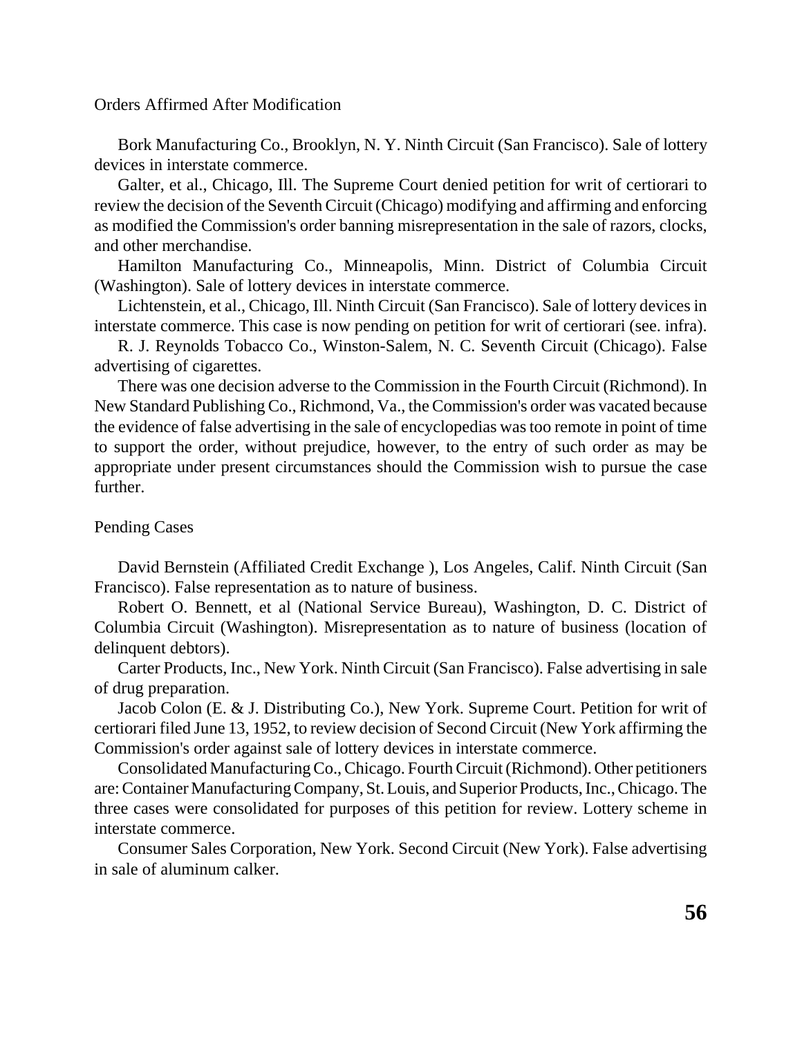Orders Affirmed After Modification

Bork Manufacturing Co., Brooklyn, N. Y. Ninth Circuit (San Francisco). Sale of lottery devices in interstate commerce.

Galter, et al., Chicago, Ill. The Supreme Court denied petition for writ of certiorari to review the decision of the Seventh Circuit (Chicago) modifying and affirming and enforcing as modified the Commission's order banning misrepresentation in the sale of razors, clocks, and other merchandise.

Hamilton Manufacturing Co., Minneapolis, Minn. District of Columbia Circuit (Washington). Sale of lottery devices in interstate commerce.

Lichtenstein, et al., Chicago, Ill. Ninth Circuit (San Francisco). Sale of lottery devices in interstate commerce. This case is now pending on petition for writ of certiorari (see. infra).

R. J. Reynolds Tobacco Co., Winston-Salem, N. C. Seventh Circuit (Chicago). False advertising of cigarettes.

There was one decision adverse to the Commission in the Fourth Circuit (Richmond). In New Standard Publishing Co., Richmond, Va., the Commission's order was vacated because the evidence of false advertising in the sale of encyclopedias was too remote in point of time to support the order, without prejudice, however, to the entry of such order as may be appropriate under present circumstances should the Commission wish to pursue the case further.

Pending Cases

David Bernstein (Affiliated Credit Exchange ), Los Angeles, Calif. Ninth Circuit (San Francisco). False representation as to nature of business.

Robert O. Bennett, et al (National Service Bureau), Washington, D. C. District of Columbia Circuit (Washington). Misrepresentation as to nature of business (location of delinquent debtors).

Carter Products, Inc., New York. Ninth Circuit (San Francisco). False advertising in sale of drug preparation.

Jacob Colon (E. & J. Distributing Co.), New York. Supreme Court. Petition for writ of certiorari filed June 13, 1952, to review decision of Second Circuit (New York affirming the Commission's order against sale of lottery devices in interstate commerce.

Consolidated Manufacturing Co., Chicago. Fourth Circuit (Richmond). Other petitioners are: Container Manufacturing Company, St. Louis, and Superior Products, Inc., Chicago. The three cases were consolidated for purposes of this petition for review. Lottery scheme in interstate commerce.

Consumer Sales Corporation, New York. Second Circuit (New York). False advertising in sale of aluminum calker.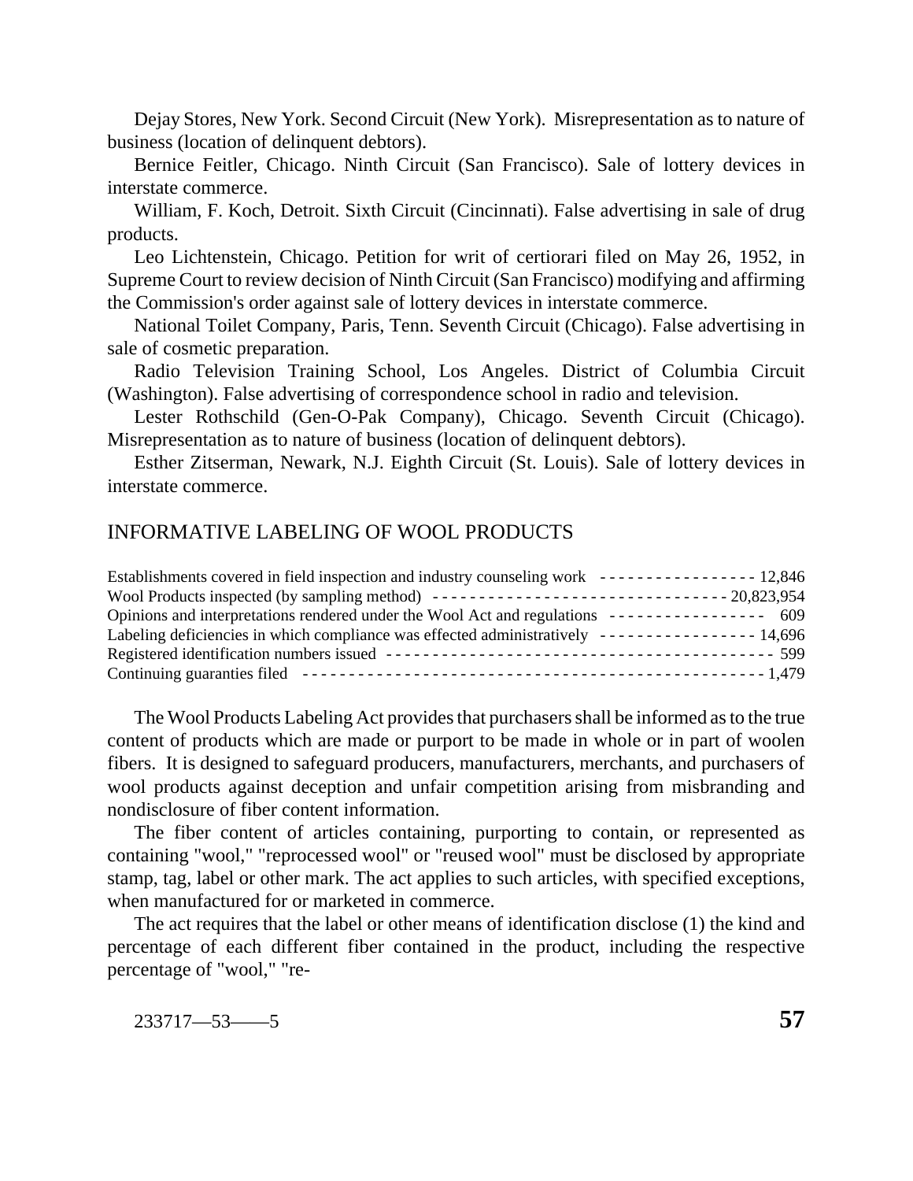Dejay Stores, New York. Second Circuit (New York). Misrepresentation as to nature of business (location of delinquent debtors).

Bernice Feitler, Chicago. Ninth Circuit (San Francisco). Sale of lottery devices in interstate commerce.

William, F. Koch, Detroit. Sixth Circuit (Cincinnati). False advertising in sale of drug products.

Leo Lichtenstein, Chicago. Petition for writ of certiorari filed on May 26, 1952, in Supreme Court to review decision of Ninth Circuit (San Francisco) modifying and affirming the Commission's order against sale of lottery devices in interstate commerce.

National Toilet Company, Paris, Tenn. Seventh Circuit (Chicago). False advertising in sale of cosmetic preparation.

Radio Television Training School, Los Angeles. District of Columbia Circuit (Washington). False advertising of correspondence school in radio and television.

Lester Rothschild (Gen-O-Pak Company), Chicago. Seventh Circuit (Chicago). Misrepresentation as to nature of business (location of delinquent debtors).

Esther Zitserman, Newark, N.J. Eighth Circuit (St. Louis). Sale of lottery devices in interstate commerce.

## INFORMATIVE LABELING OF WOOL PRODUCTS

| | |
|---|---|
| Establishments covered in field inspection and industry counseling work | 12,846 |
| Wool Products inspected (by sampling method) | 20,823,954 |
| Opinions and interpretations rendered under the Wool Act and regulations | 609 |
| Labeling deficiencies in which compliance was effected administratively | 14,696 |
| Registered identification numbers issued | 599 |
| Continuing guaranties filed | 1,479 |

The Wool Products Labeling Act provides that purchasers shall be informed as to the true content of products which are made or purport to be made in whole or in part of woolen fibers. It is designed to safeguard producers, manufacturers, merchants, and purchasers of wool products against deception and unfair competition arising from misbranding and nondisclosure of fiber content information.

The fiber content of articles containing, purporting to contain, or represented as containing "wool," "reprocessed wool" or "reused wool" must be disclosed by appropriate stamp, tag, label or other mark. The act applies to such articles, with specified exceptions, when manufactured for or marketed in commerce.

The act requires that the label or other means of identification disclose (1) the kind and percentage of each different fiber contained in the product, including the respective percentage of "wool," "re-

233717—53——5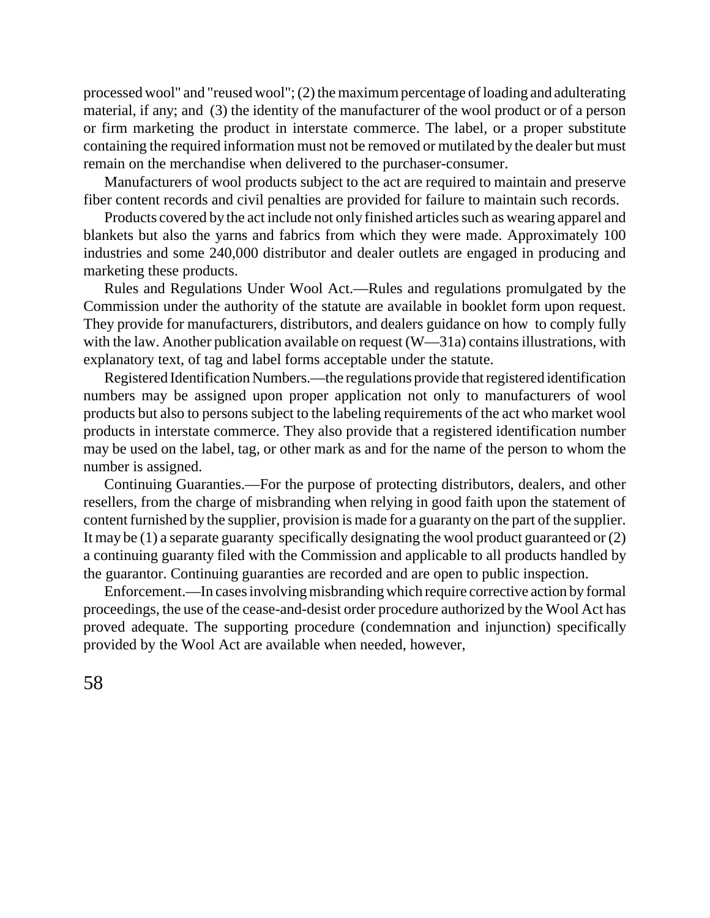processed wool" and "reused wool"; (2) the maximum percentage of loading and adulterating material, if any; and (3) the identity of the manufacturer of the wool product or of a person or firm marketing the product in interstate commerce. The label, or a proper substitute containing the required information must not be removed or mutilated by the dealer but must remain on the merchandise when delivered to the purchaser-consumer.

Manufacturers of wool products subject to the act are required to maintain and preserve fiber content records and civil penalties are provided for failure to maintain such records.

Products covered by the act include not only finished articles such as wearing apparel and blankets but also the yarns and fabrics from which they were made. Approximately 100 industries and some 240,000 distributor and dealer outlets are engaged in producing and marketing these products.

Rules and Regulations Under Wool Act.—Rules and regulations promulgated by the Commission under the authority of the statute are available in booklet form upon request. They provide for manufacturers, distributors, and dealers guidance on how to comply fully with the law. Another publication available on request (W—31a) contains illustrations, with explanatory text, of tag and label forms acceptable under the statute.

Registered Identification Numbers.—the regulations provide that registered identification numbers may be assigned upon proper application not only to manufacturers of wool products but also to persons subject to the labeling requirements of the act who market wool products in interstate commerce. They also provide that a registered identification number may be used on the label, tag, or other mark as and for the name of the person to whom the number is assigned.

Continuing Guaranties.—For the purpose of protecting distributors, dealers, and other resellers, from the charge of misbranding when relying in good faith upon the statement of content furnished by the supplier, provision is made for a guaranty on the part of the supplier. It may be (1) a separate guaranty specifically designating the wool product guaranteed or (2) a continuing guaranty filed with the Commission and applicable to all products handled by the guarantor. Continuing guaranties are recorded and are open to public inspection.

Enforcement.—In cases involving misbranding which require corrective action by formal proceedings, the use of the cease-and-desist order procedure authorized by the Wool Act has proved adequate. The supporting procedure (condemnation and injunction) specifically provided by the Wool Act are available when needed, however,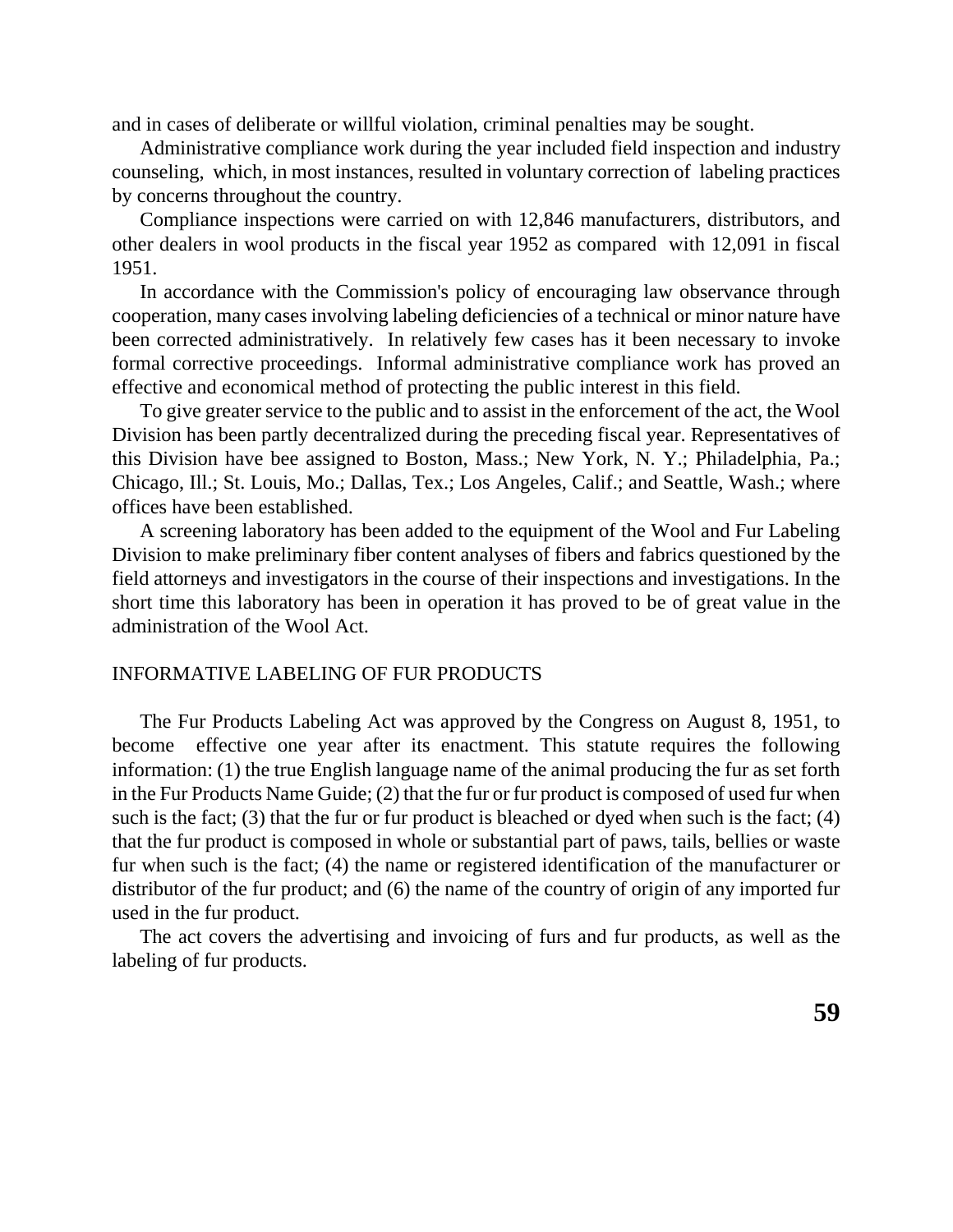and in cases of deliberate or willful violation, criminal penalties may be sought.

Administrative compliance work during the year included field inspection and industry counseling, which, in most instances, resulted in voluntary correction of labeling practices by concerns throughout the country.

Compliance inspections were carried on with 12,846 manufacturers, distributors, and other dealers in wool products in the fiscal year 1952 as compared with 12,091 in fiscal 1951.

In accordance with the Commission's policy of encouraging law observance through cooperation, many cases involving labeling deficiencies of a technical or minor nature have been corrected administratively. In relatively few cases has it been necessary to invoke formal corrective proceedings. Informal administrative compliance work has proved an effective and economical method of protecting the public interest in this field.

To give greater service to the public and to assist in the enforcement of the act, the Wool Division has been partly decentralized during the preceding fiscal year. Representatives of this Division have bee assigned to Boston, Mass.; New York, N. Y.; Philadelphia, Pa.; Chicago, Ill.; St. Louis, Mo.; Dallas, Tex.; Los Angeles, Calif.; and Seattle, Wash.; where offices have been established.

A screening laboratory has been added to the equipment of the Wool and Fur Labeling Division to make preliminary fiber content analyses of fibers and fabrics questioned by the field attorneys and investigators in the course of their inspections and investigations. In the short time this laboratory has been in operation it has proved to be of great value in the administration of the Wool Act.

## INFORMATIVE LABELING OF FUR PRODUCTS

The Fur Products Labeling Act was approved by the Congress on August 8, 1951, to become effective one year after its enactment. This statute requires the following information: (1) the true English language name of the animal producing the fur as set forth in the Fur Products Name Guide; (2) that the fur or fur product is composed of used fur when such is the fact; (3) that the fur or fur product is bleached or dyed when such is the fact; (4) that the fur product is composed in whole or substantial part of paws, tails, bellies or waste fur when such is the fact; (4) the name or registered identification of the manufacturer or distributor of the fur product; and (6) the name of the country of origin of any imported fur used in the fur product.

The act covers the advertising and invoicing of furs and fur products, as well as the labeling of fur products.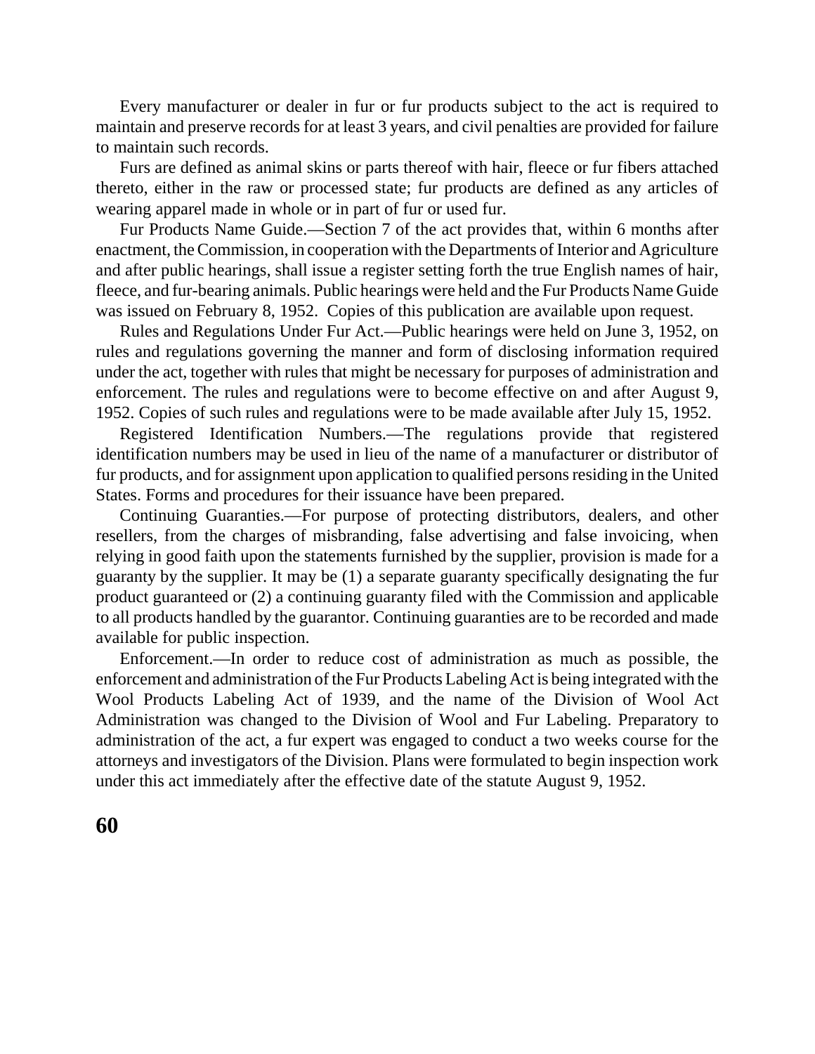Every manufacturer or dealer in fur or fur products subject to the act is required to maintain and preserve records for at least 3 years, and civil penalties are provided for failure to maintain such records.

Furs are defined as animal skins or parts thereof with hair, fleece or fur fibers attached thereto, either in the raw or processed state; fur products are defined as any articles of wearing apparel made in whole or in part of fur or used fur.

Fur Products Name Guide.—Section 7 of the act provides that, within 6 months after enactment, the Commission, in cooperation with the Departments of Interior and Agriculture and after public hearings, shall issue a register setting forth the true English names of hair, fleece, and fur-bearing animals. Public hearings were held and the Fur Products Name Guide was issued on February 8, 1952. Copies of this publication are available upon request.

Rules and Regulations Under Fur Act.—Public hearings were held on June 3, 1952, on rules and regulations governing the manner and form of disclosing information required under the act, together with rules that might be necessary for purposes of administration and enforcement. The rules and regulations were to become effective on and after August 9, 1952. Copies of such rules and regulations were to be made available after July 15, 1952.

Registered Identification Numbers.—The regulations provide that registered identification numbers may be used in lieu of the name of a manufacturer or distributor of fur products, and for assignment upon application to qualified persons residing in the United States. Forms and procedures for their issuance have been prepared.

Continuing Guaranties.—For purpose of protecting distributors, dealers, and other resellers, from the charges of misbranding, false advertising and false invoicing, when relying in good faith upon the statements furnished by the supplier, provision is made for a guaranty by the supplier. It may be (1) a separate guaranty specifically designating the fur product guaranteed or (2) a continuing guaranty filed with the Commission and applicable to all products handled by the guarantor. Continuing guaranties are to be recorded and made available for public inspection.

Enforcement.—In order to reduce cost of administration as much as possible, the enforcement and administration of the Fur Products Labeling Act is being integrated with the Wool Products Labeling Act of 1939, and the name of the Division of Wool Act Administration was changed to the Division of Wool and Fur Labeling. Preparatory to administration of the act, a fur expert was engaged to conduct a two weeks course for the attorneys and investigators of the Division. Plans were formulated to begin inspection work under this act immediately after the effective date of the statute August 9, 1952.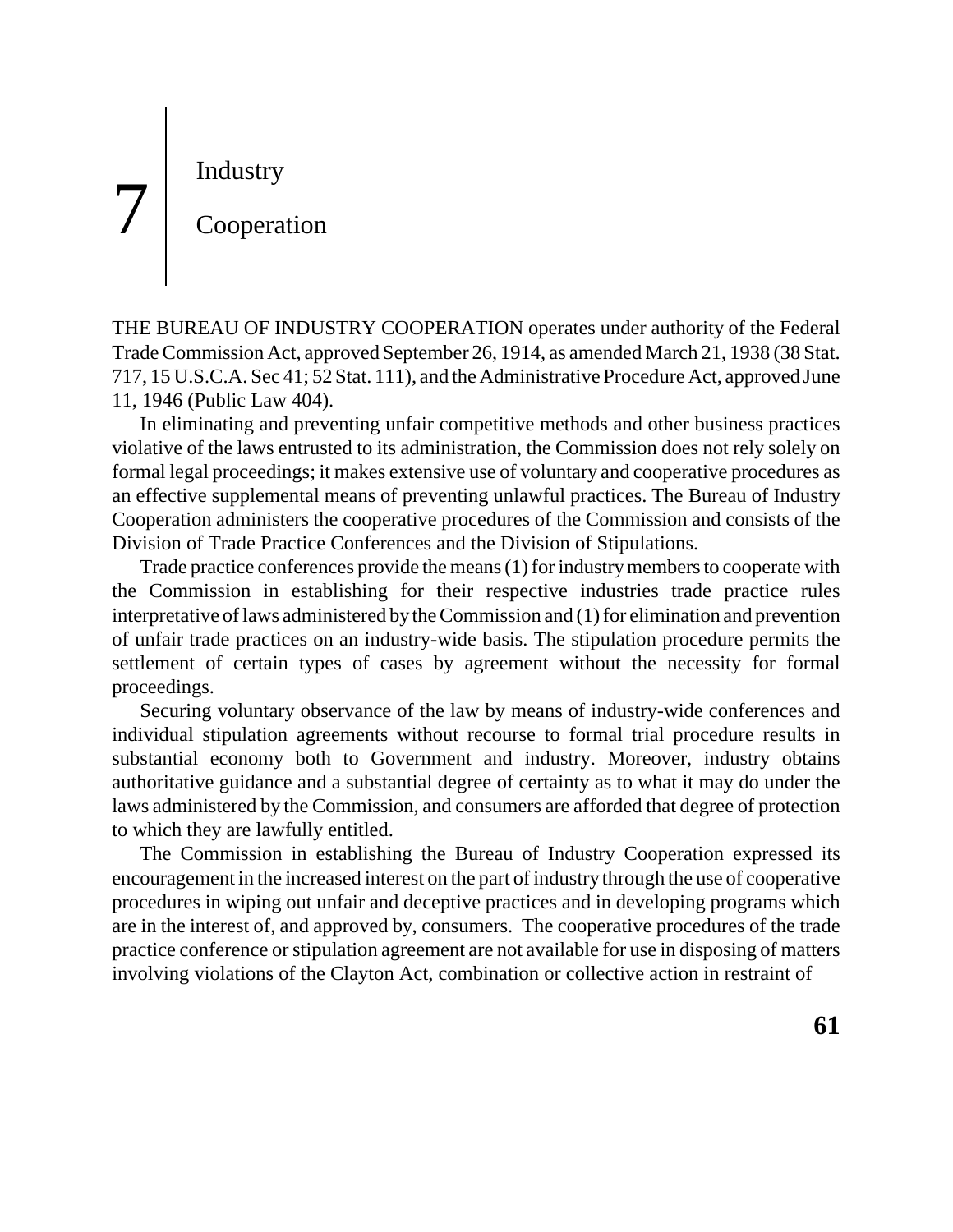# 7 Industry Cooperation

THE BUREAU OF INDUSTRY COOPERATION operates under authority of the Federal Trade Commission Act, approved September 26, 1914, as amended March 21, 1938 (38 Stat. 717, 15 U.S.C.A. Sec 41; 52 Stat. 111), and the Administrative Procedure Act, approved June 11, 1946 (Public Law 404).

In eliminating and preventing unfair competitive methods and other business practices violative of the laws entrusted to its administration, the Commission does not rely solely on formal legal proceedings; it makes extensive use of voluntary and cooperative procedures as an effective supplemental means of preventing unlawful practices. The Bureau of Industry Cooperation administers the cooperative procedures of the Commission and consists of the Division of Trade Practice Conferences and the Division of Stipulations.

Trade practice conferences provide the means (1) for industry members to cooperate with the Commission in establishing for their respective industries trade practice rules interpretative of laws administered by the Commission and (1) for elimination and prevention of unfair trade practices on an industry-wide basis. The stipulation procedure permits the settlement of certain types of cases by agreement without the necessity for formal proceedings.

Securing voluntary observance of the law by means of industry-wide conferences and individual stipulation agreements without recourse to formal trial procedure results in substantial economy both to Government and industry. Moreover, industry obtains authoritative guidance and a substantial degree of certainty as to what it may do under the laws administered by the Commission, and consumers are afforded that degree of protection to which they are lawfully entitled.

The Commission in establishing the Bureau of Industry Cooperation expressed its encouragement in the increased interest on the part of industry through the use of cooperative procedures in wiping out unfair and deceptive practices and in developing programs which are in the interest of, and approved by, consumers. The cooperative procedures of the trade practice conference or stipulation agreement are not available for use in disposing of matters involving violations of the Clayton Act, combination or collective action in restraint of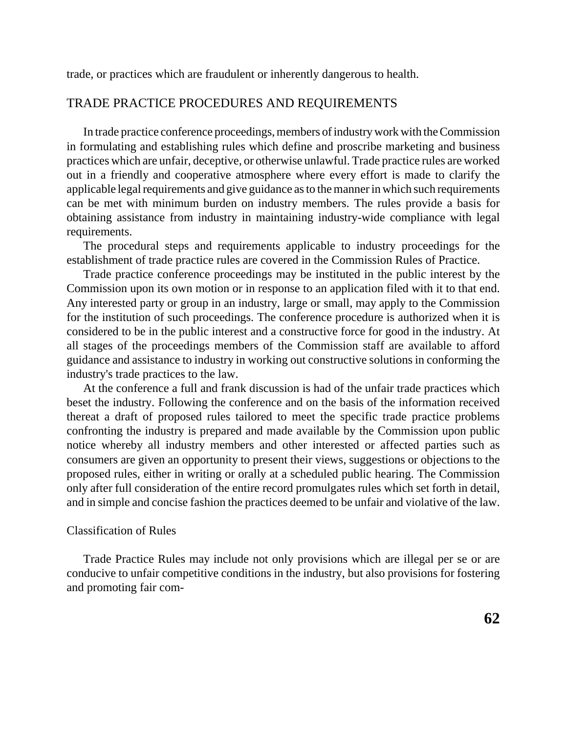trade, or practices which are fraudulent or inherently dangerous to health.

## TRADE PRACTICE PROCEDURES AND REQUIREMENTS

In trade practice conference proceedings, members of industry work with the Commission in formulating and establishing rules which define and proscribe marketing and business practices which are unfair, deceptive, or otherwise unlawful. Trade practice rules are worked out in a friendly and cooperative atmosphere where every effort is made to clarify the applicable legal requirements and give guidance as to the manner in which such requirements can be met with minimum burden on industry members. The rules provide a basis for obtaining assistance from industry in maintaining industry-wide compliance with legal requirements.

The procedural steps and requirements applicable to industry proceedings for the establishment of trade practice rules are covered in the Commission Rules of Practice.

Trade practice conference proceedings may be instituted in the public interest by the Commission upon its own motion or in response to an application filed with it to that end. Any interested party or group in an industry, large or small, may apply to the Commission for the institution of such proceedings. The conference procedure is authorized when it is considered to be in the public interest and a constructive force for good in the industry. At all stages of the proceedings members of the Commission staff are available to afford guidance and assistance to industry in working out constructive solutions in conforming the industry's trade practices to the law.

At the conference a full and frank discussion is had of the unfair trade practices which beset the industry. Following the conference and on the basis of the information received thereat a draft of proposed rules tailored to meet the specific trade practice problems confronting the industry is prepared and made available by the Commission upon public notice whereby all industry members and other interested or affected parties such as consumers are given an opportunity to present their views, suggestions or objections to the proposed rules, either in writing or orally at a scheduled public hearing. The Commission only after full consideration of the entire record promulgates rules which set forth in detail, and in simple and concise fashion the practices deemed to be unfair and violative of the law.

### Classification of Rules

Trade Practice Rules may include not only provisions which are illegal per se or are conducive to unfair competitive conditions in the industry, but also provisions for fostering and promoting fair com-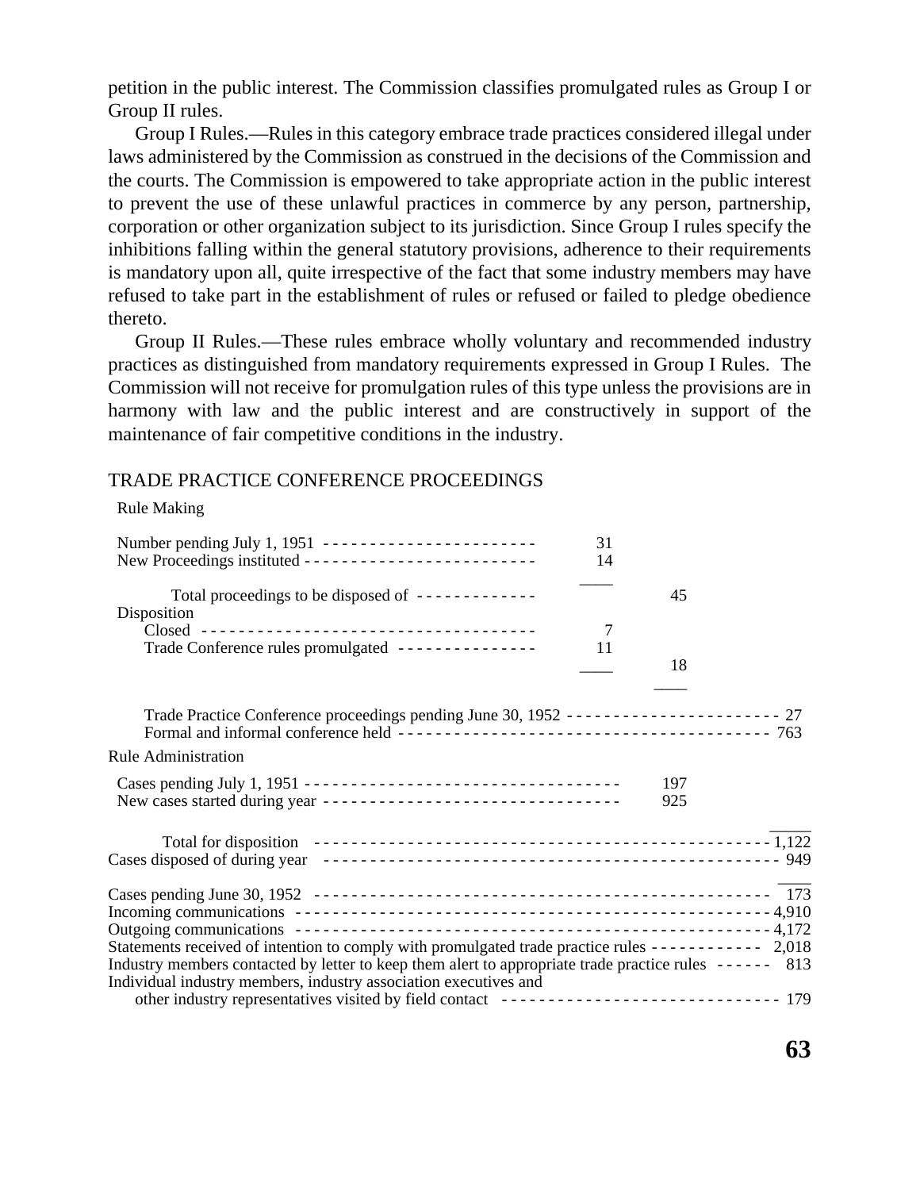petition in the public interest. The Commission classifies promulgated rules as Group I or Group II rules.

Group I Rules.—Rules in this category embrace trade practices considered illegal under laws administered by the Commission as construed in the decisions of the Commission and the courts. The Commission is empowered to take appropriate action in the public interest to prevent the use of these unlawful practices in commerce by any person, partnership, corporation or other organization subject to its jurisdiction. Since Group I rules specify the inhibitions falling within the general statutory provisions, adherence to their requirements is mandatory upon all, quite irrespective of the fact that some industry members may have refused to take part in the establishment of rules or refused or failed to pledge obedience thereto.

Group II Rules.—These rules embrace wholly voluntary and recommended industry practices as distinguished from mandatory requirements expressed in Group I Rules. The Commission will not receive for promulgation rules of this type unless the provisions are in harmony with law and the public interest and are constructively in support of the maintenance of fair competitive conditions in the industry.

## TRADE PRACTICE CONFERENCE PROCEEDINGS

Rule Making

| | | | |
|---|---|---|---|
| Number pending July 1, 1951 | 31 | | |
| New Proceedings instituted | 14 | | |
| Total proceedings to be disposed of | | 45 | |
| Disposition | | | |
| Closed | 7 | | |
| Trade Conference rules promulgated | 11 | | |
| | | 18 | |
| Trade Practice Conference proceedings pending June 30, 1952 | | | 27 |
| Formal and informal conference held | | | 763 |

Rule Administration

| | | |
|---|---|---|
| Cases pending July 1, 1951 | 197 | |
| New cases started during year | 925 | |
| Total for disposition | | 1,122 |
| Cases disposed of during year | | 949 |
| Cases pending June 30, 1952 | | 173 |
| Incoming communications | | 4,910 |
| Outgoing communications | | 4,172 |
| Statements received of intention to comply with promulgated trade practice rules | | 2,018 |
| Industry members contacted by letter to keep them alert to appropriate trade practice rules | | 813 |
| Individual industry members, industry association executives and other industry representatives visited by field contact | | 179 |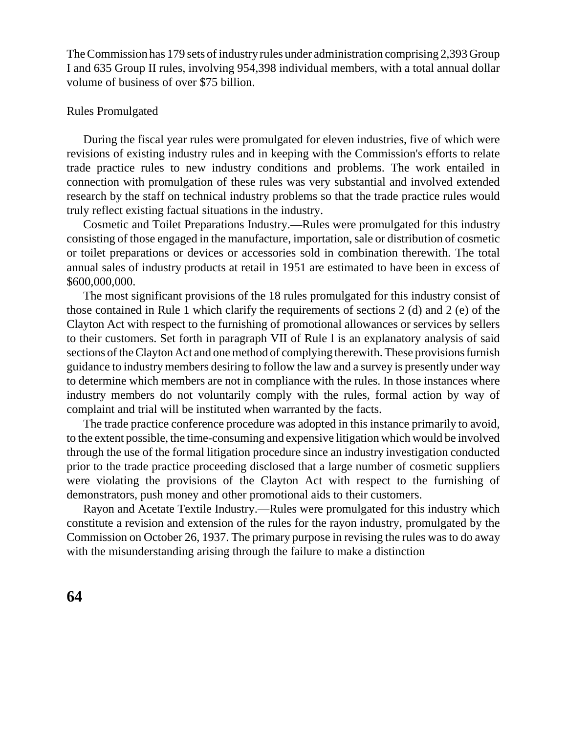The Commission has 179 sets of industry rules under administration comprising 2,393 Group I and 635 Group II rules, involving 954,398 individual members, with a total annual dollar volume of business of over $75 billion.

## Rules Promulgated

During the fiscal year rules were promulgated for eleven industries, five of which were revisions of existing industry rules and in keeping with the Commission's efforts to relate trade practice rules to new industry conditions and problems. The work entailed in connection with promulgation of these rules was very substantial and involved extended research by the staff on technical industry problems so that the trade practice rules would truly reflect existing factual situations in the industry.

Cosmetic and Toilet Preparations Industry.—Rules were promulgated for this industry consisting of those engaged in the manufacture, importation, sale or distribution of cosmetic or toilet preparations or devices or accessories sold in combination therewith. The total annual sales of industry products at retail in 1951 are estimated to have been in excess of $600,000,000.

The most significant provisions of the 18 rules promulgated for this industry consist of those contained in Rule 1 which clarify the requirements of sections 2 (d) and 2 (e) of the Clayton Act with respect to the furnishing of promotional allowances or services by sellers to their customers. Set forth in paragraph VII of Rule l is an explanatory analysis of said sections of the Clayton Act and one method of complying therewith. These provisions furnish guidance to industry members desiring to follow the law and a survey is presently under way to determine which members are not in compliance with the rules. In those instances where industry members do not voluntarily comply with the rules, formal action by way of complaint and trial will be instituted when warranted by the facts.

The trade practice conference procedure was adopted in this instance primarily to avoid, to the extent possible, the time-consuming and expensive litigation which would be involved through the use of the formal litigation procedure since an industry investigation conducted prior to the trade practice proceeding disclosed that a large number of cosmetic suppliers were violating the provisions of the Clayton Act with respect to the furnishing of demonstrators, push money and other promotional aids to their customers.

Rayon and Acetate Textile Industry.—Rules were promulgated for this industry which constitute a revision and extension of the rules for the rayon industry, promulgated by the Commission on October 26, 1937. The primary purpose in revising the rules was to do away with the misunderstanding arising through the failure to make a distinction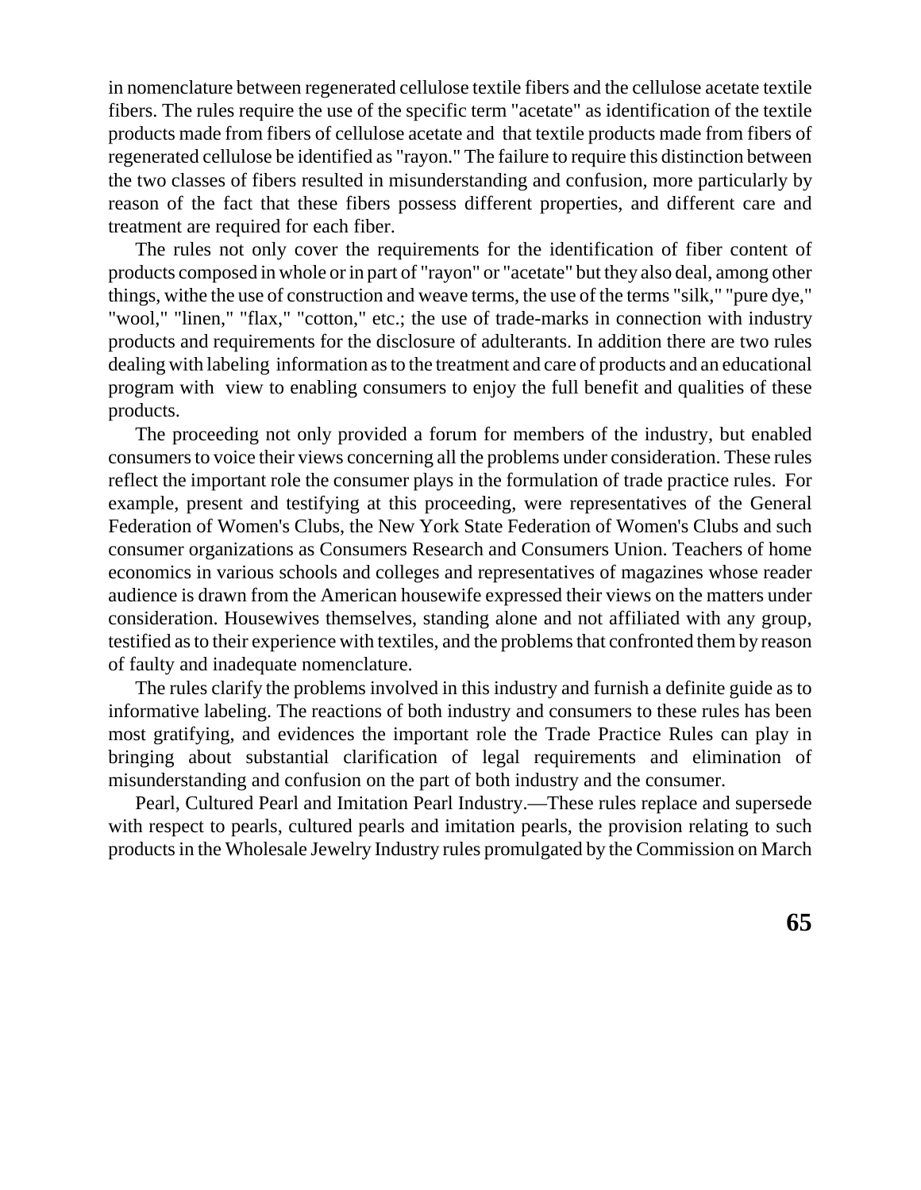in nomenclature between regenerated cellulose textile fibers and the cellulose acetate textile fibers. The rules require the use of the specific term "acetate" as identification of the textile products made from fibers of cellulose acetate and that textile products made from fibers of regenerated cellulose be identified as "rayon." The failure to require this distinction between the two classes of fibers resulted in misunderstanding and confusion, more particularly by reason of the fact that these fibers possess different properties, and different care and treatment are required for each fiber.

The rules not only cover the requirements for the identification of fiber content of products composed in whole or in part of "rayon" or "acetate" but they also deal, among other things, withe the use of construction and weave terms, the use of the terms "silk," "pure dye," "wool," "linen," "flax," "cotton," etc.; the use of trade-marks in connection with industry products and requirements for the disclosure of adulterants. In addition there are two rules dealing with labeling information as to the treatment and care of products and an educational program with view to enabling consumers to enjoy the full benefit and qualities of these products.

The proceeding not only provided a forum for members of the industry, but enabled consumers to voice their views concerning all the problems under consideration. These rules reflect the important role the consumer plays in the formulation of trade practice rules. For example, present and testifying at this proceeding, were representatives of the General Federation of Women's Clubs, the New York State Federation of Women's Clubs and such consumer organizations as Consumers Research and Consumers Union. Teachers of home economics in various schools and colleges and representatives of magazines whose reader audience is drawn from the American housewife expressed their views on the matters under consideration. Housewives themselves, standing alone and not affiliated with any group, testified as to their experience with textiles, and the problems that confronted them by reason of faulty and inadequate nomenclature.

The rules clarify the problems involved in this industry and furnish a definite guide as to informative labeling. The reactions of both industry and consumers to these rules has been most gratifying, and evidences the important role the Trade Practice Rules can play in bringing about substantial clarification of legal requirements and elimination of misunderstanding and confusion on the part of both industry and the consumer.

Pearl, Cultured Pearl and Imitation Pearl Industry.—These rules replace and supersede with respect to pearls, cultured pearls and imitation pearls, the provision relating to such products in the Wholesale Jewelry Industry rules promulgated by the Commission on March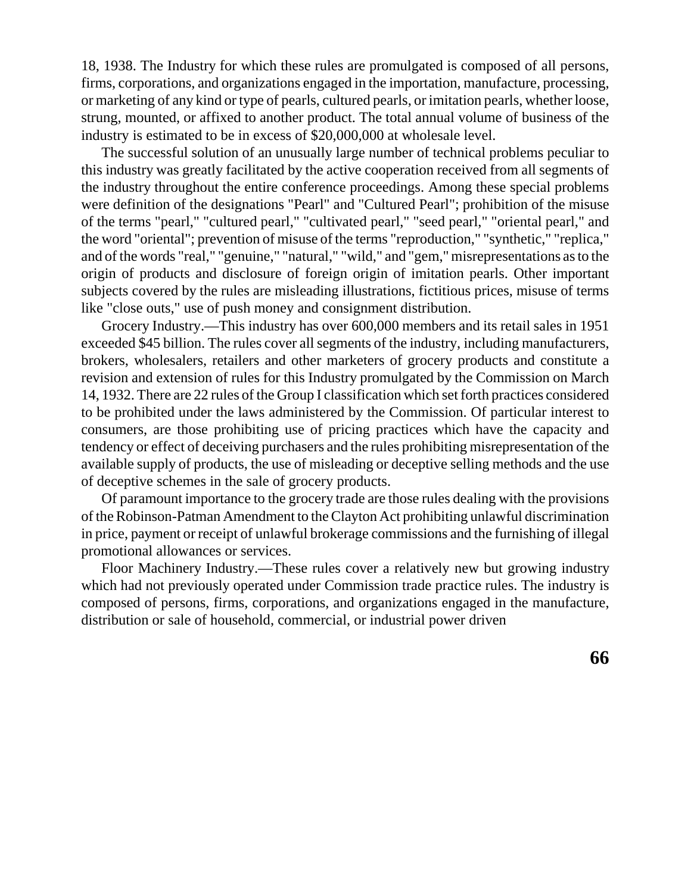18, 1938. The Industry for which these rules are promulgated is composed of all persons, firms, corporations, and organizations engaged in the importation, manufacture, processing, or marketing of any kind or type of pearls, cultured pearls, or imitation pearls, whether loose, strung, mounted, or affixed to another product. The total annual volume of business of the industry is estimated to be in excess of $20,000,000 at wholesale level.

The successful solution of an unusually large number of technical problems peculiar to this industry was greatly facilitated by the active cooperation received from all segments of the industry throughout the entire conference proceedings. Among these special problems were definition of the designations "Pearl" and "Cultured Pearl"; prohibition of the misuse of the terms "pearl," "cultured pearl," "cultivated pearl," "seed pearl," "oriental pearl," and the word "oriental"; prevention of misuse of the terms "reproduction," "synthetic," "replica," and of the words "real," "genuine," "natural," "wild," and "gem," misrepresentations as to the origin of products and disclosure of foreign origin of imitation pearls. Other important subjects covered by the rules are misleading illustrations, fictitious prices, misuse of terms like "close outs," use of push money and consignment distribution.

Grocery Industry.—This industry has over 600,000 members and its retail sales in 1951 exceeded $45 billion. The rules cover all segments of the industry, including manufacturers, brokers, wholesalers, retailers and other marketers of grocery products and constitute a revision and extension of rules for this Industry promulgated by the Commission on March 14, 1932. There are 22 rules of the Group I classification which set forth practices considered to be prohibited under the laws administered by the Commission. Of particular interest to consumers, are those prohibiting use of pricing practices which have the capacity and tendency or effect of deceiving purchasers and the rules prohibiting misrepresentation of the available supply of products, the use of misleading or deceptive selling methods and the use of deceptive schemes in the sale of grocery products.

Of paramount importance to the grocery trade are those rules dealing with the provisions of the Robinson-Patman Amendment to the Clayton Act prohibiting unlawful discrimination in price, payment or receipt of unlawful brokerage commissions and the furnishing of illegal promotional allowances or services.

Floor Machinery Industry.—These rules cover a relatively new but growing industry which had not previously operated under Commission trade practice rules. The industry is composed of persons, firms, corporations, and organizations engaged in the manufacture, distribution or sale of household, commercial, or industrial power driven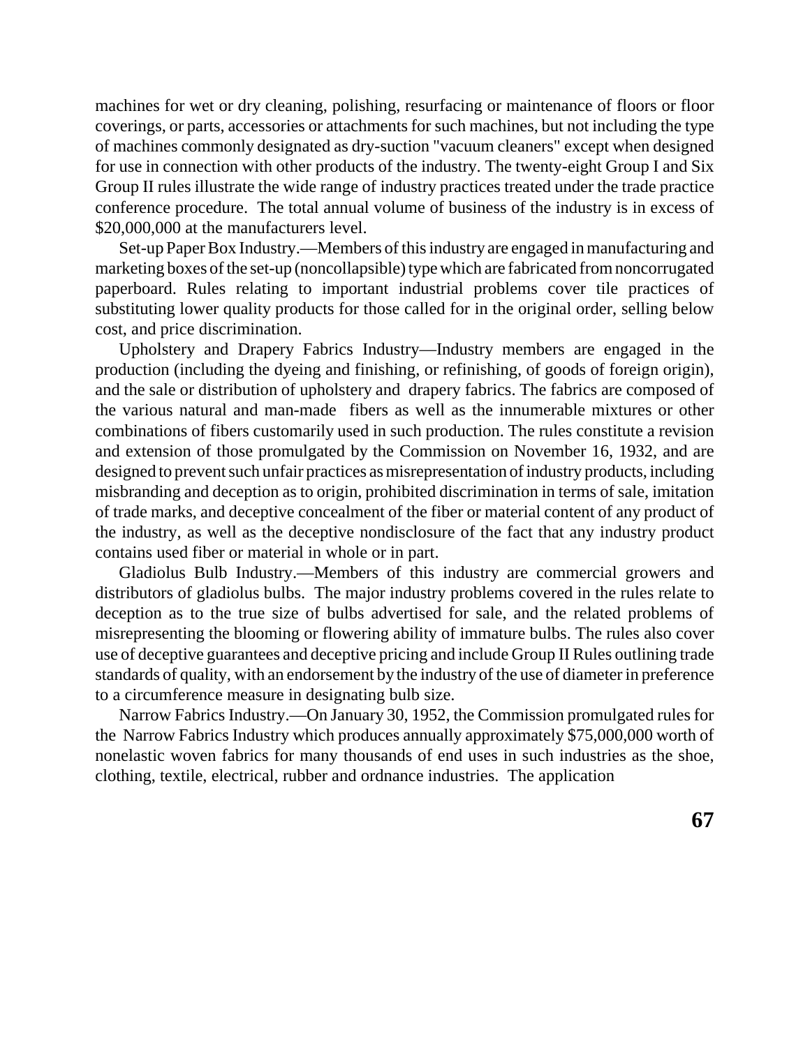machines for wet or dry cleaning, polishing, resurfacing or maintenance of floors or floor coverings, or parts, accessories or attachments for such machines, but not including the type of machines commonly designated as dry-suction "vacuum cleaners" except when designed for use in connection with other products of the industry. The twenty-eight Group I and Six Group II rules illustrate the wide range of industry practices treated under the trade practice conference procedure. The total annual volume of business of the industry is in excess of $20,000,000 at the manufacturers level.

Set-up Paper Box Industry.—Members of this industry are engaged in manufacturing and marketing boxes of the set-up (noncollapsible) type which are fabricated from noncorrugated paperboard. Rules relating to important industrial problems cover tile practices of substituting lower quality products for those called for in the original order, selling below cost, and price discrimination.

Upholstery and Drapery Fabrics Industry—Industry members are engaged in the production (including the dyeing and finishing, or refinishing, of goods of foreign origin), and the sale or distribution of upholstery and drapery fabrics. The fabrics are composed of the various natural and man-made fibers as well as the innumerable mixtures or other combinations of fibers customarily used in such production. The rules constitute a revision and extension of those promulgated by the Commission on November 16, 1932, and are designed to prevent such unfair practices as misrepresentation of industry products, including misbranding and deception as to origin, prohibited discrimination in terms of sale, imitation of trade marks, and deceptive concealment of the fiber or material content of any product of the industry, as well as the deceptive nondisclosure of the fact that any industry product contains used fiber or material in whole or in part.

Gladiolus Bulb Industry.—Members of this industry are commercial growers and distributors of gladiolus bulbs. The major industry problems covered in the rules relate to deception as to the true size of bulbs advertised for sale, and the related problems of misrepresenting the blooming or flowering ability of immature bulbs. The rules also cover use of deceptive guarantees and deceptive pricing and include Group II Rules outlining trade standards of quality, with an endorsement by the industry of the use of diameter in preference to a circumference measure in designating bulb size.

Narrow Fabrics Industry.—On January 30, 1952, the Commission promulgated rules for the Narrow Fabrics Industry which produces annually approximately $75,000,000 worth of nonelastic woven fabrics for many thousands of end uses in such industries as the shoe, clothing, textile, electrical, rubber and ordnance industries. The application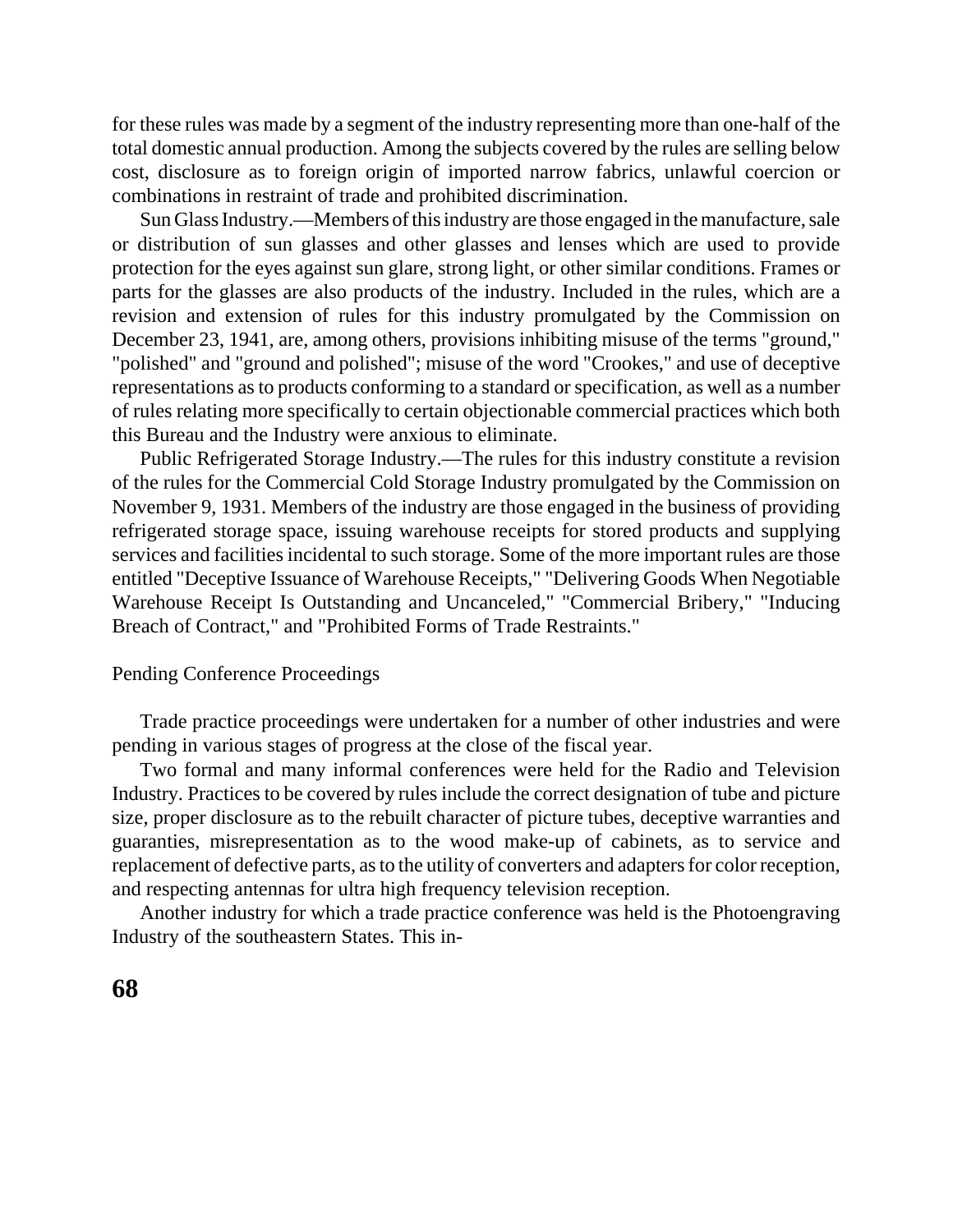for these rules was made by a segment of the industry representing more than one-half of the total domestic annual production. Among the subjects covered by the rules are selling below cost, disclosure as to foreign origin of imported narrow fabrics, unlawful coercion or combinations in restraint of trade and prohibited discrimination.

Sun Glass Industry.—Members of this industry are those engaged in the manufacture, sale or distribution of sun glasses and other glasses and lenses which are used to provide protection for the eyes against sun glare, strong light, or other similar conditions. Frames or parts for the glasses are also products of the industry. Included in the rules, which are a revision and extension of rules for this industry promulgated by the Commission on December 23, 1941, are, among others, provisions inhibiting misuse of the terms "ground," "polished" and "ground and polished"; misuse of the word "Crookes," and use of deceptive representations as to products conforming to a standard or specification, as well as a number of rules relating more specifically to certain objectionable commercial practices which both this Bureau and the Industry were anxious to eliminate.

Public Refrigerated Storage Industry.—The rules for this industry constitute a revision of the rules for the Commercial Cold Storage Industry promulgated by the Commission on November 9, 1931. Members of the industry are those engaged in the business of providing refrigerated storage space, issuing warehouse receipts for stored products and supplying services and facilities incidental to such storage. Some of the more important rules are those entitled "Deceptive Issuance of Warehouse Receipts," "Delivering Goods When Negotiable Warehouse Receipt Is Outstanding and Uncanceled," "Commercial Bribery," "Inducing Breach of Contract," and "Prohibited Forms of Trade Restraints."

## Pending Conference Proceedings

Trade practice proceedings were undertaken for a number of other industries and were pending in various stages of progress at the close of the fiscal year.

Two formal and many informal conferences were held for the Radio and Television Industry. Practices to be covered by rules include the correct designation of tube and picture size, proper disclosure as to the rebuilt character of picture tubes, deceptive warranties and guaranties, misrepresentation as to the wood make-up of cabinets, as to service and replacement of defective parts, as to the utility of converters and adapters for color reception, and respecting antennas for ultra high frequency television reception.

Another industry for which a trade practice conference was held is the Photoengraving Industry of the southeastern States. This in-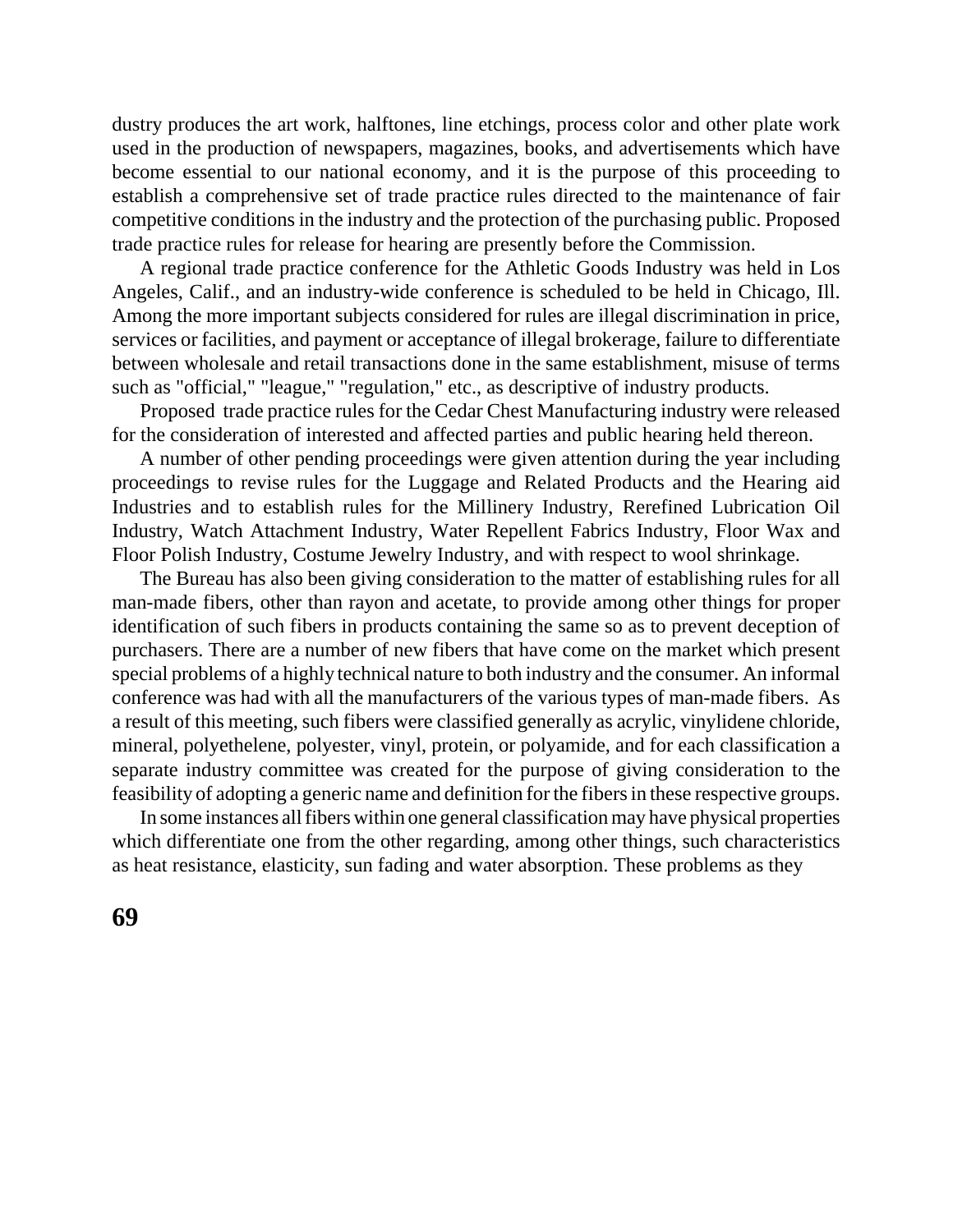dustry produces the art work, halftones, line etchings, process color and other plate work used in the production of newspapers, magazines, books, and advertisements which have become essential to our national economy, and it is the purpose of this proceeding to establish a comprehensive set of trade practice rules directed to the maintenance of fair competitive conditions in the industry and the protection of the purchasing public. Proposed trade practice rules for release for hearing are presently before the Commission.

A regional trade practice conference for the Athletic Goods Industry was held in Los Angeles, Calif., and an industry-wide conference is scheduled to be held in Chicago, Ill. Among the more important subjects considered for rules are illegal discrimination in price, services or facilities, and payment or acceptance of illegal brokerage, failure to differentiate between wholesale and retail transactions done in the same establishment, misuse of terms such as "official," "league," "regulation," etc., as descriptive of industry products.

Proposed trade practice rules for the Cedar Chest Manufacturing industry were released for the consideration of interested and affected parties and public hearing held thereon.

A number of other pending proceedings were given attention during the year including proceedings to revise rules for the Luggage and Related Products and the Hearing aid Industries and to establish rules for the Millinery Industry, Rerefined Lubrication Oil Industry, Watch Attachment Industry, Water Repellent Fabrics Industry, Floor Wax and Floor Polish Industry, Costume Jewelry Industry, and with respect to wool shrinkage.

The Bureau has also been giving consideration to the matter of establishing rules for all man-made fibers, other than rayon and acetate, to provide among other things for proper identification of such fibers in products containing the same so as to prevent deception of purchasers. There are a number of new fibers that have come on the market which present special problems of a highly technical nature to both industry and the consumer. An informal conference was had with all the manufacturers of the various types of man-made fibers. As a result of this meeting, such fibers were classified generally as acrylic, vinylidene chloride, mineral, polyethelene, polyester, vinyl, protein, or polyamide, and for each classification a separate industry committee was created for the purpose of giving consideration to the feasibility of adopting a generic name and definition for the fibers in these respective groups.

In some instances all fibers within one general classification may have physical properties which differentiate one from the other regarding, among other things, such characteristics as heat resistance, elasticity, sun fading and water absorption. These problems as they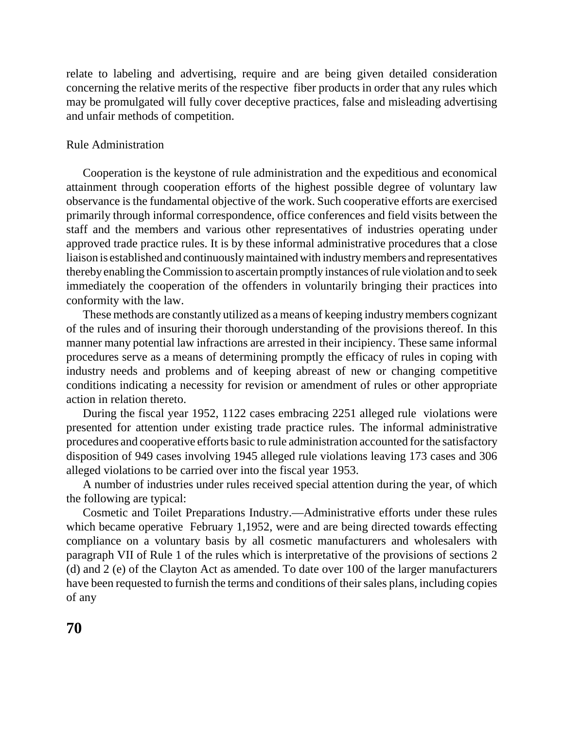relate to labeling and advertising, require and are being given detailed consideration concerning the relative merits of the respective fiber products in order that any rules which may be promulgated will fully cover deceptive practices, false and misleading advertising and unfair methods of competition.

## Rule Administration

Cooperation is the keystone of rule administration and the expeditious and economical attainment through cooperation efforts of the highest possible degree of voluntary law observance is the fundamental objective of the work. Such cooperative efforts are exercised primarily through informal correspondence, office conferences and field visits between the staff and the members and various other representatives of industries operating under approved trade practice rules. It is by these informal administrative procedures that a close liaison is established and continuously maintained with industry members and representatives thereby enabling the Commission to ascertain promptly instances of rule violation and to seek immediately the cooperation of the offenders in voluntarily bringing their practices into conformity with the law.

These methods are constantly utilized as a means of keeping industry members cognizant of the rules and of insuring their thorough understanding of the provisions thereof. In this manner many potential law infractions are arrested in their incipiency. These same informal procedures serve as a means of determining promptly the efficacy of rules in coping with industry needs and problems and of keeping abreast of new or changing competitive conditions indicating a necessity for revision or amendment of rules or other appropriate action in relation thereto.

During the fiscal year 1952, 1122 cases embracing 2251 alleged rule violations were presented for attention under existing trade practice rules. The informal administrative procedures and cooperative efforts basic to rule administration accounted for the satisfactory disposition of 949 cases involving 1945 alleged rule violations leaving 173 cases and 306 alleged violations to be carried over into the fiscal year 1953.

A number of industries under rules received special attention during the year, of which the following are typical:

Cosmetic and Toilet Preparations Industry.—Administrative efforts under these rules which became operative February 1,1952, were and are being directed towards effecting compliance on a voluntary basis by all cosmetic manufacturers and wholesalers with paragraph VII of Rule 1 of the rules which is interpretative of the provisions of sections 2 (d) and 2 (e) of the Clayton Act as amended. To date over 100 of the larger manufacturers have been requested to furnish the terms and conditions of their sales plans, including copies of any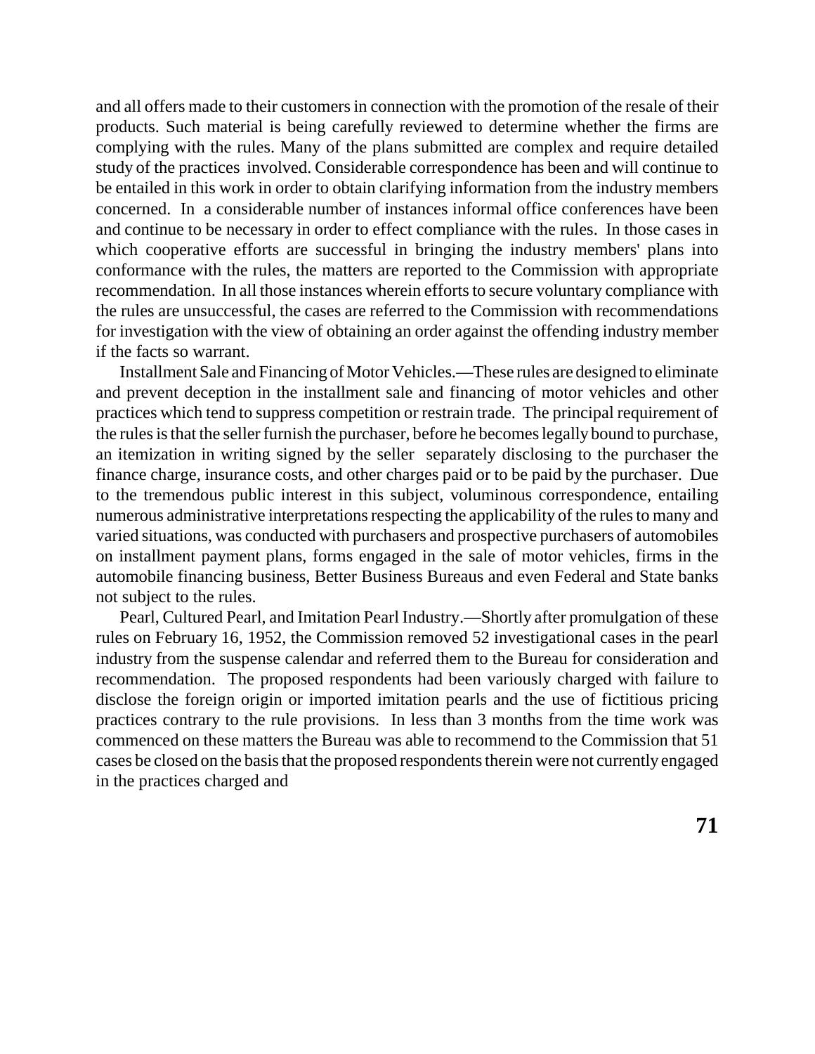and all offers made to their customers in connection with the promotion of the resale of their products. Such material is being carefully reviewed to determine whether the firms are complying with the rules. Many of the plans submitted are complex and require detailed study of the practices involved. Considerable correspondence has been and will continue to be entailed in this work in order to obtain clarifying information from the industry members concerned. In a considerable number of instances informal office conferences have been and continue to be necessary in order to effect compliance with the rules. In those cases in which cooperative efforts are successful in bringing the industry members' plans into conformance with the rules, the matters are reported to the Commission with appropriate recommendation. In all those instances wherein efforts to secure voluntary compliance with the rules are unsuccessful, the cases are referred to the Commission with recommendations for investigation with the view of obtaining an order against the offending industry member if the facts so warrant.

Installment Sale and Financing of Motor Vehicles.—These rules are designed to eliminate and prevent deception in the installment sale and financing of motor vehicles and other practices which tend to suppress competition or restrain trade. The principal requirement of the rules is that the seller furnish the purchaser, before he becomes legally bound to purchase, an itemization in writing signed by the seller separately disclosing to the purchaser the finance charge, insurance costs, and other charges paid or to be paid by the purchaser. Due to the tremendous public interest in this subject, voluminous correspondence, entailing numerous administrative interpretations respecting the applicability of the rules to many and varied situations, was conducted with purchasers and prospective purchasers of automobiles on installment payment plans, forms engaged in the sale of motor vehicles, firms in the automobile financing business, Better Business Bureaus and even Federal and State banks not subject to the rules.

Pearl, Cultured Pearl, and Imitation Pearl Industry.—Shortly after promulgation of these rules on February 16, 1952, the Commission removed 52 investigational cases in the pearl industry from the suspense calendar and referred them to the Bureau for consideration and recommendation. The proposed respondents had been variously charged with failure to disclose the foreign origin or imported imitation pearls and the use of fictitious pricing practices contrary to the rule provisions. In less than 3 months from the time work was commenced on these matters the Bureau was able to recommend to the Commission that 51 cases be closed on the basis that the proposed respondents therein were not currently engaged in the practices charged and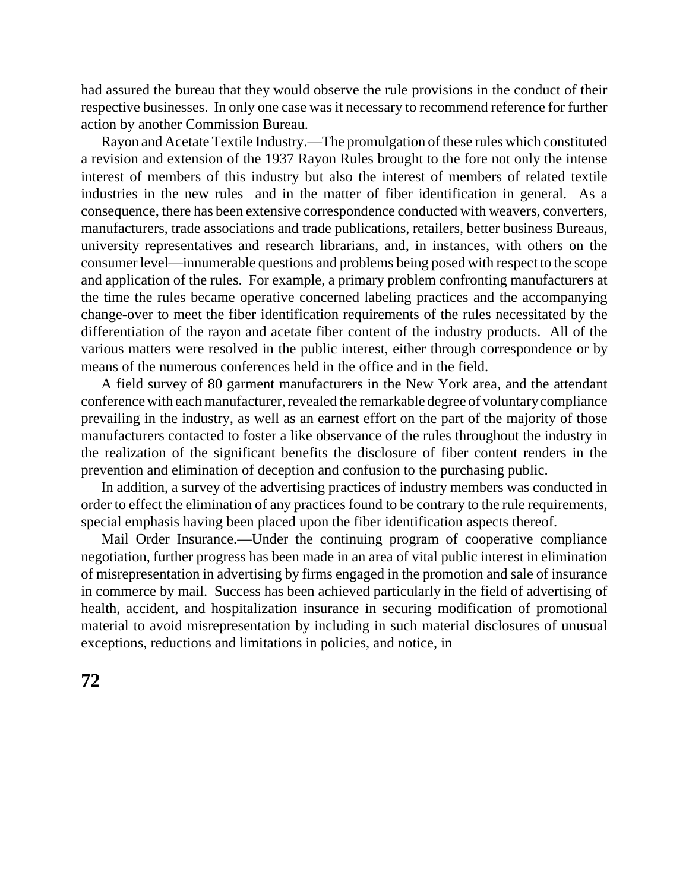had assured the bureau that they would observe the rule provisions in the conduct of their respective businesses. In only one case was it necessary to recommend reference for further action by another Commission Bureau.

Rayon and Acetate Textile Industry.—The promulgation of these rules which constituted a revision and extension of the 1937 Rayon Rules brought to the fore not only the intense interest of members of this industry but also the interest of members of related textile industries in the new rules and in the matter of fiber identification in general. As a consequence, there has been extensive correspondence conducted with weavers, converters, manufacturers, trade associations and trade publications, retailers, better business Bureaus, university representatives and research librarians, and, in instances, with others on the consumer level—innumerable questions and problems being posed with respect to the scope and application of the rules. For example, a primary problem confronting manufacturers at the time the rules became operative concerned labeling practices and the accompanying change-over to meet the fiber identification requirements of the rules necessitated by the differentiation of the rayon and acetate fiber content of the industry products. All of the various matters were resolved in the public interest, either through correspondence or by means of the numerous conferences held in the office and in the field.

A field survey of 80 garment manufacturers in the New York area, and the attendant conference with each manufacturer, revealed the remarkable degree of voluntary compliance prevailing in the industry, as well as an earnest effort on the part of the majority of those manufacturers contacted to foster a like observance of the rules throughout the industry in the realization of the significant benefits the disclosure of fiber content renders in the prevention and elimination of deception and confusion to the purchasing public.

In addition, a survey of the advertising practices of industry members was conducted in order to effect the elimination of any practices found to be contrary to the rule requirements, special emphasis having been placed upon the fiber identification aspects thereof.

Mail Order Insurance.—Under the continuing program of cooperative compliance negotiation, further progress has been made in an area of vital public interest in elimination of misrepresentation in advertising by firms engaged in the promotion and sale of insurance in commerce by mail. Success has been achieved particularly in the field of advertising of health, accident, and hospitalization insurance in securing modification of promotional material to avoid misrepresentation by including in such material disclosures of unusual exceptions, reductions and limitations in policies, and notice, in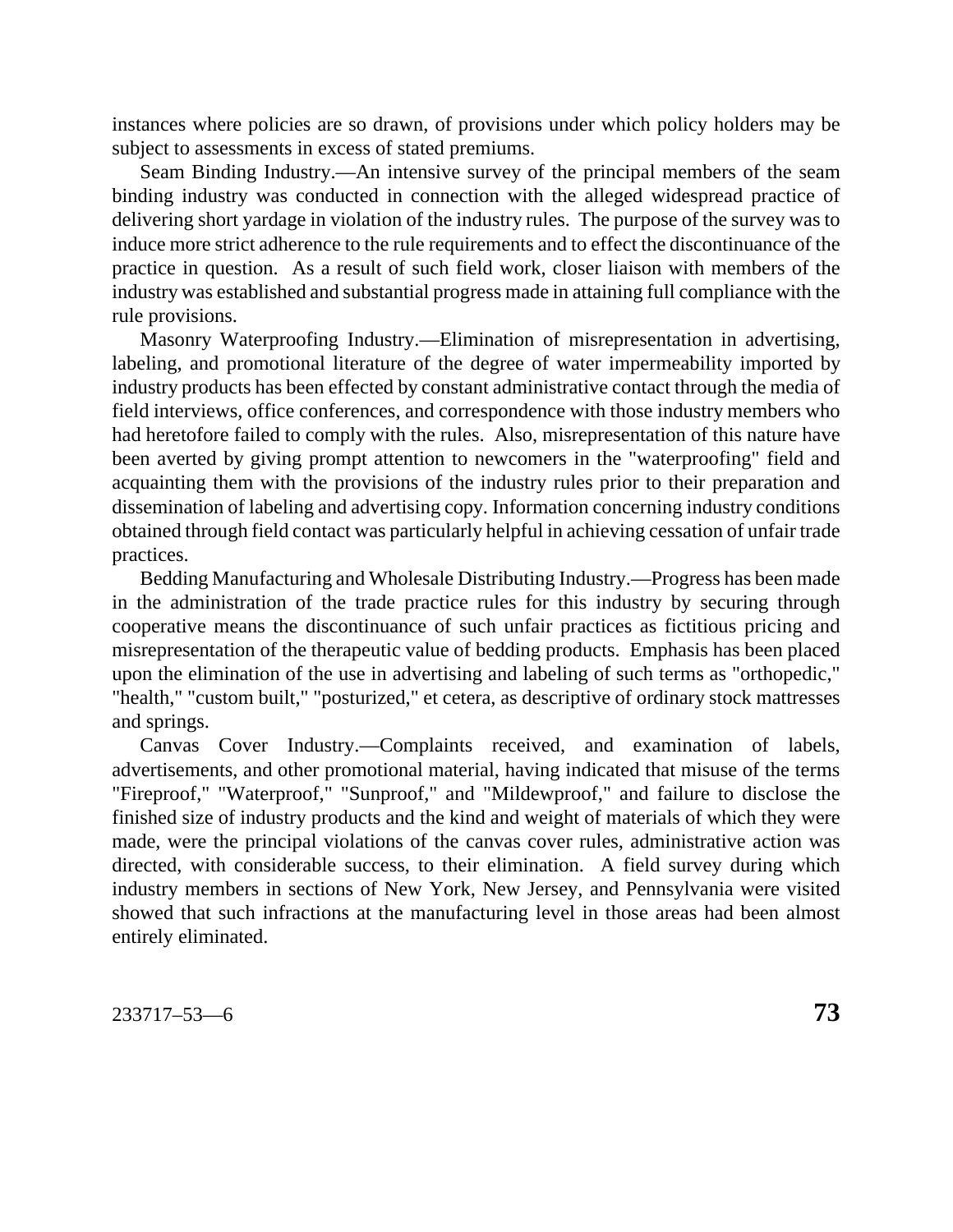instances where policies are so drawn, of provisions under which policy holders may be subject to assessments in excess of stated premiums.

Seam Binding Industry.—An intensive survey of the principal members of the seam binding industry was conducted in connection with the alleged widespread practice of delivering short yardage in violation of the industry rules. The purpose of the survey was to induce more strict adherence to the rule requirements and to effect the discontinuance of the practice in question. As a result of such field work, closer liaison with members of the industry was established and substantial progress made in attaining full compliance with the rule provisions.

Masonry Waterproofing Industry.—Elimination of misrepresentation in advertising, labeling, and promotional literature of the degree of water impermeability imported by industry products has been effected by constant administrative contact through the media of field interviews, office conferences, and correspondence with those industry members who had heretofore failed to comply with the rules. Also, misrepresentation of this nature have been averted by giving prompt attention to newcomers in the "waterproofing" field and acquainting them with the provisions of the industry rules prior to their preparation and dissemination of labeling and advertising copy. Information concerning industry conditions obtained through field contact was particularly helpful in achieving cessation of unfair trade practices.

Bedding Manufacturing and Wholesale Distributing Industry.—Progress has been made in the administration of the trade practice rules for this industry by securing through cooperative means the discontinuance of such unfair practices as fictitious pricing and misrepresentation of the therapeutic value of bedding products. Emphasis has been placed upon the elimination of the use in advertising and labeling of such terms as "orthopedic," "health," "custom built," "posturized," et cetera, as descriptive of ordinary stock mattresses and springs.

Canvas Cover Industry.—Complaints received, and examination of labels, advertisements, and other promotional material, having indicated that misuse of the terms "Fireproof," "Waterproof," "Sunproof," and "Mildewproof," and failure to disclose the finished size of industry products and the kind and weight of materials of which they were made, were the principal violations of the canvas cover rules, administrative action was directed, with considerable success, to their elimination. A field survey during which industry members in sections of New York, New Jersey, and Pennsylvania were visited showed that such infractions at the manufacturing level in those areas had been almost entirely eliminated.

233717–53—6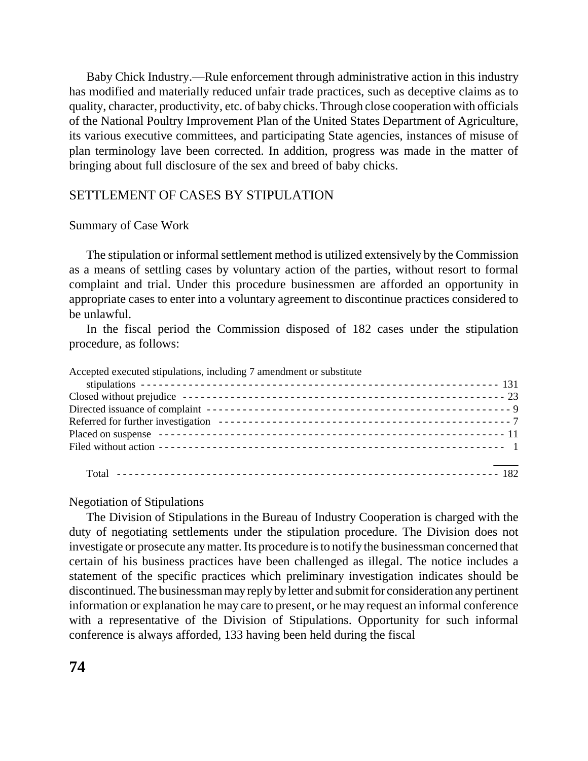Baby Chick Industry.—Rule enforcement through administrative action in this industry has modified and materially reduced unfair trade practices, such as deceptive claims as to quality, character, productivity, etc. of baby chicks. Through close cooperation with officials of the National Poultry Improvement Plan of the United States Department of Agriculture, its various executive committees, and participating State agencies, instances of misuse of plan terminology lave been corrected. In addition, progress was made in the matter of bringing about full disclosure of the sex and breed of baby chicks.

## SETTLEMENT OF CASES BY STIPULATION

### Summary of Case Work

The stipulation or informal settlement method is utilized extensively by the Commission as a means of settling cases by voluntary action of the parties, without resort to formal complaint and trial. Under this procedure businessmen are afforded an opportunity in appropriate cases to enter into a voluntary agreement to discontinue practices considered to be unlawful.

In the fiscal period the Commission disposed of 182 cases under the stipulation procedure, as follows:

| | |
|---|---|
| Accepted executed stipulations, including 7 amendment or substitute stipulations | 131 |
| Closed without prejudice | 23 |
| Directed issuance of complaint | 9 |
| Referred for further investigation | 7 |
| Placed on suspense | 11 |
| Filed without action | 1 |
| Total | 182 |

### Negotiation of Stipulations

The Division of Stipulations in the Bureau of Industry Cooperation is charged with the duty of negotiating settlements under the stipulation procedure. The Division does not investigate or prosecute any matter. Its procedure is to notify the businessman concerned that certain of his business practices have been challenged as illegal. The notice includes a statement of the specific practices which preliminary investigation indicates should be discontinued. The businessman may reply by letter and submit for consideration any pertinent information or explanation he may care to present, or he may request an informal conference with a representative of the Division of Stipulations. Opportunity for such informal conference is always afforded, 133 having been held during the fiscal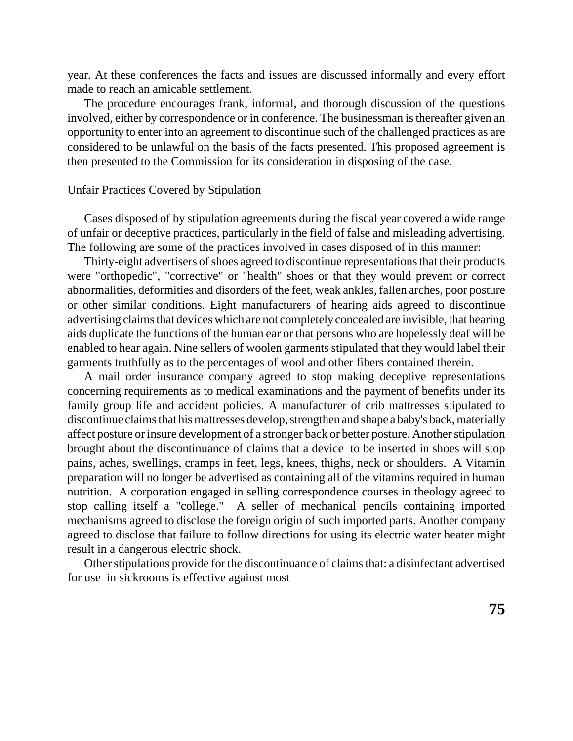year. At these conferences the facts and issues are discussed informally and every effort made to reach an amicable settlement.

The procedure encourages frank, informal, and thorough discussion of the questions involved, either by correspondence or in conference. The businessman is thereafter given an opportunity to enter into an agreement to discontinue such of the challenged practices as are considered to be unlawful on the basis of the facts presented. This proposed agreement is then presented to the Commission for its consideration in disposing of the case.

## Unfair Practices Covered by Stipulation

Cases disposed of by stipulation agreements during the fiscal year covered a wide range of unfair or deceptive practices, particularly in the field of false and misleading advertising. The following are some of the practices involved in cases disposed of in this manner:

Thirty-eight advertisers of shoes agreed to discontinue representations that their products were "orthopedic", "corrective" or "health" shoes or that they would prevent or correct abnormalities, deformities and disorders of the feet, weak ankles, fallen arches, poor posture or other similar conditions. Eight manufacturers of hearing aids agreed to discontinue advertising claims that devices which are not completely concealed are invisible, that hearing aids duplicate the functions of the human ear or that persons who are hopelessly deaf will be enabled to hear again. Nine sellers of woolen garments stipulated that they would label their garments truthfully as to the percentages of wool and other fibers contained therein.

A mail order insurance company agreed to stop making deceptive representations concerning requirements as to medical examinations and the payment of benefits under its family group life and accident policies. A manufacturer of crib mattresses stipulated to discontinue claims that his mattresses develop, strengthen and shape a baby's back, materially affect posture or insure development of a stronger back or better posture. Another stipulation brought about the discontinuance of claims that a device to be inserted in shoes will stop pains, aches, swellings, cramps in feet, legs, knees, thighs, neck or shoulders. A Vitamin preparation will no longer be advertised as containing all of the vitamins required in human nutrition. A corporation engaged in selling correspondence courses in theology agreed to stop calling itself a "college." A seller of mechanical pencils containing imported mechanisms agreed to disclose the foreign origin of such imported parts. Another company agreed to disclose that failure to follow directions for using its electric water heater might result in a dangerous electric shock.

Other stipulations provide for the discontinuance of claims that: a disinfectant advertised for use in sickrooms is effective against most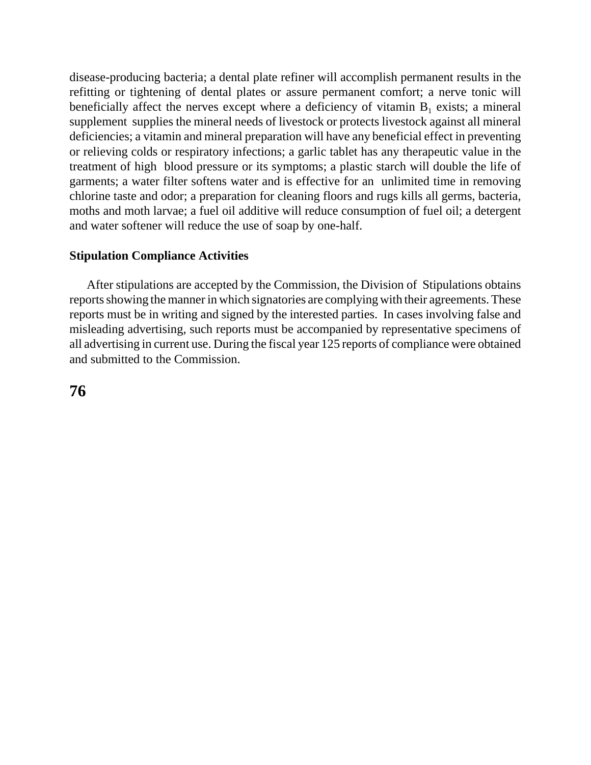disease-producing bacteria; a dental plate refiner will accomplish permanent results in the refitting or tightening of dental plates or assure permanent comfort; a nerve tonic will beneficially affect the nerves except where a deficiency of vitamin $B_1$ exists; a mineral supplement supplies the mineral needs of livestock or protects livestock against all mineral deficiencies; a vitamin and mineral preparation will have any beneficial effect in preventing or relieving colds or respiratory infections; a garlic tablet has any therapeutic value in the treatment of high blood pressure or its symptoms; a plastic starch will double the life of garments; a water filter softens water and is effective for an unlimited time in removing chlorine taste and odor; a preparation for cleaning floors and rugs kills all germs, bacteria, moths and moth larvae; a fuel oil additive will reduce consumption of fuel oil; a detergent and water softener will reduce the use of soap by one-half.

**Stipulation Compliance Activities**

After stipulations are accepted by the Commission, the Division of Stipulations obtains reports showing the manner in which signatories are complying with their agreements. These reports must be in writing and signed by the interested parties. In cases involving false and misleading advertising, such reports must be accompanied by representative specimens of all advertising in current use. During the fiscal year 125 reports of compliance were obtained and submitted to the Commission.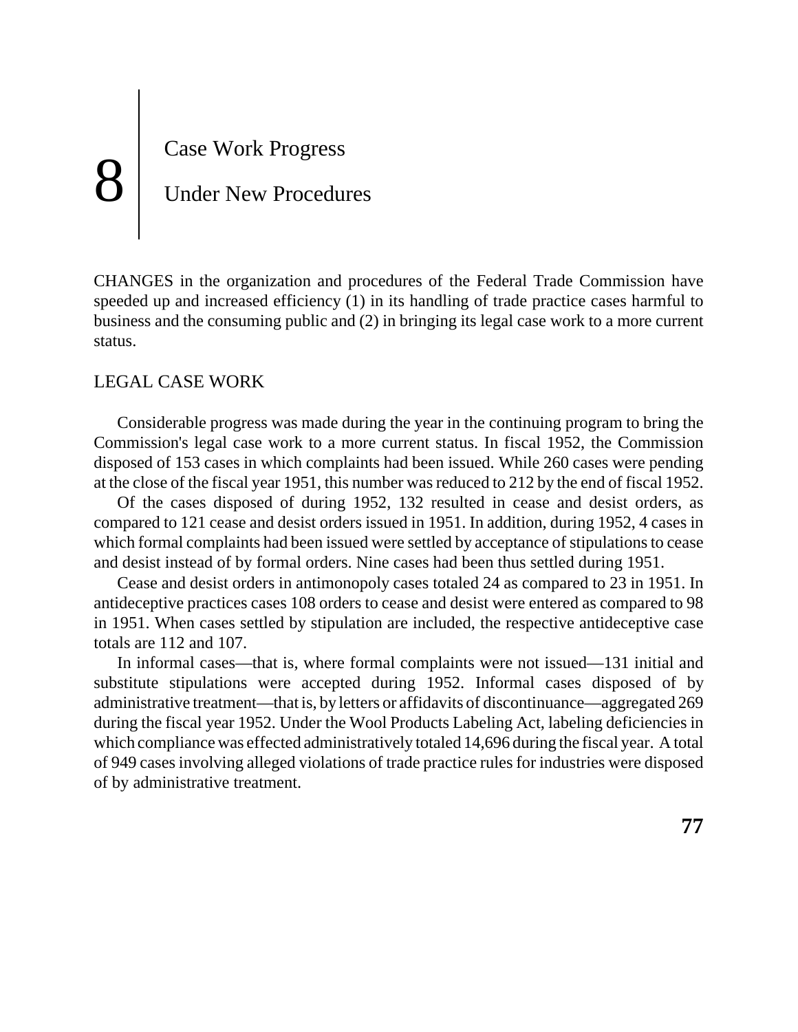# 8 Case Work Progress Under New Procedures

CHANGES in the organization and procedures of the Federal Trade Commission have speeded up and increased efficiency (1) in its handling of trade practice cases harmful to business and the consuming public and (2) in bringing its legal case work to a more current status.

## LEGAL CASE WORK

Considerable progress was made during the year in the continuing program to bring the Commission's legal case work to a more current status. In fiscal 1952, the Commission disposed of 153 cases in which complaints had been issued. While 260 cases were pending at the close of the fiscal year 1951, this number was reduced to 212 by the end of fiscal 1952.

Of the cases disposed of during 1952, 132 resulted in cease and desist orders, as compared to 121 cease and desist orders issued in 1951. In addition, during 1952, 4 cases in which formal complaints had been issued were settled by acceptance of stipulations to cease and desist instead of by formal orders. Nine cases had been thus settled during 1951.

Cease and desist orders in antimonopoly cases totaled 24 as compared to 23 in 1951. In antideceptive practices cases 108 orders to cease and desist were entered as compared to 98 in 1951. When cases settled by stipulation are included, the respective antideceptive case totals are 112 and 107.

In informal cases—that is, where formal complaints were not issued—131 initial and substitute stipulations were accepted during 1952. Informal cases disposed of by administrative treatment—that is, by letters or affidavits of discontinuance—aggregated 269 during the fiscal year 1952. Under the Wool Products Labeling Act, labeling deficiencies in which compliance was effected administratively totaled 14,696 during the fiscal year. A total of 949 cases involving alleged violations of trade practice rules for industries were disposed of by administrative treatment.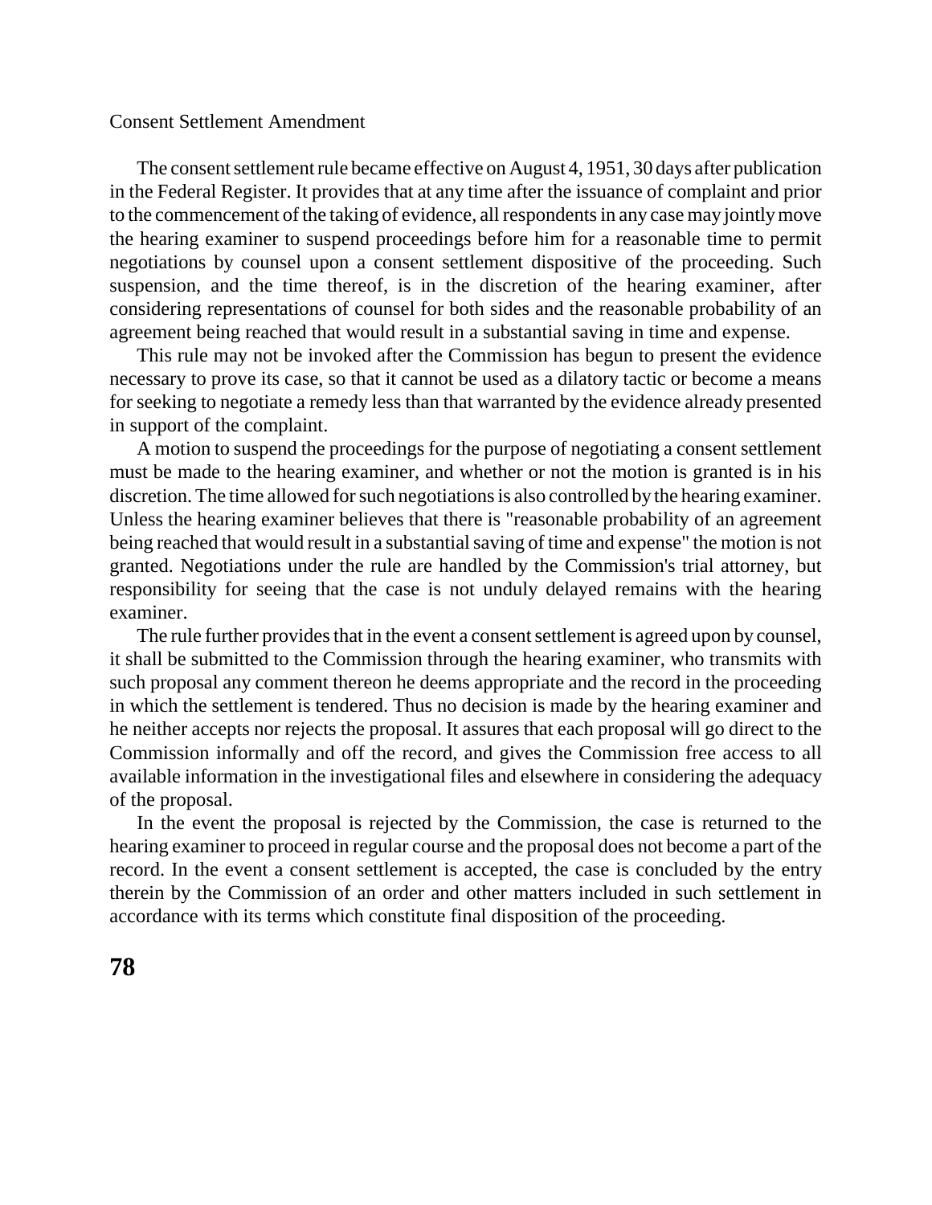## Consent Settlement Amendment

The consent settlement rule became effective on August 4, 1951, 30 days after publication in the Federal Register. It provides that at any time after the issuance of complaint and prior to the commencement of the taking of evidence, all respondents in any case may jointly move the hearing examiner to suspend proceedings before him for a reasonable time to permit negotiations by counsel upon a consent settlement dispositive of the proceeding. Such suspension, and the time thereof, is in the discretion of the hearing examiner, after considering representations of counsel for both sides and the reasonable probability of an agreement being reached that would result in a substantial saving in time and expense.

This rule may not be invoked after the Commission has begun to present the evidence necessary to prove its case, so that it cannot be used as a dilatory tactic or become a means for seeking to negotiate a remedy less than that warranted by the evidence already presented in support of the complaint.

A motion to suspend the proceedings for the purpose of negotiating a consent settlement must be made to the hearing examiner, and whether or not the motion is granted is in his discretion. The time allowed for such negotiations is also controlled by the hearing examiner. Unless the hearing examiner believes that there is "reasonable probability of an agreement being reached that would result in a substantial saving of time and expense" the motion is not granted. Negotiations under the rule are handled by the Commission's trial attorney, but responsibility for seeing that the case is not unduly delayed remains with the hearing examiner.

The rule further provides that in the event a consent settlement is agreed upon by counsel, it shall be submitted to the Commission through the hearing examiner, who transmits with such proposal any comment thereon he deems appropriate and the record in the proceeding in which the settlement is tendered. Thus no decision is made by the hearing examiner and he neither accepts nor rejects the proposal. It assures that each proposal will go direct to the Commission informally and off the record, and gives the Commission free access to all available information in the investigational files and elsewhere in considering the adequacy of the proposal.

In the event the proposal is rejected by the Commission, the case is returned to the hearing examiner to proceed in regular course and the proposal does not become a part of the record. In the event a consent settlement is accepted, the case is concluded by the entry therein by the Commission of an order and other matters included in such settlement in accordance with its terms which constitute final disposition of the proceeding.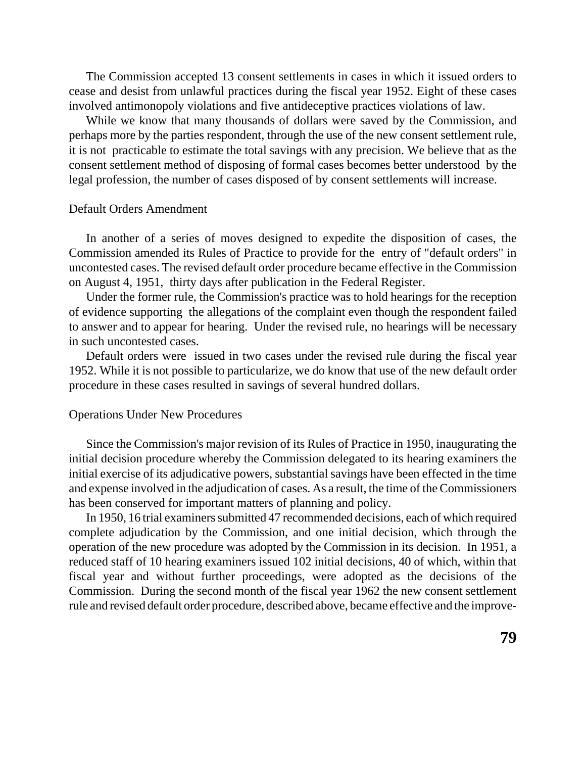The Commission accepted 13 consent settlements in cases in which it issued orders to cease and desist from unlawful practices during the fiscal year 1952. Eight of these cases involved antimonopoly violations and five antideceptive practices violations of law.

While we know that many thousands of dollars were saved by the Commission, and perhaps more by the parties respondent, through the use of the new consent settlement rule, it is not practicable to estimate the total savings with any precision. We believe that as the consent settlement method of disposing of formal cases becomes better understood by the legal profession, the number of cases disposed of by consent settlements will increase.

## Default Orders Amendment

In another of a series of moves designed to expedite the disposition of cases, the Commission amended its Rules of Practice to provide for the entry of "default orders" in uncontested cases. The revised default order procedure became effective in the Commission on August 4, 1951, thirty days after publication in the Federal Register.

Under the former rule, the Commission's practice was to hold hearings for the reception of evidence supporting the allegations of the complaint even though the respondent failed to answer and to appear for hearing. Under the revised rule, no hearings will be necessary in such uncontested cases.

Default orders were issued in two cases under the revised rule during the fiscal year 1952. While it is not possible to particularize, we do know that use of the new default order procedure in these cases resulted in savings of several hundred dollars.

## Operations Under New Procedures

Since the Commission's major revision of its Rules of Practice in 1950, inaugurating the initial decision procedure whereby the Commission delegated to its hearing examiners the initial exercise of its adjudicative powers, substantial savings have been effected in the time and expense involved in the adjudication of cases. As a result, the time of the Commissioners has been conserved for important matters of planning and policy.

In 1950, 16 trial examiners submitted 47 recommended decisions, each of which required complete adjudication by the Commission, and one initial decision, which through the operation of the new procedure was adopted by the Commission in its decision. In 1951, a reduced staff of 10 hearing examiners issued 102 initial decisions, 40 of which, within that fiscal year and without further proceedings, were adopted as the decisions of the Commission. During the second month of the fiscal year 1962 the new consent settlement rule and revised default order procedure, described above, became effective and the improve-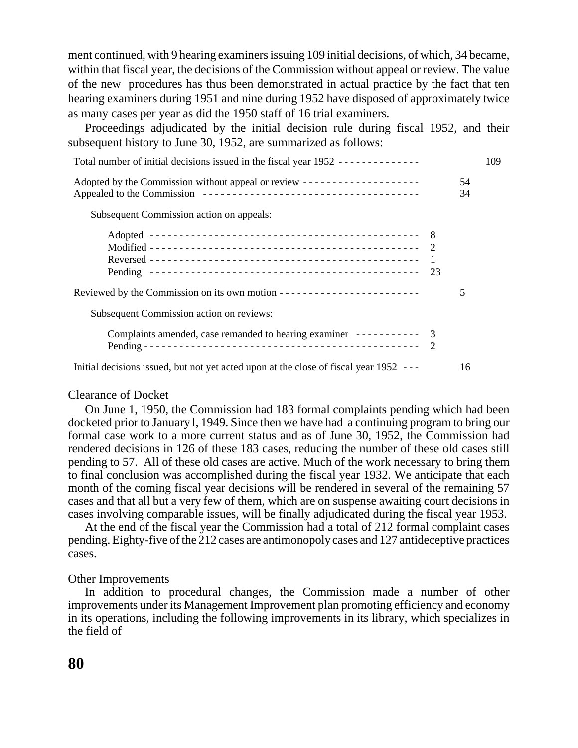ment continued, with 9 hearing examiners issuing 109 initial decisions, of which, 34 became, within that fiscal year, the decisions of the Commission without appeal or review. The value of the new procedures has thus been demonstrated in actual practice by the fact that ten hearing examiners during 1951 and nine during 1952 have disposed of approximately twice as many cases per year as did the 1950 staff of 16 trial examiners.

Proceedings adjudicated by the initial decision rule during fiscal 1952, and their subsequent history to June 30, 1952, are summarized as follows:

| | | | |
|---|---|---|---|
| Total number of initial decisions issued in the fiscal year 1952 | | | 109 |
| Adopted by the Commission without appeal or review | | 54 | |
| Appealed to the Commission | | 34 | |
| Subsequent Commission action on appeals: | | | |
| Adopted | 8 | | |
| Modified | 2 | | |
| Reversed | 1 | | |
| Pending | 23 | | |
| Reviewed by the Commission on its own motion | | 5 | |
| Subsequent Commission action on reviews: | | | |
| Complaints amended, case remanded to hearing examiner | 3 | | |
| Pending | 2 | | |
| Initial decisions issued, but not yet acted upon at the close of fiscal year 1952 | | 16 | |

### Clearance of Docket

On June 1, 1950, the Commission had 183 formal complaints pending which had been docketed prior to January l, 1949. Since then we have had a continuing program to bring our formal case work to a more current status and as of June 30, 1952, the Commission had rendered decisions in 126 of these 183 cases, reducing the number of these old cases still pending to 57. All of these old cases are active. Much of the work necessary to bring them to final conclusion was accomplished during the fiscal year 1932. We anticipate that each month of the coming fiscal year decisions will be rendered in several of the remaining 57 cases and that all but a very few of them, which are on suspense awaiting court decisions in cases involving comparable issues, will be finally adjudicated during the fiscal year 1953.

At the end of the fiscal year the Commission had a total of 212 formal complaint cases pending. Eighty-five of the 212 cases are antimonopoly cases and 127 antideceptive practices cases.

### Other Improvements

In addition to procedural changes, the Commission made a number of other improvements under its Management Improvement plan promoting efficiency and economy in its operations, including the following improvements in its library, which specializes in the field of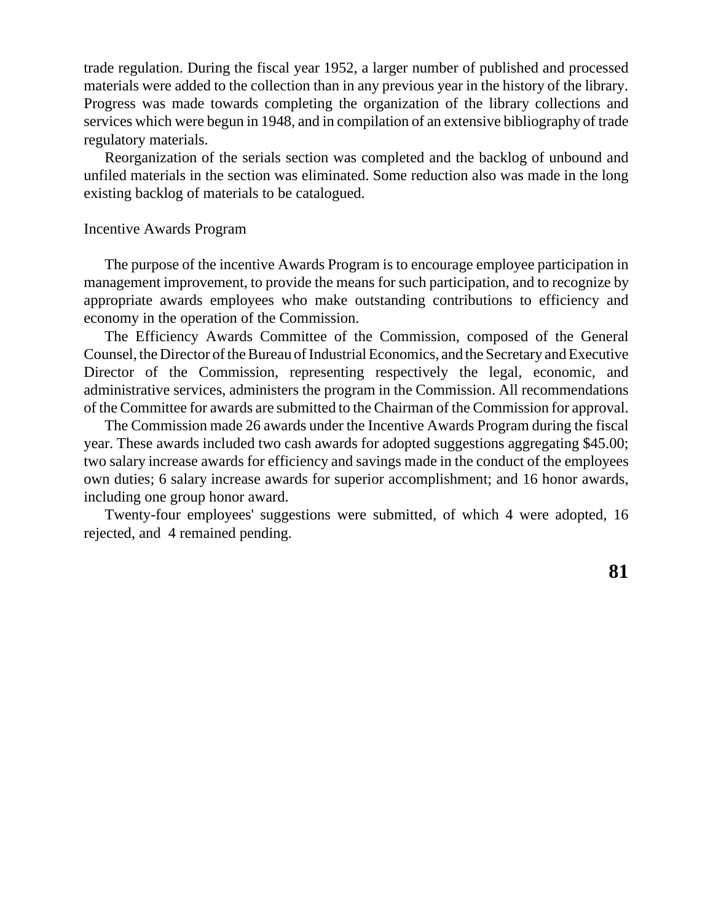trade regulation. During the fiscal year 1952, a larger number of published and processed materials were added to the collection than in any previous year in the history of the library. Progress was made towards completing the organization of the library collections and services which were begun in 1948, and in compilation of an extensive bibliography of trade regulatory materials.

Reorganization of the serials section was completed and the backlog of unbound and unfiled materials in the section was eliminated. Some reduction also was made in the long existing backlog of materials to be catalogued.

## Incentive Awards Program

The purpose of the incentive Awards Program is to encourage employee participation in management improvement, to provide the means for such participation, and to recognize by appropriate awards employees who make outstanding contributions to efficiency and economy in the operation of the Commission.

The Efficiency Awards Committee of the Commission, composed of the General Counsel, the Director of the Bureau of Industrial Economics, and the Secretary and Executive Director of the Commission, representing respectively the legal, economic, and administrative services, administers the program in the Commission. All recommendations of the Committee for awards are submitted to the Chairman of the Commission for approval.

The Commission made 26 awards under the Incentive Awards Program during the fiscal year. These awards included two cash awards for adopted suggestions aggregating $45.00; two salary increase awards for efficiency and savings made in the conduct of the employees own duties; 6 salary increase awards for superior accomplishment; and 16 honor awards, including one group honor award.

Twenty-four employees' suggestions were submitted, of which 4 were adopted, 16 rejected, and 4 remained pending.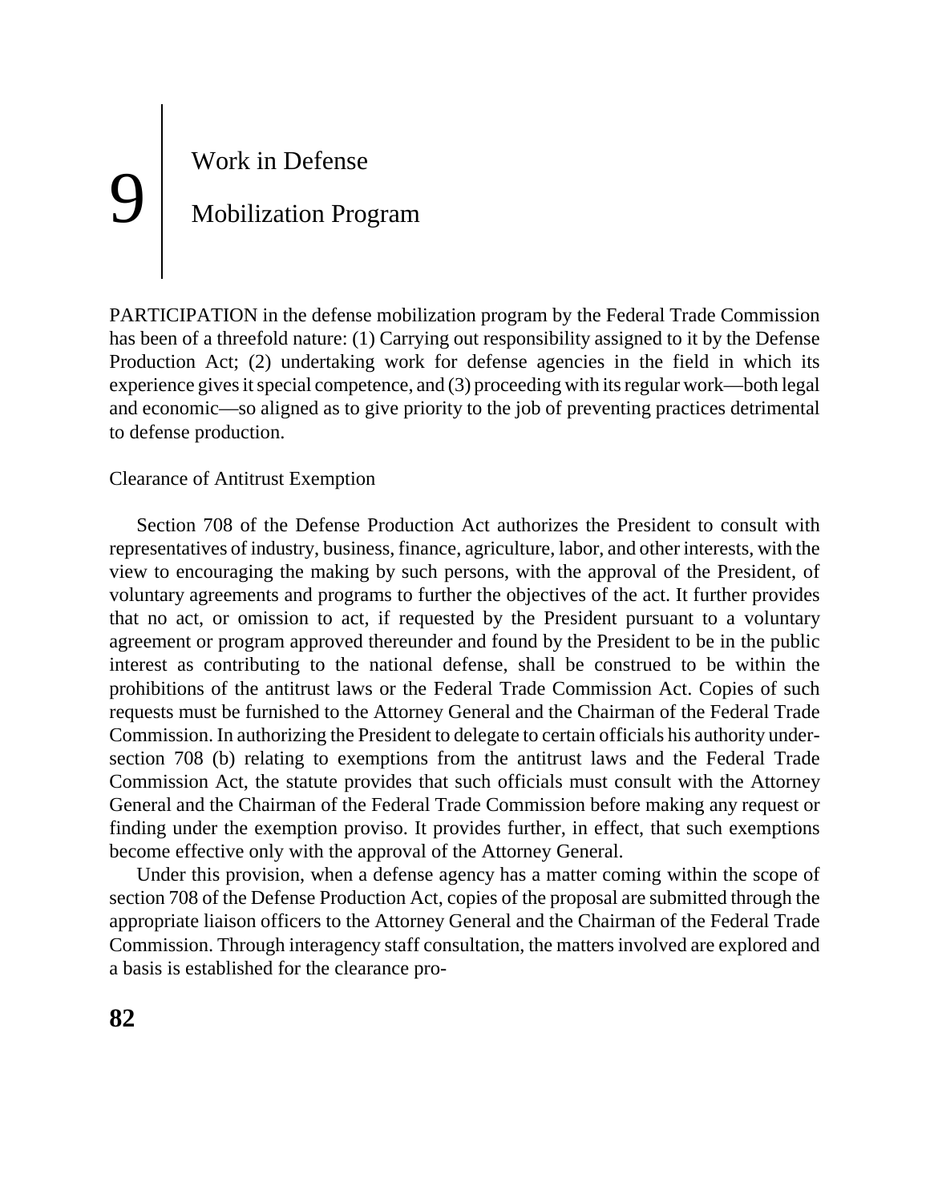# 9 Work in Defense Mobilization Program

PARTICIPATION in the defense mobilization program by the Federal Trade Commission has been of a threefold nature: (1) Carrying out responsibility assigned to it by the Defense Production Act; (2) undertaking work for defense agencies in the field in which its experience gives it special competence, and (3) proceeding with its regular work—both legal and economic—so aligned as to give priority to the job of preventing practices detrimental to defense production.

## Clearance of Antitrust Exemption

Section 708 of the Defense Production Act authorizes the President to consult with representatives of industry, business, finance, agriculture, labor, and other interests, with the view to encouraging the making by such persons, with the approval of the President, of voluntary agreements and programs to further the objectives of the act. It further provides that no act, or omission to act, if requested by the President pursuant to a voluntary agreement or program approved thereunder and found by the President to be in the public interest as contributing to the national defense, shall be construed to be within the prohibitions of the antitrust laws or the Federal Trade Commission Act. Copies of such requests must be furnished to the Attorney General and the Chairman of the Federal Trade Commission. In authorizing the President to delegate to certain officials his authority under section 708 (b) relating to exemptions from the antitrust laws and the Federal Trade Commission Act, the statute provides that such officials must consult with the Attorney General and the Chairman of the Federal Trade Commission before making any request or finding under the exemption proviso. It provides further, in effect, that such exemptions become effective only with the approval of the Attorney General.

Under this provision, when a defense agency has a matter coming within the scope of section 708 of the Defense Production Act, copies of the proposal are submitted through the appropriate liaison officers to the Attorney General and the Chairman of the Federal Trade Commission. Through interagency staff consultation, the matters involved are explored and a basis is established for the clearance pro-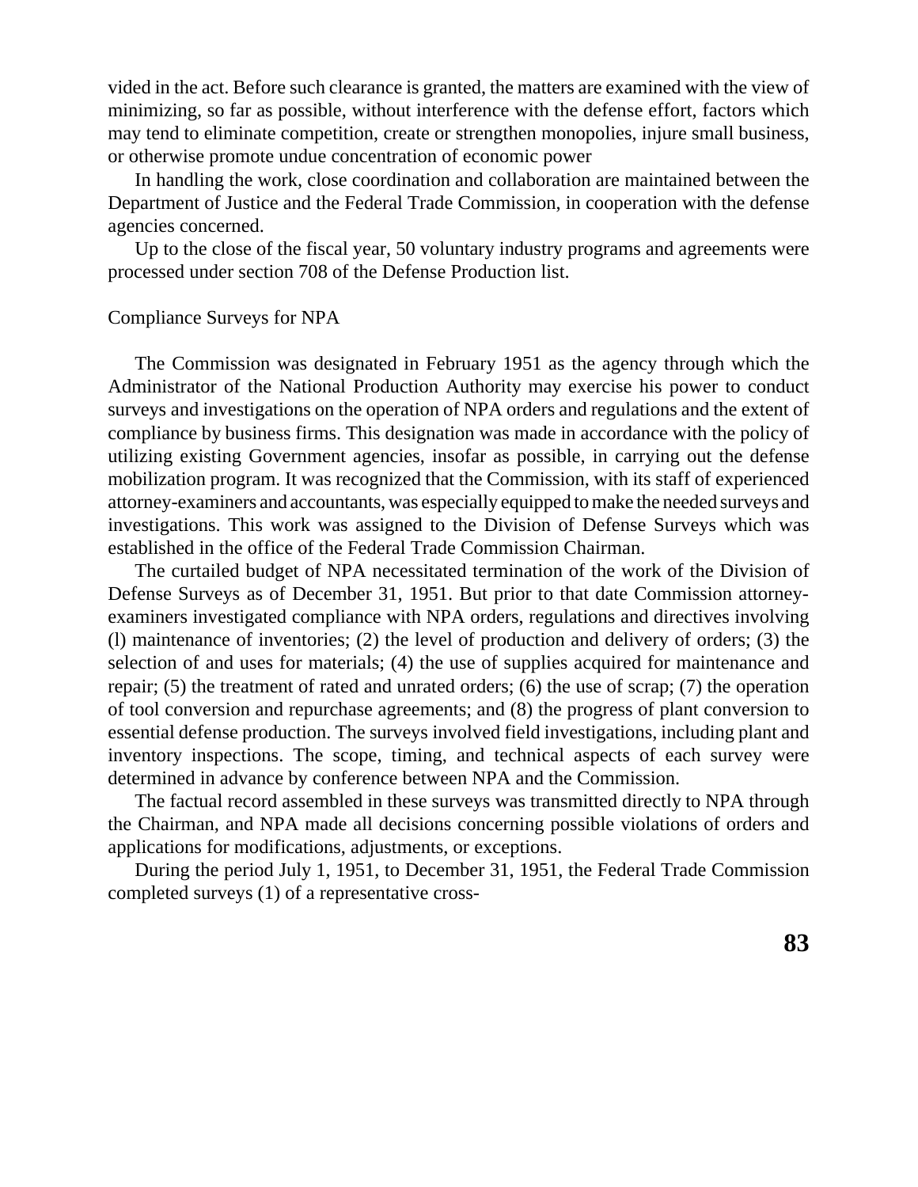vided in the act. Before such clearance is granted, the matters are examined with the view of minimizing, so far as possible, without interference with the defense effort, factors which may tend to eliminate competition, create or strengthen monopolies, injure small business, or otherwise promote undue concentration of economic power

In handling the work, close coordination and collaboration are maintained between the Department of Justice and the Federal Trade Commission, in cooperation with the defense agencies concerned.

Up to the close of the fiscal year, 50 voluntary industry programs and agreements were processed under section 708 of the Defense Production list.

## Compliance Surveys for NPA

The Commission was designated in February 1951 as the agency through which the Administrator of the National Production Authority may exercise his power to conduct surveys and investigations on the operation of NPA orders and regulations and the extent of compliance by business firms. This designation was made in accordance with the policy of utilizing existing Government agencies, insofar as possible, in carrying out the defense mobilization program. It was recognized that the Commission, with its staff of experienced attorney-examiners and accountants, was especially equipped to make the needed surveys and investigations. This work was assigned to the Division of Defense Surveys which was established in the office of the Federal Trade Commission Chairman.

The curtailed budget of NPA necessitated termination of the work of the Division of Defense Surveys as of December 31, 1951. But prior to that date Commission attorney-examiners investigated compliance with NPA orders, regulations and directives involving (l) maintenance of inventories; (2) the level of production and delivery of orders; (3) the selection of and uses for materials; (4) the use of supplies acquired for maintenance and repair; (5) the treatment of rated and unrated orders; (6) the use of scrap; (7) the operation of tool conversion and repurchase agreements; and (8) the progress of plant conversion to essential defense production. The surveys involved field investigations, including plant and inventory inspections. The scope, timing, and technical aspects of each survey were determined in advance by conference between NPA and the Commission.

The factual record assembled in these surveys was transmitted directly to NPA through the Chairman, and NPA made all decisions concerning possible violations of orders and applications for modifications, adjustments, or exceptions.

During the period July 1, 1951, to December 31, 1951, the Federal Trade Commission completed surveys (1) of a representative cross-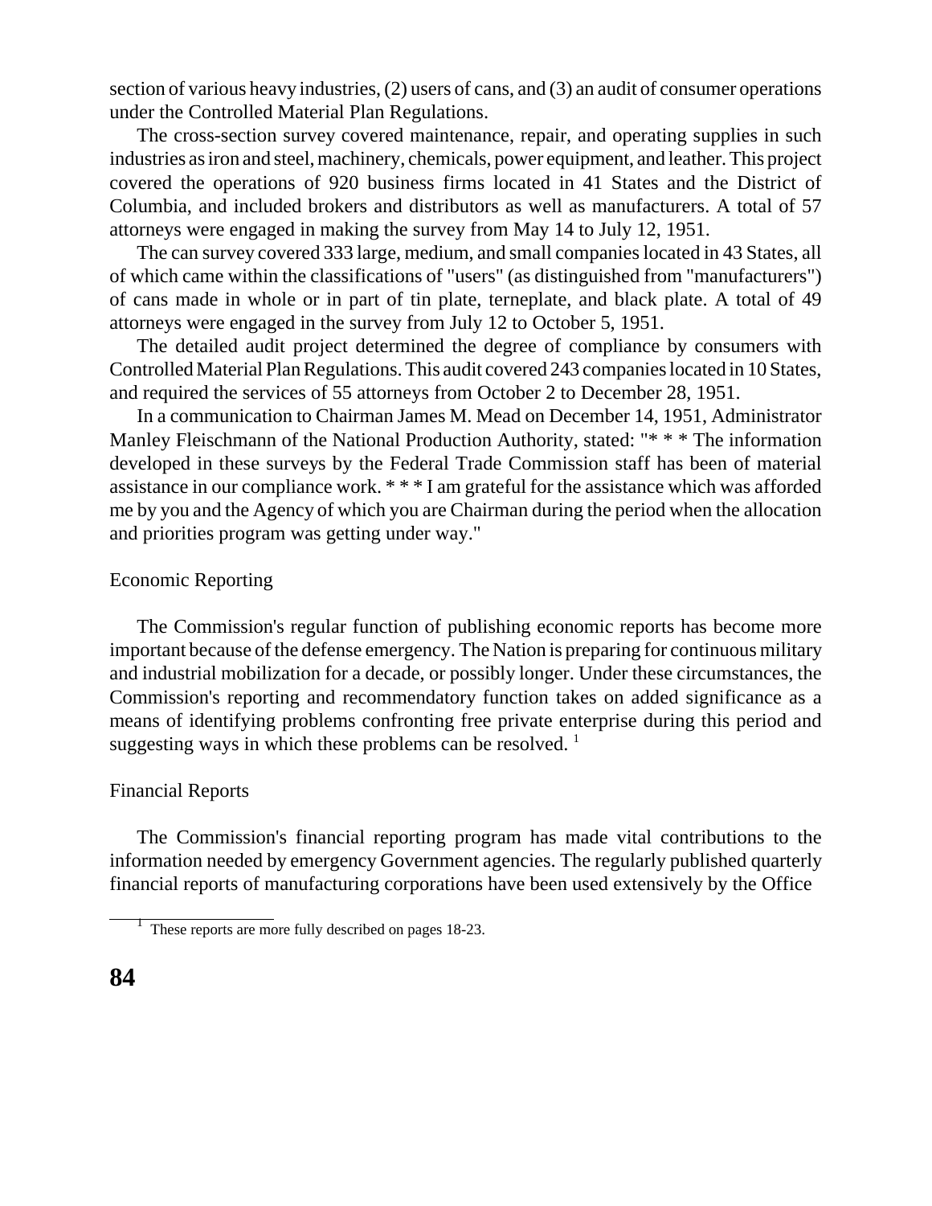section of various heavy industries, (2) users of cans, and (3) an audit of consumer operations under the Controlled Material Plan Regulations.

The cross-section survey covered maintenance, repair, and operating supplies in such industries as iron and steel, machinery, chemicals, power equipment, and leather. This project covered the operations of 920 business firms located in 41 States and the District of Columbia, and included brokers and distributors as well as manufacturers. A total of 57 attorneys were engaged in making the survey from May 14 to July 12, 1951.

The can survey covered 333 large, medium, and small companies located in 43 States, all of which came within the classifications of "users" (as distinguished from "manufacturers") of cans made in whole or in part of tin plate, terneplate, and black plate. A total of 49 attorneys were engaged in the survey from July 12 to October 5, 1951.

The detailed audit project determined the degree of compliance by consumers with Controlled Material Plan Regulations. This audit covered 243 companies located in 10 States, and required the services of 55 attorneys from October 2 to December 28, 1951.

In a communication to Chairman James M. Mead on December 14, 1951, Administrator Manley Fleischmann of the National Production Authority, stated: "* * * The information developed in these surveys by the Federal Trade Commission staff has been of material assistance in our compliance work. * * * I am grateful for the assistance which was afforded me by you and the Agency of which you are Chairman during the period when the allocation and priorities program was getting under way."

### Economic Reporting

The Commission's regular function of publishing economic reports has become more important because of the defense emergency. The Nation is preparing for continuous military and industrial mobilization for a decade, or possibly longer. Under these circumstances, the Commission's reporting and recommendatory function takes on added significance as a means of identifying problems confronting free private enterprise during this period and suggesting ways in which these problems can be resolved. [1]

### Financial Reports

The Commission's financial reporting program has made vital contributions to the information needed by emergency Government agencies. The regularly published quarterly financial reports of manufacturing corporations have been used extensively by the Office

[1] These reports are more fully described on pages 18-23.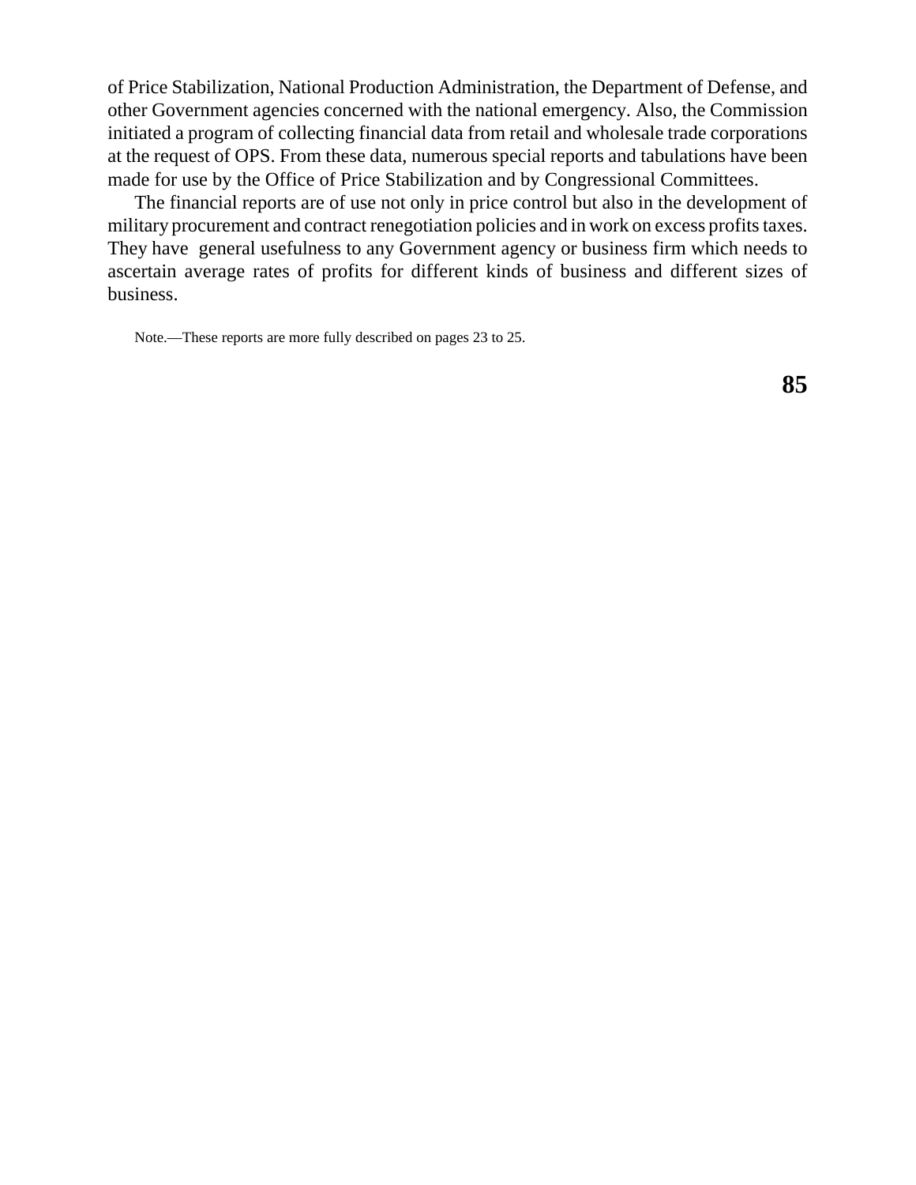of Price Stabilization, National Production Administration, the Department of Defense, and other Government agencies concerned with the national emergency. Also, the Commission initiated a program of collecting financial data from retail and wholesale trade corporations at the request of OPS. From these data, numerous special reports and tabulations have been made for use by the Office of Price Stabilization and by Congressional Committees.

The financial reports are of use not only in price control but also in the development of military procurement and contract renegotiation policies and in work on excess profits taxes. They have general usefulness to any Government agency or business firm which needs to ascertain average rates of profits for different kinds of business and different sizes of business.

Note.—These reports are more fully described on pages 23 to 25.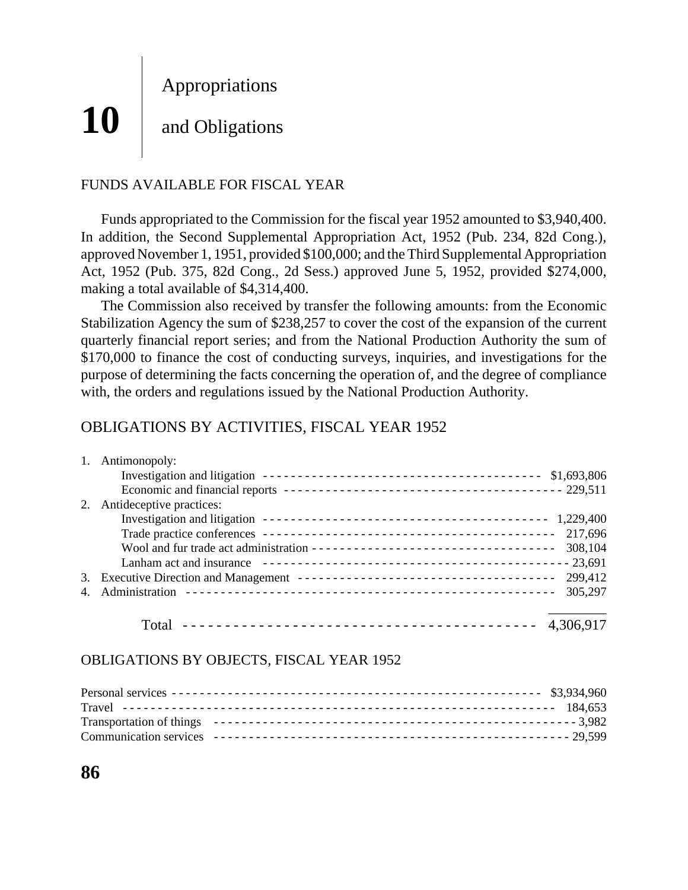# 10 Appropriations and Obligations

## FUNDS AVAILABLE FOR FISCAL YEAR

Funds appropriated to the Commission for the fiscal year 1952 amounted to $3,940,400. In addition, the Second Supplemental Appropriation Act, 1952 (Pub. 234, 82d Cong.), approved November 1, 1951, provided $100,000; and the Third Supplemental Appropriation Act, 1952 (Pub. 375, 82d Cong., 2d Sess.) approved June 5, 1952, provided $274,000, making a total available of $4,314,400.

The Commission also received by transfer the following amounts: from the Economic Stabilization Agency the sum of $238,257 to cover the cost of the expansion of the current quarterly financial report series; and from the National Production Authority the sum of $170,000 to finance the cost of conducting surveys, inquiries, and investigations for the purpose of determining the facts concerning the operation of, and the degree of compliance with, the orders and regulations issued by the National Production Authority.

## OBLIGATIONS BY ACTIVITIES, FISCAL YEAR 1952

| Activity | Amount |
|---|---|
| 1. Antimonopoly: | |
| Investigation and litigation | $1,693,806 |
| Economic and financial reports | 229,511 |
| 2. Antideceptive practices: | |
| Investigation and litigation | 1,229,400 |
| Trade practice conferences | 217,696 |
| Wool and fur trade act administration | 308,104 |
| Lanham act and insurance | 23,691 |
| 3. Executive Direction and Management | 299,412 |
| 4. Administration | 305,297 |
| Total | 4,306,917 |

## OBLIGATIONS BY OBJECTS, FISCAL YEAR 1952

| Object | Amount |
|---|---|
| Personal services | $3,934,960 |
| Travel | 184,653 |
| Transportation of things | 3,982 |
| Communication services | 29,599 |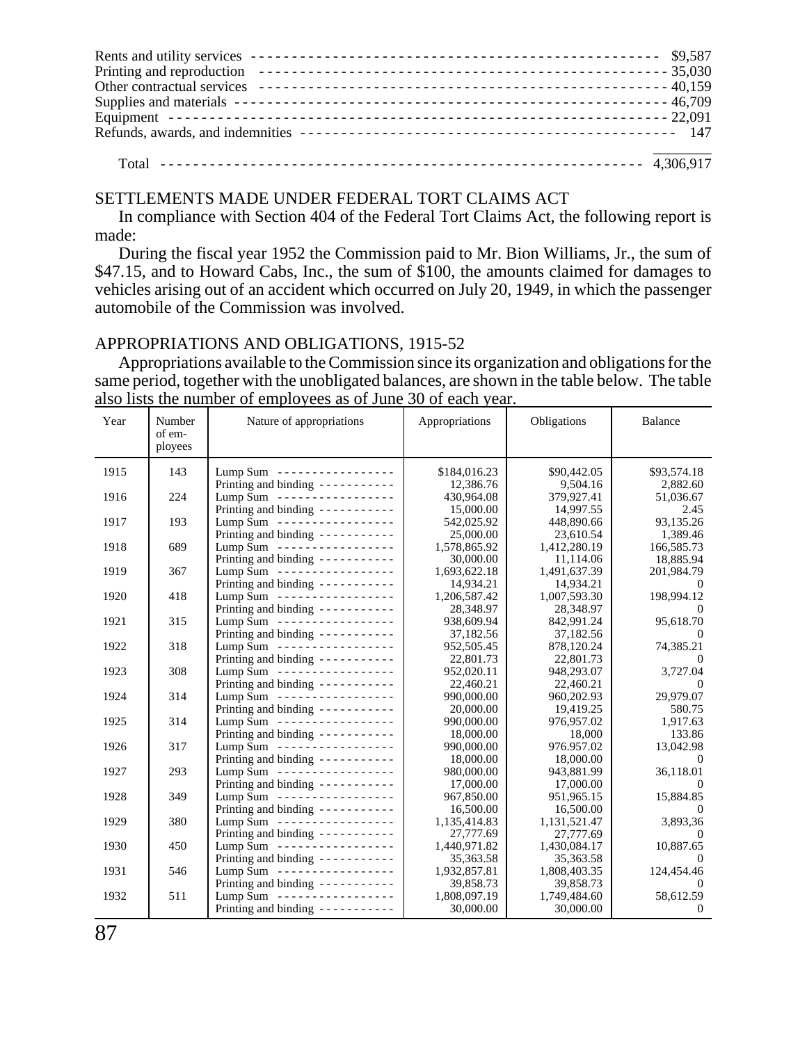| | |
|---|---|
| Rents and utility services | $9,587 |
| Printing and reproduction | 35,030 |
| Other contractual services | 40,159 |
| Supplies and materials | 46,709 |
| Equipment | 22,091 |
| Refunds, awards, and indemnities | 147 |
| Total | 4,306,917 |

## SETTLEMENTS MADE UNDER FEDERAL TORT CLAIMS ACT

In compliance with Section 404 of the Federal Tort Claims Act, the following report is made:

During the fiscal year 1952 the Commission paid to Mr. Bion Williams, Jr., the sum of $47.15, and to Howard Cabs, Inc., the sum of $100, the amounts claimed for damages to vehicles arising out of an accident which occurred on July 20, 1949, in which the passenger automobile of the Commission was involved.

## APPROPRIATIONS AND OBLIGATIONS, 1915-52

Appropriations available to the Commission since its organization and obligations for the same period, together with the unobligated balances, are shown in the table below. The table also lists the number of employees as of June 30 of each year.

| Year | Number of employees | Nature of appropriations | Appropriations | Obligations | Balance |
|---|---|---|---|---|---|
| 1915 | 143 | Lump Sum | $184,016.23 | $90,442.05 | $93,574.18 |
| | | Printing and binding | 12,386.76 | 9,504.16 | 2,882.60 |
| 1916 | 224 | Lump Sum | 430,964.08 | 379,927.41 | 51,036.67 |
| | | Printing and binding | 15,000.00 | 14,997.55 | 2.45 |
| 1917 | 193 | Lump Sum | 542,025.92 | 448,890.66 | 93,135.26 |
| | | Printing and binding | 25,000.00 | 23,610.54 | 1,389.46 |
| 1918 | 689 | Lump Sum | 1,578,865.92 | 1,412,280.19 | 166,585.73 |
| | | Printing and binding | 30,000.00 | 11,114.06 | 18,885.94 |
| 1919 | 367 | Lump Sum | 1,693,622.18 | 1,491,637.39 | 201,984.79 |
| | | Printing and binding | 14,934.21 | 14,934.21 | 0 |
| 1920 | 418 | Lump Sum | 1,206,587.42 | 1,007,593.30 | 198,994.12 |
| | | Printing and binding | 28,348.97 | 28,348.97 | 0 |
| 1921 | 315 | Lump Sum | 938,609.94 | 842,991.24 | 95,618.70 |
| | | Printing and binding | 37,182.56 | 37,182.56 | 0 |
| 1922 | 318 | Lump Sum | 952,505.45 | 878,120.24 | 74,385.21 |
| | | Printing and binding | 22,801.73 | 22,801.73 | 0 |
| 1923 | 308 | Lump Sum | 952,020.11 | 948,293.07 | 3,727.04 |
| | | Printing and binding | 22,460.21 | 22,460.21 | 0 |
| 1924 | 314 | Lump Sum | 990,000.00 | 960,202.93 | 29,979.07 |
| | | Printing and binding | 20,000.00 | 19,419.25 | 580.75 |
| 1925 | 314 | Lump Sum | 990,000.00 | 976,957.02 | 1,917.63 |
| | | Printing and binding | 18,000.00 | 18,000 | 133.86 |
| 1926 | 317 | Lump Sum | 990,000.00 | 976.957.02 | 13,042.98 |
| | | Printing and binding | 18,000.00 | 18,000.00 | 0 |
| 1927 | 293 | Lump Sum | 980,000.00 | 943,881.99 | 36,118.01 |
| | | Printing and binding | 17,000.00 | 17,000.00 | 0 |
| 1928 | 349 | Lump Sum | 967,850.00 | 951,965.15 | 15,884.85 |
| | | Printing and binding | 16,500.00 | 16,500.00 | 0 |
| 1929 | 380 | Lump Sum | 1,135,414.83 | 1,131,521.47 | 3,893,36 |
| | | Printing and binding | 27,777.69 | 27,777.69 | 0 |
| 1930 | 450 | Lump Sum | 1,440,971.82 | 1,430,084.17 | 10,887.65 |
| | | Printing and binding | 35,363.58 | 35,363.58 | 0 |
| 1931 | 546 | Lump Sum | 1,932,857.81 | 1,808,403.35 | 124,454.46 |
| | | Printing and binding | 39,858.73 | 39,858.73 | 0 |
| 1932 | 511 | Lump Sum | 1,808,097.19 | 1,749,484.60 | 58,612.59 |
| | | Printing and binding | 30,000.00 | 30,000.00 | 0 |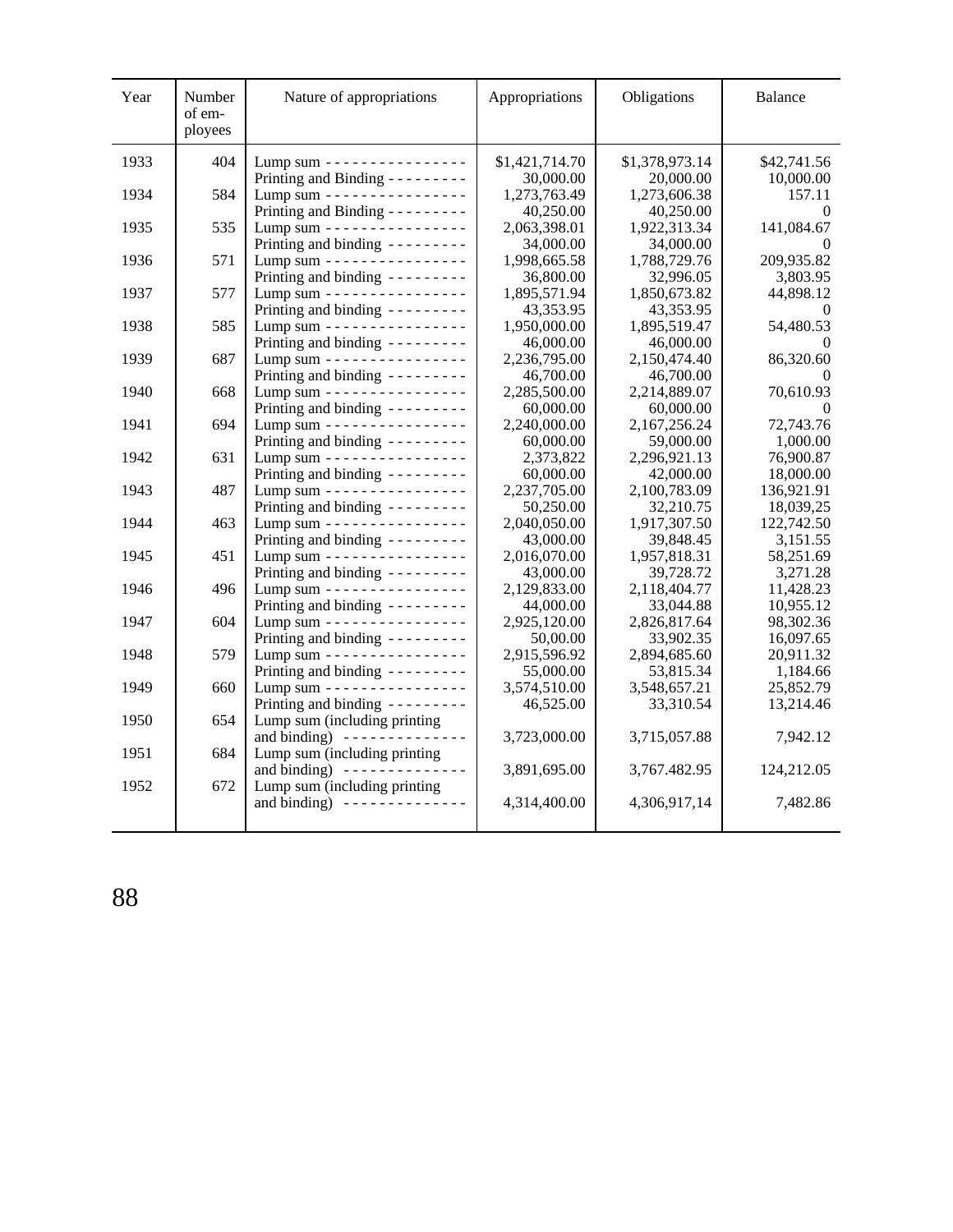| Year | Number of employees | Nature of appropriations | Appropriations | Obligations | Balance |
|---|---|---|---|---|---|
| 1933 | 404 | Lump sum - - - - - - - - - - - - - - - - | $1,421,714.70 | $1,378,973.14 | $42,741.56 |
| | | Printing and Binding - - - - - - - - - | 30,000.00 | 20,000.00 | 10,000.00 |
| 1934 | 584 | Lump sum - - - - - - - - - - - - - - - - | 1,273,763.49 | 1,273,606.38 | 157.11 |
| | | Printing and Binding - - - - - - - - - | 40,250.00 | 40,250.00 | 0 |
| 1935 | 535 | Lump sum - - - - - - - - - - - - - - - - | 2,063,398.01 | 1,922,313.34 | 141,084.67 |
| | | Printing and binding - - - - - - - - - | 34,000.00 | 34,000.00 | 0 |
| 1936 | 571 | Lump sum - - - - - - - - - - - - - - - - | 1,998,665.58 | 1,788,729.76 | 209,935.82 |
| | | Printing and binding - - - - - - - - - | 36,800.00 | 32,996.05 | 3,803.95 |
| 1937 | 577 | Lump sum - - - - - - - - - - - - - - - - | 1,895,571.94 | 1,850,673.82 | 44,898.12 |
| | | Printing and binding - - - - - - - - - | 43,353.95 | 43,353.95 | 0 |
| 1938 | 585 | Lump sum - - - - - - - - - - - - - - - - | 1,950,000.00 | 1,895,519.47 | 54,480.53 |
| | | Printing and binding - - - - - - - - - | 46,000.00 | 46,000.00 | 0 |
| 1939 | 687 | Lump sum - - - - - - - - - - - - - - - - | 2,236,795.00 | 2,150,474.40 | 86,320.60 |
| | | Printing and binding - - - - - - - - - | 46,700.00 | 46,700.00 | 0 |
| 1940 | 668 | Lump sum - - - - - - - - - - - - - - - - | 2,285,500.00 | 2,214,889.07 | 70,610.93 |
| | | Printing and binding - - - - - - - - - | 60,000.00 | 60,000.00 | 0 |
| 1941 | 694 | Lump sum - - - - - - - - - - - - - - - - | 2,240,000.00 | 2,167,256.24 | 72,743.76 |
| | | Printing and binding - - - - - - - - - | 60,000.00 | 59,000.00 | 1,000.00 |
| 1942 | 631 | Lump sum - - - - - - - - - - - - - - - - | 2,373,822 | 2,296,921.13 | 76,900.87 |
| | | Printing and binding - - - - - - - - - | 60,000.00 | 42,000.00 | 18,000.00 |
| 1943 | 487 | Lump sum - - - - - - - - - - - - - - - - | 2,237,705.00 | 2,100,783.09 | 136,921.91 |
| | | Printing and binding - - - - - - - - - | 50,250.00 | 32,210.75 | 18,039,25 |
| 1944 | 463 | Lump sum - - - - - - - - - - - - - - - - | 2,040,050.00 | 1,917,307.50 | 122,742.50 |
| | | Printing and binding - - - - - - - - - | 43,000.00 | 39,848.45 | 3,151.55 |
| 1945 | 451 | Lump sum - - - - - - - - - - - - - - - - | 2,016,070.00 | 1,957,818.31 | 58,251.69 |
| | | Printing and binding - - - - - - - - - | 43,000.00 | 39,728.72 | 3,271.28 |
| 1946 | 496 | Lump sum - - - - - - - - - - - - - - - - | 2,129,833.00 | 2,118,404.77 | 11,428.23 |
| | | Printing and binding - - - - - - - - - | 44,000.00 | 33,044.88 | 10,955.12 |
| 1947 | 604 | Lump sum - - - - - - - - - - - - - - - - | 2,925,120.00 | 2,826,817.64 | 98,302.36 |
| | | Printing and binding - - - - - - - - - | 50,00.00 | 33,902.35 | 16,097.65 |
| 1948 | 579 | Lump sum - - - - - - - - - - - - - - - - | 2,915,596.92 | 2,894,685.60 | 20,911.32 |
| | | Printing and binding - - - - - - - - - | 55,000.00 | 53,815.34 | 1,184.66 |
| 1949 | 660 | Lump sum - - - - - - - - - - - - - - - - | 3,574,510.00 | 3,548,657.21 | 25,852.79 |
| | | Printing and binding - - - - - - - - - | 46,525.00 | 33,310.54 | 13,214.46 |
| 1950 | 654 | Lump sum (including printing and binding) - - - - - - - - - - - - - - | 3,723,000.00 | 3,715,057.88 | 7,942.12 |
| 1951 | 684 | Lump sum (including printing and binding) - - - - - - - - - - - - - - | 3,891,695.00 | 3,767.482.95 | 124,212.05 |
| 1952 | 672 | Lump sum (including printing and binding) - - - - - - - - - - - - - - | 4,314,400.00 | 4,306,917,14 | 7,482.86 |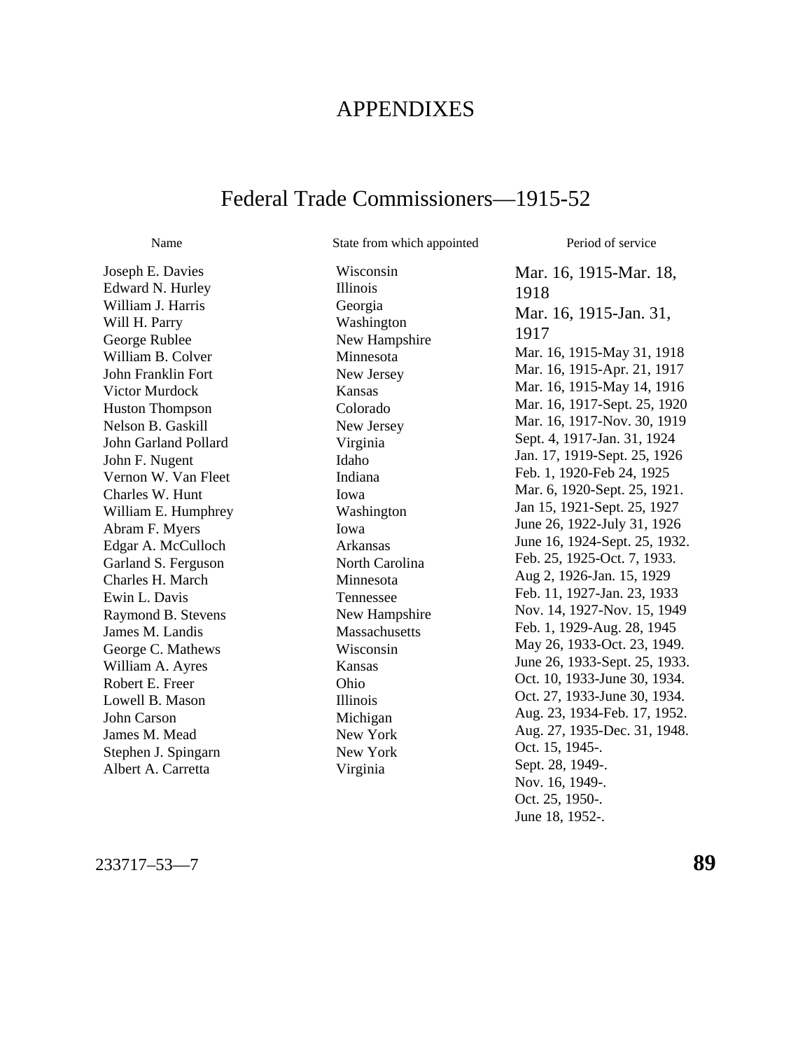# APPENDIXES

## Federal Trade Commissioners—1915-52

| Name | State from which appointed | Period of service |
|---|---|---|
| Joseph E. Davies | Wisconsin | Mar. 16, 1915-Mar. 18, 1918 |
| Edward N. Hurley | Illinois | Mar. 16, 1915-Jan. 31, 1917 |
| William J. Harris | Georgia | Mar. 16, 1915-May 31, 1918 |
| Will H. Parry | Washington | Mar. 16, 1915-Apr. 21, 1917 |
| George Rublee | New Hampshire | Mar. 16, 1915-May 14, 1916 |
| William B. Colver | Minnesota | Mar. 16, 1917-Sept. 25, 1920 |
| John Franklin Fort | New Jersey | Mar. 16, 1917-Nov. 30, 1919 |
| Victor Murdock | Kansas | Sept. 4, 1917-Jan. 31, 1924 |
| Huston Thompson | Colorado | Jan. 17, 1919-Sept. 25, 1926 |
| Nelson B. Gaskill | New Jersey | Feb. 1, 1920-Feb 24, 1925 |
| John Garland Pollard | Virginia | Mar. 6, 1920-Sept. 25, 1921. |
| John F. Nugent | Idaho | Jan 15, 1921-Sept. 25, 1927 |
| Vernon W. Van Fleet | Indiana | June 26, 1922-July 31, 1926 |
| Charles W. Hunt | Iowa | June 16, 1924-Sept. 25, 1932. |
| William E. Humphrey | Washington | Feb. 25, 1925-Oct. 7, 1933. |
| Abram F. Myers | Iowa | Aug 2, 1926-Jan. 15, 1929 |
| Edgar A. McCulloch | Arkansas | Feb. 11, 1927-Jan. 23, 1933 |
| Garland S. Ferguson | North Carolina | Nov. 14, 1927-Nov. 15, 1949 |
| Charles H. March | Minnesota | Feb. 1, 1929-Aug. 28, 1945 |
| Ewin L. Davis | Tennessee | May 26, 1933-Oct. 23, 1949. |
| Raymond B. Stevens | New Hampshire | June 26, 1933-Sept. 25, 1933. |
| James M. Landis | Massachusetts | Oct. 10, 1933-June 30, 1934. |
| George C. Mathews | Wisconsin | Oct. 27, 1933-June 30, 1934. |
| William A. Ayres | Kansas | Aug. 23, 1934-Feb. 17, 1952. |
| Robert E. Freer | Ohio | Aug. 27, 1935-Dec. 31, 1948. |
| Lowell B. Mason | Illinois | Oct. 15, 1945-. |
| John Carson | Michigan | Sept. 28, 1949-. |
| James M. Mead | New York | Nov. 16, 1949-. |
| Stephen J. Spingarn | New York | Oct. 25, 1950-. |
| Albert A. Carretta | Virginia | June 18, 1952-. |

233717–53—7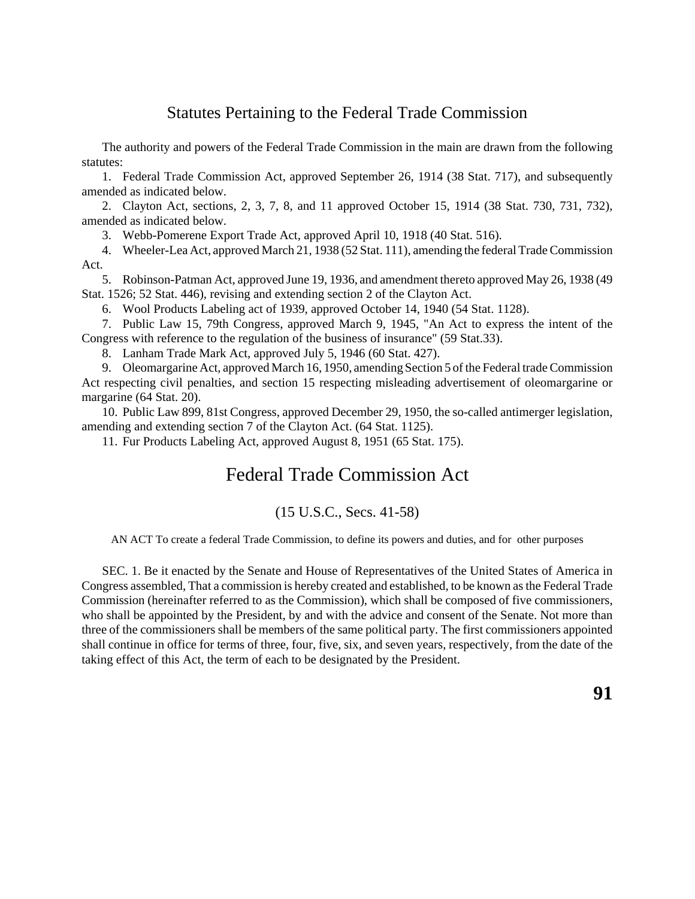## Statutes Pertaining to the Federal Trade Commission

The authority and powers of the Federal Trade Commission in the main are drawn from the following statutes:

1. Federal Trade Commission Act, approved September 26, 1914 (38 Stat. 717), and subsequently amended as indicated below.
2. Clayton Act, sections, 2, 3, 7, 8, and 11 approved October 15, 1914 (38 Stat. 730, 731, 732), amended as indicated below.
3. Webb-Pomerene Export Trade Act, approved April 10, 1918 (40 Stat. 516).
4. Wheeler-Lea Act, approved March 21, 1938 (52 Stat. 111), amending the federal Trade Commission Act.
5. Robinson-Patman Act, approved June 19, 1936, and amendment thereto approved May 26, 1938 (49 Stat. 1526; 52 Stat. 446), revising and extending section 2 of the Clayton Act.
6. Wool Products Labeling act of 1939, approved October 14, 1940 (54 Stat. 1128).
7. Public Law 15, 79th Congress, approved March 9, 1945, "An Act to express the intent of the Congress with reference to the regulation of the business of insurance" (59 Stat.33).
8. Lanham Trade Mark Act, approved July 5, 1946 (60 Stat. 427).
9. Oleomargarine Act, approved March 16, 1950, amending Section 5 of the Federal trade Commission Act respecting civil penalties, and section 15 respecting misleading advertisement of oleomargarine or margarine (64 Stat. 20).
10. Public Law 899, 81st Congress, approved December 29, 1950, the so-called antimerger legislation, amending and extending section 7 of the Clayton Act. (64 Stat. 1125).
11. Fur Products Labeling Act, approved August 8, 1951 (65 Stat. 175).

# Federal Trade Commission Act

(15 U.S.C., Secs. 41-58)

AN ACT To create a federal Trade Commission, to define its powers and duties, and for other purposes

SEC. 1. Be it enacted by the Senate and House of Representatives of the United States of America in Congress assembled, That a commission is hereby created and established, to be known as the Federal Trade Commission (hereinafter referred to as the Commission), which shall be composed of five commissioners, who shall be appointed by the President, by and with the advice and consent of the Senate. Not more than three of the commissioners shall be members of the same political party. The first commissioners appointed shall continue in office for terms of three, four, five, six, and seven years, respectively, from the date of the taking effect of this Act, the term of each to be designated by the President.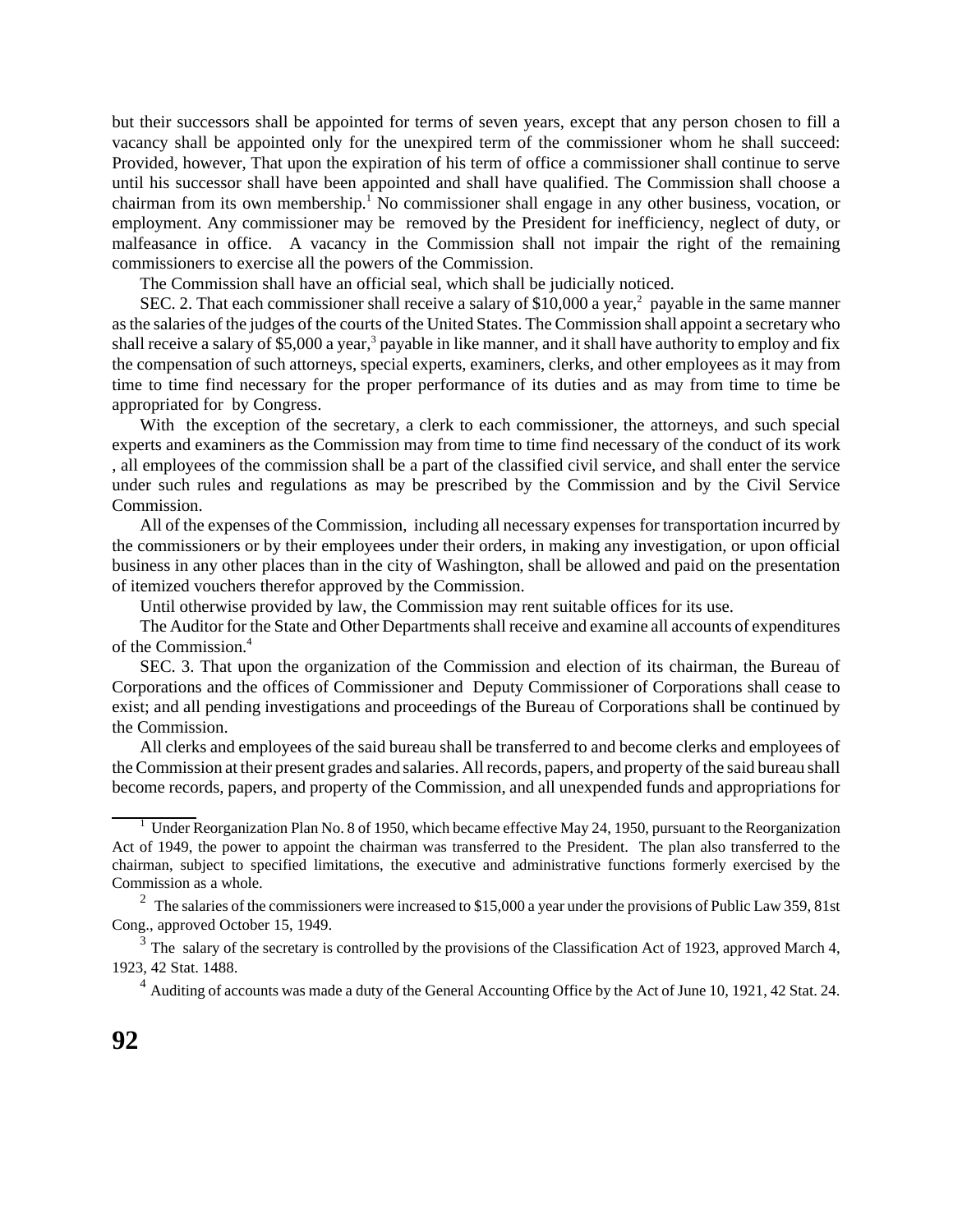but their successors shall be appointed for terms of seven years, except that any person chosen to fill a vacancy shall be appointed only for the unexpired term of the commissioner whom he shall succeed: Provided, however, That upon the expiration of his term of office a commissioner shall continue to serve until his successor shall have been appointed and shall have qualified. The Commission shall choose a chairman from its own membership.[1] No commissioner shall engage in any other business, vocation, or employment. Any commissioner may be removed by the President for inefficiency, neglect of duty, or malfeasance in office. A vacancy in the Commission shall not impair the right of the remaining commissioners to exercise all the powers of the Commission.

The Commission shall have an official seal, which shall be judicially noticed.

SEC. 2. That each commissioner shall receive a salary of $10,000 a year,[2] payable in the same manner as the salaries of the judges of the courts of the United States. The Commission shall appoint a secretary who shall receive a salary of $5,000 a year,[3] payable in like manner, and it shall have authority to employ and fix the compensation of such attorneys, special experts, examiners, clerks, and other employees as it may from time to time find necessary for the proper performance of its duties and as may from time to time be appropriated for by Congress.

With the exception of the secretary, a clerk to each commissioner, the attorneys, and such special experts and examiners as the Commission may from time to time find necessary of the conduct of its work , all employees of the commission shall be a part of the classified civil service, and shall enter the service under such rules and regulations as may be prescribed by the Commission and by the Civil Service Commission.

All of the expenses of the Commission, including all necessary expenses for transportation incurred by the commissioners or by their employees under their orders, in making any investigation, or upon official business in any other places than in the city of Washington, shall be allowed and paid on the presentation of itemized vouchers therefor approved by the Commission.

Until otherwise provided by law, the Commission may rent suitable offices for its use.

The Auditor for the State and Other Departments shall receive and examine all accounts of expenditures of the Commission.[4]

SEC. 3. That upon the organization of the Commission and election of its chairman, the Bureau of Corporations and the offices of Commissioner and Deputy Commissioner of Corporations shall cease to exist; and all pending investigations and proceedings of the Bureau of Corporations shall be continued by the Commission.

All clerks and employees of the said bureau shall be transferred to and become clerks and employees of the Commission at their present grades and salaries. All records, papers, and property of the said bureau shall become records, papers, and property of the Commission, and all unexpended funds and appropriations for

---

[1] Under Reorganization Plan No. 8 of 1950, which became effective May 24, 1950, pursuant to the Reorganization Act of 1949, the power to appoint the chairman was transferred to the President. The plan also transferred to the chairman, subject to specified limitations, the executive and administrative functions formerly exercised by the Commission as a whole.

[2] The salaries of the commissioners were increased to $15,000 a year under the provisions of Public Law 359, 81st Cong., approved October 15, 1949.

[3] The salary of the secretary is controlled by the provisions of the Classification Act of 1923, approved March 4, 1923, 42 Stat. 1488.

[4] Auditing of accounts was made a duty of the General Accounting Office by the Act of June 10, 1921, 42 Stat. 24.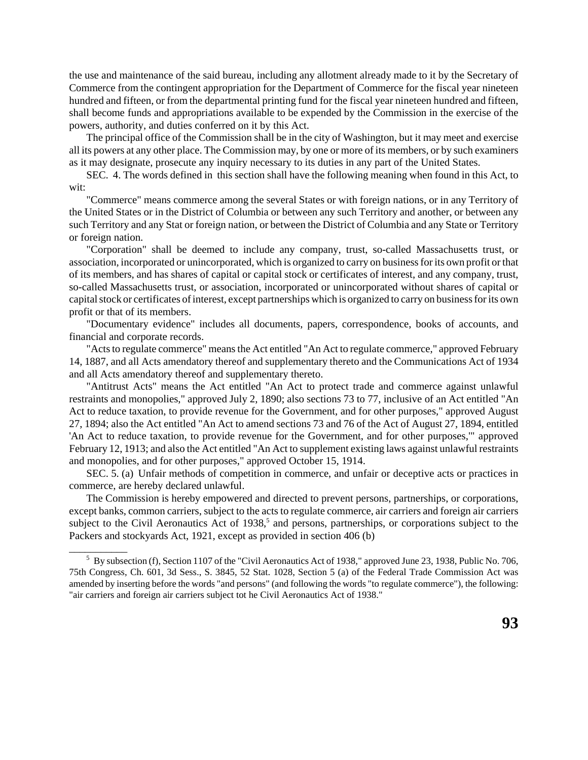the use and maintenance of the said bureau, including any allotment already made to it by the Secretary of Commerce from the contingent appropriation for the Department of Commerce for the fiscal year nineteen hundred and fifteen, or from the departmental printing fund for the fiscal year nineteen hundred and fifteen, shall become funds and appropriations available to be expended by the Commission in the exercise of the powers, authority, and duties conferred on it by this Act.

The principal office of the Commission shall be in the city of Washington, but it may meet and exercise all its powers at any other place. The Commission may, by one or more of its members, or by such examiners as it may designate, prosecute any inquiry necessary to its duties in any part of the United States.

SEC. 4. The words defined in this section shall have the following meaning when found in this Act, to wit:

"Commerce" means commerce among the several States or with foreign nations, or in any Territory of the United States or in the District of Columbia or between any such Territory and another, or between any such Territory and any Stat or foreign nation, or between the District of Columbia and any State or Territory or foreign nation.

"Corporation" shall be deemed to include any company, trust, so-called Massachusetts trust, or association, incorporated or unincorporated, which is organized to carry on business for its own profit or that of its members, and has shares of capital or capital stock or certificates of interest, and any company, trust, so-called Massachusetts trust, or association, incorporated or unincorporated without shares of capital or capital stock or certificates of interest, except partnerships which is organized to carry on business for its own profit or that of its members.

"Documentary evidence" includes all documents, papers, correspondence, books of accounts, and financial and corporate records.

"Acts to regulate commerce" means the Act entitled "An Act to regulate commerce," approved February 14, 1887, and all Acts amendatory thereof and supplementary thereto and the Communications Act of 1934 and all Acts amendatory thereof and supplementary thereto.

"Antitrust Acts" means the Act entitled "An Act to protect trade and commerce against unlawful restraints and monopolies," approved July 2, 1890; also sections 73 to 77, inclusive of an Act entitled "An Act to reduce taxation, to provide revenue for the Government, and for other purposes," approved August 27, 1894; also the Act entitled "An Act to amend sections 73 and 76 of the Act of August 27, 1894, entitled 'An Act to reduce taxation, to provide revenue for the Government, and for other purposes,'" approved February 12, 1913; and also the Act entitled "An Act to supplement existing laws against unlawful restraints and monopolies, and for other purposes," approved October 15, 1914.

SEC. 5. (a) Unfair methods of competition in commerce, and unfair or deceptive acts or practices in commerce, are hereby declared unlawful.

The Commission is hereby empowered and directed to prevent persons, partnerships, or corporations, except banks, common carriers, subject to the acts to regulate commerce, air carriers and foreign air carriers subject to the Civil Aeronautics Act of 1938,[5] and persons, partnerships, or corporations subject to the Packers and stockyards Act, 1921, except as provided in section 406 (b)

---

[5] By subsection (f), Section 1107 of the "Civil Aeronautics Act of 1938," approved June 23, 1938, Public No. 706, 75th Congress, Ch. 601, 3d Sess., S. 3845, 52 Stat. 1028, Section 5 (a) of the Federal Trade Commission Act was amended by inserting before the words "and persons" (and following the words "to regulate commerce"), the following: "air carriers and foreign air carriers subject tot he Civil Aeronautics Act of 1938."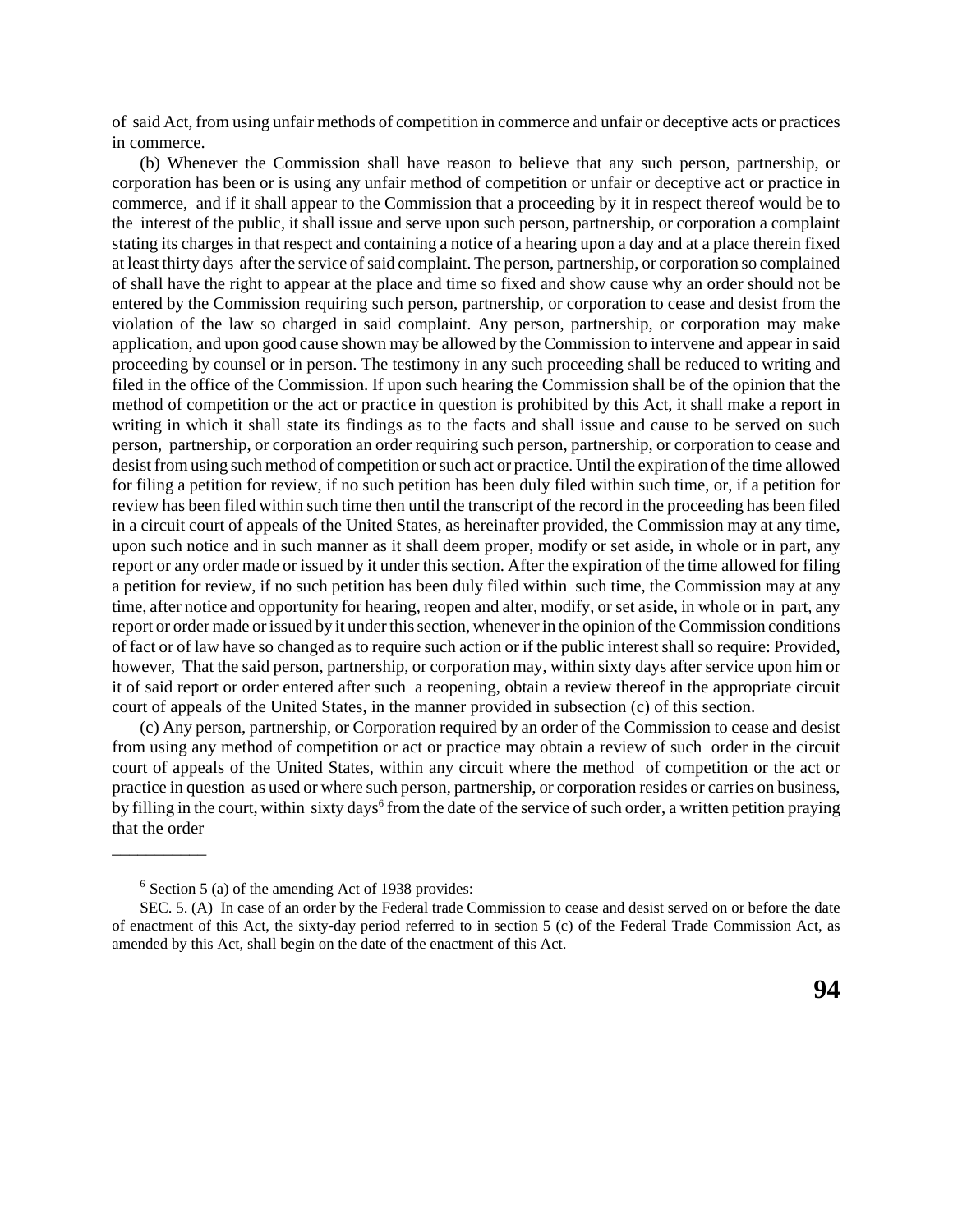of said Act, from using unfair methods of competition in commerce and unfair or deceptive acts or practices in commerce.

(b) Whenever the Commission shall have reason to believe that any such person, partnership, or corporation has been or is using any unfair method of competition or unfair or deceptive act or practice in commerce, and if it shall appear to the Commission that a proceeding by it in respect thereof would be to the interest of the public, it shall issue and serve upon such person, partnership, or corporation a complaint stating its charges in that respect and containing a notice of a hearing upon a day and at a place therein fixed at least thirty days after the service of said complaint. The person, partnership, or corporation so complained of shall have the right to appear at the place and time so fixed and show cause why an order should not be entered by the Commission requiring such person, partnership, or corporation to cease and desist from the violation of the law so charged in said complaint. Any person, partnership, or corporation may make application, and upon good cause shown may be allowed by the Commission to intervene and appear in said proceeding by counsel or in person. The testimony in any such proceeding shall be reduced to writing and filed in the office of the Commission. If upon such hearing the Commission shall be of the opinion that the method of competition or the act or practice in question is prohibited by this Act, it shall make a report in writing in which it shall state its findings as to the facts and shall issue and cause to be served on such person, partnership, or corporation an order requiring such person, partnership, or corporation to cease and desist from using such method of competition or such act or practice. Until the expiration of the time allowed for filing a petition for review, if no such petition has been duly filed within such time, or, if a petition for review has been filed within such time then until the transcript of the record in the proceeding has been filed in a circuit court of appeals of the United States, as hereinafter provided, the Commission may at any time, upon such notice and in such manner as it shall deem proper, modify or set aside, in whole or in part, any report or any order made or issued by it under this section. After the expiration of the time allowed for filing a petition for review, if no such petition has been duly filed within such time, the Commission may at any time, after notice and opportunity for hearing, reopen and alter, modify, or set aside, in whole or in part, any report or order made or issued by it under this section, whenever in the opinion of the Commission conditions of fact or of law have so changed as to require such action or if the public interest shall so require: Provided, however, That the said person, partnership, or corporation may, within sixty days after service upon him or it of said report or order entered after such a reopening, obtain a review thereof in the appropriate circuit court of appeals of the United States, in the manner provided in subsection (c) of this section.

(c) Any person, partnership, or Corporation required by an order of the Commission to cease and desist from using any method of competition or act or practice may obtain a review of such order in the circuit court of appeals of the United States, within any circuit where the method of competition or the act or practice in question as used or where such person, partnership, or corporation resides or carries on business, by filling in the court, within sixty days[6] from the date of the service of such order, a written petition praying that the order

---

[6] Section 5 (a) of the amending Act of 1938 provides:

SEC. 5. (A) In case of an order by the Federal trade Commission to cease and desist served on or before the date of enactment of this Act, the sixty-day period referred to in section 5 (c) of the Federal Trade Commission Act, as amended by this Act, shall begin on the date of the enactment of this Act.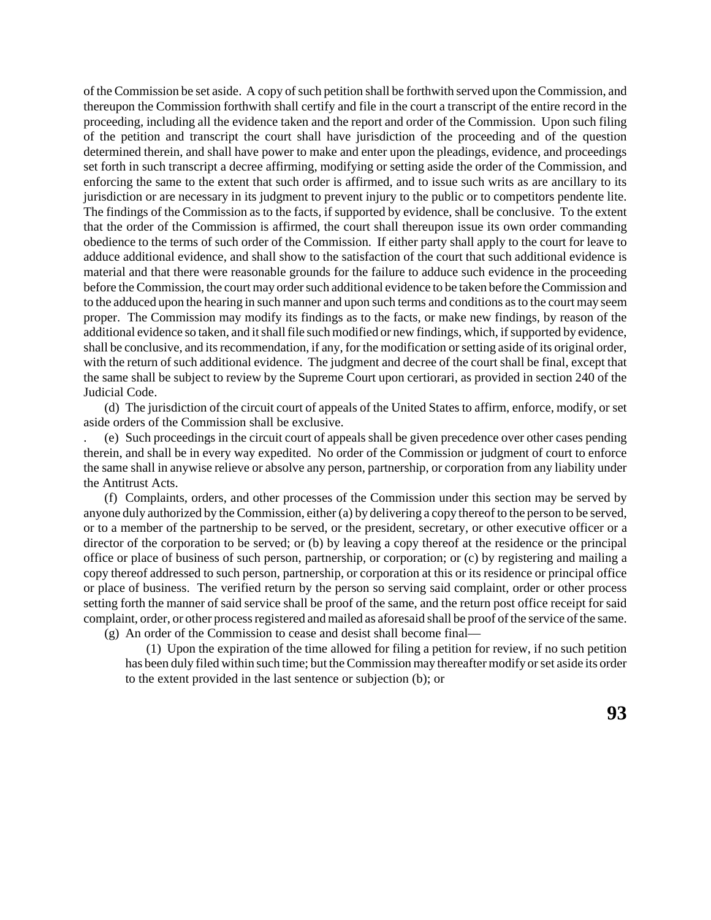of the Commission be set aside. A copy of such petition shall be forthwith served upon the Commission, and thereupon the Commission forthwith shall certify and file in the court a transcript of the entire record in the proceeding, including all the evidence taken and the report and order of the Commission. Upon such filing of the petition and transcript the court shall have jurisdiction of the proceeding and of the question determined therein, and shall have power to make and enter upon the pleadings, evidence, and proceedings set forth in such transcript a decree affirming, modifying or setting aside the order of the Commission, and enforcing the same to the extent that such order is affirmed, and to issue such writs as are ancillary to its jurisdiction or are necessary in its judgment to prevent injury to the public or to competitors pendente lite. The findings of the Commission as to the facts, if supported by evidence, shall be conclusive. To the extent that the order of the Commission is affirmed, the court shall thereupon issue its own order commanding obedience to the terms of such order of the Commission. If either party shall apply to the court for leave to adduce additional evidence, and shall show to the satisfaction of the court that such additional evidence is material and that there were reasonable grounds for the failure to adduce such evidence in the proceeding before the Commission, the court may order such additional evidence to be taken before the Commission and to the adduced upon the hearing in such manner and upon such terms and conditions as to the court may seem proper. The Commission may modify its findings as to the facts, or make new findings, by reason of the additional evidence so taken, and it shall file such modified or new findings, which, if supported by evidence, shall be conclusive, and its recommendation, if any, for the modification or setting aside of its original order, with the return of such additional evidence. The judgment and decree of the court shall be final, except that the same shall be subject to review by the Supreme Court upon certiorari, as provided in section 240 of the Judicial Code.

(d) The jurisdiction of the circuit court of appeals of the United States to affirm, enforce, modify, or set aside orders of the Commission shall be exclusive.

. (e) Such proceedings in the circuit court of appeals shall be given precedence over other cases pending therein, and shall be in every way expedited. No order of the Commission or judgment of court to enforce the same shall in anywise relieve or absolve any person, partnership, or corporation from any liability under the Antitrust Acts.

(f) Complaints, orders, and other processes of the Commission under this section may be served by anyone duly authorized by the Commission, either (a) by delivering a copy thereof to the person to be served, or to a member of the partnership to be served, or the president, secretary, or other executive officer or a director of the corporation to be served; or (b) by leaving a copy thereof at the residence or the principal office or place of business of such person, partnership, or corporation; or (c) by registering and mailing a copy thereof addressed to such person, partnership, or corporation at this or its residence or principal office or place of business. The verified return by the person so serving said complaint, order or other process setting forth the manner of said service shall be proof of the same, and the return post office receipt for said complaint, order, or other process registered and mailed as aforesaid shall be proof of the service of the same.

(g) An order of the Commission to cease and desist shall become final—

(1) Upon the expiration of the time allowed for filing a petition for review, if no such petition has been duly filed within such time; but the Commission may thereafter modify or set aside its order to the extent provided in the last sentence or subjection (b); or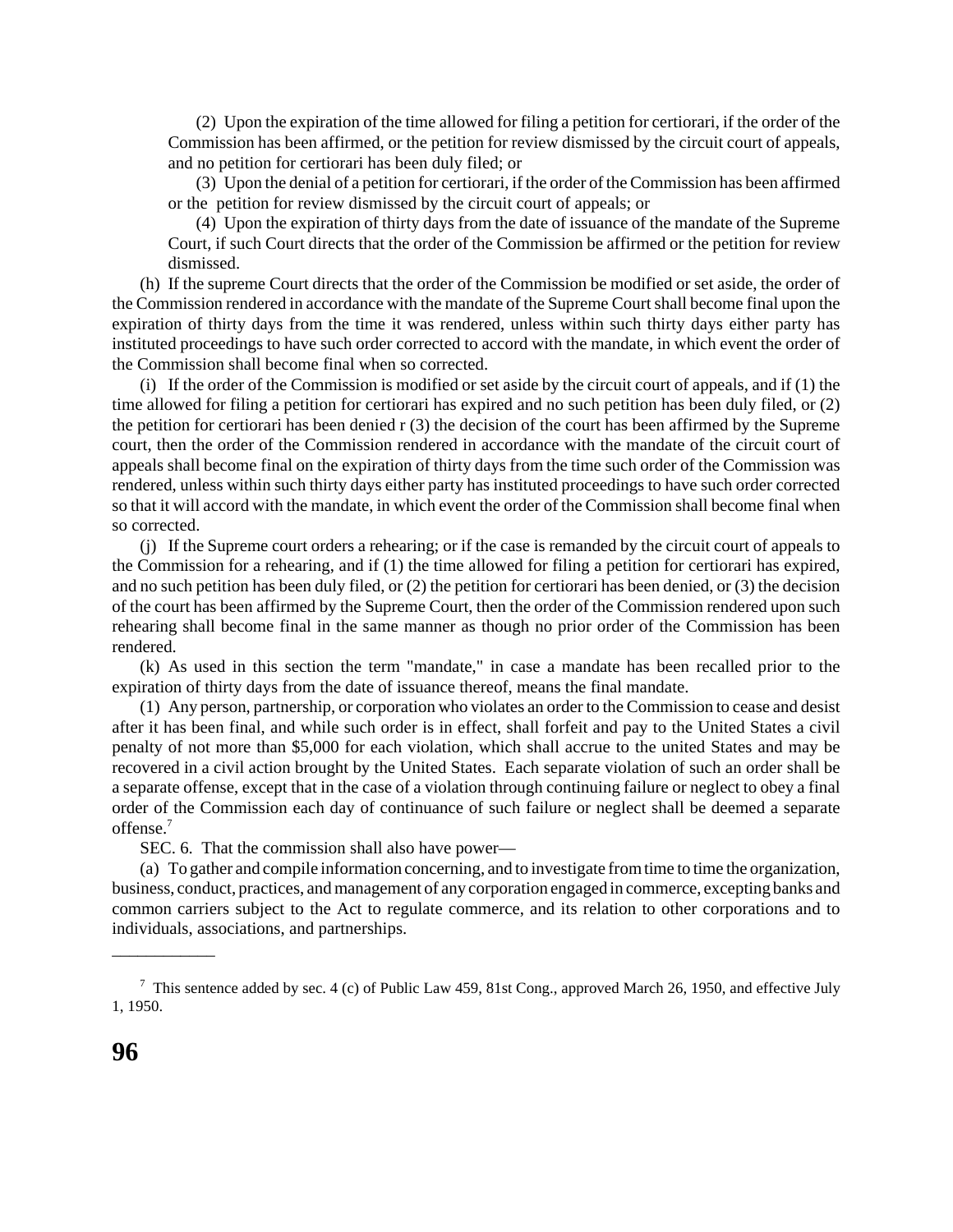(2) Upon the expiration of the time allowed for filing a petition for certiorari, if the order of the Commission has been affirmed, or the petition for review dismissed by the circuit court of appeals, and no petition for certiorari has been duly filed; or

(3) Upon the denial of a petition for certiorari, if the order of the Commission has been affirmed or the petition for review dismissed by the circuit court of appeals; or

(4) Upon the expiration of thirty days from the date of issuance of the mandate of the Supreme Court, if such Court directs that the order of the Commission be affirmed or the petition for review dismissed.

(h) If the supreme Court directs that the order of the Commission be modified or set aside, the order of the Commission rendered in accordance with the mandate of the Supreme Court shall become final upon the expiration of thirty days from the time it was rendered, unless within such thirty days either party has instituted proceedings to have such order corrected to accord with the mandate, in which event the order of the Commission shall become final when so corrected.

(i) If the order of the Commission is modified or set aside by the circuit court of appeals, and if (1) the time allowed for filing a petition for certiorari has expired and no such petition has been duly filed, or (2) the petition for certiorari has been denied r (3) the decision of the court has been affirmed by the Supreme court, then the order of the Commission rendered in accordance with the mandate of the circuit court of appeals shall become final on the expiration of thirty days from the time such order of the Commission was rendered, unless within such thirty days either party has instituted proceedings to have such order corrected so that it will accord with the mandate, in which event the order of the Commission shall become final when so corrected.

(j) If the Supreme court orders a rehearing; or if the case is remanded by the circuit court of appeals to the Commission for a rehearing, and if (1) the time allowed for filing a petition for certiorari has expired, and no such petition has been duly filed, or (2) the petition for certiorari has been denied, or (3) the decision of the court has been affirmed by the Supreme Court, then the order of the Commission rendered upon such rehearing shall become final in the same manner as though no prior order of the Commission has been rendered.

(k) As used in this section the term "mandate," in case a mandate has been recalled prior to the expiration of thirty days from the date of issuance thereof, means the final mandate.

(1) Any person, partnership, or corporation who violates an order to the Commission to cease and desist after it has been final, and while such order is in effect, shall forfeit and pay to the United States a civil penalty of not more than $5,000 for each violation, which shall accrue to the united States and may be recovered in a civil action brought by the United States. Each separate violation of such an order shall be a separate offense, except that in the case of a violation through continuing failure or neglect to obey a final order of the Commission each day of continuance of such failure or neglect shall be deemed a separate offense.[7]

SEC. 6. That the commission shall also have power—

(a) To gather and compile information concerning, and to investigate from time to time the organization, business, conduct, practices, and management of any corporation engaged in commerce, excepting banks and common carriers subject to the Act to regulate commerce, and its relation to other corporations and to individuals, associations, and partnerships.

---

[7] This sentence added by sec. 4 (c) of Public Law 459, 81st Cong., approved March 26, 1950, and effective July 1, 1950.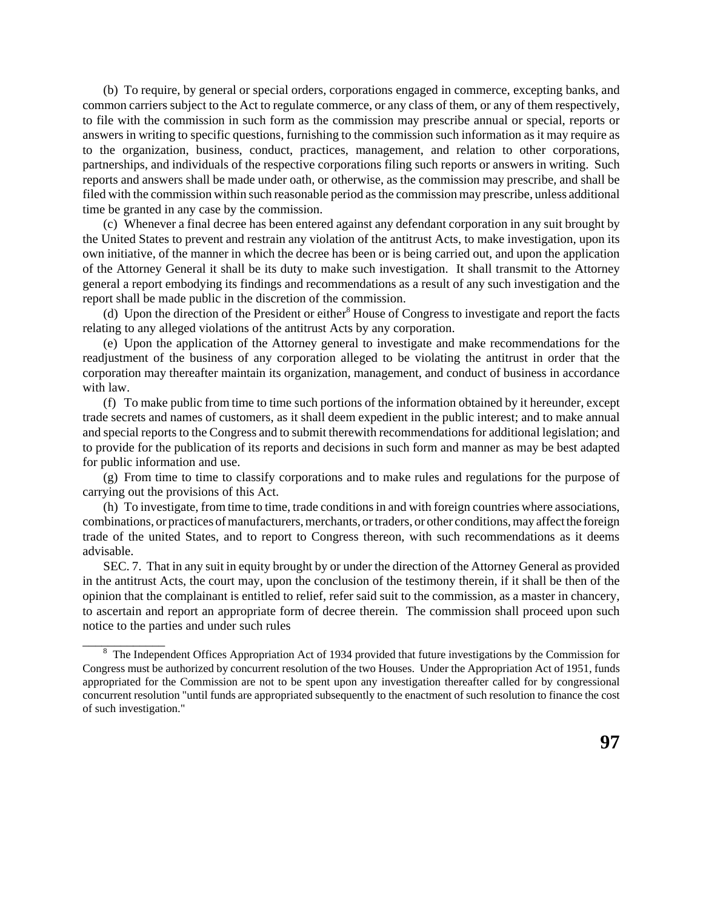(b) To require, by general or special orders, corporations engaged in commerce, excepting banks, and common carriers subject to the Act to regulate commerce, or any class of them, or any of them respectively, to file with the commission in such form as the commission may prescribe annual or special, reports or answers in writing to specific questions, furnishing to the commission such information as it may require as to the organization, business, conduct, practices, management, and relation to other corporations, partnerships, and individuals of the respective corporations filing such reports or answers in writing. Such reports and answers shall be made under oath, or otherwise, as the commission may prescribe, and shall be filed with the commission within such reasonable period as the commission may prescribe, unless additional time be granted in any case by the commission.

(c) Whenever a final decree has been entered against any defendant corporation in any suit brought by the United States to prevent and restrain any violation of the antitrust Acts, to make investigation, upon its own initiative, of the manner in which the decree has been or is being carried out, and upon the application of the Attorney General it shall be its duty to make such investigation. It shall transmit to the Attorney general a report embodying its findings and recommendations as a result of any such investigation and the report shall be made public in the discretion of the commission.

(d) Upon the direction of the President or either[8] House of Congress to investigate and report the facts relating to any alleged violations of the antitrust Acts by any corporation.

(e) Upon the application of the Attorney general to investigate and make recommendations for the readjustment of the business of any corporation alleged to be violating the antitrust in order that the corporation may thereafter maintain its organization, management, and conduct of business in accordance with law.

(f) To make public from time to time such portions of the information obtained by it hereunder, except trade secrets and names of customers, as it shall deem expedient in the public interest; and to make annual and special reports to the Congress and to submit therewith recommendations for additional legislation; and to provide for the publication of its reports and decisions in such form and manner as may be best adapted for public information and use.

(g) From time to time to classify corporations and to make rules and regulations for the purpose of carrying out the provisions of this Act.

(h) To investigate, from time to time, trade conditions in and with foreign countries where associations, combinations, or practices of manufacturers, merchants, or traders, or other conditions, may affect the foreign trade of the united States, and to report to Congress thereon, with such recommendations as it deems advisable.

SEC. 7. That in any suit in equity brought by or under the direction of the Attorney General as provided in the antitrust Acts, the court may, upon the conclusion of the testimony therein, if it shall be then of the opinion that the complainant is entitled to relief, refer said suit to the commission, as a master in chancery, to ascertain and report an appropriate form of decree therein. The commission shall proceed upon such notice to the parties and under such rules

---

[8] The Independent Offices Appropriation Act of 1934 provided that future investigations by the Commission for Congress must be authorized by concurrent resolution of the two Houses. Under the Appropriation Act of 1951, funds appropriated for the Commission are not to be spent upon any investigation thereafter called for by congressional concurrent resolution "until funds are appropriated subsequently to the enactment of such resolution to finance the cost of such investigation."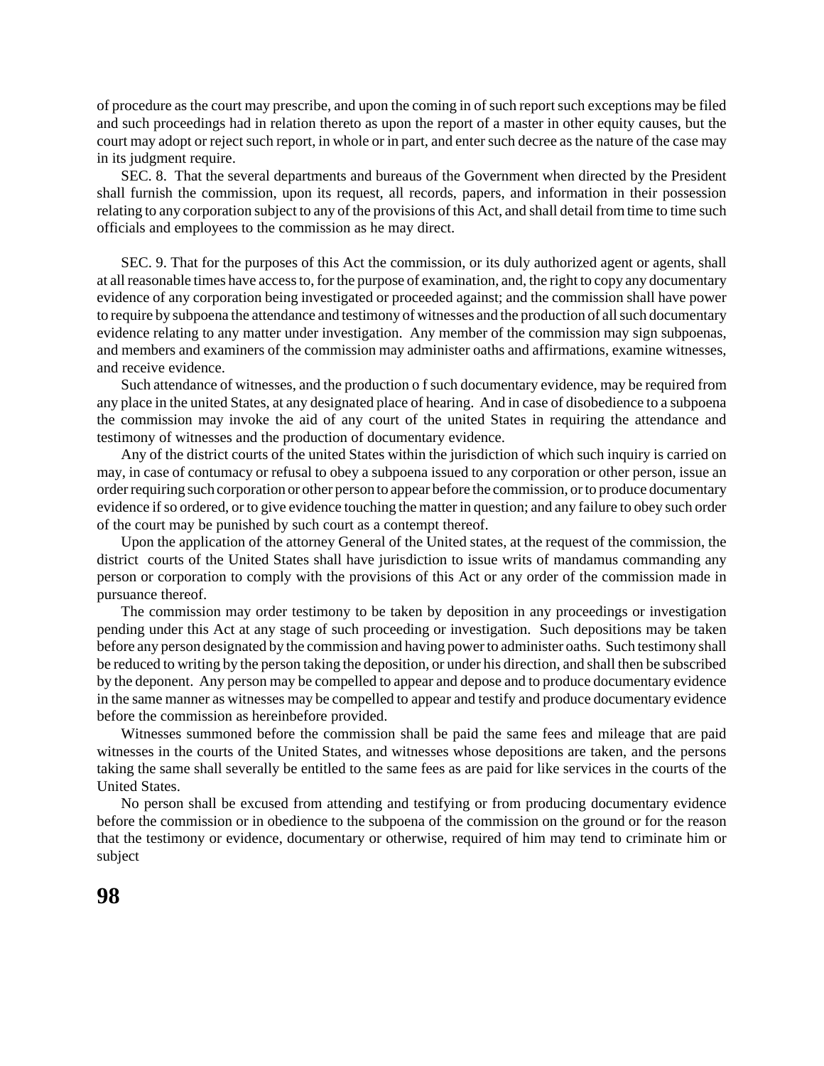of procedure as the court may prescribe, and upon the coming in of such report such exceptions may be filed and such proceedings had in relation thereto as upon the report of a master in other equity causes, but the court may adopt or reject such report, in whole or in part, and enter such decree as the nature of the case may in its judgment require.

SEC. 8. That the several departments and bureaus of the Government when directed by the President shall furnish the commission, upon its request, all records, papers, and information in their possession relating to any corporation subject to any of the provisions of this Act, and shall detail from time to time such officials and employees to the commission as he may direct.

SEC. 9. That for the purposes of this Act the commission, or its duly authorized agent or agents, shall at all reasonable times have access to, for the purpose of examination, and, the right to copy any documentary evidence of any corporation being investigated or proceeded against; and the commission shall have power to require by subpoena the attendance and testimony of witnesses and the production of all such documentary evidence relating to any matter under investigation. Any member of the commission may sign subpoenas, and members and examiners of the commission may administer oaths and affirmations, examine witnesses, and receive evidence.

Such attendance of witnesses, and the production o f such documentary evidence, may be required from any place in the united States, at any designated place of hearing. And in case of disobedience to a subpoena the commission may invoke the aid of any court of the united States in requiring the attendance and testimony of witnesses and the production of documentary evidence.

Any of the district courts of the united States within the jurisdiction of which such inquiry is carried on may, in case of contumacy or refusal to obey a subpoena issued to any corporation or other person, issue an order requiring such corporation or other person to appear before the commission, or to produce documentary evidence if so ordered, or to give evidence touching the matter in question; and any failure to obey such order of the court may be punished by such court as a contempt thereof.

Upon the application of the attorney General of the United states, at the request of the commission, the district courts of the United States shall have jurisdiction to issue writs of mandamus commanding any person or corporation to comply with the provisions of this Act or any order of the commission made in pursuance thereof.

The commission may order testimony to be taken by deposition in any proceedings or investigation pending under this Act at any stage of such proceeding or investigation. Such depositions may be taken before any person designated by the commission and having power to administer oaths. Such testimony shall be reduced to writing by the person taking the deposition, or under his direction, and shall then be subscribed by the deponent. Any person may be compelled to appear and depose and to produce documentary evidence in the same manner as witnesses may be compelled to appear and testify and produce documentary evidence before the commission as hereinbefore provided.

Witnesses summoned before the commission shall be paid the same fees and mileage that are paid witnesses in the courts of the United States, and witnesses whose depositions are taken, and the persons taking the same shall severally be entitled to the same fees as are paid for like services in the courts of the United States.

No person shall be excused from attending and testifying or from producing documentary evidence before the commission or in obedience to the subpoena of the commission on the ground or for the reason that the testimony or evidence, documentary or otherwise, required of him may tend to criminate him or subject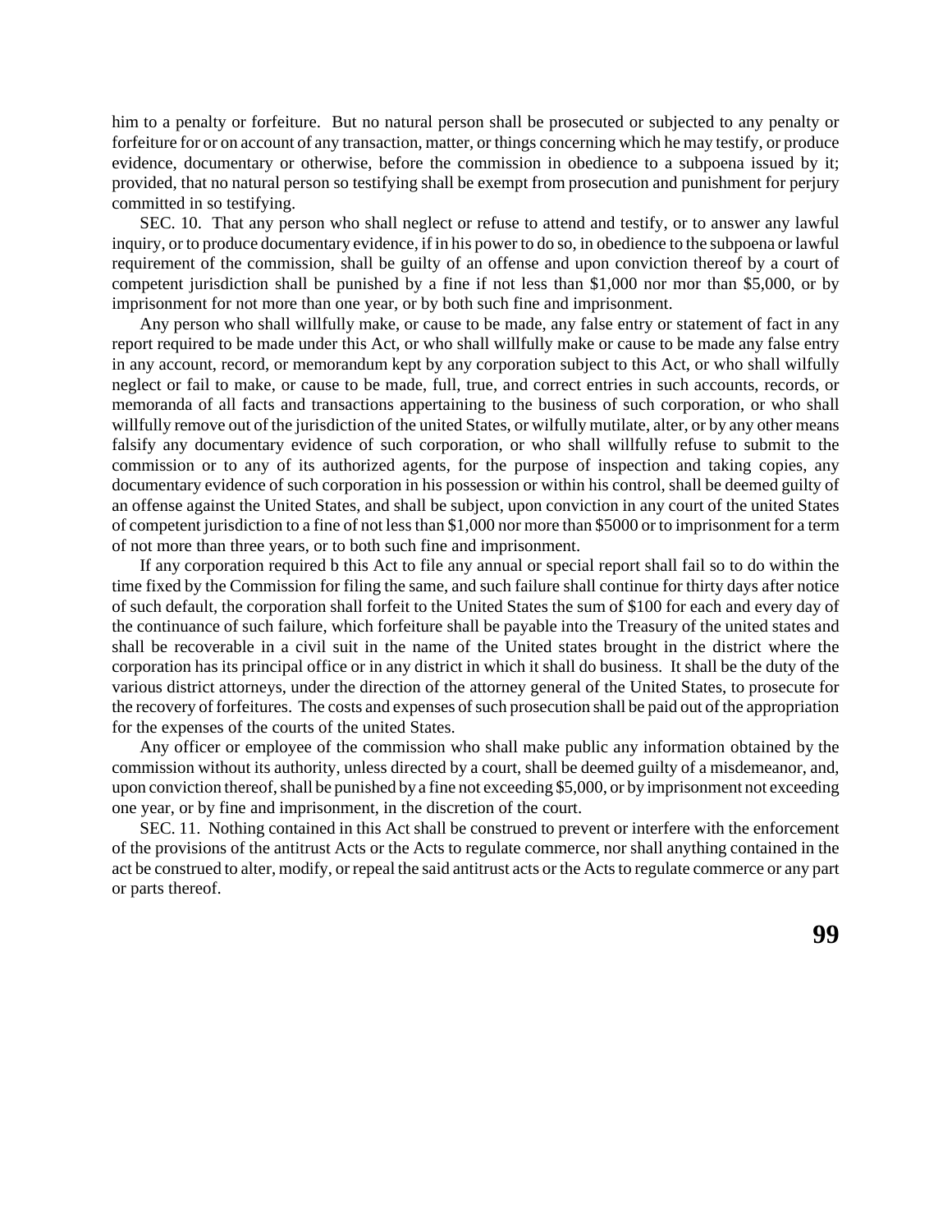him to a penalty or forfeiture. But no natural person shall be prosecuted or subjected to any penalty or forfeiture for or on account of any transaction, matter, or things concerning which he may testify, or produce evidence, documentary or otherwise, before the commission in obedience to a subpoena issued by it; provided, that no natural person so testifying shall be exempt from prosecution and punishment for perjury committed in so testifying.

SEC. 10. That any person who shall neglect or refuse to attend and testify, or to answer any lawful inquiry, or to produce documentary evidence, if in his power to do so, in obedience to the subpoena or lawful requirement of the commission, shall be guilty of an offense and upon conviction thereof by a court of competent jurisdiction shall be punished by a fine if not less than $1,000 nor mor than $5,000, or by imprisonment for not more than one year, or by both such fine and imprisonment.

Any person who shall willfully make, or cause to be made, any false entry or statement of fact in any report required to be made under this Act, or who shall willfully make or cause to be made any false entry in any account, record, or memorandum kept by any corporation subject to this Act, or who shall wilfully neglect or fail to make, or cause to be made, full, true, and correct entries in such accounts, records, or memoranda of all facts and transactions appertaining to the business of such corporation, or who shall willfully remove out of the jurisdiction of the united States, or wilfully mutilate, alter, or by any other means falsify any documentary evidence of such corporation, or who shall willfully refuse to submit to the commission or to any of its authorized agents, for the purpose of inspection and taking copies, any documentary evidence of such corporation in his possession or within his control, shall be deemed guilty of an offense against the United States, and shall be subject, upon conviction in any court of the united States of competent jurisdiction to a fine of not less than $1,000 nor more than $5000 or to imprisonment for a term of not more than three years, or to both such fine and imprisonment.

If any corporation required b this Act to file any annual or special report shall fail so to do within the time fixed by the Commission for filing the same, and such failure shall continue for thirty days after notice of such default, the corporation shall forfeit to the United States the sum of $100 for each and every day of the continuance of such failure, which forfeiture shall be payable into the Treasury of the united states and shall be recoverable in a civil suit in the name of the United states brought in the district where the corporation has its principal office or in any district in which it shall do business. It shall be the duty of the various district attorneys, under the direction of the attorney general of the United States, to prosecute for the recovery of forfeitures. The costs and expenses of such prosecution shall be paid out of the appropriation for the expenses of the courts of the united States.

Any officer or employee of the commission who shall make public any information obtained by the commission without its authority, unless directed by a court, shall be deemed guilty of a misdemeanor, and, upon conviction thereof, shall be punished by a fine not exceeding $5,000, or by imprisonment not exceeding one year, or by fine and imprisonment, in the discretion of the court.

SEC. 11. Nothing contained in this Act shall be construed to prevent or interfere with the enforcement of the provisions of the antitrust Acts or the Acts to regulate commerce, nor shall anything contained in the act be construed to alter, modify, or repeal the said antitrust acts or the Acts to regulate commerce or any part or parts thereof.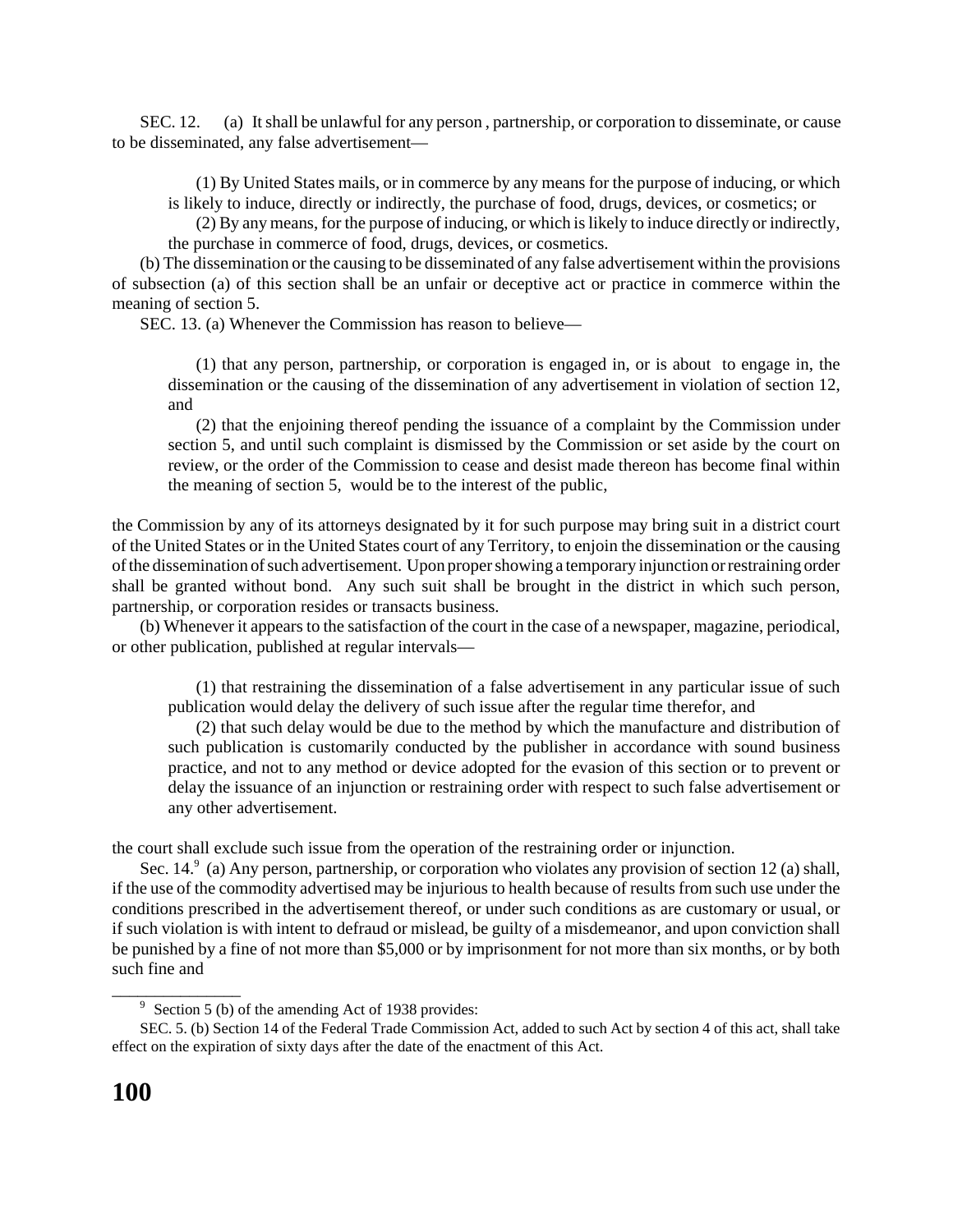SEC. 12. (a) It shall be unlawful for any person , partnership, or corporation to disseminate, or cause to be disseminated, any false advertisement—

(1) By United States mails, or in commerce by any means for the purpose of inducing, or which is likely to induce, directly or indirectly, the purchase of food, drugs, devices, or cosmetics; or

(2) By any means, for the purpose of inducing, or which is likely to induce directly or indirectly, the purchase in commerce of food, drugs, devices, or cosmetics.

(b) The dissemination or the causing to be disseminated of any false advertisement within the provisions of subsection (a) of this section shall be an unfair or deceptive act or practice in commerce within the meaning of section 5.

SEC. 13. (a) Whenever the Commission has reason to believe—

(1) that any person, partnership, or corporation is engaged in, or is about to engage in, the dissemination or the causing of the dissemination of any advertisement in violation of section 12, and

(2) that the enjoining thereof pending the issuance of a complaint by the Commission under section 5, and until such complaint is dismissed by the Commission or set aside by the court on review, or the order of the Commission to cease and desist made thereon has become final within the meaning of section 5, would be to the interest of the public,

the Commission by any of its attorneys designated by it for such purpose may bring suit in a district court of the United States or in the United States court of any Territory, to enjoin the dissemination or the causing of the dissemination of such advertisement. Upon proper showing a temporary injunction or restraining order shall be granted without bond. Any such suit shall be brought in the district in which such person, partnership, or corporation resides or transacts business.

(b) Whenever it appears to the satisfaction of the court in the case of a newspaper, magazine, periodical, or other publication, published at regular intervals—

(1) that restraining the dissemination of a false advertisement in any particular issue of such publication would delay the delivery of such issue after the regular time therefor, and

(2) that such delay would be due to the method by which the manufacture and distribution of such publication is customarily conducted by the publisher in accordance with sound business practice, and not to any method or device adopted for the evasion of this section or to prevent or delay the issuance of an injunction or restraining order with respect to such false advertisement or any other advertisement.

the court shall exclude such issue from the operation of the restraining order or injunction.

Sec. 14.[9] (a) Any person, partnership, or corporation who violates any provision of section 12 (a) shall, if the use of the commodity advertised may be injurious to health because of results from such use under the conditions prescribed in the advertisement thereof, or under such conditions as are customary or usual, or if such violation is with intent to defraud or mislead, be guilty of a misdemeanor, and upon conviction shall be punished by a fine of not more than $5,000 or by imprisonment for not more than six months, or by both such fine and

---

[9] Section 5 (b) of the amending Act of 1938 provides:

SEC. 5. (b) Section 14 of the Federal Trade Commission Act, added to such Act by section 4 of this act, shall take effect on the expiration of sixty days after the date of the enactment of this Act.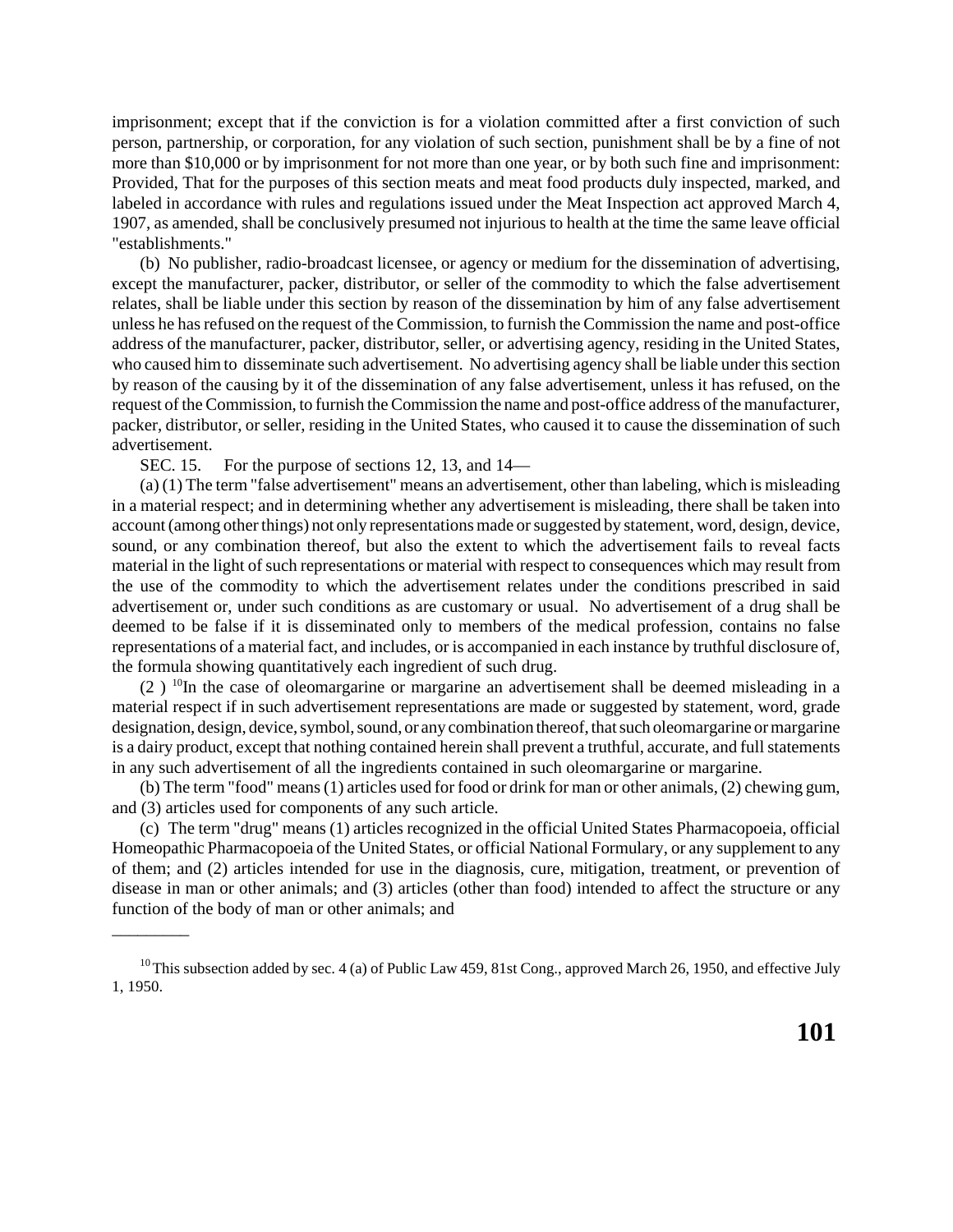imprisonment; except that if the conviction is for a violation committed after a first conviction of such person, partnership, or corporation, for any violation of such section, punishment shall be by a fine of not more than $10,000 or by imprisonment for not more than one year, or by both such fine and imprisonment: Provided, That for the purposes of this section meats and meat food products duly inspected, marked, and labeled in accordance with rules and regulations issued under the Meat Inspection act approved March 4, 1907, as amended, shall be conclusively presumed not injurious to health at the time the same leave official "establishments."

(b) No publisher, radio-broadcast licensee, or agency or medium for the dissemination of advertising, except the manufacturer, packer, distributor, or seller of the commodity to which the false advertisement relates, shall be liable under this section by reason of the dissemination by him of any false advertisement unless he has refused on the request of the Commission, to furnish the Commission the name and post-office address of the manufacturer, packer, distributor, seller, or advertising agency, residing in the United States, who caused him to disseminate such advertisement. No advertising agency shall be liable under this section by reason of the causing by it of the dissemination of any false advertisement, unless it has refused, on the request of the Commission, to furnish the Commission the name and post-office address of the manufacturer, packer, distributor, or seller, residing in the United States, who caused it to cause the dissemination of such advertisement.

SEC. 15. For the purpose of sections 12, 13, and 14—

(a) (1) The term "false advertisement" means an advertisement, other than labeling, which is misleading in a material respect; and in determining whether any advertisement is misleading, there shall be taken into account (among other things) not only representations made or suggested by statement, word, design, device, sound, or any combination thereof, but also the extent to which the advertisement fails to reveal facts material in the light of such representations or material with respect to consequences which may result from the use of the commodity to which the advertisement relates under the conditions prescribed in said advertisement or, under such conditions as are customary or usual. No advertisement of a drug shall be deemed to be false if it is disseminated only to members of the medical profession, contains no false representations of a material fact, and includes, or is accompanied in each instance by truthful disclosure of, the formula showing quantitatively each ingredient of such drug.

(2 ) [10]In the case of oleomargarine or margarine an advertisement shall be deemed misleading in a material respect if in such advertisement representations are made or suggested by statement, word, grade designation, design, device, symbol, sound, or any combination thereof, that such oleomargarine or margarine is a dairy product, except that nothing contained herein shall prevent a truthful, accurate, and full statements in any such advertisement of all the ingredients contained in such oleomargarine or margarine.

(b) The term "food" means (1) articles used for food or drink for man or other animals, (2) chewing gum, and (3) articles used for components of any such article.

(c) The term "drug" means (1) articles recognized in the official United States Pharmacopoeia, official Homeopathic Pharmacopoeia of the United States, or official National Formulary, or any supplement to any of them; and (2) articles intended for use in the diagnosis, cure, mitigation, treatment, or prevention of disease in man or other animals; and (3) articles (other than food) intended to affect the structure or any function of the body of man or other animals; and

---

[10] This subsection added by sec. 4 (a) of Public Law 459, 81st Cong., approved March 26, 1950, and effective July 1, 1950.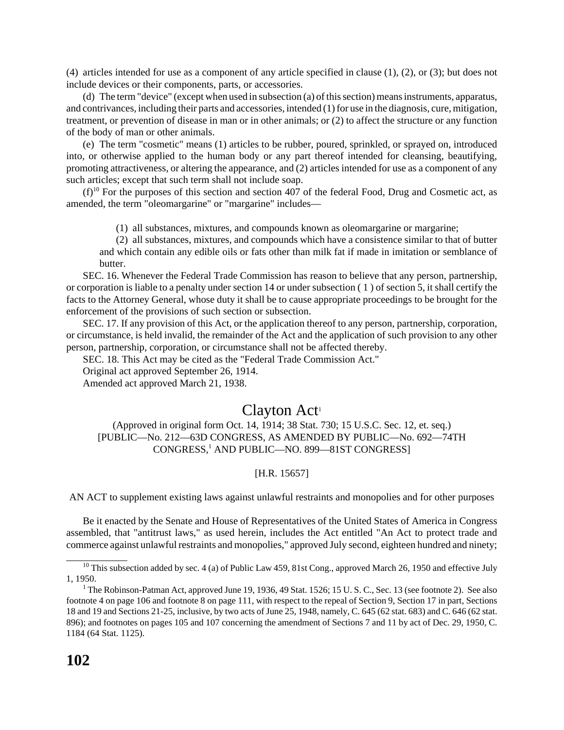(4) articles intended for use as a component of any article specified in clause (1), (2), or (3); but does not include devices or their components, parts, or accessories.

(d) The term "device" (except when used in subsection (a) of this section) means instruments, apparatus, and contrivances, including their parts and accessories, intended (1) for use in the diagnosis, cure, mitigation, treatment, or prevention of disease in man or in other animals; or (2) to affect the structure or any function of the body of man or other animals.

(e) The term "cosmetic" means (1) articles to be rubber, poured, sprinkled, or sprayed on, introduced into, or otherwise applied to the human body or any part thereof intended for cleansing, beautifying, promoting attractiveness, or altering the appearance, and (2) articles intended for use as a component of any such articles; except that such term shall not include soap.

(f)[10] For the purposes of this section and section 407 of the federal Food, Drug and Cosmetic act, as amended, the term "oleomargarine" or "margarine" includes—

> (1) all substances, mixtures, and compounds known as oleomargarine or margarine;
>
> (2) all substances, mixtures, and compounds which have a consistence similar to that of butter and which contain any edible oils or fats other than milk fat if made in imitation or semblance of butter.

SEC. 16. Whenever the Federal Trade Commission has reason to believe that any person, partnership, or corporation is liable to a penalty under section 14 or under subsection ( 1 ) of section 5, it shall certify the facts to the Attorney General, whose duty it shall be to cause appropriate proceedings to be brought for the enforcement of the provisions of such section or subsection.

SEC. 17. If any provision of this Act, or the application thereof to any person, partnership, corporation, or circumstance, is held invalid, the remainder of the Act and the application of such provision to any other person, partnership, corporation, or circumstance shall not be affected thereby.

SEC. 18. This Act may be cited as the "Federal Trade Commission Act."

Original act approved September 26, 1914.

Amended act approved March 21, 1938.

# Clayton Act[1]

(Approved in original form Oct. 14, 1914; 38 Stat. 730; 15 U.S.C. Sec. 12, et. seq.)
[PUBLIC—No. 212—63D CONGRESS, AS AMENDED BY PUBLIC—No. 692—74TH CONGRESS,[1] AND PUBLIC—NO. 899—81ST CONGRESS]

[H.R. 15657]

AN ACT to supplement existing laws against unlawful restraints and monopolies and for other purposes

Be it enacted by the Senate and House of Representatives of the United States of America in Congress assembled, that "antitrust laws," as used herein, includes the Act entitled "An Act to protect trade and commerce against unlawful restraints and monopolies," approved July second, eighteen hundred and ninety;

---

[10] This subsection added by sec. 4 (a) of Public Law 459, 81st Cong., approved March 26, 1950 and effective July 1, 1950.

[1] The Robinson-Patman Act, approved June 19, 1936, 49 Stat. 1526; 15 U. S. C., Sec. 13 (see footnote 2). See also footnote 4 on page 106 and footnote 8 on page 111, with respect to the repeal of Section 9, Section 17 in part, Sections 18 and 19 and Sections 21-25, inclusive, by two acts of June 25, 1948, namely, C. 645 (62 stat. 683) and C. 646 (62 stat. 896); and footnotes on pages 105 and 107 concerning the amendment of Sections 7 and 11 by act of Dec. 29, 1950, C. 1184 (64 Stat. 1125).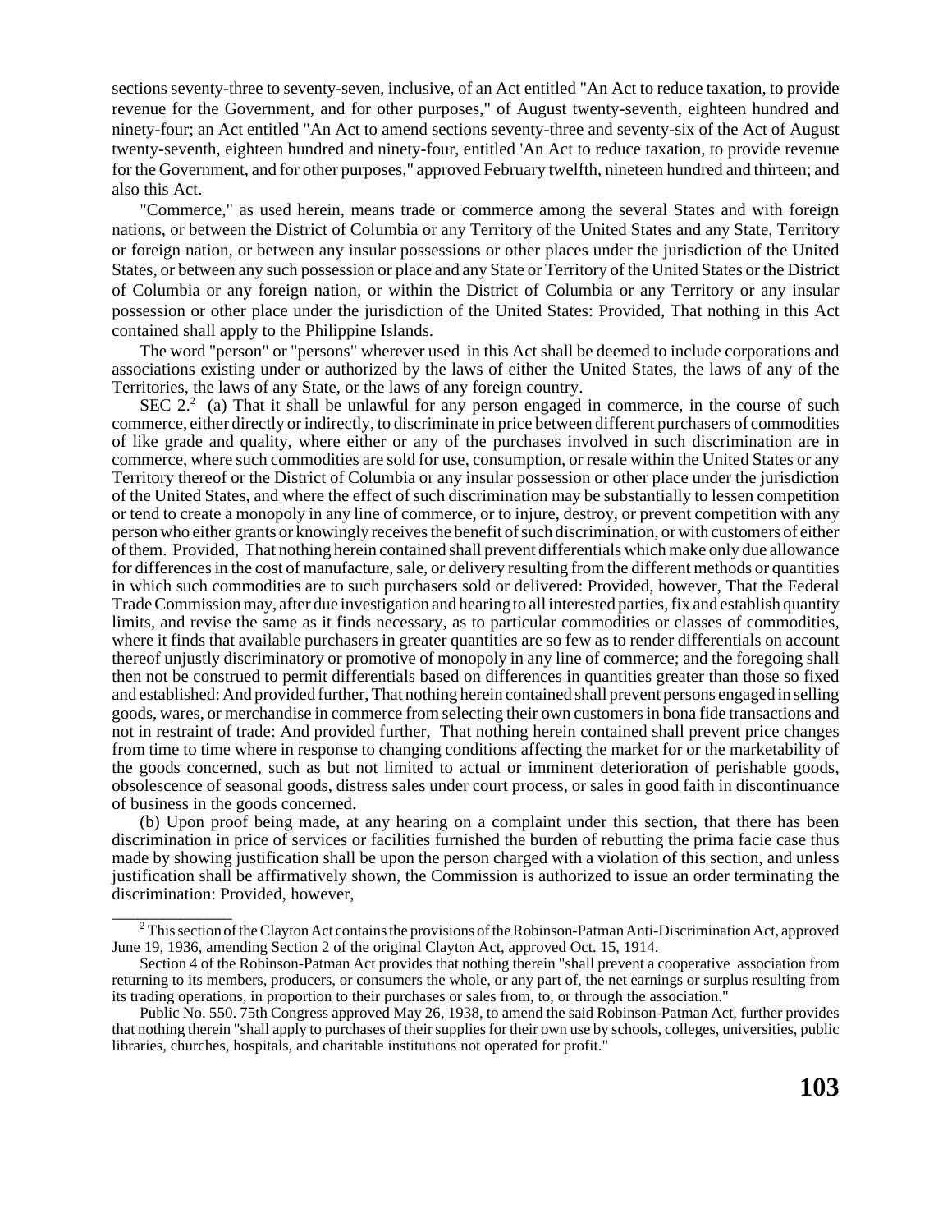sections seventy-three to seventy-seven, inclusive, of an Act entitled "An Act to reduce taxation, to provide revenue for the Government, and for other purposes," of August twenty-seventh, eighteen hundred and ninety-four; an Act entitled "An Act to amend sections seventy-three and seventy-six of the Act of August twenty-seventh, eighteen hundred and ninety-four, entitled 'An Act to reduce taxation, to provide revenue for the Government, and for other purposes," approved February twelfth, nineteen hundred and thirteen; and also this Act.

"Commerce," as used herein, means trade or commerce among the several States and with foreign nations, or between the District of Columbia or any Territory of the United States and any State, Territory or foreign nation, or between any insular possessions or other places under the jurisdiction of the United States, or between any such possession or place and any State or Territory of the United States or the District of Columbia or any foreign nation, or within the District of Columbia or any Territory or any insular possession or other place under the jurisdiction of the United States: Provided, That nothing in this Act contained shall apply to the Philippine Islands.

The word "person" or "persons" wherever used in this Act shall be deemed to include corporations and associations existing under or authorized by the laws of either the United States, the laws of any of the Territories, the laws of any State, or the laws of any foreign country.

SEC 2.[2] (a) That it shall be unlawful for any person engaged in commerce, in the course of such commerce, either directly or indirectly, to discriminate in price between different purchasers of commodities of like grade and quality, where either or any of the purchases involved in such discrimination are in commerce, where such commodities are sold for use, consumption, or resale within the United States or any Territory thereof or the District of Columbia or any insular possession or other place under the jurisdiction of the United States, and where the effect of such discrimination may be substantially to lessen competition or tend to create a monopoly in any line of commerce, or to injure, destroy, or prevent competition with any person who either grants or knowingly receives the benefit of such discrimination, or with customers of either of them. Provided, That nothing herein contained shall prevent differentials which make only due allowance for differences in the cost of manufacture, sale, or delivery resulting from the different methods or quantities in which such commodities are to such purchasers sold or delivered: Provided, however, That the Federal Trade Commission may, after due investigation and hearing to all interested parties, fix and establish quantity limits, and revise the same as it finds necessary, as to particular commodities or classes of commodities, where it finds that available purchasers in greater quantities are so few as to render differentials on account thereof unjustly discriminatory or promotive of monopoly in any line of commerce; and the foregoing shall then not be construed to permit differentials based on differences in quantities greater than those so fixed and established: And provided further, That nothing herein contained shall prevent persons engaged in selling goods, wares, or merchandise in commerce from selecting their own customers in bona fide transactions and not in restraint of trade: And provided further, That nothing herein contained shall prevent price changes from time to time where in response to changing conditions affecting the market for or the marketability of the goods concerned, such as but not limited to actual or imminent deterioration of perishable goods, obsolescence of seasonal goods, distress sales under court process, or sales in good faith in discontinuance of business in the goods concerned.

(b) Upon proof being made, at any hearing on a complaint under this section, that there has been discrimination in price of services or facilities furnished the burden of rebutting the prima facie case thus made by showing justification shall be upon the person charged with a violation of this section, and unless justification shall be affirmatively shown, the Commission is authorized to issue an order terminating the discrimination: Provided, however,

---

[2] This section of the Clayton Act contains the provisions of the Robinson-Patman Anti-Discrimination Act, approved June 19, 1936, amending Section 2 of the original Clayton Act, approved Oct. 15, 1914.

Section 4 of the Robinson-Patman Act provides that nothing therein "shall prevent a cooperative association from returning to its members, producers, or consumers the whole, or any part of, the net earnings or surplus resulting from its trading operations, in proportion to their purchases or sales from, to, or through the association."

Public No. 550. 75th Congress approved May 26, 1938, to amend the said Robinson-Patman Act, further provides that nothing therein "shall apply to purchases of their supplies for their own use by schools, colleges, universities, public libraries, churches, hospitals, and charitable institutions not operated for profit."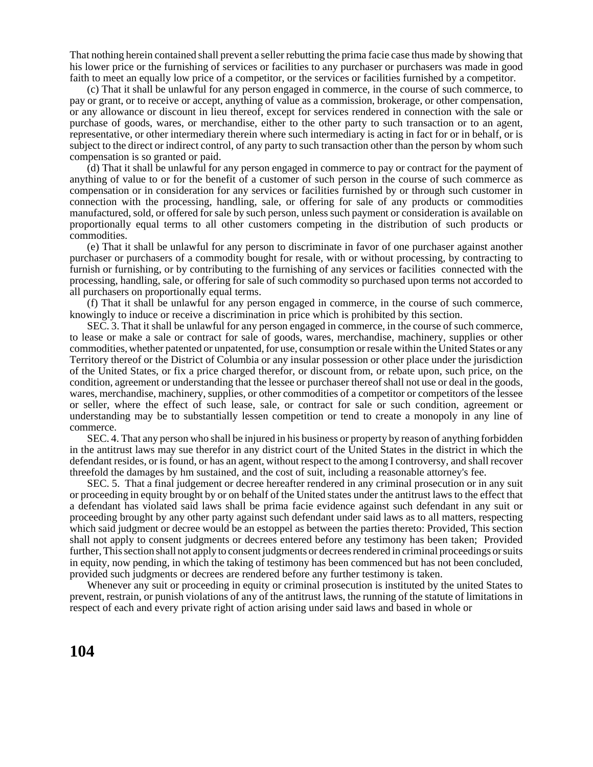That nothing herein contained shall prevent a seller rebutting the prima facie case thus made by showing that his lower price or the furnishing of services or facilities to any purchaser or purchasers was made in good faith to meet an equally low price of a competitor, or the services or facilities furnished by a competitor.

(c) That it shall be unlawful for any person engaged in commerce, in the course of such commerce, to pay or grant, or to receive or accept, anything of value as a commission, brokerage, or other compensation, or any allowance or discount in lieu thereof, except for services rendered in connection with the sale or purchase of goods, wares, or merchandise, either to the other party to such transaction or to an agent, representative, or other intermediary therein where such intermediary is acting in fact for or in behalf, or is subject to the direct or indirect control, of any party to such transaction other than the person by whom such compensation is so granted or paid.

(d) That it shall be unlawful for any person engaged in commerce to pay or contract for the payment of anything of value to or for the benefit of a customer of such person in the course of such commerce as compensation or in consideration for any services or facilities furnished by or through such customer in connection with the processing, handling, sale, or offering for sale of any products or commodities manufactured, sold, or offered for sale by such person, unless such payment or consideration is available on proportionally equal terms to all other customers competing in the distribution of such products or commodities.

(e) That it shall be unlawful for any person to discriminate in favor of one purchaser against another purchaser or purchasers of a commodity bought for resale, with or without processing, by contracting to furnish or furnishing, or by contributing to the furnishing of any services or facilities connected with the processing, handling, sale, or offering for sale of such commodity so purchased upon terms not accorded to all purchasers on proportionally equal terms.

(f) That it shall be unlawful for any person engaged in commerce, in the course of such commerce, knowingly to induce or receive a discrimination in price which is prohibited by this section.

SEC. 3. That it shall be unlawful for any person engaged in commerce, in the course of such commerce, to lease or make a sale or contract for sale of goods, wares, merchandise, machinery, supplies or other commodities, whether patented or unpatented, for use, consumption or resale within the United States or any Territory thereof or the District of Columbia or any insular possession or other place under the jurisdiction of the United States, or fix a price charged therefor, or discount from, or rebate upon, such price, on the condition, agreement or understanding that the lessee or purchaser thereof shall not use or deal in the goods, wares, merchandise, machinery, supplies, or other commodities of a competitor or competitors of the lessee or seller, where the effect of such lease, sale, or contract for sale or such condition, agreement or understanding may be to substantially lessen competition or tend to create a monopoly in any line of commerce.

SEC. 4. That any person who shall be injured in his business or property by reason of anything forbidden in the antitrust laws may sue therefor in any district court of the United States in the district in which the defendant resides, or is found, or has an agent, without respect to the among I controversy, and shall recover threefold the damages by hm sustained, and the cost of suit, including a reasonable attorney's fee.

SEC. 5. That a final judgement or decree hereafter rendered in any criminal prosecution or in any suit or proceeding in equity brought by or on behalf of the United states under the antitrust laws to the effect that a defendant has violated said laws shall be prima facie evidence against such defendant in any suit or proceeding brought by any other party against such defendant under said laws as to all matters, respecting which said judgment or decree would be an estoppel as between the parties thereto: Provided, This section shall not apply to consent judgments or decrees entered before any testimony has been taken; Provided further, This section shall not apply to consent judgments or decrees rendered in criminal proceedings or suits in equity, now pending, in which the taking of testimony has been commenced but has not been concluded, provided such judgments or decrees are rendered before any further testimony is taken.

Whenever any suit or proceeding in equity or criminal prosecution is instituted by the united States to prevent, restrain, or punish violations of any of the antitrust laws, the running of the statute of limitations in respect of each and every private right of action arising under said laws and based in whole or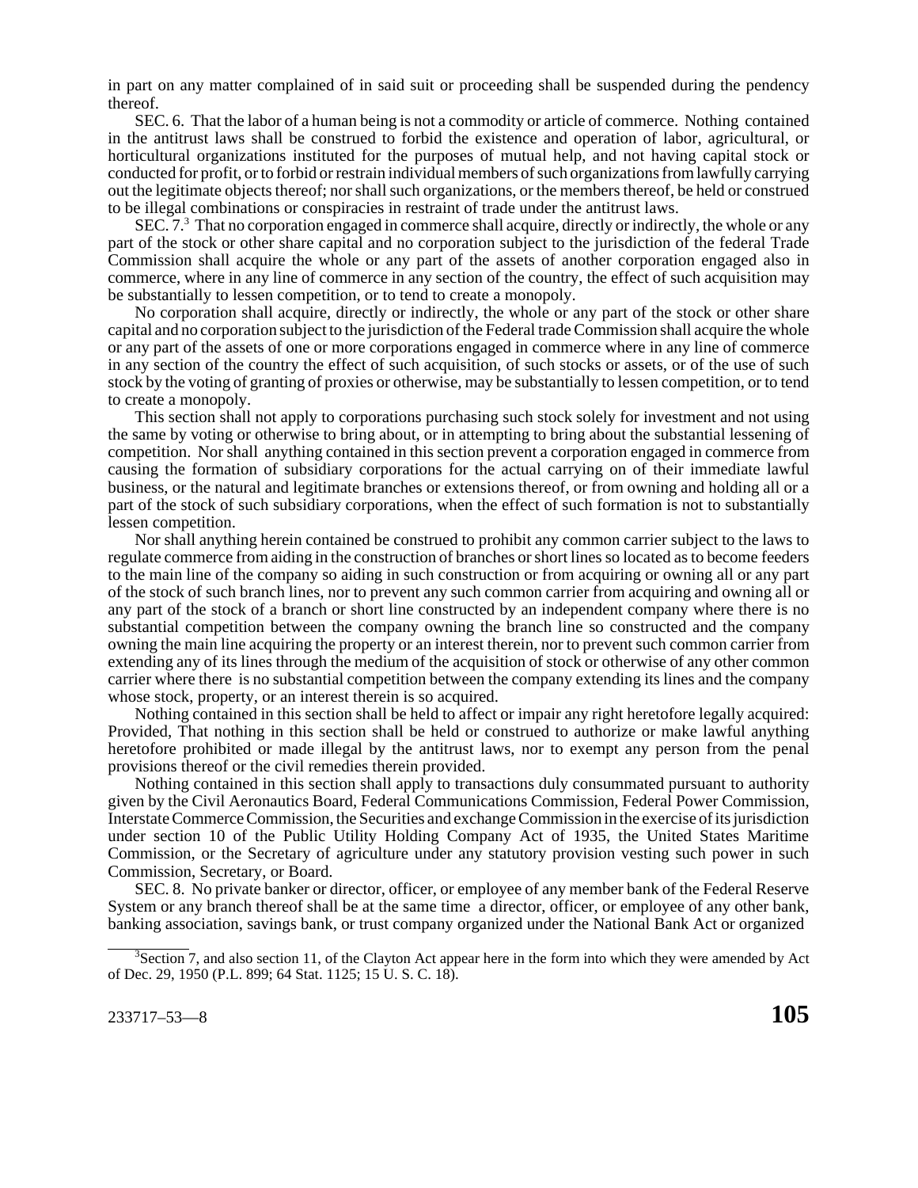in part on any matter complained of in said suit or proceeding shall be suspended during the pendency thereof.

SEC. 6. That the labor of a human being is not a commodity or article of commerce. Nothing contained in the antitrust laws shall be construed to forbid the existence and operation of labor, agricultural, or horticultural organizations instituted for the purposes of mutual help, and not having capital stock or conducted for profit, or to forbid or restrain individual members of such organizations from lawfully carrying out the legitimate objects thereof; nor shall such organizations, or the members thereof, be held or construed to be illegal combinations or conspiracies in restraint of trade under the antitrust laws.

SEC. 7.[3] That no corporation engaged in commerce shall acquire, directly or indirectly, the whole or any part of the stock or other share capital and no corporation subject to the jurisdiction of the federal Trade Commission shall acquire the whole or any part of the assets of another corporation engaged also in commerce, where in any line of commerce in any section of the country, the effect of such acquisition may be substantially to lessen competition, or to tend to create a monopoly.

No corporation shall acquire, directly or indirectly, the whole or any part of the stock or other share capital and no corporation subject to the jurisdiction of the Federal trade Commission shall acquire the whole or any part of the assets of one or more corporations engaged in commerce where in any line of commerce in any section of the country the effect of such acquisition, of such stocks or assets, or of the use of such stock by the voting of granting of proxies or otherwise, may be substantially to lessen competition, or to tend to create a monopoly.

This section shall not apply to corporations purchasing such stock solely for investment and not using the same by voting or otherwise to bring about, or in attempting to bring about the substantial lessening of competition. Nor shall anything contained in this section prevent a corporation engaged in commerce from causing the formation of subsidiary corporations for the actual carrying on of their immediate lawful business, or the natural and legitimate branches or extensions thereof, or from owning and holding all or a part of the stock of such subsidiary corporations, when the effect of such formation is not to substantially lessen competition.

Nor shall anything herein contained be construed to prohibit any common carrier subject to the laws to regulate commerce from aiding in the construction of branches or short lines so located as to become feeders to the main line of the company so aiding in such construction or from acquiring or owning all or any part of the stock of such branch lines, nor to prevent any such common carrier from acquiring and owning all or any part of the stock of a branch or short line constructed by an independent company where there is no substantial competition between the company owning the branch line so constructed and the company owning the main line acquiring the property or an interest therein, nor to prevent such common carrier from extending any of its lines through the medium of the acquisition of stock or otherwise of any other common carrier where there is no substantial competition between the company extending its lines and the company whose stock, property, or an interest therein is so acquired.

Nothing contained in this section shall be held to affect or impair any right heretofore legally acquired: Provided, That nothing in this section shall be held or construed to authorize or make lawful anything heretofore prohibited or made illegal by the antitrust laws, nor to exempt any person from the penal provisions thereof or the civil remedies therein provided.

Nothing contained in this section shall apply to transactions duly consummated pursuant to authority given by the Civil Aeronautics Board, Federal Communications Commission, Federal Power Commission, Interstate Commerce Commission, the Securities and exchange Commission in the exercise of its jurisdiction under section 10 of the Public Utility Holding Company Act of 1935, the United States Maritime Commission, or the Secretary of agriculture under any statutory provision vesting such power in such Commission, Secretary, or Board.

SEC. 8. No private banker or director, officer, or employee of any member bank of the Federal Reserve System or any branch thereof shall be at the same time a director, officer, or employee of any other bank, banking association, savings bank, or trust company organized under the National Bank Act or organized

[3] Section 7, and also section 11, of the Clayton Act appear here in the form into which they were amended by Act of Dec. 29, 1950 (P.L. 899; 64 Stat. 1125; 15 U. S. C. 18).

233717–53—8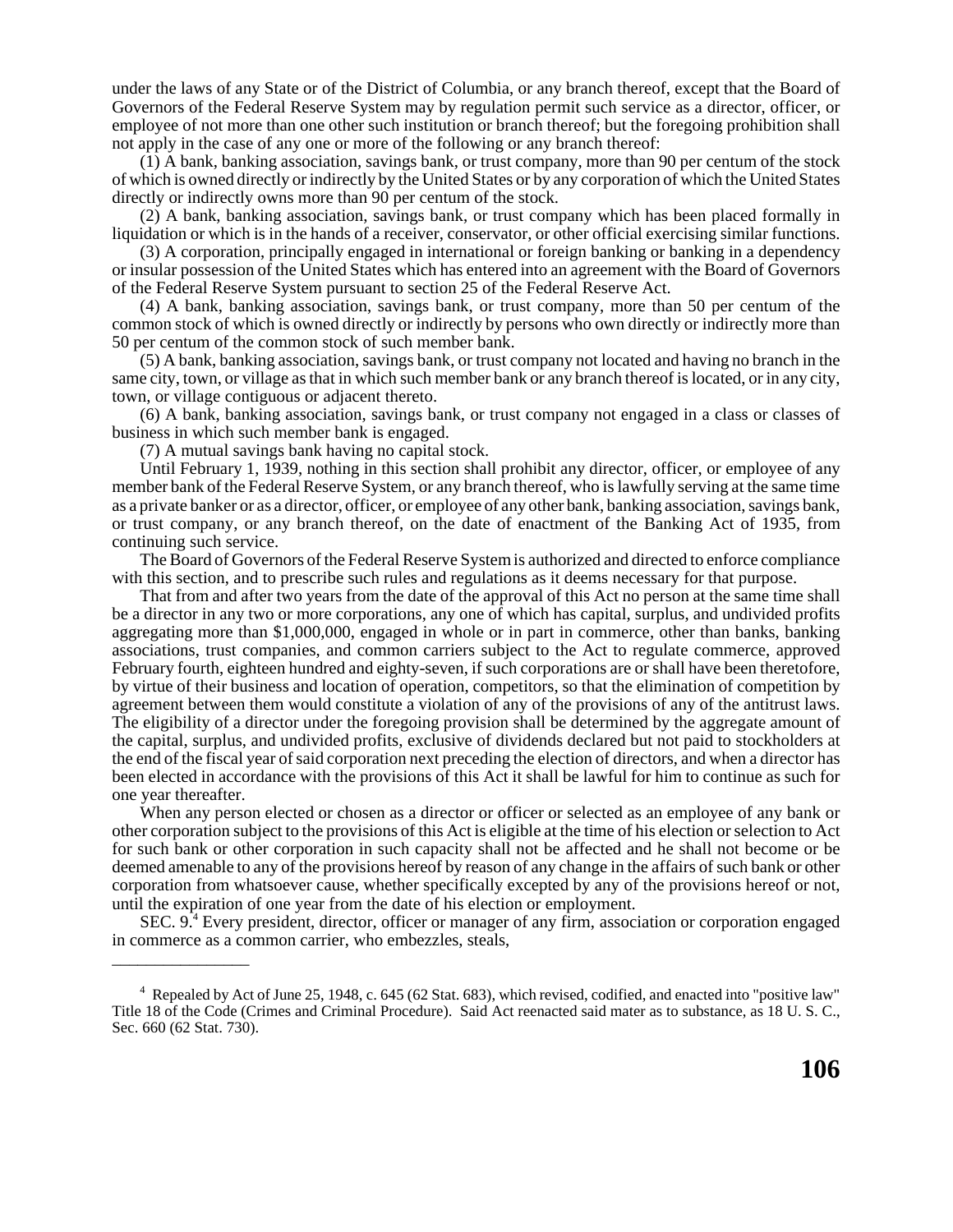under the laws of any State or of the District of Columbia, or any branch thereof, except that the Board of Governors of the Federal Reserve System may by regulation permit such service as a director, officer, or employee of not more than one other such institution or branch thereof; but the foregoing prohibition shall not apply in the case of any one or more of the following or any branch thereof:

(1) A bank, banking association, savings bank, or trust company, more than 90 per centum of the stock of which is owned directly or indirectly by the United States or by any corporation of which the United States directly or indirectly owns more than 90 per centum of the stock.

(2) A bank, banking association, savings bank, or trust company which has been placed formally in liquidation or which is in the hands of a receiver, conservator, or other official exercising similar functions.

(3) A corporation, principally engaged in international or foreign banking or banking in a dependency or insular possession of the United States which has entered into an agreement with the Board of Governors of the Federal Reserve System pursuant to section 25 of the Federal Reserve Act.

(4) A bank, banking association, savings bank, or trust company, more than 50 per centum of the common stock of which is owned directly or indirectly by persons who own directly or indirectly more than 50 per centum of the common stock of such member bank.

(5) A bank, banking association, savings bank, or trust company not located and having no branch in the same city, town, or village as that in which such member bank or any branch thereof is located, or in any city, town, or village contiguous or adjacent thereto.

(6) A bank, banking association, savings bank, or trust company not engaged in a class or classes of business in which such member bank is engaged.

(7) A mutual savings bank having no capital stock.

Until February 1, 1939, nothing in this section shall prohibit any director, officer, or employee of any member bank of the Federal Reserve System, or any branch thereof, who is lawfully serving at the same time as a private banker or as a director, officer, or employee of any other bank, banking association, savings bank, or trust company, or any branch thereof, on the date of enactment of the Banking Act of 1935, from continuing such service.

The Board of Governors of the Federal Reserve System is authorized and directed to enforce compliance with this section, and to prescribe such rules and regulations as it deems necessary for that purpose.

That from and after two years from the date of the approval of this Act no person at the same time shall be a director in any two or more corporations, any one of which has capital, surplus, and undivided profits aggregating more than $1,000,000, engaged in whole or in part in commerce, other than banks, banking associations, trust companies, and common carriers subject to the Act to regulate commerce, approved February fourth, eighteen hundred and eighty-seven, if such corporations are or shall have been theretofore, by virtue of their business and location of operation, competitors, so that the elimination of competition by agreement between them would constitute a violation of any of the provisions of any of the antitrust laws. The eligibility of a director under the foregoing provision shall be determined by the aggregate amount of the capital, surplus, and undivided profits, exclusive of dividends declared but not paid to stockholders at the end of the fiscal year of said corporation next preceding the election of directors, and when a director has been elected in accordance with the provisions of this Act it shall be lawful for him to continue as such for one year thereafter.

When any person elected or chosen as a director or officer or selected as an employee of any bank or other corporation subject to the provisions of this Act is eligible at the time of his election or selection to Act for such bank or other corporation in such capacity shall not be affected and he shall not become or be deemed amenable to any of the provisions hereof by reason of any change in the affairs of such bank or other corporation from whatsoever cause, whether specifically excepted by any of the provisions hereof or not, until the expiration of one year from the date of his election or employment.

SEC. 9.[4] Every president, director, officer or manager of any firm, association or corporation engaged in commerce as a common carrier, who embezzles, steals,

---

[4] Repealed by Act of June 25, 1948, c. 645 (62 Stat. 683), which revised, codified, and enacted into "positive law" Title 18 of the Code (Crimes and Criminal Procedure). Said Act reenacted said mater as to substance, as 18 U. S. C., Sec. 660 (62 Stat. 730).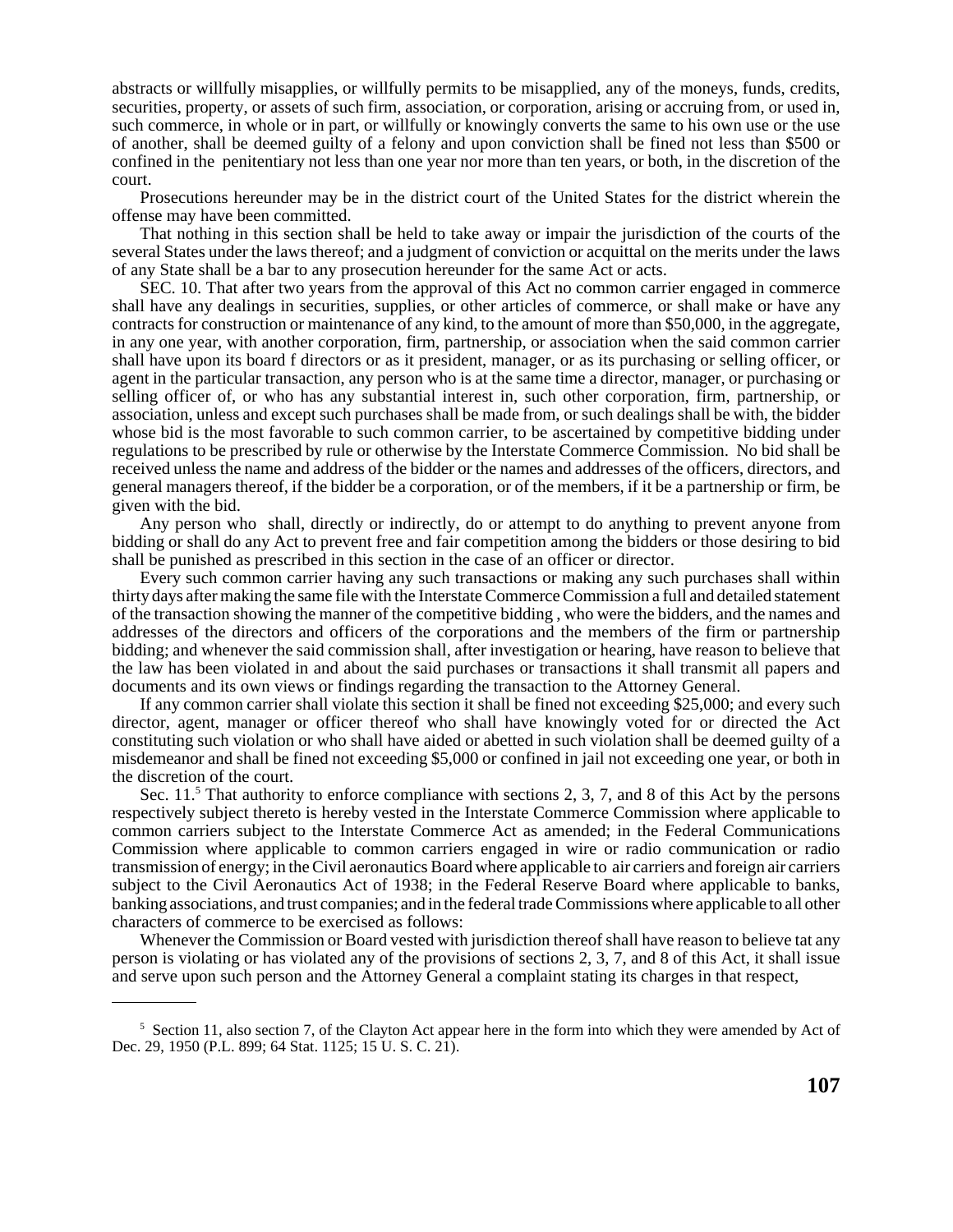abstracts or willfully misapplies, or willfully permits to be misapplied, any of the moneys, funds, credits, securities, property, or assets of such firm, association, or corporation, arising or accruing from, or used in, such commerce, in whole or in part, or willfully or knowingly converts the same to his own use or the use of another, shall be deemed guilty of a felony and upon conviction shall be fined not less than $500 or confined in the penitentiary not less than one year nor more than ten years, or both, in the discretion of the court.

Prosecutions hereunder may be in the district court of the United States for the district wherein the offense may have been committed.

That nothing in this section shall be held to take away or impair the jurisdiction of the courts of the several States under the laws thereof; and a judgment of conviction or acquittal on the merits under the laws of any State shall be a bar to any prosecution hereunder for the same Act or acts.

SEC. 10. That after two years from the approval of this Act no common carrier engaged in commerce shall have any dealings in securities, supplies, or other articles of commerce, or shall make or have any contracts for construction or maintenance of any kind, to the amount of more than $50,000, in the aggregate, in any one year, with another corporation, firm, partnership, or association when the said common carrier shall have upon its board f directors or as it president, manager, or as its purchasing or selling officer, or agent in the particular transaction, any person who is at the same time a director, manager, or purchasing or selling officer of, or who has any substantial interest in, such other corporation, firm, partnership, or association, unless and except such purchases shall be made from, or such dealings shall be with, the bidder whose bid is the most favorable to such common carrier, to be ascertained by competitive bidding under regulations to be prescribed by rule or otherwise by the Interstate Commerce Commission. No bid shall be received unless the name and address of the bidder or the names and addresses of the officers, directors, and general managers thereof, if the bidder be a corporation, or of the members, if it be a partnership or firm, be given with the bid.

Any person who shall, directly or indirectly, do or attempt to do anything to prevent anyone from bidding or shall do any Act to prevent free and fair competition among the bidders or those desiring to bid shall be punished as prescribed in this section in the case of an officer or director.

Every such common carrier having any such transactions or making any such purchases shall within thirty days after making the same file with the Interstate Commerce Commission a full and detailed statement of the transaction showing the manner of the competitive bidding , who were the bidders, and the names and addresses of the directors and officers of the corporations and the members of the firm or partnership bidding; and whenever the said commission shall, after investigation or hearing, have reason to believe that the law has been violated in and about the said purchases or transactions it shall transmit all papers and documents and its own views or findings regarding the transaction to the Attorney General.

If any common carrier shall violate this section it shall be fined not exceeding $25,000; and every such director, agent, manager or officer thereof who shall have knowingly voted for or directed the Act constituting such violation or who shall have aided or abetted in such violation shall be deemed guilty of a misdemeanor and shall be fined not exceeding $5,000 or confined in jail not exceeding one year, or both in the discretion of the court.

Sec. 11.[5] That authority to enforce compliance with sections 2, 3, 7, and 8 of this Act by the persons respectively subject thereto is hereby vested in the Interstate Commerce Commission where applicable to common carriers subject to the Interstate Commerce Act as amended; in the Federal Communications Commission where applicable to common carriers engaged in wire or radio communication or radio transmission of energy; in the Civil aeronautics Board where applicable to air carriers and foreign air carriers subject to the Civil Aeronautics Act of 1938; in the Federal Reserve Board where applicable to banks, banking associations, and trust companies; and in the federal trade Commissions where applicable to all other characters of commerce to be exercised as follows:

Whenever the Commission or Board vested with jurisdiction thereof shall have reason to believe tat any person is violating or has violated any of the provisions of sections 2, 3, 7, and 8 of this Act, it shall issue and serve upon such person and the Attorney General a complaint stating its charges in that respect,

---

[5] Section 11, also section 7, of the Clayton Act appear here in the form into which they were amended by Act of Dec. 29, 1950 (P.L. 899; 64 Stat. 1125; 15 U. S. C. 21).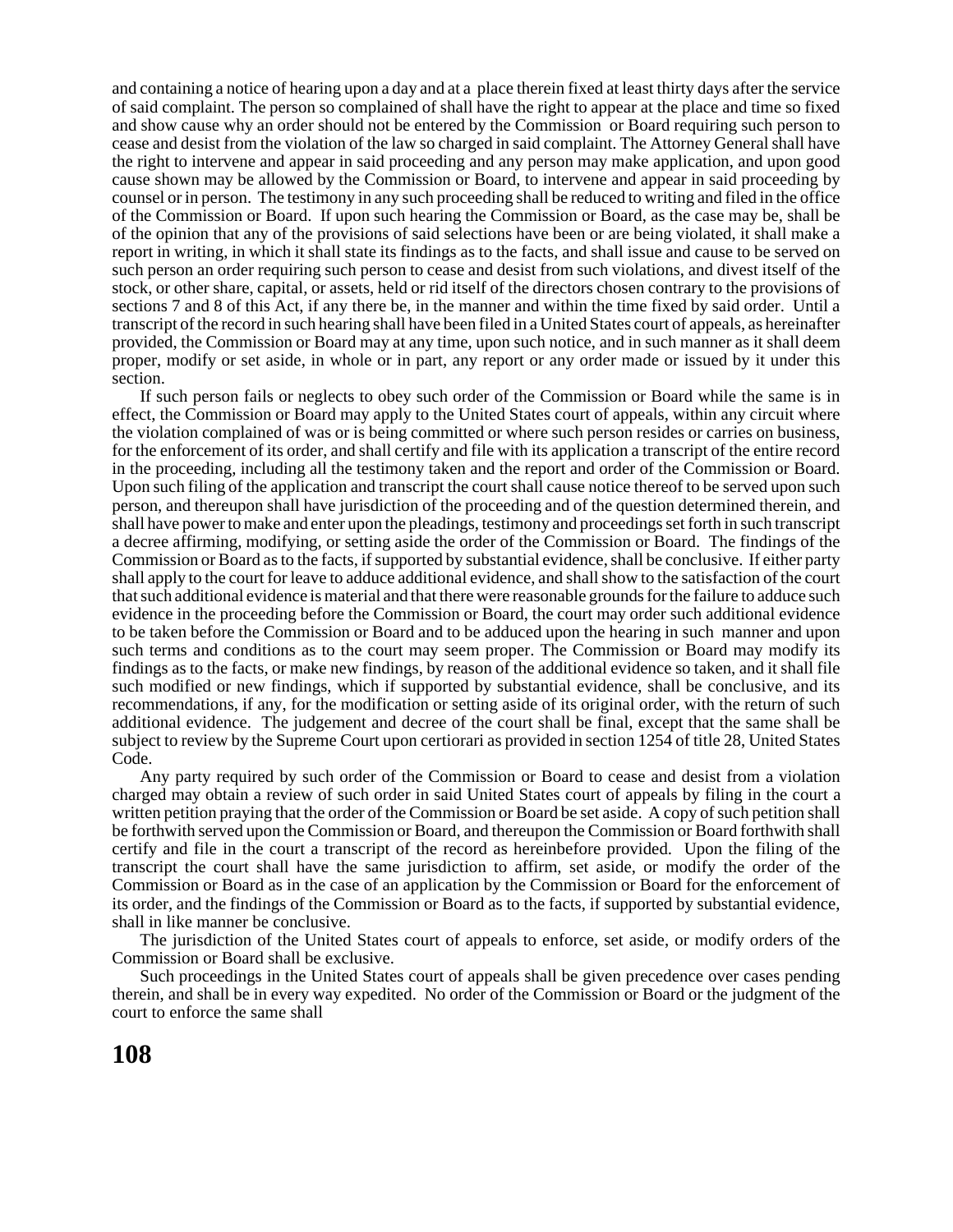and containing a notice of hearing upon a day and at a place therein fixed at least thirty days after the service of said complaint. The person so complained of shall have the right to appear at the place and time so fixed and show cause why an order should not be entered by the Commission or Board requiring such person to cease and desist from the violation of the law so charged in said complaint. The Attorney General shall have the right to intervene and appear in said proceeding and any person may make application, and upon good cause shown may be allowed by the Commission or Board, to intervene and appear in said proceeding by counsel or in person. The testimony in any such proceeding shall be reduced to writing and filed in the office of the Commission or Board. If upon such hearing the Commission or Board, as the case may be, shall be of the opinion that any of the provisions of said selections have been or are being violated, it shall make a report in writing, in which it shall state its findings as to the facts, and shall issue and cause to be served on such person an order requiring such person to cease and desist from such violations, and divest itself of the stock, or other share, capital, or assets, held or rid itself of the directors chosen contrary to the provisions of sections 7 and 8 of this Act, if any there be, in the manner and within the time fixed by said order. Until a transcript of the record in such hearing shall have been filed in a United States court of appeals, as hereinafter provided, the Commission or Board may at any time, upon such notice, and in such manner as it shall deem proper, modify or set aside, in whole or in part, any report or any order made or issued by it under this section.

If such person fails or neglects to obey such order of the Commission or Board while the same is in effect, the Commission or Board may apply to the United States court of appeals, within any circuit where the violation complained of was or is being committed or where such person resides or carries on business, for the enforcement of its order, and shall certify and file with its application a transcript of the entire record in the proceeding, including all the testimony taken and the report and order of the Commission or Board. Upon such filing of the application and transcript the court shall cause notice thereof to be served upon such person, and thereupon shall have jurisdiction of the proceeding and of the question determined therein, and shall have power to make and enter upon the pleadings, testimony and proceedings set forth in such transcript a decree affirming, modifying, or setting aside the order of the Commission or Board. The findings of the Commission or Board as to the facts, if supported by substantial evidence, shall be conclusive. If either party shall apply to the court for leave to adduce additional evidence, and shall show to the satisfaction of the court that such additional evidence is material and that there were reasonable grounds for the failure to adduce such evidence in the proceeding before the Commission or Board, the court may order such additional evidence to be taken before the Commission or Board and to be adduced upon the hearing in such manner and upon such terms and conditions as to the court may seem proper. The Commission or Board may modify its findings as to the facts, or make new findings, by reason of the additional evidence so taken, and it shall file such modified or new findings, which if supported by substantial evidence, shall be conclusive, and its recommendations, if any, for the modification or setting aside of its original order, with the return of such additional evidence. The judgement and decree of the court shall be final, except that the same shall be subject to review by the Supreme Court upon certiorari as provided in section 1254 of title 28, United States Code.

Any party required by such order of the Commission or Board to cease and desist from a violation charged may obtain a review of such order in said United States court of appeals by filing in the court a written petition praying that the order of the Commission or Board be set aside. A copy of such petition shall be forthwith served upon the Commission or Board, and thereupon the Commission or Board forthwith shall certify and file in the court a transcript of the record as hereinbefore provided. Upon the filing of the transcript the court shall have the same jurisdiction to affirm, set aside, or modify the order of the Commission or Board as in the case of an application by the Commission or Board for the enforcement of its order, and the findings of the Commission or Board as to the facts, if supported by substantial evidence, shall in like manner be conclusive.

The jurisdiction of the United States court of appeals to enforce, set aside, or modify orders of the Commission or Board shall be exclusive.

Such proceedings in the United States court of appeals shall be given precedence over cases pending therein, and shall be in every way expedited. No order of the Commission or Board or the judgment of the court to enforce the same shall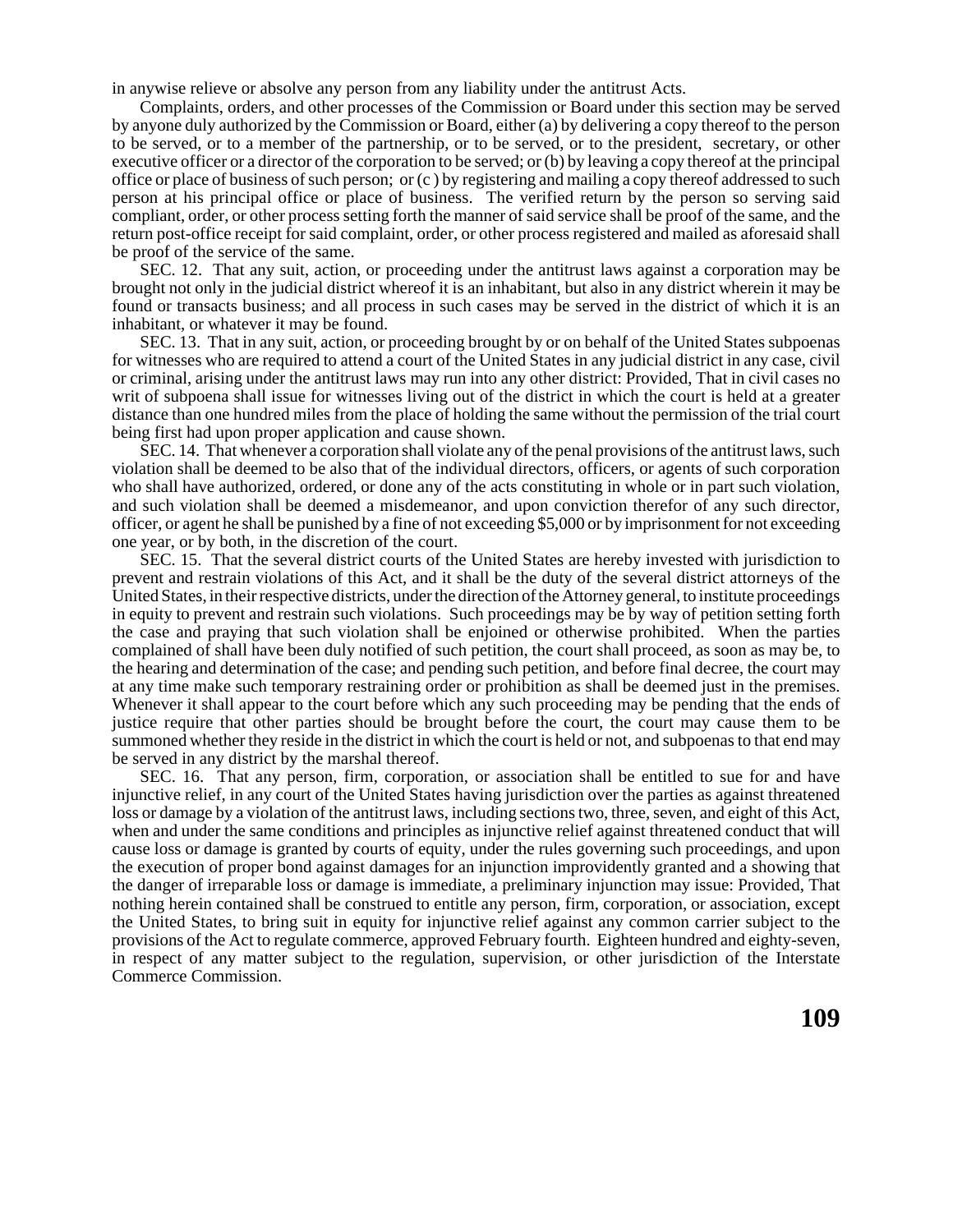in anywise relieve or absolve any person from any liability under the antitrust Acts.

Complaints, orders, and other processes of the Commission or Board under this section may be served by anyone duly authorized by the Commission or Board, either (a) by delivering a copy thereof to the person to be served, or to a member of the partnership, or to be served, or to the president, secretary, or other executive officer or a director of the corporation to be served; or (b) by leaving a copy thereof at the principal office or place of business of such person; or (c ) by registering and mailing a copy thereof addressed to such person at his principal office or place of business. The verified return by the person so serving said compliant, order, or other process setting forth the manner of said service shall be proof of the same, and the return post-office receipt for said complaint, order, or other process registered and mailed as aforesaid shall be proof of the service of the same.

SEC. 12. That any suit, action, or proceeding under the antitrust laws against a corporation may be brought not only in the judicial district whereof it is an inhabitant, but also in any district wherein it may be found or transacts business; and all process in such cases may be served in the district of which it is an inhabitant, or whatever it may be found.

SEC. 13. That in any suit, action, or proceeding brought by or on behalf of the United States subpoenas for witnesses who are required to attend a court of the United States in any judicial district in any case, civil or criminal, arising under the antitrust laws may run into any other district: Provided, That in civil cases no writ of subpoena shall issue for witnesses living out of the district in which the court is held at a greater distance than one hundred miles from the place of holding the same without the permission of the trial court being first had upon proper application and cause shown.

SEC. 14. That whenever a corporation shall violate any of the penal provisions of the antitrust laws, such violation shall be deemed to be also that of the individual directors, officers, or agents of such corporation who shall have authorized, ordered, or done any of the acts constituting in whole or in part such violation, and such violation shall be deemed a misdemeanor, and upon conviction therefor of any such director, officer, or agent he shall be punished by a fine of not exceeding $5,000 or by imprisonment for not exceeding one year, or by both, in the discretion of the court.

SEC. 15. That the several district courts of the United States are hereby invested with jurisdiction to prevent and restrain violations of this Act, and it shall be the duty of the several district attorneys of the United States, in their respective districts, under the direction of the Attorney general, to institute proceedings in equity to prevent and restrain such violations. Such proceedings may be by way of petition setting forth the case and praying that such violation shall be enjoined or otherwise prohibited. When the parties complained of shall have been duly notified of such petition, the court shall proceed, as soon as may be, to the hearing and determination of the case; and pending such petition, and before final decree, the court may at any time make such temporary restraining order or prohibition as shall be deemed just in the premises. Whenever it shall appear to the court before which any such proceeding may be pending that the ends of justice require that other parties should be brought before the court, the court may cause them to be summoned whether they reside in the district in which the court is held or not, and subpoenas to that end may be served in any district by the marshal thereof.

SEC. 16. That any person, firm, corporation, or association shall be entitled to sue for and have injunctive relief, in any court of the United States having jurisdiction over the parties as against threatened loss or damage by a violation of the antitrust laws, including sections two, three, seven, and eight of this Act, when and under the same conditions and principles as injunctive relief against threatened conduct that will cause loss or damage is granted by courts of equity, under the rules governing such proceedings, and upon the execution of proper bond against damages for an injunction improvidently granted and a showing that the danger of irreparable loss or damage is immediate, a preliminary injunction may issue: Provided, That nothing herein contained shall be construed to entitle any person, firm, corporation, or association, except the United States, to bring suit in equity for injunctive relief against any common carrier subject to the provisions of the Act to regulate commerce, approved February fourth. Eighteen hundred and eighty-seven, in respect of any matter subject to the regulation, supervision, or other jurisdiction of the Interstate Commerce Commission.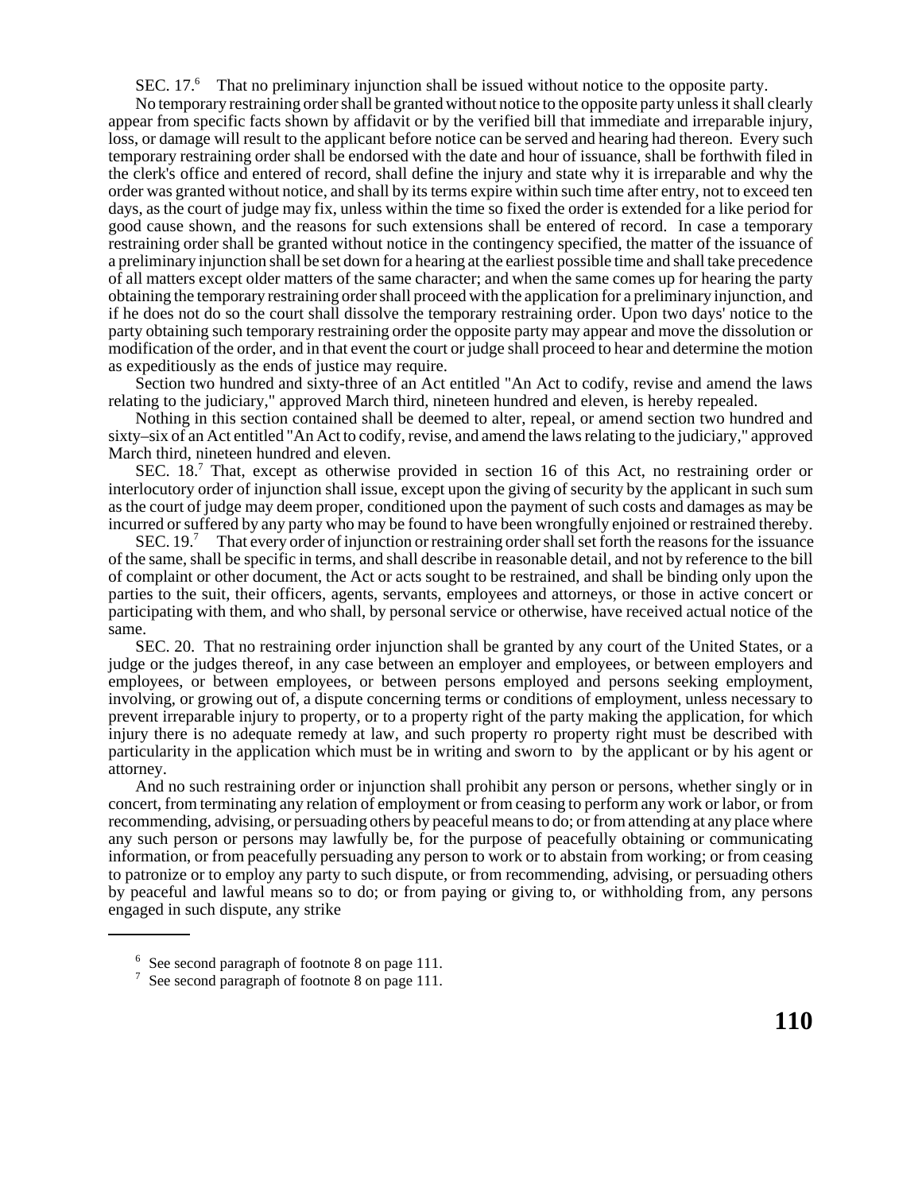SEC. 17.[6] That no preliminary injunction shall be issued without notice to the opposite party.

No temporary restraining order shall be granted without notice to the opposite party unless it shall clearly appear from specific facts shown by affidavit or by the verified bill that immediate and irreparable injury, loss, or damage will result to the applicant before notice can be served and hearing had thereon. Every such temporary restraining order shall be endorsed with the date and hour of issuance, shall be forthwith filed in the clerk's office and entered of record, shall define the injury and state why it is irreparable and why the order was granted without notice, and shall by its terms expire within such time after entry, not to exceed ten days, as the court of judge may fix, unless within the time so fixed the order is extended for a like period for good cause shown, and the reasons for such extensions shall be entered of record. In case a temporary restraining order shall be granted without notice in the contingency specified, the matter of the issuance of a preliminary injunction shall be set down for a hearing at the earliest possible time and shall take precedence of all matters except older matters of the same character; and when the same comes up for hearing the party obtaining the temporary restraining order shall proceed with the application for a preliminary injunction, and if he does not do so the court shall dissolve the temporary restraining order. Upon two days' notice to the party obtaining such temporary restraining order the opposite party may appear and move the dissolution or modification of the order, and in that event the court or judge shall proceed to hear and determine the motion as expeditiously as the ends of justice may require.

Section two hundred and sixty-three of an Act entitled "An Act to codify, revise and amend the laws relating to the judiciary," approved March third, nineteen hundred and eleven, is hereby repealed.

Nothing in this section contained shall be deemed to alter, repeal, or amend section two hundred and sixty–six of an Act entitled "An Act to codify, revise, and amend the laws relating to the judiciary," approved March third, nineteen hundred and eleven.

SEC. 18.[7] That, except as otherwise provided in section 16 of this Act, no restraining order or interlocutory order of injunction shall issue, except upon the giving of security by the applicant in such sum as the court of judge may deem proper, conditioned upon the payment of such costs and damages as may be incurred or suffered by any party who may be found to have been wrongfully enjoined or restrained thereby.

SEC. 19.[7] That every order of injunction or restraining order shall set forth the reasons for the issuance of the same, shall be specific in terms, and shall describe in reasonable detail, and not by reference to the bill of complaint or other document, the Act or acts sought to be restrained, and shall be binding only upon the parties to the suit, their officers, agents, servants, employees and attorneys, or those in active concert or participating with them, and who shall, by personal service or otherwise, have received actual notice of the same.

SEC. 20. That no restraining order injunction shall be granted by any court of the United States, or a judge or the judges thereof, in any case between an employer and employees, or between employers and employees, or between employees, or between persons employed and persons seeking employment, involving, or growing out of, a dispute concerning terms or conditions of employment, unless necessary to prevent irreparable injury to property, or to a property right of the party making the application, for which injury there is no adequate remedy at law, and such property ro property right must be described with particularity in the application which must be in writing and sworn to by the applicant or by his agent or attorney.

And no such restraining order or injunction shall prohibit any person or persons, whether singly or in concert, from terminating any relation of employment or from ceasing to perform any work or labor, or from recommending, advising, or persuading others by peaceful means to do; or from attending at any place where any such person or persons may lawfully be, for the purpose of peacefully obtaining or communicating information, or from peacefully persuading any person to work or to abstain from working; or from ceasing to patronize or to employ any party to such dispute, or from recommending, advising, or persuading others by peaceful and lawful means so to do; or from paying or giving to, or withholding from, any persons engaged in such dispute, any strike

---

[6] See second paragraph of footnote 8 on page 111.

[7] See second paragraph of footnote 8 on page 111.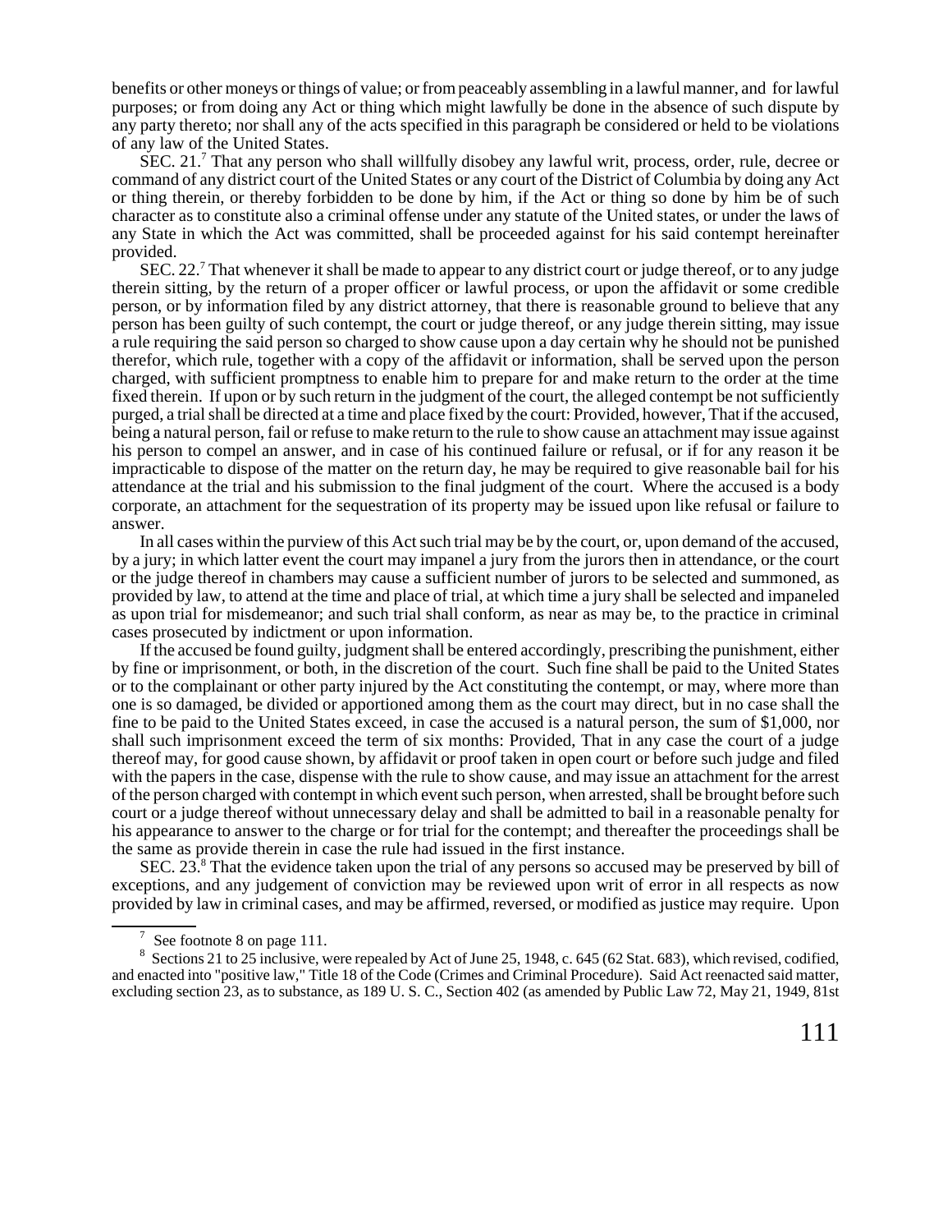benefits or other moneys or things of value; or from peaceably assembling in a lawful manner, and for lawful purposes; or from doing any Act or thing which might lawfully be done in the absence of such dispute by any party thereto; nor shall any of the acts specified in this paragraph be considered or held to be violations of any law of the United States.

SEC. 21.[7] That any person who shall willfully disobey any lawful writ, process, order, rule, decree or command of any district court of the United States or any court of the District of Columbia by doing any Act or thing therein, or thereby forbidden to be done by him, if the Act or thing so done by him be of such character as to constitute also a criminal offense under any statute of the United states, or under the laws of any State in which the Act was committed, shall be proceeded against for his said contempt hereinafter provided.

SEC. 22.[7] That whenever it shall be made to appear to any district court or judge thereof, or to any judge therein sitting, by the return of a proper officer or lawful process, or upon the affidavit or some credible person, or by information filed by any district attorney, that there is reasonable ground to believe that any person has been guilty of such contempt, the court or judge thereof, or any judge therein sitting, may issue a rule requiring the said person so charged to show cause upon a day certain why he should not be punished therefor, which rule, together with a copy of the affidavit or information, shall be served upon the person charged, with sufficient promptness to enable him to prepare for and make return to the order at the time fixed therein. If upon or by such return in the judgment of the court, the alleged contempt be not sufficiently purged, a trial shall be directed at a time and place fixed by the court: Provided, however, That if the accused, being a natural person, fail or refuse to make return to the rule to show cause an attachment may issue against his person to compel an answer, and in case of his continued failure or refusal, or if for any reason it be impracticable to dispose of the matter on the return day, he may be required to give reasonable bail for his attendance at the trial and his submission to the final judgment of the court. Where the accused is a body corporate, an attachment for the sequestration of its property may be issued upon like refusal or failure to answer.

In all cases within the purview of this Act such trial may be by the court, or, upon demand of the accused, by a jury; in which latter event the court may impanel a jury from the jurors then in attendance, or the court or the judge thereof in chambers may cause a sufficient number of jurors to be selected and summoned, as provided by law, to attend at the time and place of trial, at which time a jury shall be selected and impaneled as upon trial for misdemeanor; and such trial shall conform, as near as may be, to the practice in criminal cases prosecuted by indictment or upon information.

If the accused be found guilty, judgment shall be entered accordingly, prescribing the punishment, either by fine or imprisonment, or both, in the discretion of the court. Such fine shall be paid to the United States or to the complainant or other party injured by the Act constituting the contempt, or may, where more than one is so damaged, be divided or apportioned among them as the court may direct, but in no case shall the fine to be paid to the United States exceed, in case the accused is a natural person, the sum of $1,000, nor shall such imprisonment exceed the term of six months: Provided, That in any case the court of a judge thereof may, for good cause shown, by affidavit or proof taken in open court or before such judge and filed with the papers in the case, dispense with the rule to show cause, and may issue an attachment for the arrest of the person charged with contempt in which event such person, when arrested, shall be brought before such court or a judge thereof without unnecessary delay and shall be admitted to bail in a reasonable penalty for his appearance to answer to the charge or for trial for the contempt; and thereafter the proceedings shall be the same as provide therein in case the rule had issued in the first instance.

SEC. 23.[8] That the evidence taken upon the trial of any persons so accused may be preserved by bill of exceptions, and any judgement of conviction may be reviewed upon writ of error in all respects as now provided by law in criminal cases, and may be affirmed, reversed, or modified as justice may require. Upon

---

[7] See footnote 8 on page 111.

[8] Sections 21 to 25 inclusive, were repealed by Act of June 25, 1948, c. 645 (62 Stat. 683), which revised, codified, and enacted into "positive law," Title 18 of the Code (Crimes and Criminal Procedure). Said Act reenacted said matter, excluding section 23, as to substance, as 189 U. S. C., Section 402 (as amended by Public Law 72, May 21, 1949, 81st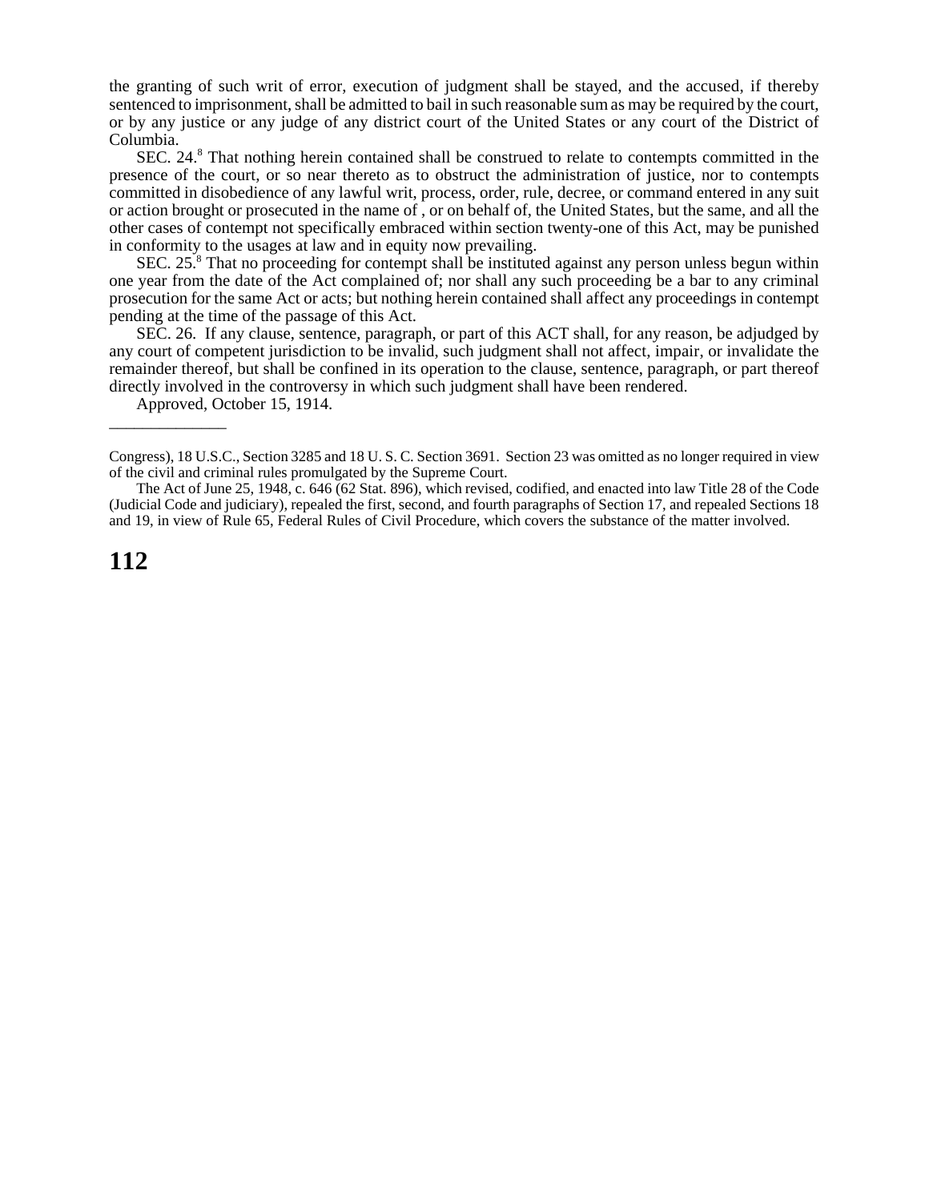the granting of such writ of error, execution of judgment shall be stayed, and the accused, if thereby sentenced to imprisonment, shall be admitted to bail in such reasonable sum as may be required by the court, or by any justice or any judge of any district court of the United States or any court of the District of Columbia.

SEC. 24.[8] That nothing herein contained shall be construed to relate to contempts committed in the presence of the court, or so near thereto as to obstruct the administration of justice, nor to contempts committed in disobedience of any lawful writ, process, order, rule, decree, or command entered in any suit or action brought or prosecuted in the name of , or on behalf of, the United States, but the same, and all the other cases of contempt not specifically embraced within section twenty-one of this Act, may be punished in conformity to the usages at law and in equity now prevailing.

SEC. 25.[8] That no proceeding for contempt shall be instituted against any person unless begun within one year from the date of the Act complained of; nor shall any such proceeding be a bar to any criminal prosecution for the same Act or acts; but nothing herein contained shall affect any proceedings in contempt pending at the time of the passage of this Act.

SEC. 26. If any clause, sentence, paragraph, or part of this ACT shall, for any reason, be adjudged by any court of competent jurisdiction to be invalid, such judgment shall not affect, impair, or invalidate the remainder thereof, but shall be confined in its operation to the clause, sentence, paragraph, or part thereof directly involved in the controversy in which such judgment shall have been rendered.

Approved, October 15, 1914.

---

Congress), 18 U.S.C., Section 3285 and 18 U. S. C. Section 3691. Section 23 was omitted as no longer required in view of the civil and criminal rules promulgated by the Supreme Court.

The Act of June 25, 1948, c. 646 (62 Stat. 896), which revised, codified, and enacted into law Title 28 of the Code (Judicial Code and judiciary), repealed the first, second, and fourth paragraphs of Section 17, and repealed Sections 18 and 19, in view of Rule 65, Federal Rules of Civil Procedure, which covers the substance of the matter involved.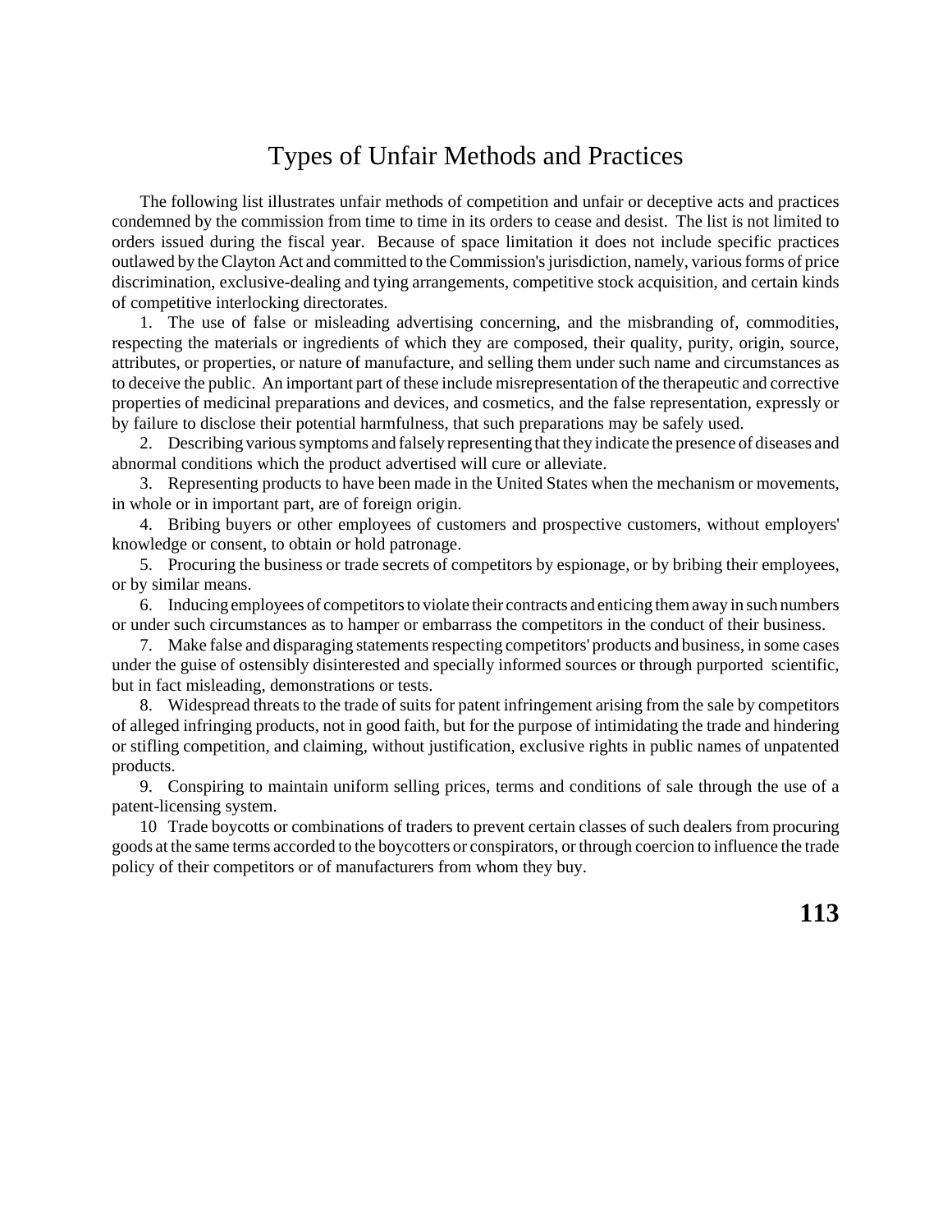# Types of Unfair Methods and Practices

The following list illustrates unfair methods of competition and unfair or deceptive acts and practices condemned by the commission from time to time in its orders to cease and desist. The list is not limited to orders issued during the fiscal year. Because of space limitation it does not include specific practices outlawed by the Clayton Act and committed to the Commission's jurisdiction, namely, various forms of price discrimination, exclusive-dealing and tying arrangements, competitive stock acquisition, and certain kinds of competitive interlocking directorates.

1. The use of false or misleading advertising concerning, and the misbranding of, commodities, respecting the materials or ingredients of which they are composed, their quality, purity, origin, source, attributes, or properties, or nature of manufacture, and selling them under such name and circumstances as to deceive the public. An important part of these include misrepresentation of the therapeutic and corrective properties of medicinal preparations and devices, and cosmetics, and the false representation, expressly or by failure to disclose their potential harmfulness, that such preparations may be safely used.

2. Describing various symptoms and falsely representing that they indicate the presence of diseases and abnormal conditions which the product advertised will cure or alleviate.

3. Representing products to have been made in the United States when the mechanism or movements, in whole or in important part, are of foreign origin.

4. Bribing buyers or other employees of customers and prospective customers, without employers' knowledge or consent, to obtain or hold patronage.

5. Procuring the business or trade secrets of competitors by espionage, or by bribing their employees, or by similar means.

6. Inducing employees of competitors to violate their contracts and enticing them away in such numbers or under such circumstances as to hamper or embarrass the competitors in the conduct of their business.

7. Make false and disparaging statements respecting competitors' products and business, in some cases under the guise of ostensibly disinterested and specially informed sources or through purported scientific, but in fact misleading, demonstrations or tests.

8. Widespread threats to the trade of suits for patent infringement arising from the sale by competitors of alleged infringing products, not in good faith, but for the purpose of intimidating the trade and hindering or stifling competition, and claiming, without justification, exclusive rights in public names of unpatented products.

9. Conspiring to maintain uniform selling prices, terms and conditions of sale through the use of a patent-licensing system.

10 Trade boycotts or combinations of traders to prevent certain classes of such dealers from procuring goods at the same terms accorded to the boycotters or conspirators, or through coercion to influence the trade policy of their competitors or of manufacturers from whom they buy.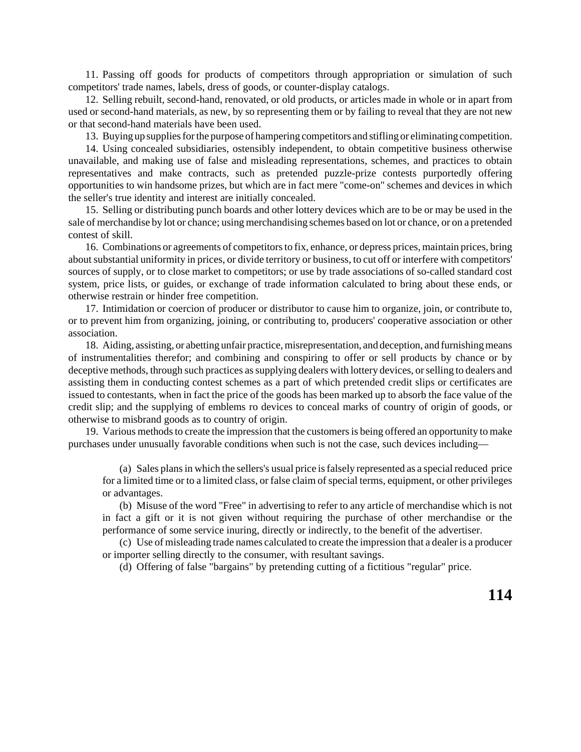11. Passing off goods for products of competitors through appropriation or simulation of such competitors' trade names, labels, dress of goods, or counter-display catalogs.

12. Selling rebuilt, second-hand, renovated, or old products, or articles made in whole or in apart from used or second-hand materials, as new, by so representing them or by failing to reveal that they are not new or that second-hand materials have been used.

13. Buying up supplies for the purpose of hampering competitors and stifling or eliminating competition.

14. Using concealed subsidiaries, ostensibly independent, to obtain competitive business otherwise unavailable, and making use of false and misleading representations, schemes, and practices to obtain representatives and make contracts, such as pretended puzzle-prize contests purportedly offering opportunities to win handsome prizes, but which are in fact mere "come-on" schemes and devices in which the seller's true identity and interest are initially concealed.

15. Selling or distributing punch boards and other lottery devices which are to be or may be used in the sale of merchandise by lot or chance; using merchandising schemes based on lot or chance, or on a pretended contest of skill.

16. Combinations or agreements of competitors to fix, enhance, or depress prices, maintain prices, bring about substantial uniformity in prices, or divide territory or business, to cut off or interfere with competitors' sources of supply, or to close market to competitors; or use by trade associations of so-called standard cost system, price lists, or guides, or exchange of trade information calculated to bring about these ends, or otherwise restrain or hinder free competition.

17. Intimidation or coercion of producer or distributor to cause him to organize, join, or contribute to, or to prevent him from organizing, joining, or contributing to, producers' cooperative association or other association.

18. Aiding, assisting, or abetting unfair practice, misrepresentation, and deception, and furnishing means of instrumentalities therefor; and combining and conspiring to offer or sell products by chance or by deceptive methods, through such practices as supplying dealers with lottery devices, or selling to dealers and assisting them in conducting contest schemes as a part of which pretended credit slips or certificates are issued to contestants, when in fact the price of the goods has been marked up to absorb the face value of the credit slip; and the supplying of emblems ro devices to conceal marks of country of origin of goods, or otherwise to misbrand goods as to country of origin.

19. Various methods to create the impression that the customers is being offered an opportunity to make purchases under unusually favorable conditions when such is not the case, such devices including—

> (a) Sales plans in which the sellers's usual price is falsely represented as a special reduced price for a limited time or to a limited class, or false claim of special terms, equipment, or other privileges or advantages.
>
> (b) Misuse of the word "Free" in advertising to refer to any article of merchandise which is not in fact a gift or it is not given without requiring the purchase of other merchandise or the performance of some service inuring, directly or indirectly, to the benefit of the advertiser.
>
> (c) Use of misleading trade names calculated to create the impression that a dealer is a producer or importer selling directly to the consumer, with resultant savings.
>
> (d) Offering of false "bargains" by pretending cutting of a fictitious "regular" price.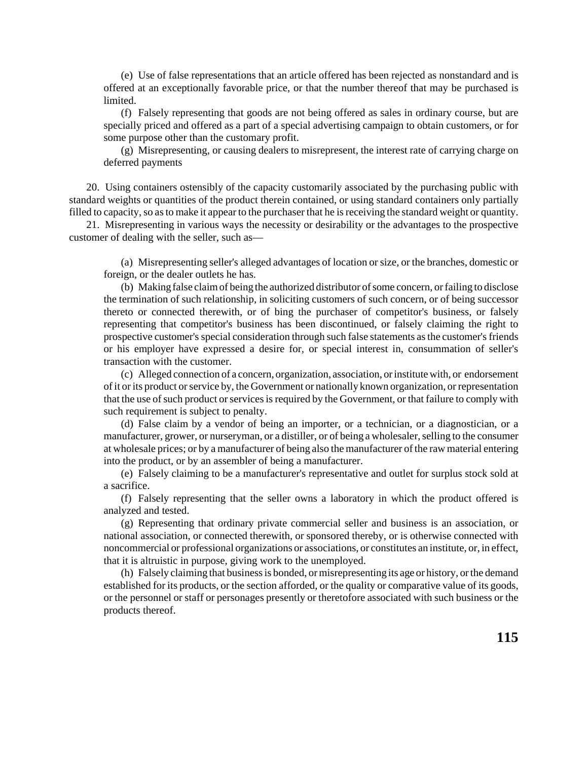(e) Use of false representations that an article offered has been rejected as nonstandard and is offered at an exceptionally favorable price, or that the number thereof that may be purchased is limited.

(f) Falsely representing that goods are not being offered as sales in ordinary course, but are specially priced and offered as a part of a special advertising campaign to obtain customers, or for some purpose other than the customary profit.

(g) Misrepresenting, or causing dealers to misrepresent, the interest rate of carrying charge on deferred payments

20. Using containers ostensibly of the capacity customarily associated by the purchasing public with standard weights or quantities of the product therein contained, or using standard containers only partially filled to capacity, so as to make it appear to the purchaser that he is receiving the standard weight or quantity.

21. Misrepresenting in various ways the necessity or desirability or the advantages to the prospective customer of dealing with the seller, such as—

(a) Misrepresenting seller's alleged advantages of location or size, or the branches, domestic or foreign, or the dealer outlets he has.

(b) Making false claim of being the authorized distributor of some concern, or failing to disclose the termination of such relationship, in soliciting customers of such concern, or of being successor thereto or connected therewith, or of bing the purchaser of competitor's business, or falsely representing that competitor's business has been discontinued, or falsely claiming the right to prospective customer's special consideration through such false statements as the customer's friends or his employer have expressed a desire for, or special interest in, consummation of seller's transaction with the customer.

(c) Alleged connection of a concern, organization, association, or institute with, or endorsement of it or its product or service by, the Government or nationally known organization, or representation that the use of such product or services is required by the Government, or that failure to comply with such requirement is subject to penalty.

(d) False claim by a vendor of being an importer, or a technician, or a diagnostician, or a manufacturer, grower, or nurseryman, or a distiller, or of being a wholesaler, selling to the consumer at wholesale prices; or by a manufacturer of being also the manufacturer of the raw material entering into the product, or by an assembler of being a manufacturer.

(e) Falsely claiming to be a manufacturer's representative and outlet for surplus stock sold at a sacrifice.

(f) Falsely representing that the seller owns a laboratory in which the product offered is analyzed and tested.

(g) Representing that ordinary private commercial seller and business is an association, or national association, or connected therewith, or sponsored thereby, or is otherwise connected with noncommercial or professional organizations or associations, or constitutes an institute, or, in effect, that it is altruistic in purpose, giving work to the unemployed.

(h) Falsely claiming that business is bonded, or misrepresenting its age or history, or the demand established for its products, or the section afforded, or the quality or comparative value of its goods, or the personnel or staff or personages presently or theretofore associated with such business or the products thereof.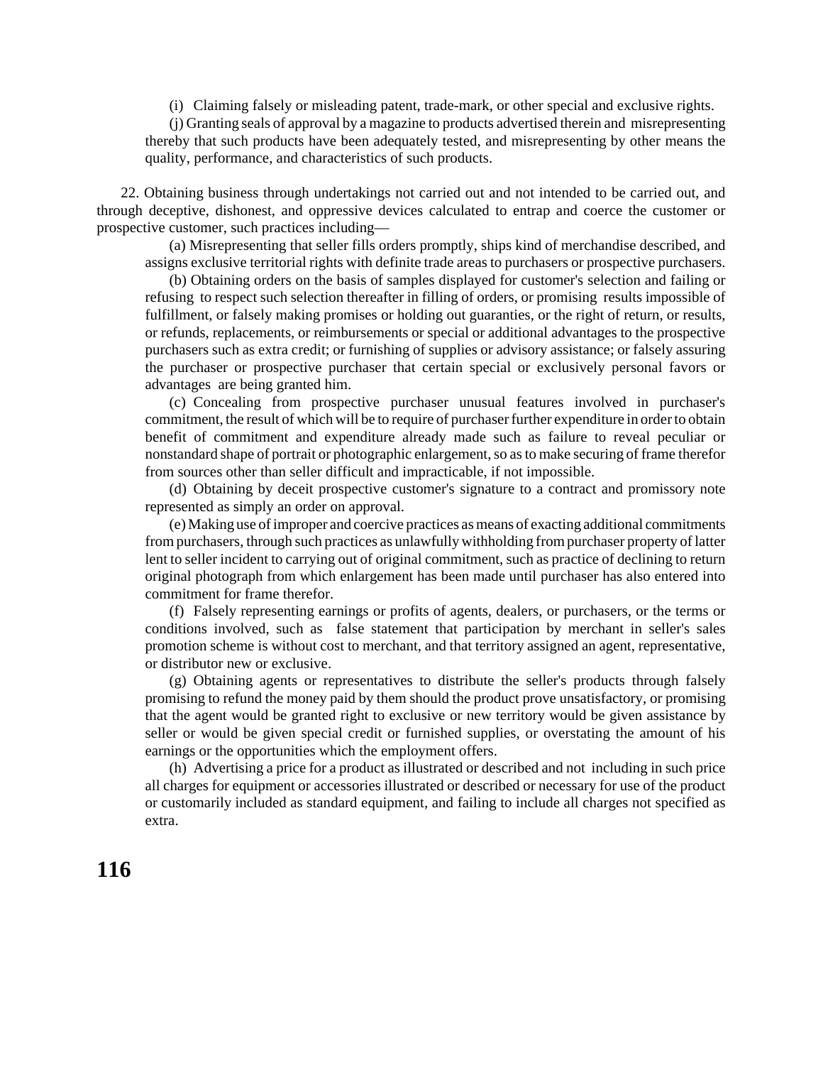(i) Claiming falsely or misleading patent, trade-mark, or other special and exclusive rights.

(j) Granting seals of approval by a magazine to products advertised therein and misrepresenting thereby that such products have been adequately tested, and misrepresenting by other means the quality, performance, and characteristics of such products.

22. Obtaining business through undertakings not carried out and not intended to be carried out, and through deceptive, dishonest, and oppressive devices calculated to entrap and coerce the customer or prospective customer, such practices including—

(a) Misrepresenting that seller fills orders promptly, ships kind of merchandise described, and assigns exclusive territorial rights with definite trade areas to purchasers or prospective purchasers.

(b) Obtaining orders on the basis of samples displayed for customer's selection and failing or refusing to respect such selection thereafter in filling of orders, or promising results impossible of fulfillment, or falsely making promises or holding out guaranties, or the right of return, or results, or refunds, replacements, or reimbursements or special or additional advantages to the prospective purchasers such as extra credit; or furnishing of supplies or advisory assistance; or falsely assuring the purchaser or prospective purchaser that certain special or exclusively personal favors or advantages are being granted him.

(c) Concealing from prospective purchaser unusual features involved in purchaser's commitment, the result of which will be to require of purchaser further expenditure in order to obtain benefit of commitment and expenditure already made such as failure to reveal peculiar or nonstandard shape of portrait or photographic enlargement, so as to make securing of frame therefor from sources other than seller difficult and impracticable, if not impossible.

(d) Obtaining by deceit prospective customer's signature to a contract and promissory note represented as simply an order on approval.

(e) Making use of improper and coercive practices as means of exacting additional commitments from purchasers, through such practices as unlawfully withholding from purchaser property of latter lent to seller incident to carrying out of original commitment, such as practice of declining to return original photograph from which enlargement has been made until purchaser has also entered into commitment for frame therefor.

(f) Falsely representing earnings or profits of agents, dealers, or purchasers, or the terms or conditions involved, such as false statement that participation by merchant in seller's sales promotion scheme is without cost to merchant, and that territory assigned an agent, representative, or distributor new or exclusive.

(g) Obtaining agents or representatives to distribute the seller's products through falsely promising to refund the money paid by them should the product prove unsatisfactory, or promising that the agent would be granted right to exclusive or new territory would be given assistance by seller or would be given special credit or furnished supplies, or overstating the amount of his earnings or the opportunities which the employment offers.

(h) Advertising a price for a product as illustrated or described and not including in such price all charges for equipment or accessories illustrated or described or necessary for use of the product or customarily included as standard equipment, and failing to include all charges not specified as extra.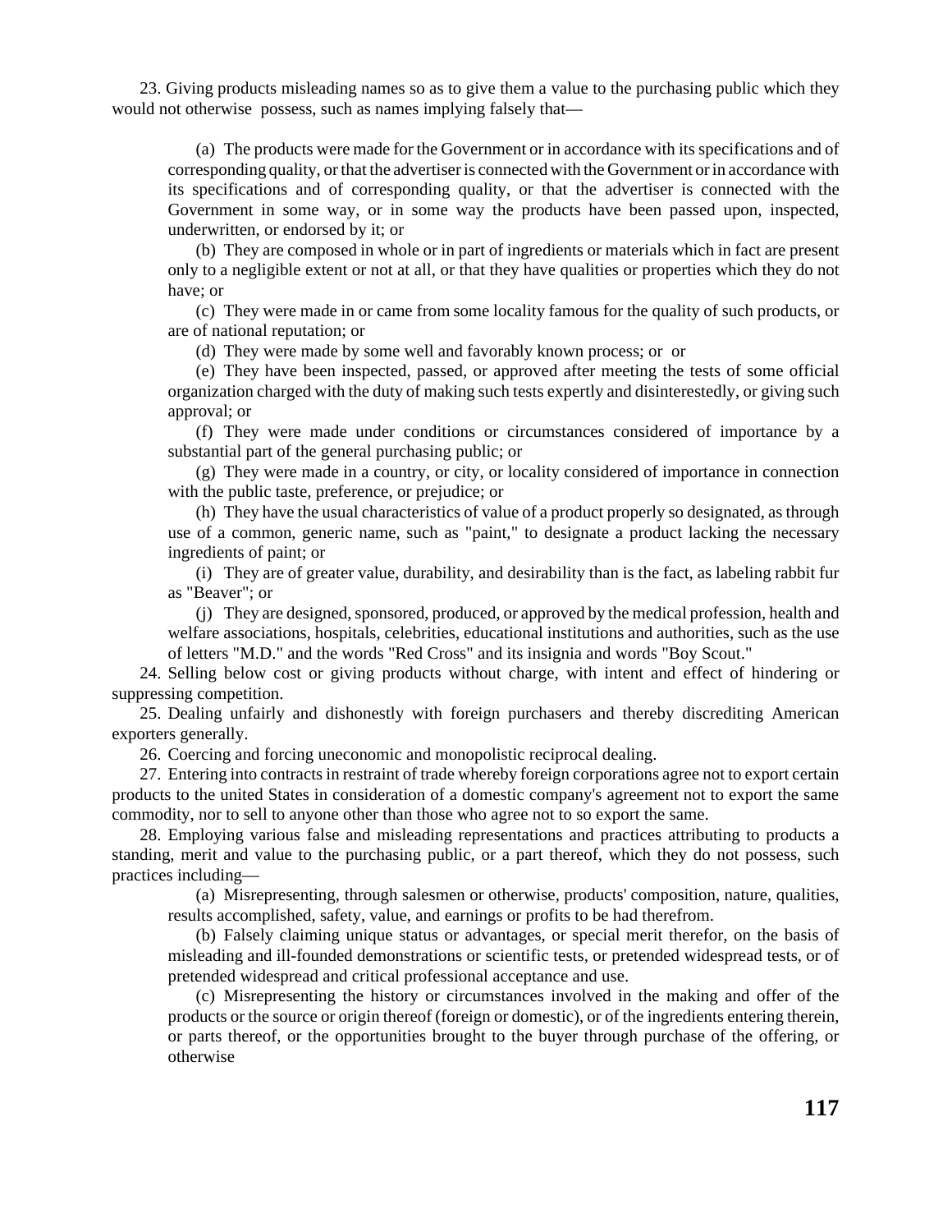23. Giving products misleading names so as to give them a value to the purchasing public which they would not otherwise possess, such as names implying falsely that—

(a) The products were made for the Government or in accordance with its specifications and of corresponding quality, or that the advertiser is connected with the Government or in accordance with its specifications and of corresponding quality, or that the advertiser is connected with the Government in some way, or in some way the products have been passed upon, inspected, underwritten, or endorsed by it; or

(b) They are composed in whole or in part of ingredients or materials which in fact are present only to a negligible extent or not at all, or that they have qualities or properties which they do not have; or

(c) They were made in or came from some locality famous for the quality of such products, or are of national reputation; or

(d) They were made by some well and favorably known process; or or

(e) They have been inspected, passed, or approved after meeting the tests of some official organization charged with the duty of making such tests expertly and disinterestedly, or giving such approval; or

(f) They were made under conditions or circumstances considered of importance by a substantial part of the general purchasing public; or

(g) They were made in a country, or city, or locality considered of importance in connection with the public taste, preference, or prejudice; or

(h) They have the usual characteristics of value of a product properly so designated, as through use of a common, generic name, such as "paint," to designate a product lacking the necessary ingredients of paint; or

(i) They are of greater value, durability, and desirability than is the fact, as labeling rabbit fur as "Beaver"; or

(j) They are designed, sponsored, produced, or approved by the medical profession, health and welfare associations, hospitals, celebrities, educational institutions and authorities, such as the use of letters "M.D." and the words "Red Cross" and its insignia and words "Boy Scout."

24. Selling below cost or giving products without charge, with intent and effect of hindering or suppressing competition.

25. Dealing unfairly and dishonestly with foreign purchasers and thereby discrediting American exporters generally.

26. Coercing and forcing uneconomic and monopolistic reciprocal dealing.

27. Entering into contracts in restraint of trade whereby foreign corporations agree not to export certain products to the united States in consideration of a domestic company's agreement not to export the same commodity, nor to sell to anyone other than those who agree not to so export the same.

28. Employing various false and misleading representations and practices attributing to products a standing, merit and value to the purchasing public, or a part thereof, which they do not possess, such practices including—

(a) Misrepresenting, through salesmen or otherwise, products' composition, nature, qualities, results accomplished, safety, value, and earnings or profits to be had therefrom.

(b) Falsely claiming unique status or advantages, or special merit therefor, on the basis of misleading and ill-founded demonstrations or scientific tests, or pretended widespread tests, or of pretended widespread and critical professional acceptance and use.

(c) Misrepresenting the history or circumstances involved in the making and offer of the products or the source or origin thereof (foreign or domestic), or of the ingredients entering therein, or parts thereof, or the opportunities brought to the buyer through purchase of the offering, or otherwise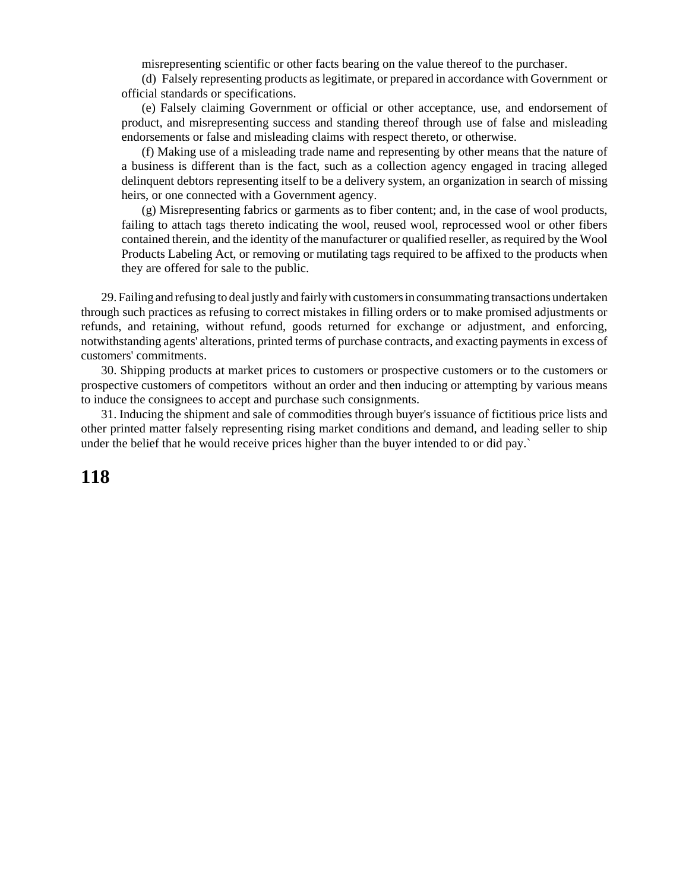misrepresenting scientific or other facts bearing on the value thereof to the purchaser.

(d) Falsely representing products as legitimate, or prepared in accordance with Government or official standards or specifications.

(e) Falsely claiming Government or official or other acceptance, use, and endorsement of product, and misrepresenting success and standing thereof through use of false and misleading endorsements or false and misleading claims with respect thereto, or otherwise.

(f) Making use of a misleading trade name and representing by other means that the nature of a business is different than is the fact, such as a collection agency engaged in tracing alleged delinquent debtors representing itself to be a delivery system, an organization in search of missing heirs, or one connected with a Government agency.

(g) Misrepresenting fabrics or garments as to fiber content; and, in the case of wool products, failing to attach tags thereto indicating the wool, reused wool, reprocessed wool or other fibers contained therein, and the identity of the manufacturer or qualified reseller, as required by the Wool Products Labeling Act, or removing or mutilating tags required to be affixed to the products when they are offered for sale to the public.

29. Failing and refusing to deal justly and fairly with customers in consummating transactions undertaken through such practices as refusing to correct mistakes in filling orders or to make promised adjustments or refunds, and retaining, without refund, goods returned for exchange or adjustment, and enforcing, notwithstanding agents' alterations, printed terms of purchase contracts, and exacting payments in excess of customers' commitments.

30. Shipping products at market prices to customers or prospective customers or to the customers or prospective customers of competitors without an order and then inducing or attempting by various means to induce the consignees to accept and purchase such consignments.

31. Inducing the shipment and sale of commodities through buyer's issuance of fictitious price lists and other printed matter falsely representing rising market conditions and demand, and leading seller to ship under the belief that he would receive prices higher than the buyer intended to or did pay.`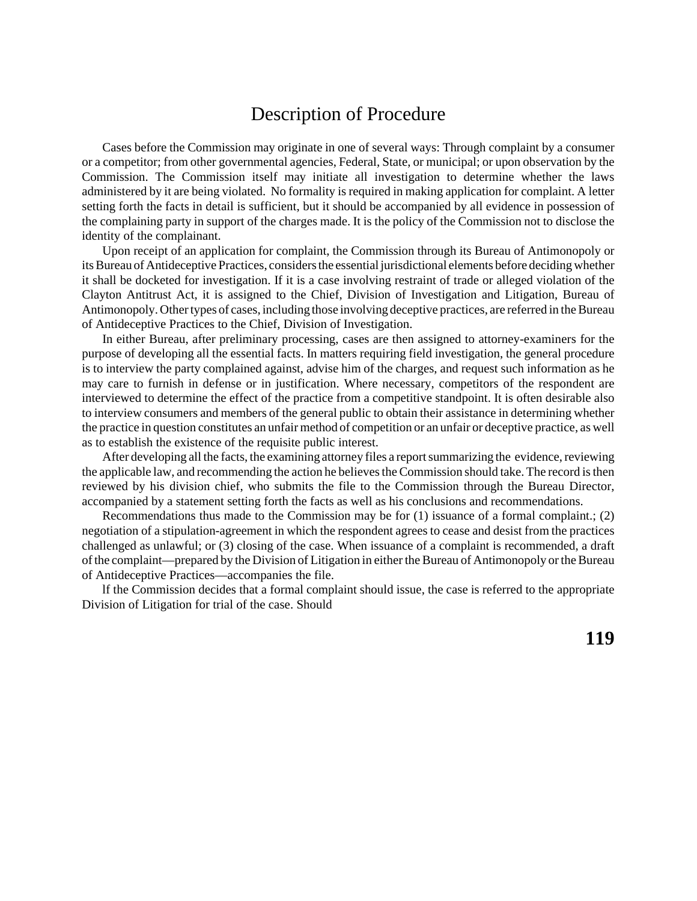# Description of Procedure

Cases before the Commission may originate in one of several ways: Through complaint by a consumer or a competitor; from other governmental agencies, Federal, State, or municipal; or upon observation by the Commission. The Commission itself may initiate all investigation to determine whether the laws administered by it are being violated. No formality is required in making application for complaint. A letter setting forth the facts in detail is sufficient, but it should be accompanied by all evidence in possession of the complaining party in support of the charges made. It is the policy of the Commission not to disclose the identity of the complainant.

Upon receipt of an application for complaint, the Commission through its Bureau of Antimonopoly or its Bureau of Antideceptive Practices, considers the essential jurisdictional elements before deciding whether it shall be docketed for investigation. If it is a case involving restraint of trade or alleged violation of the Clayton Antitrust Act, it is assigned to the Chief, Division of Investigation and Litigation, Bureau of Antimonopoly. Other types of cases, including those involving deceptive practices, are referred in the Bureau of Antideceptive Practices to the Chief, Division of Investigation.

In either Bureau, after preliminary processing, cases are then assigned to attorney-examiners for the purpose of developing all the essential facts. In matters requiring field investigation, the general procedure is to interview the party complained against, advise him of the charges, and request such information as he may care to furnish in defense or in justification. Where necessary, competitors of the respondent are interviewed to determine the effect of the practice from a competitive standpoint. It is often desirable also to interview consumers and members of the general public to obtain their assistance in determining whether the practice in question constitutes an unfair method of competition or an unfair or deceptive practice, as well as to establish the existence of the requisite public interest.

After developing all the facts, the examining attorney files a report summarizing the evidence, reviewing the applicable law, and recommending the action he believes the Commission should take. The record is then reviewed by his division chief, who submits the file to the Commission through the Bureau Director, accompanied by a statement setting forth the facts as well as his conclusions and recommendations.

Recommendations thus made to the Commission may be for (1) issuance of a formal complaint.; (2) negotiation of a stipulation-agreement in which the respondent agrees to cease and desist from the practices challenged as unlawful; or (3) closing of the case. When issuance of a complaint is recommended, a draft of the complaint—prepared by the Division of Litigation in either the Bureau of Antimonopoly or the Bureau of Antideceptive Practices—accompanies the file.

lf the Commission decides that a formal complaint should issue, the case is referred to the appropriate Division of Litigation for trial of the case. Should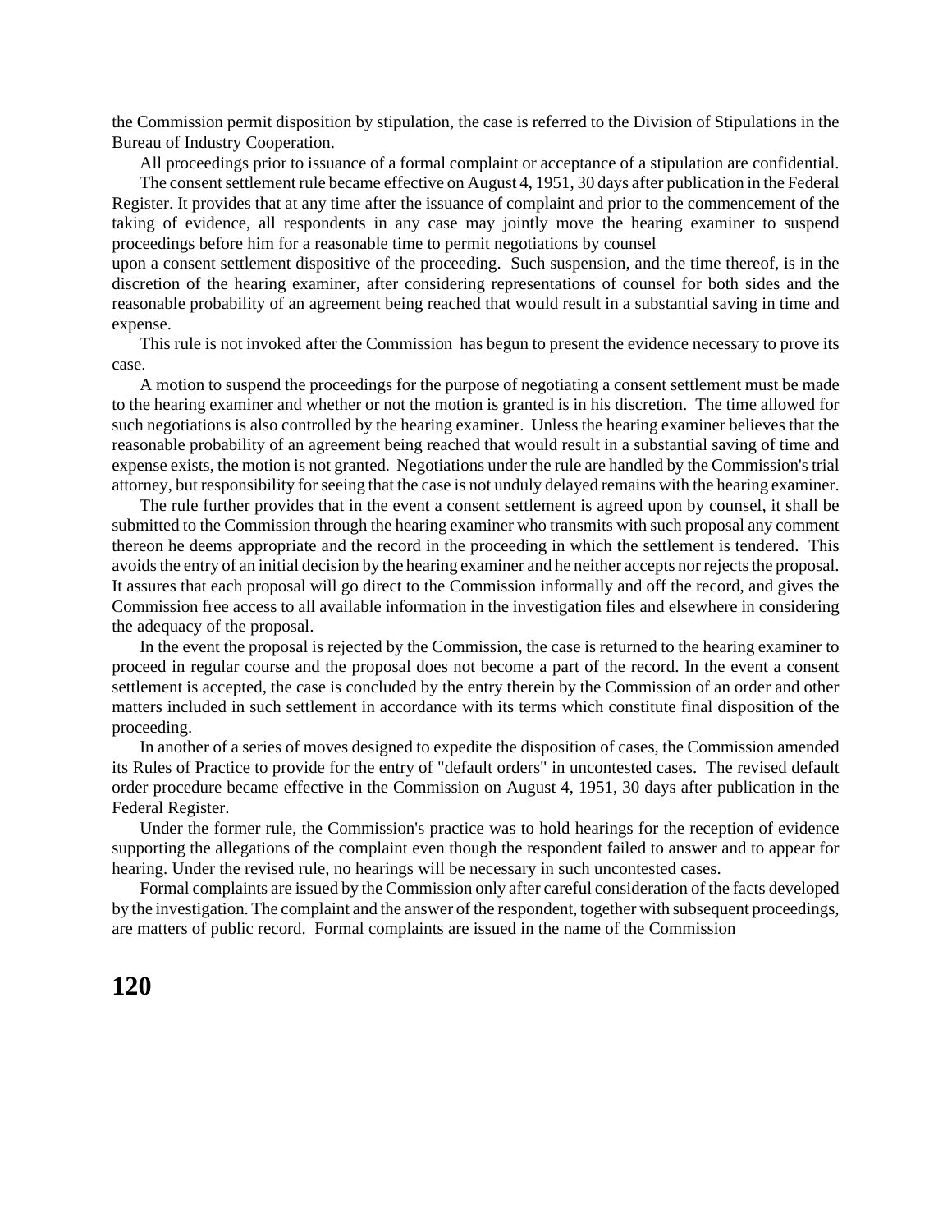the Commission permit disposition by stipulation, the case is referred to the Division of Stipulations in the Bureau of Industry Cooperation.

All proceedings prior to issuance of a formal complaint or acceptance of a stipulation are confidential.

The consent settlement rule became effective on August 4, 1951, 30 days after publication in the Federal Register. It provides that at any time after the issuance of complaint and prior to the commencement of the taking of evidence, all respondents in any case may jointly move the hearing examiner to suspend proceedings before him for a reasonable time to permit negotiations by counsel upon a consent settlement dispositive of the proceeding. Such suspension, and the time thereof, is in the discretion of the hearing examiner, after considering representations of counsel for both sides and the reasonable probability of an agreement being reached that would result in a substantial saving in time and expense.

This rule is not invoked after the Commission has begun to present the evidence necessary to prove its case.

A motion to suspend the proceedings for the purpose of negotiating a consent settlement must be made to the hearing examiner and whether or not the motion is granted is in his discretion. The time allowed for such negotiations is also controlled by the hearing examiner. Unless the hearing examiner believes that the reasonable probability of an agreement being reached that would result in a substantial saving of time and expense exists, the motion is not granted. Negotiations under the rule are handled by the Commission's trial attorney, but responsibility for seeing that the case is not unduly delayed remains with the hearing examiner.

The rule further provides that in the event a consent settlement is agreed upon by counsel, it shall be submitted to the Commission through the hearing examiner who transmits with such proposal any comment thereon he deems appropriate and the record in the proceeding in which the settlement is tendered. This avoids the entry of an initial decision by the hearing examiner and he neither accepts nor rejects the proposal. It assures that each proposal will go direct to the Commission informally and off the record, and gives the Commission free access to all available information in the investigation files and elsewhere in considering the adequacy of the proposal.

In the event the proposal is rejected by the Commission, the case is returned to the hearing examiner to proceed in regular course and the proposal does not become a part of the record. In the event a consent settlement is accepted, the case is concluded by the entry therein by the Commission of an order and other matters included in such settlement in accordance with its terms which constitute final disposition of the proceeding.

In another of a series of moves designed to expedite the disposition of cases, the Commission amended its Rules of Practice to provide for the entry of "default orders" in uncontested cases. The revised default order procedure became effective in the Commission on August 4, 1951, 30 days after publication in the Federal Register.

Under the former rule, the Commission's practice was to hold hearings for the reception of evidence supporting the allegations of the complaint even though the respondent failed to answer and to appear for hearing. Under the revised rule, no hearings will be necessary in such uncontested cases.

Formal complaints are issued by the Commission only after careful consideration of the facts developed by the investigation. The complaint and the answer of the respondent, together with subsequent proceedings, are matters of public record. Formal complaints are issued in the name of the Commission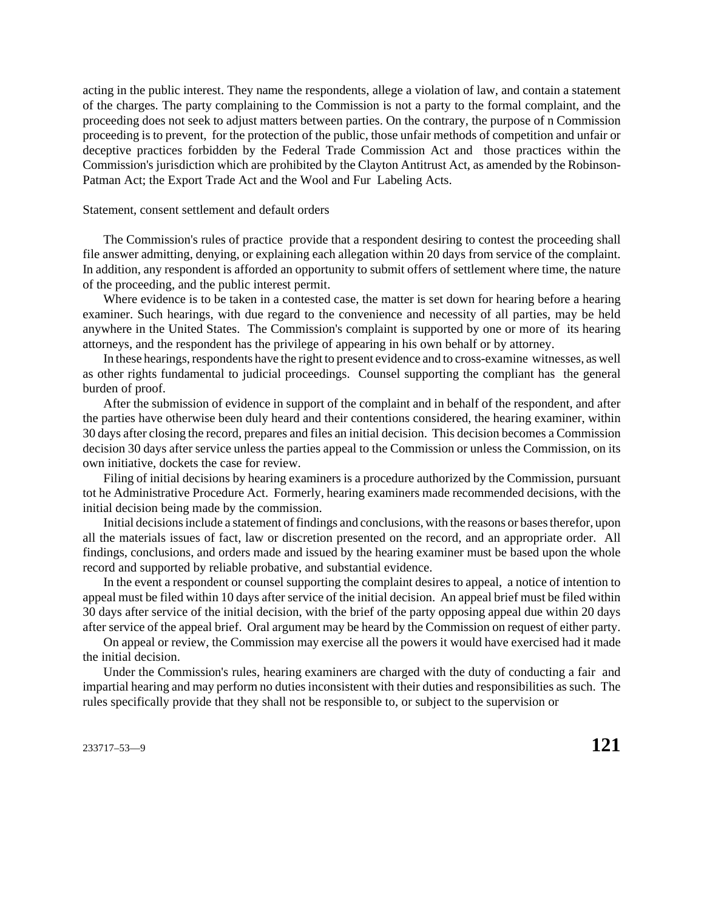acting in the public interest. They name the respondents, allege a violation of law, and contain a statement of the charges. The party complaining to the Commission is not a party to the formal complaint, and the proceeding does not seek to adjust matters between parties. On the contrary, the purpose of n Commission proceeding is to prevent, for the protection of the public, those unfair methods of competition and unfair or deceptive practices forbidden by the Federal Trade Commission Act and those practices within the Commission's jurisdiction which are prohibited by the Clayton Antitrust Act, as amended by the Robinson-Patman Act; the Export Trade Act and the Wool and Fur Labeling Acts.

Statement, consent settlement and default orders

The Commission's rules of practice provide that a respondent desiring to contest the proceeding shall file answer admitting, denying, or explaining each allegation within 20 days from service of the complaint. In addition, any respondent is afforded an opportunity to submit offers of settlement where time, the nature of the proceeding, and the public interest permit.

Where evidence is to be taken in a contested case, the matter is set down for hearing before a hearing examiner. Such hearings, with due regard to the convenience and necessity of all parties, may be held anywhere in the United States. The Commission's complaint is supported by one or more of its hearing attorneys, and the respondent has the privilege of appearing in his own behalf or by attorney.

In these hearings, respondents have the right to present evidence and to cross-examine witnesses, as well as other rights fundamental to judicial proceedings. Counsel supporting the compliant has the general burden of proof.

After the submission of evidence in support of the complaint and in behalf of the respondent, and after the parties have otherwise been duly heard and their contentions considered, the hearing examiner, within 30 days after closing the record, prepares and files an initial decision. This decision becomes a Commission decision 30 days after service unless the parties appeal to the Commission or unless the Commission, on its own initiative, dockets the case for review.

Filing of initial decisions by hearing examiners is a procedure authorized by the Commission, pursuant tot he Administrative Procedure Act. Formerly, hearing examiners made recommended decisions, with the initial decision being made by the commission.

Initial decisions include a statement of findings and conclusions, with the reasons or bases therefor, upon all the materials issues of fact, law or discretion presented on the record, and an appropriate order. All findings, conclusions, and orders made and issued by the hearing examiner must be based upon the whole record and supported by reliable probative, and substantial evidence.

In the event a respondent or counsel supporting the complaint desires to appeal, a notice of intention to appeal must be filed within 10 days after service of the initial decision. An appeal brief must be filed within 30 days after service of the initial decision, with the brief of the party opposing appeal due within 20 days after service of the appeal brief. Oral argument may be heard by the Commission on request of either party.

On appeal or review, the Commission may exercise all the powers it would have exercised had it made the initial decision.

Under the Commission's rules, hearing examiners are charged with the duty of conducting a fair and impartial hearing and may perform no duties inconsistent with their duties and responsibilities as such. The rules specifically provide that they shall not be responsible to, or subject to the supervision or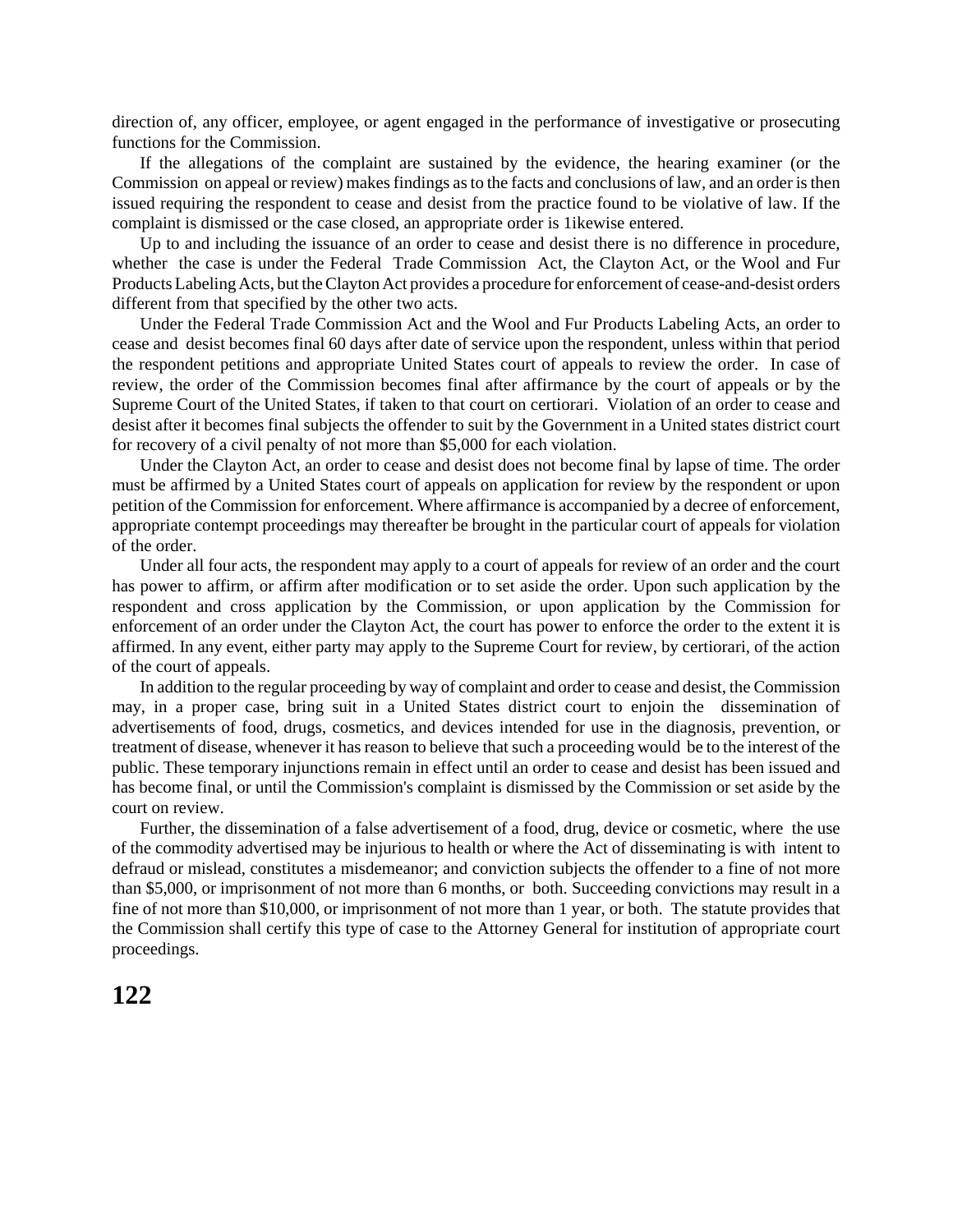direction of, any officer, employee, or agent engaged in the performance of investigative or prosecuting functions for the Commission.

If the allegations of the complaint are sustained by the evidence, the hearing examiner (or the Commission on appeal or review) makes findings as to the facts and conclusions of law, and an order is then issued requiring the respondent to cease and desist from the practice found to be violative of law. If the complaint is dismissed or the case closed, an appropriate order is 1ikewise entered.

Up to and including the issuance of an order to cease and desist there is no difference in procedure, whether the case is under the Federal Trade Commission Act, the Clayton Act, or the Wool and Fur Products Labeling Acts, but the Clayton Act provides a procedure for enforcement of cease-and-desist orders different from that specified by the other two acts.

Under the Federal Trade Commission Act and the Wool and Fur Products Labeling Acts, an order to cease and desist becomes final 60 days after date of service upon the respondent, unless within that period the respondent petitions and appropriate United States court of appeals to review the order. In case of review, the order of the Commission becomes final after affirmance by the court of appeals or by the Supreme Court of the United States, if taken to that court on certiorari. Violation of an order to cease and desist after it becomes final subjects the offender to suit by the Government in a United states district court for recovery of a civil penalty of not more than $5,000 for each violation.

Under the Clayton Act, an order to cease and desist does not become final by lapse of time. The order must be affirmed by a United States court of appeals on application for review by the respondent or upon petition of the Commission for enforcement. Where affirmance is accompanied by a decree of enforcement, appropriate contempt proceedings may thereafter be brought in the particular court of appeals for violation of the order.

Under all four acts, the respondent may apply to a court of appeals for review of an order and the court has power to affirm, or affirm after modification or to set aside the order. Upon such application by the respondent and cross application by the Commission, or upon application by the Commission for enforcement of an order under the Clayton Act, the court has power to enforce the order to the extent it is affirmed. In any event, either party may apply to the Supreme Court for review, by certiorari, of the action of the court of appeals.

In addition to the regular proceeding by way of complaint and order to cease and desist, the Commission may, in a proper case, bring suit in a United States district court to enjoin the dissemination of advertisements of food, drugs, cosmetics, and devices intended for use in the diagnosis, prevention, or treatment of disease, whenever it has reason to believe that such a proceeding would be to the interest of the public. These temporary injunctions remain in effect until an order to cease and desist has been issued and has become final, or until the Commission's complaint is dismissed by the Commission or set aside by the court on review.

Further, the dissemination of a false advertisement of a food, drug, device or cosmetic, where the use of the commodity advertised may be injurious to health or where the Act of disseminating is with intent to defraud or mislead, constitutes a misdemeanor; and conviction subjects the offender to a fine of not more than $5,000, or imprisonment of not more than 6 months, or both. Succeeding convictions may result in a fine of not more than $10,000, or imprisonment of not more than 1 year, or both. The statute provides that the Commission shall certify this type of case to the Attorney General for institution of appropriate court proceedings.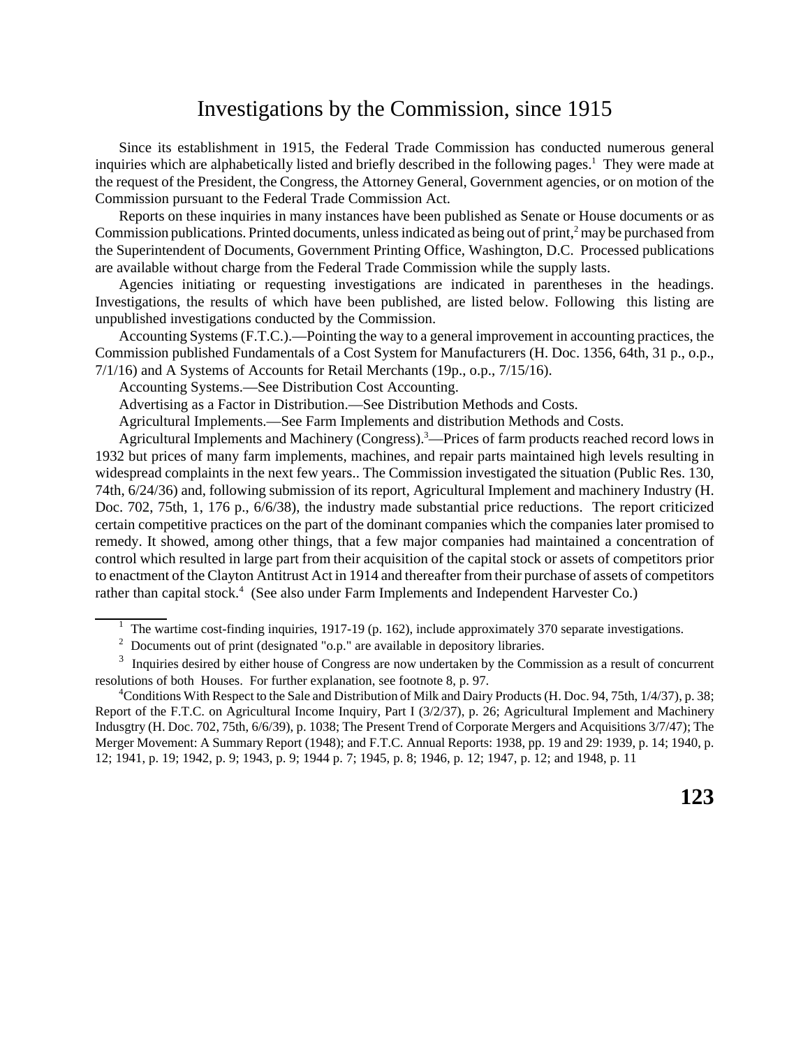# Investigations by the Commission, since 1915

Since its establishment in 1915, the Federal Trade Commission has conducted numerous general inquiries which are alphabetically listed and briefly described in the following pages.[1] They were made at the request of the President, the Congress, the Attorney General, Government agencies, or on motion of the Commission pursuant to the Federal Trade Commission Act.

Reports on these inquiries in many instances have been published as Senate or House documents or as Commission publications. Printed documents, unless indicated as being out of print,[2] may be purchased from the Superintendent of Documents, Government Printing Office, Washington, D.C. Processed publications are available without charge from the Federal Trade Commission while the supply lasts.

Agencies initiating or requesting investigations are indicated in parentheses in the headings. Investigations, the results of which have been published, are listed below. Following this listing are unpublished investigations conducted by the Commission.

Accounting Systems (F.T.C.).—Pointing the way to a general improvement in accounting practices, the Commission published Fundamentals of a Cost System for Manufacturers (H. Doc. 1356, 64th, 31 p., o.p., 7/1/16) and A Systems of Accounts for Retail Merchants (19p., o.p., 7/15/16).

Accounting Systems.—See Distribution Cost Accounting.

Advertising as a Factor in Distribution.—See Distribution Methods and Costs.

Agricultural Implements.—See Farm Implements and distribution Methods and Costs.

Agricultural Implements and Machinery (Congress).[3]—Prices of farm products reached record lows in 1932 but prices of many farm implements, machines, and repair parts maintained high levels resulting in widespread complaints in the next few years.. The Commission investigated the situation (Public Res. 130, 74th, 6/24/36) and, following submission of its report, Agricultural Implement and machinery Industry (H. Doc. 702, 75th, 1, 176 p., 6/6/38), the industry made substantial price reductions. The report criticized certain competitive practices on the part of the dominant companies which the companies later promised to remedy. It showed, among other things, that a few major companies had maintained a concentration of control which resulted in large part from their acquisition of the capital stock or assets of competitors prior to enactment of the Clayton Antitrust Act in 1914 and thereafter from their purchase of assets of competitors rather than capital stock.[4] (See also under Farm Implements and Independent Harvester Co.)

---

[1] The wartime cost-finding inquiries, 1917-19 (p. 162), include approximately 370 separate investigations.

[2] Documents out of print (designated "o.p." are available in depository libraries.

[3] Inquiries desired by either house of Congress are now undertaken by the Commission as a result of concurrent resolutions of both Houses. For further explanation, see footnote 8, p. 97.

[4] Conditions With Respect to the Sale and Distribution of Milk and Dairy Products (H. Doc. 94, 75th, 1/4/37), p. 38; Report of the F.T.C. on Agricultural Income Inquiry, Part I (3/2/37), p. 26; Agricultural Implement and Machinery Indusgtry (H. Doc. 702, 75th, 6/6/39), p. 1038; The Present Trend of Corporate Mergers and Acquisitions 3/7/47); The Merger Movement: A Summary Report (1948); and F.T.C. Annual Reports: 1938, pp. 19 and 29: 1939, p. 14; 1940, p. 12; 1941, p. 19; 1942, p. 9; 1943, p. 9; 1944 p. 7; 1945, p. 8; 1946, p. 12; 1947, p. 12; and 1948, p. 11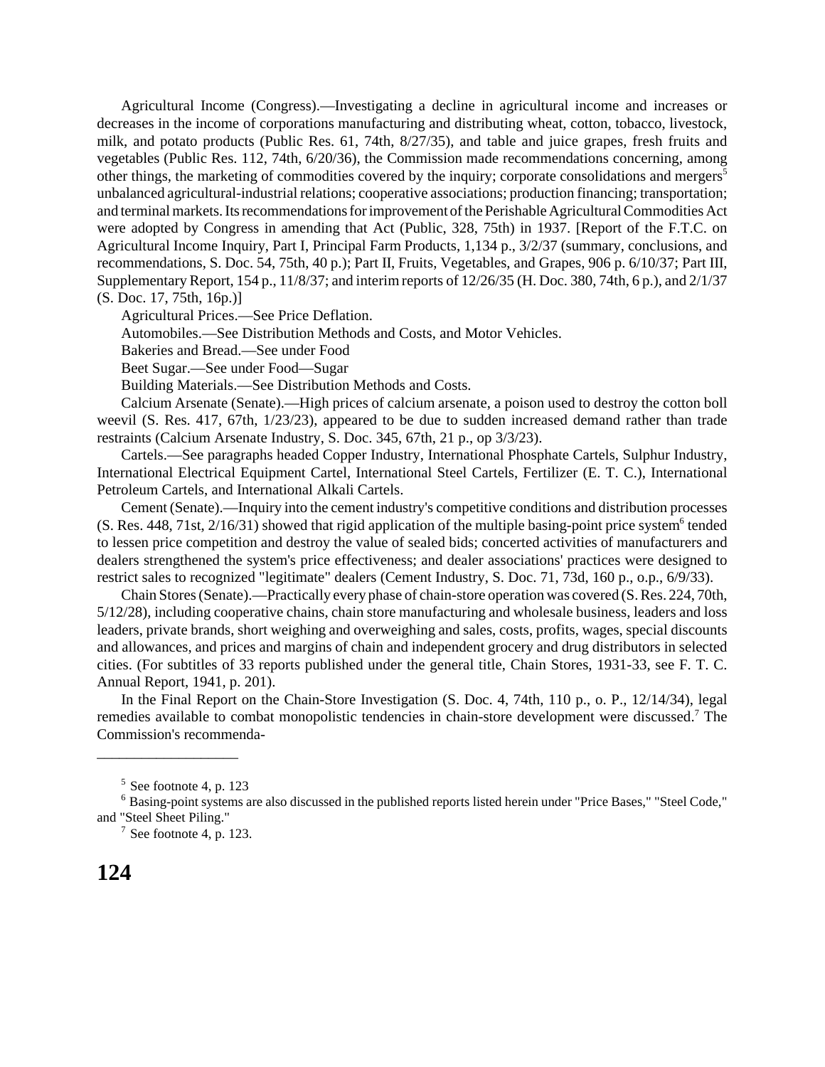Agricultural Income (Congress).—Investigating a decline in agricultural income and increases or decreases in the income of corporations manufacturing and distributing wheat, cotton, tobacco, livestock, milk, and potato products (Public Res. 61, 74th, 8/27/35), and table and juice grapes, fresh fruits and vegetables (Public Res. 112, 74th, 6/20/36), the Commission made recommendations concerning, among other things, the marketing of commodities covered by the inquiry; corporate consolidations and mergers[5] unbalanced agricultural-industrial relations; cooperative associations; production financing; transportation; and terminal markets. Its recommendations for improvement of the Perishable Agricultural Commodities Act were adopted by Congress in amending that Act (Public, 328, 75th) in 1937. [Report of the F.T.C. on Agricultural Income Inquiry, Part I, Principal Farm Products, 1,134 p., 3/2/37 (summary, conclusions, and recommendations, S. Doc. 54, 75th, 40 p.); Part II, Fruits, Vegetables, and Grapes, 906 p. 6/10/37; Part III, Supplementary Report, 154 p., 11/8/37; and interim reports of 12/26/35 (H. Doc. 380, 74th, 6 p.), and 2/1/37 (S. Doc. 17, 75th, 16p.)]

Agricultural Prices.—See Price Deflation.

Automobiles.—See Distribution Methods and Costs, and Motor Vehicles.

Bakeries and Bread.—See under Food

Beet Sugar.—See under Food—Sugar

Building Materials.—See Distribution Methods and Costs.

Calcium Arsenate (Senate).—High prices of calcium arsenate, a poison used to destroy the cotton boll weevil (S. Res. 417, 67th, 1/23/23), appeared to be due to sudden increased demand rather than trade restraints (Calcium Arsenate Industry, S. Doc. 345, 67th, 21 p., op 3/3/23).

Cartels.—See paragraphs headed Copper Industry, International Phosphate Cartels, Sulphur Industry, International Electrical Equipment Cartel, International Steel Cartels, Fertilizer (E. T. C.), International Petroleum Cartels, and International Alkali Cartels.

Cement (Senate).—Inquiry into the cement industry's competitive conditions and distribution processes (S. Res. 448, 71st, 2/16/31) showed that rigid application of the multiple basing-point price system[6] tended to lessen price competition and destroy the value of sealed bids; concerted activities of manufacturers and dealers strengthened the system's price effectiveness; and dealer associations' practices were designed to restrict sales to recognized "legitimate" dealers (Cement Industry, S. Doc. 71, 73d, 160 p., o.p., 6/9/33).

Chain Stores (Senate).—Practically every phase of chain-store operation was covered (S. Res. 224, 70th, 5/12/28), including cooperative chains, chain store manufacturing and wholesale business, leaders and loss leaders, private brands, short weighing and overweighing and sales, costs, profits, wages, special discounts and allowances, and prices and margins of chain and independent grocery and drug distributors in selected cities. (For subtitles of 33 reports published under the general title, Chain Stores, 1931-33, see F. T. C. Annual Report, 1941, p. 201).

In the Final Report on the Chain-Store Investigation (S. Doc. 4, 74th, 110 p., o. P., 12/14/34), legal remedies available to combat monopolistic tendencies in chain-store development were discussed.[7] The Commission's recommenda-

---

[5] See footnote 4, p. 123

[6] Basing-point systems are also discussed in the published reports listed herein under "Price Bases," "Steel Code," and "Steel Sheet Piling."

[7] See footnote 4, p. 123.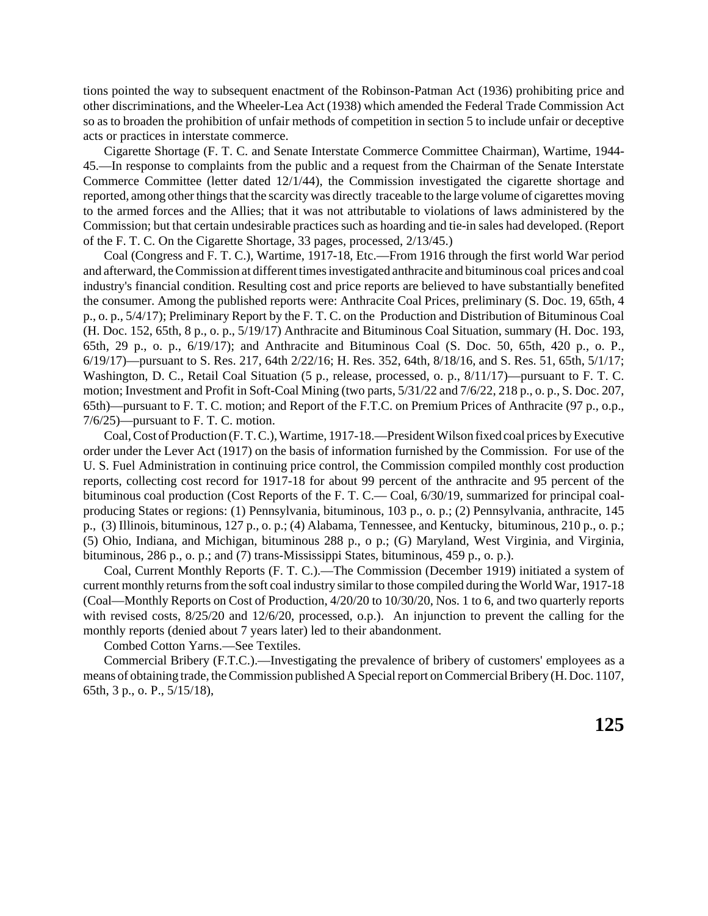tions pointed the way to subsequent enactment of the Robinson-Patman Act (1936) prohibiting price and other discriminations, and the Wheeler-Lea Act (1938) which amended the Federal Trade Commission Act so as to broaden the prohibition of unfair methods of competition in section 5 to include unfair or deceptive acts or practices in interstate commerce.

Cigarette Shortage (F. T. C. and Senate Interstate Commerce Committee Chairman), Wartime, 1944-45.—In response to complaints from the public and a request from the Chairman of the Senate Interstate Commerce Committee (letter dated 12/1/44), the Commission investigated the cigarette shortage and reported, among other things that the scarcity was directly traceable to the large volume of cigarettes moving to the armed forces and the Allies; that it was not attributable to violations of laws administered by the Commission; but that certain undesirable practices such as hoarding and tie-in sales had developed. (Report of the F. T. C. On the Cigarette Shortage, 33 pages, processed, 2/13/45.)

Coal (Congress and F. T. C.), Wartime, 1917-18, Etc.—From 1916 through the first world War period and afterward, the Commission at different times investigated anthracite and bituminous coal prices and coal industry's financial condition. Resulting cost and price reports are believed to have substantially benefited the consumer. Among the published reports were: Anthracite Coal Prices, preliminary (S. Doc. 19, 65th, 4 p., o. p., 5/4/17); Preliminary Report by the F. T. C. on the Production and Distribution of Bituminous Coal (H. Doc. 152, 65th, 8 p., o. p., 5/19/17) Anthracite and Bituminous Coal Situation, summary (H. Doc. 193, 65th, 29 p., o. p., 6/19/17); and Anthracite and Bituminous Coal (S. Doc. 50, 65th, 420 p., o. P., 6/19/17)—pursuant to S. Res. 217, 64th 2/22/16; H. Res. 352, 64th, 8/18/16, and S. Res. 51, 65th, 5/1/17; Washington, D. C., Retail Coal Situation (5 p., release, processed, o. p., 8/11/17)—pursuant to F. T. C. motion; Investment and Profit in Soft-Coal Mining (two parts, 5/31/22 and 7/6/22, 218 p., o. p., S. Doc. 207, 65th)—pursuant to F. T. C. motion; and Report of the F.T.C. on Premium Prices of Anthracite (97 p., o.p., 7/6/25)—pursuant to F. T. C. motion.

Coal, Cost of Production (F. T. C.), Wartime, 1917-18.—President Wilson fixed coal prices by Executive order under the Lever Act (1917) on the basis of information furnished by the Commission. For use of the U. S. Fuel Administration in continuing price control, the Commission compiled monthly cost production reports, collecting cost record for 1917-18 for about 99 percent of the anthracite and 95 percent of the bituminous coal production (Cost Reports of the F. T. C.— Coal, 6/30/19, summarized for principal coal-producing States or regions: (1) Pennsylvania, bituminous, 103 p., o. p.; (2) Pennsylvania, anthracite, 145 p., (3) Illinois, bituminous, 127 p., o. p.; (4) Alabama, Tennessee, and Kentucky, bituminous, 210 p., o. p.; (5) Ohio, Indiana, and Michigan, bituminous 288 p., o p.; (G) Maryland, West Virginia, and Virginia, bituminous, 286 p., o. p.; and (7) trans-Mississippi States, bituminous, 459 p., o. p.).

Coal, Current Monthly Reports (F. T. C.).—The Commission (December 1919) initiated a system of current monthly returns from the soft coal industry similar to those compiled during the World War, 1917-18 (Coal—Monthly Reports on Cost of Production, 4/20/20 to 10/30/20, Nos. 1 to 6, and two quarterly reports with revised costs, 8/25/20 and 12/6/20, processed, o.p.). An injunction to prevent the calling for the monthly reports (denied about 7 years later) led to their abandonment.

Combed Cotton Yarns.—See Textiles.

Commercial Bribery (F.T.C.).—Investigating the prevalence of bribery of customers' employees as a means of obtaining trade, the Commission published A Special report on Commercial Bribery (H. Doc. 1107, 65th, 3 p., o. P., 5/15/18),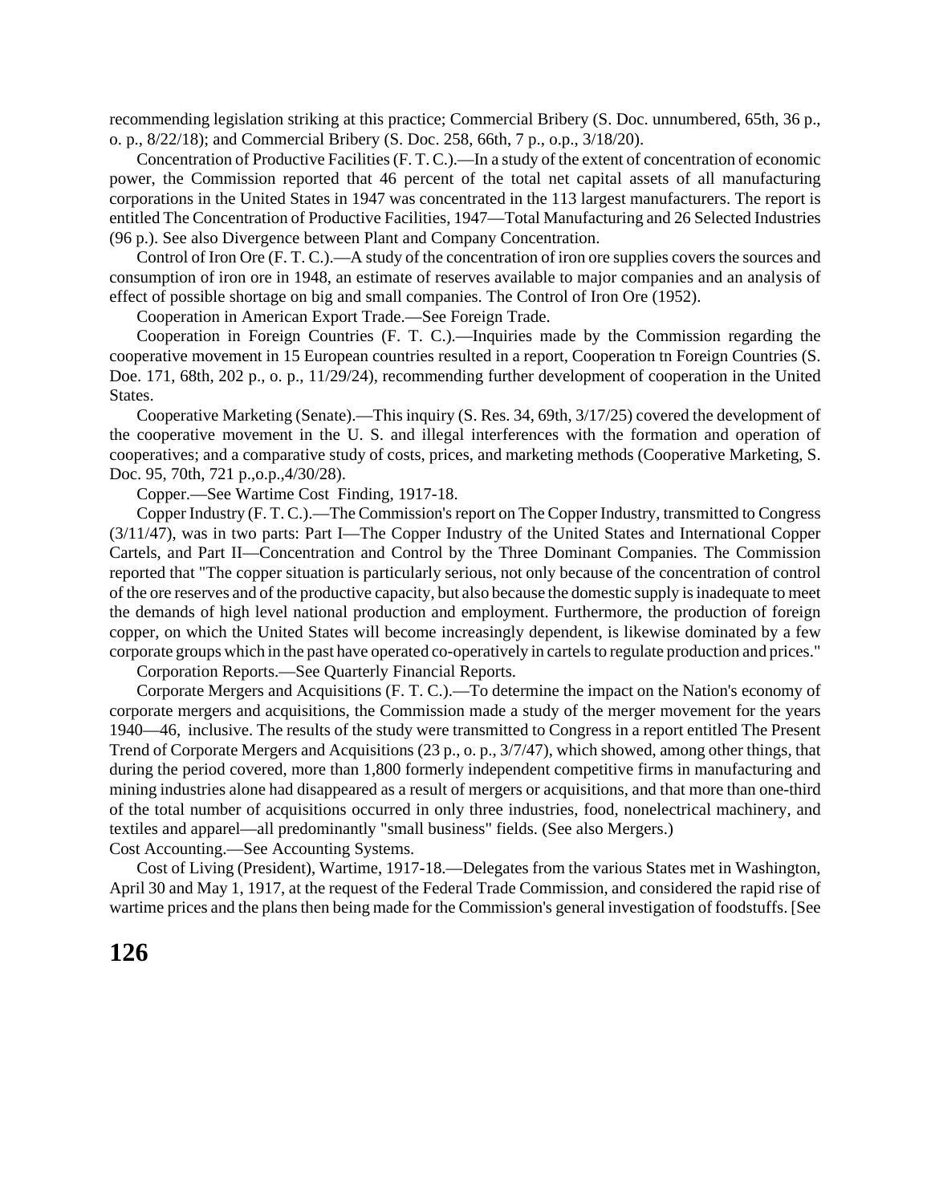recommending legislation striking at this practice; Commercial Bribery (S. Doc. unnumbered, 65th, 36 p., o. p., 8/22/18); and Commercial Bribery (S. Doc. 258, 66th, 7 p., o.p., 3/18/20).

Concentration of Productive Facilities (F. T. C.).—In a study of the extent of concentration of economic power, the Commission reported that 46 percent of the total net capital assets of all manufacturing corporations in the United States in 1947 was concentrated in the 113 largest manufacturers. The report is entitled The Concentration of Productive Facilities, 1947—Total Manufacturing and 26 Selected Industries (96 p.). See also Divergence between Plant and Company Concentration.

Control of Iron Ore (F. T. C.).—A study of the concentration of iron ore supplies covers the sources and consumption of iron ore in 1948, an estimate of reserves available to major companies and an analysis of effect of possible shortage on big and small companies. The Control of Iron Ore (1952).

Cooperation in American Export Trade.—See Foreign Trade.

Cooperation in Foreign Countries (F. T. C.).—Inquiries made by the Commission regarding the cooperative movement in 15 European countries resulted in a report, Cooperation tn Foreign Countries (S. Doe. 171, 68th, 202 p., o. p., 11/29/24), recommending further development of cooperation in the United States.

Cooperative Marketing (Senate).—This inquiry (S. Res. 34, 69th, 3/17/25) covered the development of the cooperative movement in the U. S. and illegal interferences with the formation and operation of cooperatives; and a comparative study of costs, prices, and marketing methods (Cooperative Marketing, S. Doc. 95, 70th, 721 p.,o.p.,4/30/28).

Copper.—See Wartime Cost Finding, 1917-18.

Copper Industry (F. T. C.).—The Commission's report on The Copper Industry, transmitted to Congress (3/11/47), was in two parts: Part I—The Copper Industry of the United States and International Copper Cartels, and Part II—Concentration and Control by the Three Dominant Companies. The Commission reported that "The copper situation is particularly serious, not only because of the concentration of control of the ore reserves and of the productive capacity, but also because the domestic supply is inadequate to meet the demands of high level national production and employment. Furthermore, the production of foreign copper, on which the United States will become increasingly dependent, is likewise dominated by a few corporate groups which in the past have operated co-operatively in cartels to regulate production and prices."

Corporation Reports.—See Quarterly Financial Reports.

Corporate Mergers and Acquisitions (F. T. C.).—To determine the impact on the Nation's economy of corporate mergers and acquisitions, the Commission made a study of the merger movement for the years 1940—46, inclusive. The results of the study were transmitted to Congress in a report entitled The Present Trend of Corporate Mergers and Acquisitions (23 p., o. p., 3/7/47), which showed, among other things, that during the period covered, more than 1,800 formerly independent competitive firms in manufacturing and mining industries alone had disappeared as a result of mergers or acquisitions, and that more than one-third of the total number of acquisitions occurred in only three industries, food, nonelectrical machinery, and textiles and apparel—all predominantly "small business" fields. (See also Mergers.)

Cost Accounting.—See Accounting Systems.

Cost of Living (President), Wartime, 1917-18.—Delegates from the various States met in Washington, April 30 and May 1, 1917, at the request of the Federal Trade Commission, and considered the rapid rise of wartime prices and the plans then being made for the Commission's general investigation of foodstuffs. [See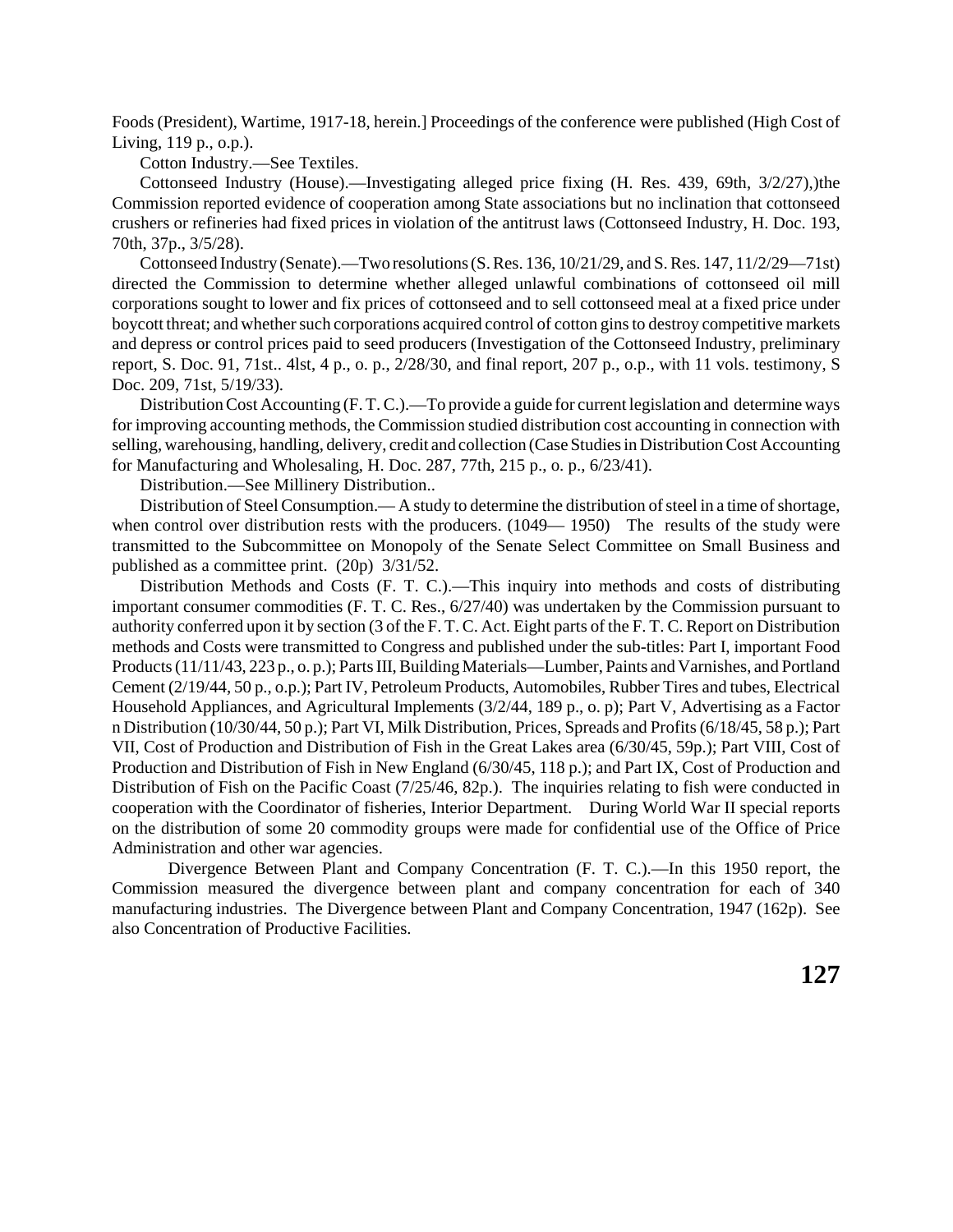Foods (President), Wartime, 1917-18, herein.] Proceedings of the conference were published (High Cost of Living, 119 p., o.p.).

Cotton Industry.—See Textiles.

Cottonseed Industry (House).—Investigating alleged price fixing (H. Res. 439, 69th, 3/2/27),)the Commission reported evidence of cooperation among State associations but no inclination that cottonseed crushers or refineries had fixed prices in violation of the antitrust laws (Cottonseed Industry, H. Doc. 193, 70th, 37p., 3/5/28).

Cottonseed Industry (Senate).—Two resolutions (S. Res. 136, 10/21/29, and S. Res. 147, 11/2/29—71st) directed the Commission to determine whether alleged unlawful combinations of cottonseed oil mill corporations sought to lower and fix prices of cottonseed and to sell cottonseed meal at a fixed price under boycott threat; and whether such corporations acquired control of cotton gins to destroy competitive markets and depress or control prices paid to seed producers (Investigation of the Cottonseed Industry, preliminary report, S. Doc. 91, 71st.. 4lst, 4 p., o. p., 2/28/30, and final report, 207 p., o.p., with 11 vols. testimony, S Doc. 209, 71st, 5/19/33).

Distribution Cost Accounting (F. T. C.).—To provide a guide for current legislation and determine ways for improving accounting methods, the Commission studied distribution cost accounting in connection with selling, warehousing, handling, delivery, credit and collection (Case Studies in Distribution Cost Accounting for Manufacturing and Wholesaling, H. Doc. 287, 77th, 215 p., o. p., 6/23/41).

Distribution.—See Millinery Distribution..

Distribution of Steel Consumption.— A study to determine the distribution of steel in a time of shortage, when control over distribution rests with the producers. (1049— 1950) The results of the study were transmitted to the Subcommittee on Monopoly of the Senate Select Committee on Small Business and published as a committee print. (20p) 3/31/52.

Distribution Methods and Costs (F. T. C.).—This inquiry into methods and costs of distributing important consumer commodities (F. T. C. Res., 6/27/40) was undertaken by the Commission pursuant to authority conferred upon it by section (3 of the F. T. C. Act. Eight parts of the F. T. C. Report on Distribution methods and Costs were transmitted to Congress and published under the sub-titles: Part I, important Food Products (11/11/43, 223 p., o. p.); Parts III, Building Materials—Lumber, Paints and Varnishes, and Portland Cement (2/19/44, 50 p., o.p.); Part IV, Petroleum Products, Automobiles, Rubber Tires and tubes, Electrical Household Appliances, and Agricultural Implements (3/2/44, 189 p., o. p); Part V, Advertising as a Factor n Distribution (10/30/44, 50 p.); Part VI, Milk Distribution, Prices, Spreads and Profits (6/18/45, 58 p.); Part VII, Cost of Production and Distribution of Fish in the Great Lakes area (6/30/45, 59p.); Part VIII, Cost of Production and Distribution of Fish in New England (6/30/45, 118 p.); and Part IX, Cost of Production and Distribution of Fish on the Pacific Coast (7/25/46, 82p.). The inquiries relating to fish were conducted in cooperation with the Coordinator of fisheries, Interior Department. During World War II special reports on the distribution of some 20 commodity groups were made for confidential use of the Office of Price Administration and other war agencies.

Divergence Between Plant and Company Concentration (F. T. C.).—In this 1950 report, the Commission measured the divergence between plant and company concentration for each of 340 manufacturing industries. The Divergence between Plant and Company Concentration, 1947 (162p). See also Concentration of Productive Facilities.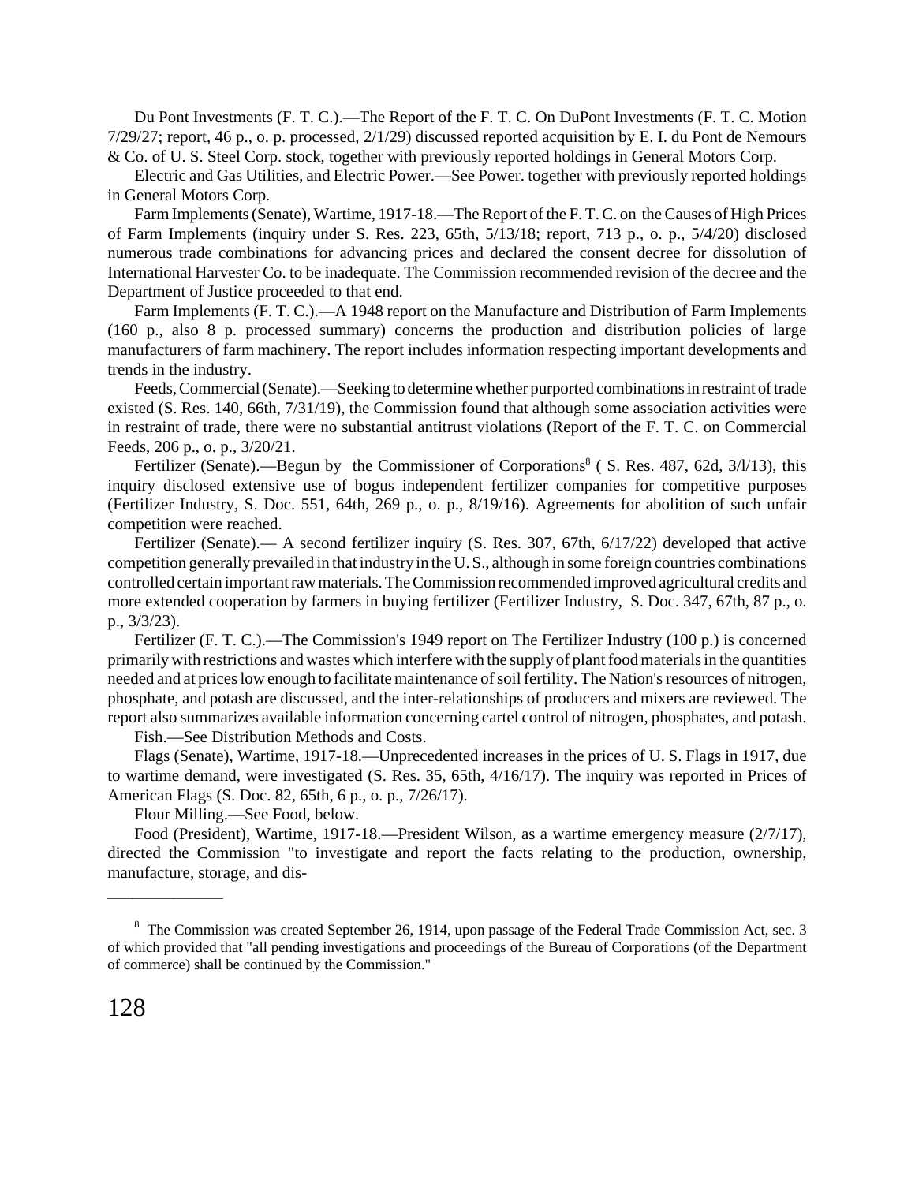Du Pont Investments (F. T. C.).—The Report of the F. T. C. On DuPont Investments (F. T. C. Motion 7/29/27; report, 46 p., o. p. processed, 2/1/29) discussed reported acquisition by E. I. du Pont de Nemours & Co. of U. S. Steel Corp. stock, together with previously reported holdings in General Motors Corp.

Electric and Gas Utilities, and Electric Power.—See Power. together with previously reported holdings in General Motors Corp.

Farm Implements (Senate), Wartime, 1917-18.—The Report of the F. T. C. on the Causes of High Prices of Farm Implements (inquiry under S. Res. 223, 65th, 5/13/18; report, 713 p., o. p., 5/4/20) disclosed numerous trade combinations for advancing prices and declared the consent decree for dissolution of International Harvester Co. to be inadequate. The Commission recommended revision of the decree and the Department of Justice proceeded to that end.

Farm Implements (F. T. C.).—A 1948 report on the Manufacture and Distribution of Farm Implements (160 p., also 8 p. processed summary) concerns the production and distribution policies of large manufacturers of farm machinery. The report includes information respecting important developments and trends in the industry.

Feeds, Commercial (Senate).—Seeking to determine whether purported combinations in restraint of trade existed (S. Res. 140, 66th, 7/31/19), the Commission found that although some association activities were in restraint of trade, there were no substantial antitrust violations (Report of the F. T. C. on Commercial Feeds, 206 p., o. p., 3/20/21.

Fertilizer (Senate).—Begun by the Commissioner of Corporations[8] ( S. Res. 487, 62d, 3/l/13), this inquiry disclosed extensive use of bogus independent fertilizer companies for competitive purposes (Fertilizer Industry, S. Doc. 551, 64th, 269 p., o. p., 8/19/16). Agreements for abolition of such unfair competition were reached.

Fertilizer (Senate).— A second fertilizer inquiry (S. Res. 307, 67th, 6/17/22) developed that active competition generally prevailed in that industry in the U. S., although in some foreign countries combinations controlled certain important raw materials. The Commission recommended improved agricultural credits and more extended cooperation by farmers in buying fertilizer (Fertilizer Industry, S. Doc. 347, 67th, 87 p., o. p., 3/3/23).

Fertilizer (F. T. C.).—The Commission's 1949 report on The Fertilizer Industry (100 p.) is concerned primarily with restrictions and wastes which interfere with the supply of plant food materials in the quantities needed and at prices low enough to facilitate maintenance of soil fertility. The Nation's resources of nitrogen, phosphate, and potash are discussed, and the inter-relationships of producers and mixers are reviewed. The report also summarizes available information concerning cartel control of nitrogen, phosphates, and potash.

Fish.—See Distribution Methods and Costs.

Flags (Senate), Wartime, 1917-18.—Unprecedented increases in the prices of U. S. Flags in 1917, due to wartime demand, were investigated (S. Res. 35, 65th, 4/16/17). The inquiry was reported in Prices of American Flags (S. Doc. 82, 65th, 6 p., o. p., 7/26/17).

Flour Milling.—See Food, below.

Food (President), Wartime, 1917-18.—President Wilson, as a wartime emergency measure (2/7/17), directed the Commission "to investigate and report the facts relating to the production, ownership, manufacture, storage, and dis-

---

[8] The Commission was created September 26, 1914, upon passage of the Federal Trade Commission Act, sec. 3 of which provided that "all pending investigations and proceedings of the Bureau of Corporations (of the Department of commerce) shall be continued by the Commission."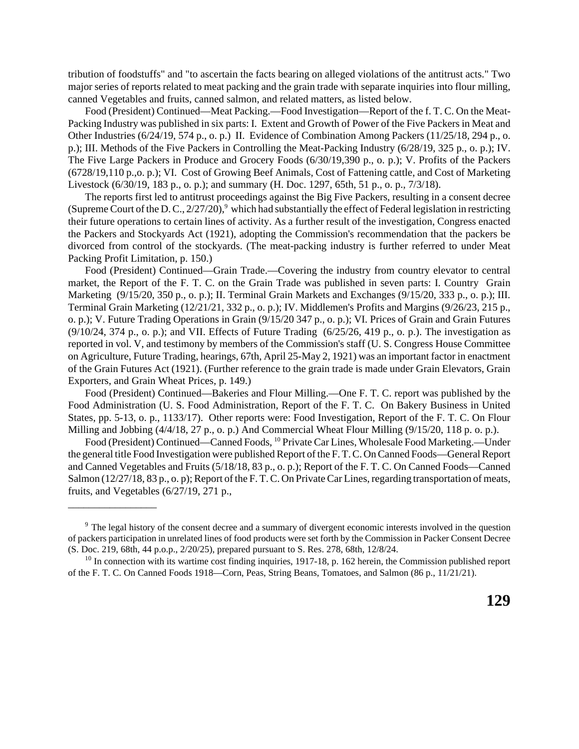tribution of foodstuffs" and "to ascertain the facts bearing on alleged violations of the antitrust acts." Two major series of reports related to meat packing and the grain trade with separate inquiries into flour milling, canned Vegetables and fruits, canned salmon, and related matters, as listed below.

Food (President) Continued—Meat Packing.—Food Investigation—Report of the f. T. C. On the Meat-Packing Industry was published in six parts: I. Extent and Growth of Power of the Five Packers in Meat and Other Industries (6/24/19, 574 p., o. p.) II. Evidence of Combination Among Packers (11/25/18, 294 p., o. p.); III. Methods of the Five Packers in Controlling the Meat-Packing Industry (6/28/19, 325 p., o. p.); IV. The Five Large Packers in Produce and Grocery Foods (6/30/19,390 p., o. p.); V. Profits of the Packers (6728/19,110 p.,o. p.); VI. Cost of Growing Beef Animals, Cost of Fattening cattle, and Cost of Marketing Livestock (6/30/19, 183 p., o. p.); and summary (H. Doc. 1297, 65th, 51 p., o. p., 7/3/18).

The reports first led to antitrust proceedings against the Big Five Packers, resulting in a consent decree (Supreme Court of the D. C., 2/27/20),[9] which had substantially the effect of Federal legislation in restricting their future operations to certain lines of activity. As a further result of the investigation, Congress enacted the Packers and Stockyards Act (1921), adopting the Commission's recommendation that the packers be divorced from control of the stockyards. (The meat-packing industry is further referred to under Meat Packing Profit Limitation, p. 150.)

Food (President) Continued—Grain Trade.—Covering the industry from country elevator to central market, the Report of the F. T. C. on the Grain Trade was published in seven parts: I. Country Grain Marketing (9/15/20, 350 p., o. p.); II. Terminal Grain Markets and Exchanges (9/15/20, 333 p., o. p.); III. Terminal Grain Marketing (12/21/21, 332 p., o. p.); IV. Middlemen's Profits and Margins (9/26/23, 215 p., o. p.); V. Future Trading Operations in Grain (9/15/20 347 p., o. p.); VI. Prices of Grain and Grain Futures (9/10/24, 374 p., o. p.); and VII. Effects of Future Trading (6/25/26, 419 p., o. p.). The investigation as reported in vol. V, and testimony by members of the Commission's staff (U. S. Congress House Committee on Agriculture, Future Trading, hearings, 67th, April 25-May 2, 1921) was an important factor in enactment of the Grain Futures Act (1921). (Further reference to the grain trade is made under Grain Elevators, Grain Exporters, and Grain Wheat Prices, p. 149.)

Food (President) Continued—Bakeries and Flour Milling.—One F. T. C. report was published by the Food Administration (U. S. Food Administration, Report of the F. T. C. On Bakery Business in United States, pp. 5-13, o. p., 1133/17). Other reports were: Food Investigation, Report of the F. T. C. On Flour Milling and Jobbing (4/4/18, 27 p., o. p.) And Commercial Wheat Flour Milling (9/15/20, 118 p. o. p.).

Food (President) Continued—Canned Foods,[10] Private Car Lines, Wholesale Food Marketing.—Under the general title Food Investigation were published Report of the F. T. C. On Canned Foods—General Report and Canned Vegetables and Fruits (5/18/18, 83 p., o. p.); Report of the F. T. C. On Canned Foods—Canned Salmon (12/27/18, 83 p., o. p); Report of the F. T. C. On Private Car Lines, regarding transportation of meats, fruits, and Vegetables (6/27/19, 271 p.,

---

[9] The legal history of the consent decree and a summary of divergent economic interests involved in the question of packers participation in unrelated lines of food products were set forth by the Commission in Packer Consent Decree (S. Doc. 219, 68th, 44 p.o.p., 2/20/25), prepared pursuant to S. Res. 278, 68th, 12/8/24.

[10] In connection with its wartime cost finding inquiries, 1917-18, p. 162 herein, the Commission published report of the F. T. C. On Canned Foods 1918—Corn, Peas, String Beans, Tomatoes, and Salmon (86 p., 11/21/21).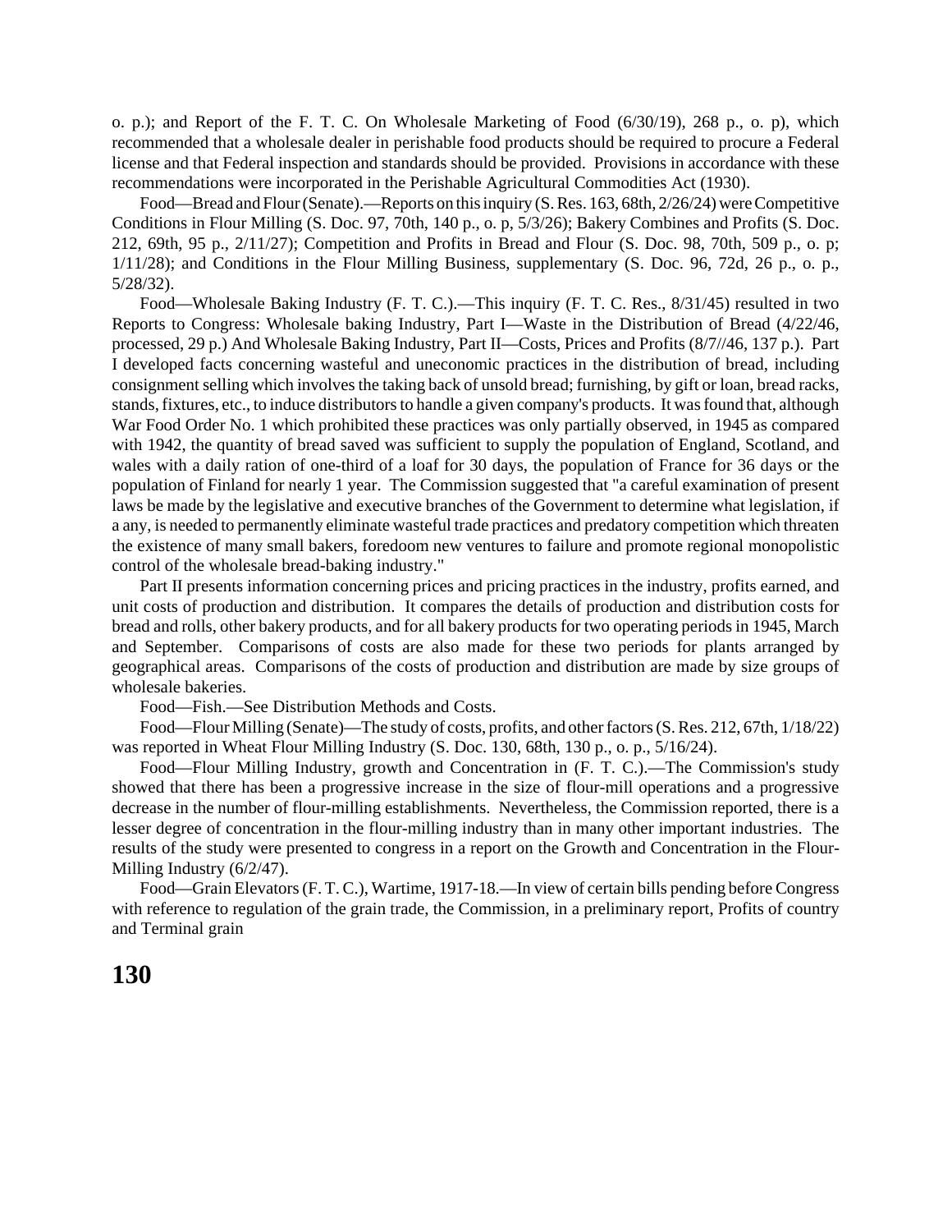o. p.); and Report of the F. T. C. On Wholesale Marketing of Food (6/30/19), 268 p., o. p), which recommended that a wholesale dealer in perishable food products should be required to procure a Federal license and that Federal inspection and standards should be provided. Provisions in accordance with these recommendations were incorporated in the Perishable Agricultural Commodities Act (1930).

Food—Bread and Flour (Senate).—Reports on this inquiry (S. Res. 163, 68th, 2/26/24) were Competitive Conditions in Flour Milling (S. Doc. 97, 70th, 140 p., o. p, 5/3/26); Bakery Combines and Profits (S. Doc. 212, 69th, 95 p., 2/11/27); Competition and Profits in Bread and Flour (S. Doc. 98, 70th, 509 p., o. p; 1/11/28); and Conditions in the Flour Milling Business, supplementary (S. Doc. 96, 72d, 26 p., o. p., 5/28/32).

Food—Wholesale Baking Industry (F. T. C.).—This inquiry (F. T. C. Res., 8/31/45) resulted in two Reports to Congress: Wholesale baking Industry, Part I—Waste in the Distribution of Bread (4/22/46, processed, 29 p.) And Wholesale Baking Industry, Part II—Costs, Prices and Profits (8/7//46, 137 p.). Part I developed facts concerning wasteful and uneconomic practices in the distribution of bread, including consignment selling which involves the taking back of unsold bread; furnishing, by gift or loan, bread racks, stands, fixtures, etc., to induce distributors to handle a given company's products. It was found that, although War Food Order No. 1 which prohibited these practices was only partially observed, in 1945 as compared with 1942, the quantity of bread saved was sufficient to supply the population of England, Scotland, and wales with a daily ration of one-third of a loaf for 30 days, the population of France for 36 days or the population of Finland for nearly 1 year. The Commission suggested that "a careful examination of present laws be made by the legislative and executive branches of the Government to determine what legislation, if a any, is needed to permanently eliminate wasteful trade practices and predatory competition which threaten the existence of many small bakers, foredoom new ventures to failure and promote regional monopolistic control of the wholesale bread-baking industry."

Part II presents information concerning prices and pricing practices in the industry, profits earned, and unit costs of production and distribution. It compares the details of production and distribution costs for bread and rolls, other bakery products, and for all bakery products for two operating periods in 1945, March and September. Comparisons of costs are also made for these two periods for plants arranged by geographical areas. Comparisons of the costs of production and distribution are made by size groups of wholesale bakeries.

Food—Fish.—See Distribution Methods and Costs.

Food—Flour Milling (Senate)—The study of costs, profits, and other factors (S. Res. 212, 67th, 1/18/22) was reported in Wheat Flour Milling Industry (S. Doc. 130, 68th, 130 p., o. p., 5/16/24).

Food—Flour Milling Industry, growth and Concentration in (F. T. C.).—The Commission's study showed that there has been a progressive increase in the size of flour-mill operations and a progressive decrease in the number of flour-milling establishments. Nevertheless, the Commission reported, there is a lesser degree of concentration in the flour-milling industry than in many other important industries. The results of the study were presented to congress in a report on the Growth and Concentration in the Flour-Milling Industry (6/2/47).

Food—Grain Elevators (F. T. C.), Wartime, 1917-18.—In view of certain bills pending before Congress with reference to regulation of the grain trade, the Commission, in a preliminary report, Profits of country and Terminal grain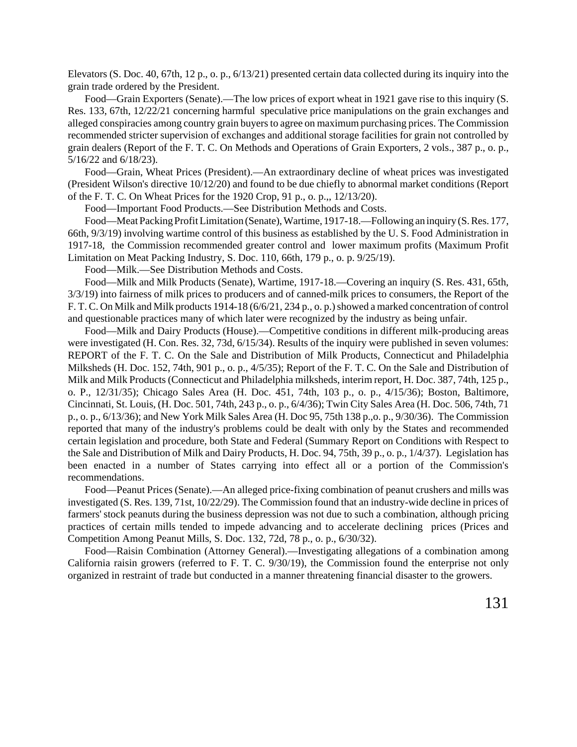Elevators (S. Doc. 40, 67th, 12 p., o. p., 6/13/21) presented certain data collected during its inquiry into the grain trade ordered by the President.

Food—Grain Exporters (Senate).—The low prices of export wheat in 1921 gave rise to this inquiry (S. Res. 133, 67th, 12/22/21 concerning harmful speculative price manipulations on the grain exchanges and alleged conspiracies among country grain buyers to agree on maximum purchasing prices. The Commission recommended stricter supervision of exchanges and additional storage facilities for grain not controlled by grain dealers (Report of the F. T. C. On Methods and Operations of Grain Exporters, 2 vols., 387 p., o. p., 5/16/22 and 6/18/23).

Food—Grain, Wheat Prices (President).—An extraordinary decline of wheat prices was investigated (President Wilson's directive 10/12/20) and found to be due chiefly to abnormal market conditions (Report of the F. T. C. On Wheat Prices for the 1920 Crop, 91 p., o. p.,, 12/13/20).

Food—Important Food Products.—See Distribution Methods and Costs.

Food—Meat Packing Profit Limitation (Senate), Wartime, 1917-18.—Following an inquiry (S. Res. 177, 66th, 9/3/19) involving wartime control of this business as established by the U. S. Food Administration in 1917-18, the Commission recommended greater control and lower maximum profits (Maximum Profit Limitation on Meat Packing Industry, S. Doc. 110, 66th, 179 p., o. p. 9/25/19).

Food—Milk.—See Distribution Methods and Costs.

Food—Milk and Milk Products (Senate), Wartime, 1917-18.—Covering an inquiry (S. Res. 431, 65th, 3/3/19) into fairness of milk prices to producers and of canned-milk prices to consumers, the Report of the F. T. C. On Milk and Milk products 1914-18 (6/6/21, 234 p., o. p.) showed a marked concentration of control and questionable practices many of which later were recognized by the industry as being unfair.

Food—Milk and Dairy Products (House).—Competitive conditions in different milk-producing areas were investigated (H. Con. Res. 32, 73d, 6/15/34). Results of the inquiry were published in seven volumes: REPORT of the F. T. C. On the Sale and Distribution of Milk Products, Connecticut and Philadelphia Milksheds (H. Doc. 152, 74th, 901 p., o. p., 4/5/35); Report of the F. T. C. On the Sale and Distribution of Milk and Milk Products (Connecticut and Philadelphia milksheds, interim report, H. Doc. 387, 74th, 125 p., o. P., 12/31/35); Chicago Sales Area (H. Doc. 451, 74th, 103 p., o. p., 4/15/36); Boston, Baltimore, Cincinnati, St. Louis, (H. Doc. 501, 74th, 243 p., o. p., 6/4/36); Twin City Sales Area (H. Doc. 506, 74th, 71 p., o. p., 6/13/36); and New York Milk Sales Area (H. Doc 95, 75th 138 p.,o. p., 9/30/36). The Commission reported that many of the industry's problems could be dealt with only by the States and recommended certain legislation and procedure, both State and Federal (Summary Report on Conditions with Respect to the Sale and Distribution of Milk and Dairy Products, H. Doc. 94, 75th, 39 p., o. p., 1/4/37). Legislation has been enacted in a number of States carrying into effect all or a portion of the Commission's recommendations.

Food—Peanut Prices (Senate).—An alleged price-fixing combination of peanut crushers and mills was investigated (S. Res. 139, 71st, 10/22/29). The Commission found that an industry-wide decline in prices of farmers' stock peanuts during the business depression was not due to such a combination, although pricing practices of certain mills tended to impede advancing and to accelerate declining prices (Prices and Competition Among Peanut Mills, S. Doc. 132, 72d, 78 p., o. p., 6/30/32).

Food—Raisin Combination (Attorney General).—Investigating allegations of a combination among California raisin growers (referred to F. T. C. 9/30/19), the Commission found the enterprise not only organized in restraint of trade but conducted in a manner threatening financial disaster to the growers.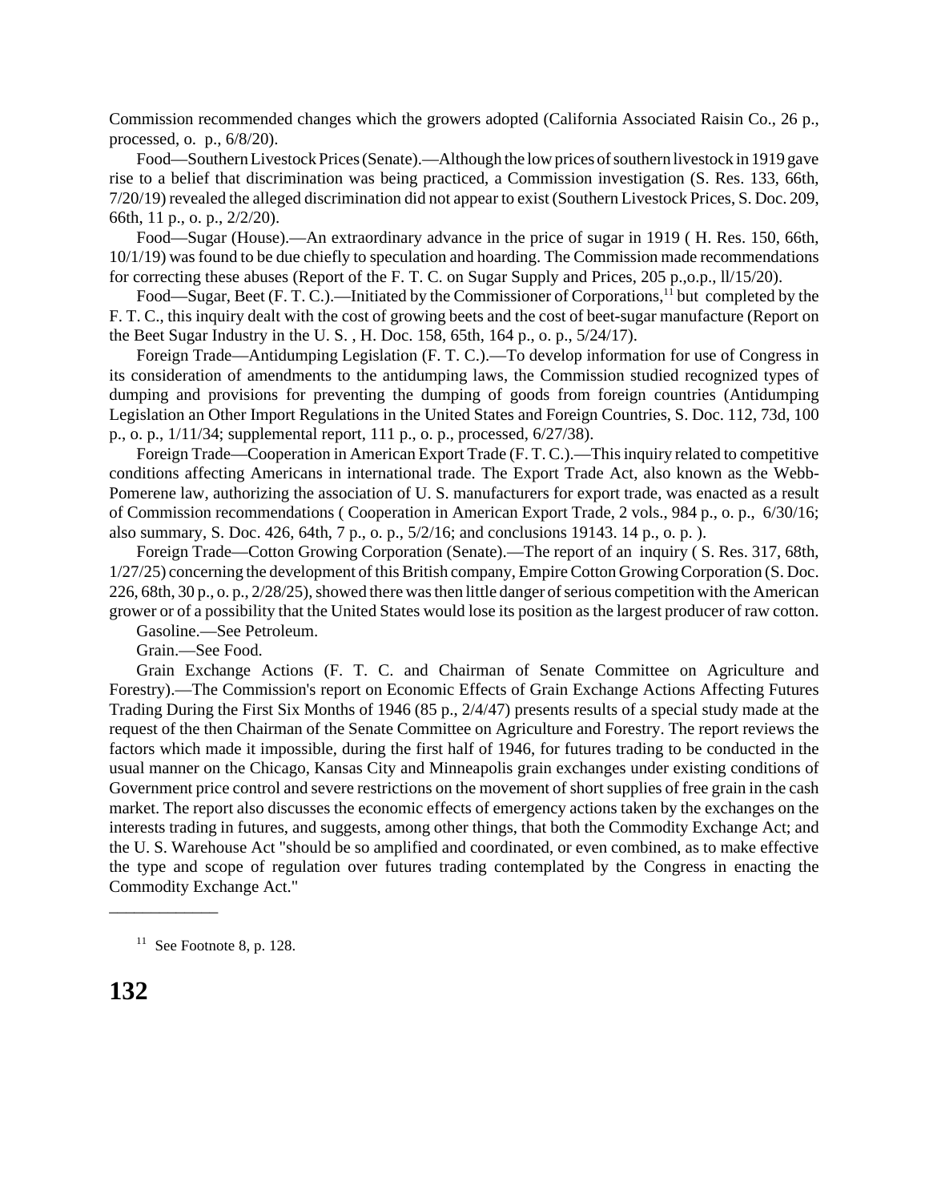Commission recommended changes which the growers adopted (California Associated Raisin Co., 26 p., processed, o. p., 6/8/20).

Food—Southern Livestock Prices (Senate).—Although the low prices of southern livestock in 1919 gave rise to a belief that discrimination was being practiced, a Commission investigation (S. Res. 133, 66th, 7/20/19) revealed the alleged discrimination did not appear to exist (Southern Livestock Prices, S. Doc. 209, 66th, 11 p., o. p., 2/2/20).

Food—Sugar (House).—An extraordinary advance in the price of sugar in 1919 ( H. Res. 150, 66th, 10/1/19) was found to be due chiefly to speculation and hoarding. The Commission made recommendations for correcting these abuses (Report of the F. T. C. on Sugar Supply and Prices, 205 p.,o.p., ll/15/20).

Food—Sugar, Beet (F. T. C.).—Initiated by the Commissioner of Corporations,[11] but completed by the F. T. C., this inquiry dealt with the cost of growing beets and the cost of beet-sugar manufacture (Report on the Beet Sugar Industry in the U. S. , H. Doc. 158, 65th, 164 p., o. p., 5/24/17).

Foreign Trade—Antidumping Legislation (F. T. C.).—To develop information for use of Congress in its consideration of amendments to the antidumping laws, the Commission studied recognized types of dumping and provisions for preventing the dumping of goods from foreign countries (Antidumping Legislation an Other Import Regulations in the United States and Foreign Countries, S. Doc. 112, 73d, 100 p., o. p., 1/11/34; supplemental report, 111 p., o. p., processed, 6/27/38).

Foreign Trade—Cooperation in American Export Trade (F. T. C.).—This inquiry related to competitive conditions affecting Americans in international trade. The Export Trade Act, also known as the Webb-Pomerene law, authorizing the association of U. S. manufacturers for export trade, was enacted as a result of Commission recommendations ( Cooperation in American Export Trade, 2 vols., 984 p., o. p., 6/30/16; also summary, S. Doc. 426, 64th, 7 p., o. p., 5/2/16; and conclusions 19143. 14 p., o. p. ).

Foreign Trade—Cotton Growing Corporation (Senate).—The report of an inquiry ( S. Res. 317, 68th, 1/27/25) concerning the development of this British company, Empire Cotton Growing Corporation (S. Doc. 226, 68th, 30 p., o. p., 2/28/25), showed there was then little danger of serious competition with the American grower or of a possibility that the United States would lose its position as the largest producer of raw cotton.

Gasoline.—See Petroleum.

Grain.—See Food.

Grain Exchange Actions (F. T. C. and Chairman of Senate Committee on Agriculture and Forestry).—The Commission's report on Economic Effects of Grain Exchange Actions Affecting Futures Trading During the First Six Months of 1946 (85 p., 2/4/47) presents results of a special study made at the request of the then Chairman of the Senate Committee on Agriculture and Forestry. The report reviews the factors which made it impossible, during the first half of 1946, for futures trading to be conducted in the usual manner on the Chicago, Kansas City and Minneapolis grain exchanges under existing conditions of Government price control and severe restrictions on the movement of short supplies of free grain in the cash market. The report also discusses the economic effects of emergency actions taken by the exchanges on the interests trading in futures, and suggests, among other things, that both the Commodity Exchange Act; and the U. S. Warehouse Act "should be so amplified and coordinated, or even combined, as to make effective the type and scope of regulation over futures trading contemplated by the Congress in enacting the Commodity Exchange Act."

---

[11] See Footnote 8, p. 128.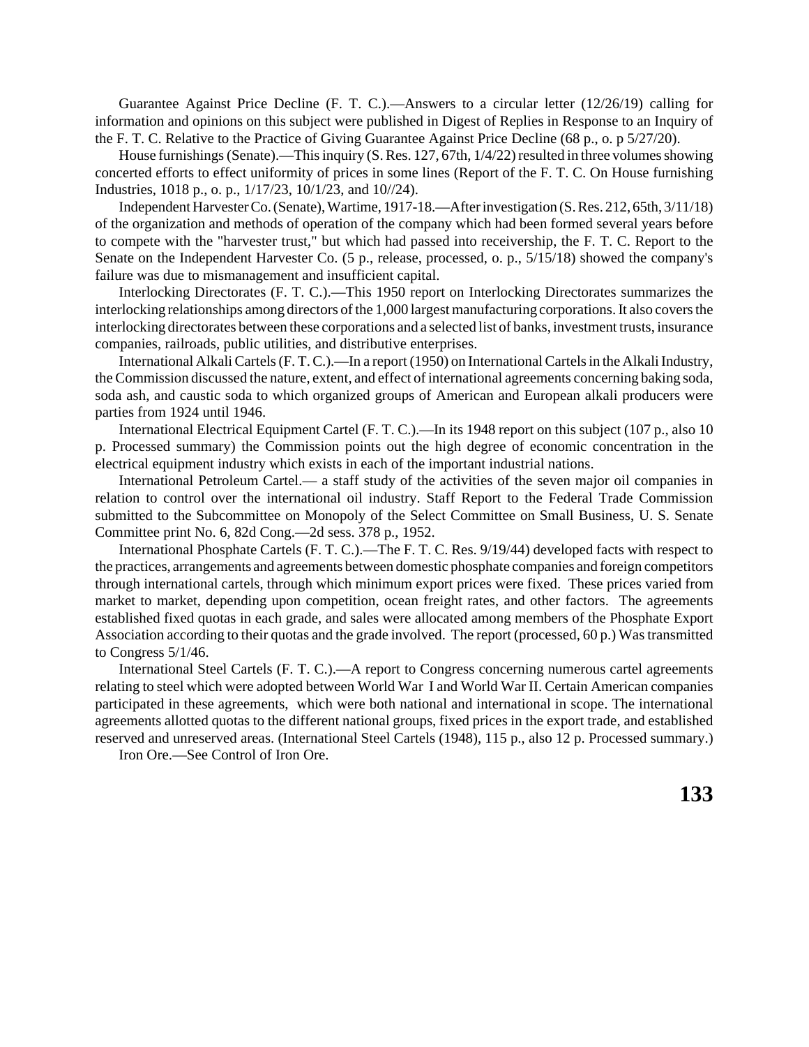Guarantee Against Price Decline (F. T. C.).—Answers to a circular letter (12/26/19) calling for information and opinions on this subject were published in Digest of Replies in Response to an Inquiry of the F. T. C. Relative to the Practice of Giving Guarantee Against Price Decline (68 p., o. p 5/27/20).

House furnishings (Senate).—This inquiry (S. Res. 127, 67th, 1/4/22) resulted in three volumes showing concerted efforts to effect uniformity of prices in some lines (Report of the F. T. C. On House furnishing Industries, 1018 p., o. p., 1/17/23, 10/1/23, and 10//24).

Independent Harvester Co. (Senate), Wartime, 1917-18.—After investigation (S. Res. 212, 65th, 3/11/18) of the organization and methods of operation of the company which had been formed several years before to compete with the "harvester trust," but which had passed into receivership, the F. T. C. Report to the Senate on the Independent Harvester Co. (5 p., release, processed, o. p., 5/15/18) showed the company's failure was due to mismanagement and insufficient capital.

Interlocking Directorates (F. T. C.).—This 1950 report on Interlocking Directorates summarizes the interlocking relationships among directors of the 1,000 largest manufacturing corporations. It also covers the interlocking directorates between these corporations and a selected list of banks, investment trusts, insurance companies, railroads, public utilities, and distributive enterprises.

International Alkali Cartels (F. T. C.).—In a report (1950) on International Cartels in the Alkali Industry, the Commission discussed the nature, extent, and effect of international agreements concerning baking soda, soda ash, and caustic soda to which organized groups of American and European alkali producers were parties from 1924 until 1946.

International Electrical Equipment Cartel (F. T. C.).—In its 1948 report on this subject (107 p., also 10 p. Processed summary) the Commission points out the high degree of economic concentration in the electrical equipment industry which exists in each of the important industrial nations.

International Petroleum Cartel.— a staff study of the activities of the seven major oil companies in relation to control over the international oil industry. Staff Report to the Federal Trade Commission submitted to the Subcommittee on Monopoly of the Select Committee on Small Business, U. S. Senate Committee print No. 6, 82d Cong.—2d sess. 378 p., 1952.

International Phosphate Cartels (F. T. C.).—The F. T. C. Res. 9/19/44) developed facts with respect to the practices, arrangements and agreements between domestic phosphate companies and foreign competitors through international cartels, through which minimum export prices were fixed. These prices varied from market to market, depending upon competition, ocean freight rates, and other factors. The agreements established fixed quotas in each grade, and sales were allocated among members of the Phosphate Export Association according to their quotas and the grade involved. The report (processed, 60 p.) Was transmitted to Congress 5/1/46.

International Steel Cartels (F. T. C.).—A report to Congress concerning numerous cartel agreements relating to steel which were adopted between World War I and World War II. Certain American companies participated in these agreements, which were both national and international in scope. The international agreements allotted quotas to the different national groups, fixed prices in the export trade, and established reserved and unreserved areas. (International Steel Cartels (1948), 115 p., also 12 p. Processed summary.)

Iron Ore.—See Control of Iron Ore.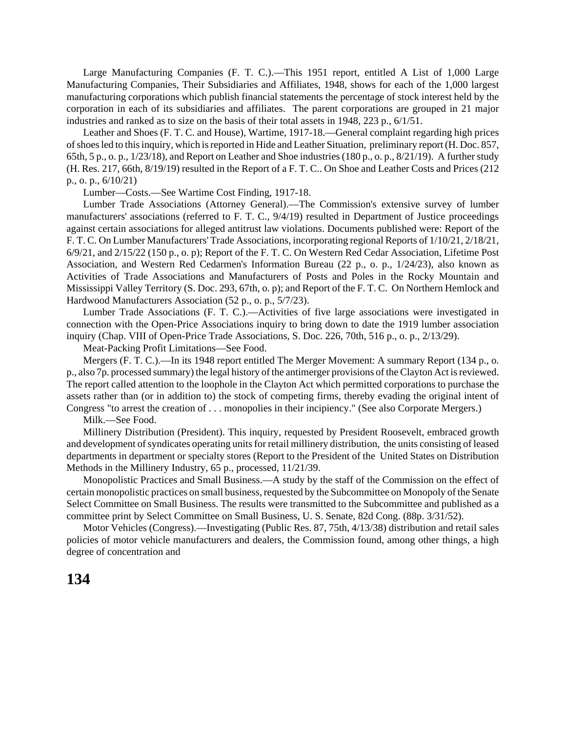Large Manufacturing Companies (F. T. C.).—This 1951 report, entitled A List of 1,000 Large Manufacturing Companies, Their Subsidiaries and Affiliates, 1948, shows for each of the 1,000 largest manufacturing corporations which publish financial statements the percentage of stock interest held by the corporation in each of its subsidiaries and affiliates. The parent corporations are grouped in 21 major industries and ranked as to size on the basis of their total assets in 1948, 223 p., 6/1/51.

Leather and Shoes (F. T. C. and House), Wartime, 1917-18.—General complaint regarding high prices of shoes led to this inquiry, which is reported in Hide and Leather Situation, preliminary report (H. Doc. 857, 65th, 5 p., o. p., 1/23/18), and Report on Leather and Shoe industries (180 p., o. p., 8/21/19). A further study (H. Res. 217, 66th, 8/19/19) resulted in the Report of a F. T. C.. On Shoe and Leather Costs and Prices (212 p., o. p., 6/10/21)

Lumber—Costs.—See Wartime Cost Finding, 1917-18.

Lumber Trade Associations (Attorney General).—The Commission's extensive survey of lumber manufacturers' associations (referred to F. T. C., 9/4/19) resulted in Department of Justice proceedings against certain associations for alleged antitrust law violations. Documents published were: Report of the F. T. C. On Lumber Manufacturers' Trade Associations, incorporating regional Reports of 1/10/21, 2/18/21, 6/9/21, and 2/15/22 (150 p., o. p); Report of the F. T. C. On Western Red Cedar Association, Lifetime Post Association, and Western Red Cedarmen's Information Bureau (22 p., o. p., 1/24/23), also known as Activities of Trade Associations and Manufacturers of Posts and Poles in the Rocky Mountain and Mississippi Valley Territory (S. Doc. 293, 67th, o. p); and Report of the F. T. C. On Northern Hemlock and Hardwood Manufacturers Association (52 p., o. p., 5/7/23).

Lumber Trade Associations (F. T. C.).—Activities of five large associations were investigated in connection with the Open-Price Associations inquiry to bring down to date the 1919 lumber association inquiry (Chap. VIII of Open-Price Trade Associations, S. Doc. 226, 70th, 516 p., o. p., 2/13/29).

Meat-Packing Profit Limitations—See Food.

Mergers (F. T. C.).—In its 1948 report entitled The Merger Movement: A summary Report (134 p., o. p., also 7p. processed summary) the legal history of the antimerger provisions of the Clayton Act is reviewed. The report called attention to the loophole in the Clayton Act which permitted corporations to purchase the assets rather than (or in addition to) the stock of competing firms, thereby evading the original intent of Congress "to arrest the creation of . . . monopolies in their incipiency." (See also Corporate Mergers.)

Milk.—See Food.

Millinery Distribution (President). This inquiry, requested by President Roosevelt, embraced growth and development of syndicates operating units for retail millinery distribution, the units consisting of leased departments in department or specialty stores (Report to the President of the United States on Distribution Methods in the Millinery Industry, 65 p., processed, 11/21/39.

Monopolistic Practices and Small Business.—A study by the staff of the Commission on the effect of certain monopolistic practices on small business, requested by the Subcommittee on Monopoly of the Senate Select Committee on Small Business. The results were transmitted to the Subcommittee and published as a committee print by Select Committee on Small Business, U. S. Senate, 82d Cong. (88p. 3/31/52).

Motor Vehicles (Congress).—Investigating (Public Res. 87, 75th, 4/13/38) distribution and retail sales policies of motor vehicle manufacturers and dealers, the Commission found, among other things, a high degree of concentration and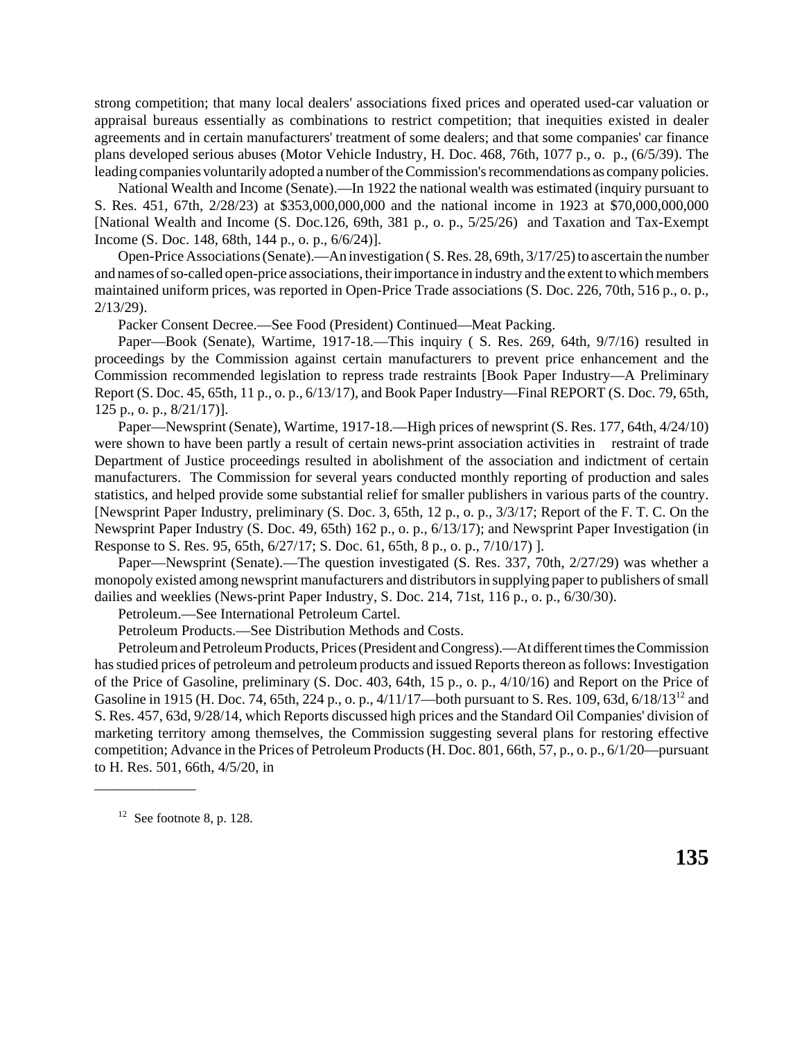strong competition; that many local dealers' associations fixed prices and operated used-car valuation or appraisal bureaus essentially as combinations to restrict competition; that inequities existed in dealer agreements and in certain manufacturers' treatment of some dealers; and that some companies' car finance plans developed serious abuses (Motor Vehicle Industry, H. Doc. 468, 76th, 1077 p., o. p., (6/5/39). The leading companies voluntarily adopted a number of the Commission's recommendations as company policies.

National Wealth and Income (Senate).—In 1922 the national wealth was estimated (inquiry pursuant to S. Res. 451, 67th, 2/28/23) at $353,000,000,000 and the national income in 1923 at $70,000,000,000 [National Wealth and Income (S. Doc.126, 69th, 381 p., o. p., 5/25/26) and Taxation and Tax-Exempt Income (S. Doc. 148, 68th, 144 p., o. p., 6/6/24)].

Open-Price Associations (Senate).—An investigation ( S. Res. 28, 69th, 3/17/25) to ascertain the number and names of so-called open-price associations, their importance in industry and the extent to which members maintained uniform prices, was reported in Open-Price Trade associations (S. Doc. 226, 70th, 516 p., o. p., 2/13/29).

Packer Consent Decree.—See Food (President) Continued—Meat Packing.

Paper—Book (Senate), Wartime, 1917-18.—This inquiry ( S. Res. 269, 64th, 9/7/16) resulted in proceedings by the Commission against certain manufacturers to prevent price enhancement and the Commission recommended legislation to repress trade restraints [Book Paper Industry—A Preliminary Report (S. Doc. 45, 65th, 11 p., o. p., 6/13/17), and Book Paper Industry—Final REPORT (S. Doc. 79, 65th, 125 p., o. p., 8/21/17)].

Paper—Newsprint (Senate), Wartime, 1917-18.—High prices of newsprint (S. Res. 177, 64th, 4/24/10) were shown to have been partly a result of certain news-print association activities in restraint of trade Department of Justice proceedings resulted in abolishment of the association and indictment of certain manufacturers. The Commission for several years conducted monthly reporting of production and sales statistics, and helped provide some substantial relief for smaller publishers in various parts of the country. [Newsprint Paper Industry, preliminary (S. Doc. 3, 65th, 12 p., o. p., 3/3/17; Report of the F. T. C. On the Newsprint Paper Industry (S. Doc. 49, 65th) 162 p., o. p., 6/13/17); and Newsprint Paper Investigation (in Response to S. Res. 95, 65th, 6/27/17; S. Doc. 61, 65th, 8 p., o. p., 7/10/17) ].

Paper—Newsprint (Senate).—The question investigated (S. Res. 337, 70th, 2/27/29) was whether a monopoly existed among newsprint manufacturers and distributors in supplying paper to publishers of small dailies and weeklies (News-print Paper Industry, S. Doc. 214, 71st, 116 p., o. p., 6/30/30).

Petroleum.—See International Petroleum Cartel.

Petroleum Products.—See Distribution Methods and Costs.

Petroleum and Petroleum Products, Prices (President and Congress).—At different times the Commission has studied prices of petroleum and petroleum products and issued Reports thereon as follows: Investigation of the Price of Gasoline, preliminary (S. Doc. 403, 64th, 15 p., o. p., 4/10/16) and Report on the Price of Gasoline in 1915 (H. Doc. 74, 65th, 224 p., o. p., 4/11/17—both pursuant to S. Res. 109, 63d, 6/18/13[12] and S. Res. 457, 63d, 9/28/14, which Reports discussed high prices and the Standard Oil Companies' division of marketing territory among themselves, the Commission suggesting several plans for restoring effective competition; Advance in the Prices of Petroleum Products (H. Doc. 801, 66th, 57, p., o. p., 6/1/20—pursuant to H. Res. 501, 66th, 4/5/20, in

---

[12] See footnote 8, p. 128.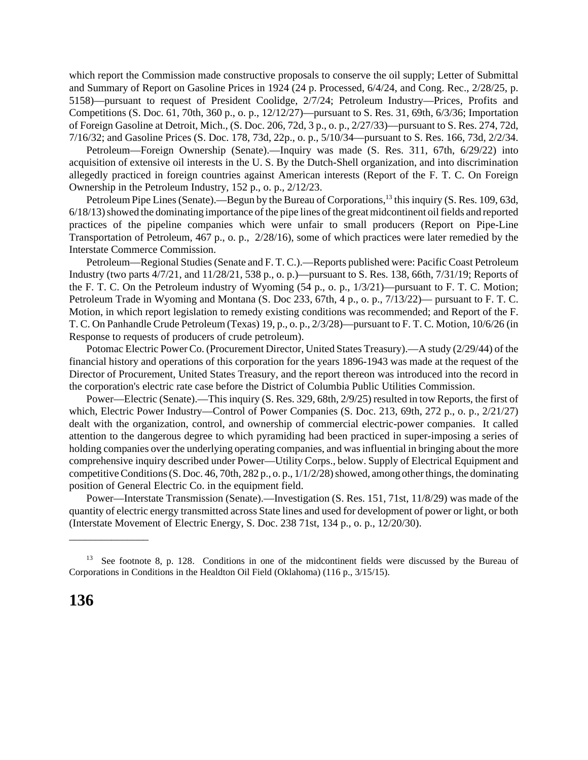which report the Commission made constructive proposals to conserve the oil supply; Letter of Submittal and Summary of Report on Gasoline Prices in 1924 (24 p. Processed, 6/4/24, and Cong. Rec., 2/28/25, p. 5158)—pursuant to request of President Coolidge, 2/7/24; Petroleum Industry—Prices, Profits and Competitions (S. Doc. 61, 70th, 360 p., o. p., 12/12/27)—pursuant to S. Res. 31, 69th, 6/3/36; Importation of Foreign Gasoline at Detroit, Mich., (S. Doc. 206, 72d, 3 p., o. p., 2/27/33)—pursuant to S. Res. 274, 72d, 7/16/32; and Gasoline Prices (S. Doc. 178, 73d, 22p., o. p., 5/10/34—pursuant to S. Res. 166, 73d, 2/2/34.

Petroleum—Foreign Ownership (Senate).—Inquiry was made (S. Res. 311, 67th, 6/29/22) into acquisition of extensive oil interests in the U. S. By the Dutch-Shell organization, and into discrimination allegedly practiced in foreign countries against American interests (Report of the F. T. C. On Foreign Ownership in the Petroleum Industry, 152 p., o. p., 2/12/23.

Petroleum Pipe Lines (Senate).—Begun by the Bureau of Corporations,[13] this inquiry (S. Res. 109, 63d, 6/18/13) showed the dominating importance of the pipe lines of the great midcontinent oil fields and reported practices of the pipeline companies which were unfair to small producers (Report on Pipe-Line Transportation of Petroleum, 467 p., o. p., 2/28/16), some of which practices were later remedied by the Interstate Commerce Commission.

Petroleum—Regional Studies (Senate and F. T. C.).—Reports published were: Pacific Coast Petroleum Industry (two parts 4/7/21, and 11/28/21, 538 p., o. p.)—pursuant to S. Res. 138, 66th, 7/31/19; Reports of the F. T. C. On the Petroleum industry of Wyoming (54 p., o. p., 1/3/21)—pursuant to F. T. C. Motion; Petroleum Trade in Wyoming and Montana (S. Doc 233, 67th, 4 p., o. p., 7/13/22)— pursuant to F. T. C. Motion, in which report legislation to remedy existing conditions was recommended; and Report of the F. T. C. On Panhandle Crude Petroleum (Texas) 19, p., o. p., 2/3/28)—pursuant to F. T. C. Motion, 10/6/26 (in Response to requests of producers of crude petroleum).

Potomac Electric Power Co. (Procurement Director, United States Treasury).—A study (2/29/44) of the financial history and operations of this corporation for the years 1896-1943 was made at the request of the Director of Procurement, United States Treasury, and the report thereon was introduced into the record in the corporation's electric rate case before the District of Columbia Public Utilities Commission.

Power—Electric (Senate).—This inquiry (S. Res. 329, 68th, 2/9/25) resulted in tow Reports, the first of which, Electric Power Industry—Control of Power Companies (S. Doc. 213, 69th, 272 p., o. p., 2/21/27) dealt with the organization, control, and ownership of commercial electric-power companies. It called attention to the dangerous degree to which pyramiding had been practiced in super-imposing a series of holding companies over the underlying operating companies, and was influential in bringing about the more comprehensive inquiry described under Power—Utility Corps., below. Supply of Electrical Equipment and competitive Conditions (S. Doc. 46, 70th, 282 p., o. p., 1/1/2/28) showed, among other things, the dominating position of General Electric Co. in the equipment field.

Power—Interstate Transmission (Senate).—Investigation (S. Res. 151, 71st, 11/8/29) was made of the quantity of electric energy transmitted across State lines and used for development of power or light, or both (Interstate Movement of Electric Energy, S. Doc. 238 71st, 134 p., o. p., 12/20/30).

---

[13] See footnote 8, p. 128. Conditions in one of the midcontinent fields were discussed by the Bureau of Corporations in Conditions in the Healdton Oil Field (Oklahoma) (116 p., 3/15/15).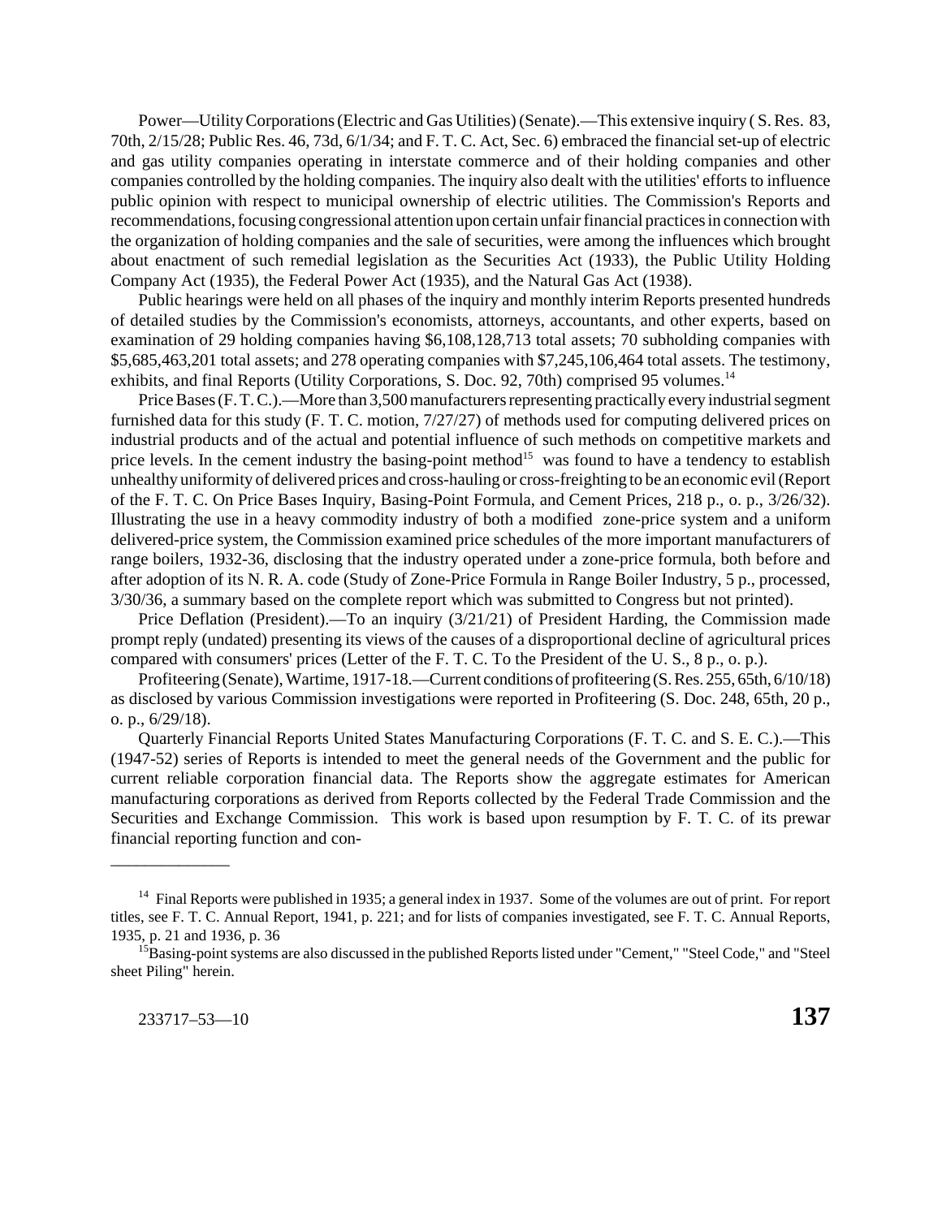Power—Utility Corporations (Electric and Gas Utilities) (Senate).—This extensive inquiry ( S. Res. 83, 70th, 2/15/28; Public Res. 46, 73d, 6/1/34; and F. T. C. Act, Sec. 6) embraced the financial set-up of electric and gas utility companies operating in interstate commerce and of their holding companies and other companies controlled by the holding companies. The inquiry also dealt with the utilities' efforts to influence public opinion with respect to municipal ownership of electric utilities. The Commission's Reports and recommendations, focusing congressional attention upon certain unfair financial practices in connection with the organization of holding companies and the sale of securities, were among the influences which brought about enactment of such remedial legislation as the Securities Act (1933), the Public Utility Holding Company Act (1935), the Federal Power Act (1935), and the Natural Gas Act (1938).

Public hearings were held on all phases of the inquiry and monthly interim Reports presented hundreds of detailed studies by the Commission's economists, attorneys, accountants, and other experts, based on examination of 29 holding companies having $6,108,128,713 total assets; 70 subholding companies with $5,685,463,201 total assets; and 278 operating companies with $7,245,106,464 total assets. The testimony, exhibits, and final Reports (Utility Corporations, S. Doc. 92, 70th) comprised 95 volumes.[14]

Price Bases (F. T. C.).—More than 3,500 manufacturers representing practically every industrial segment furnished data for this study (F. T. C. motion, 7/27/27) of methods used for computing delivered prices on industrial products and of the actual and potential influence of such methods on competitive markets and price levels. In the cement industry the basing-point method[15] was found to have a tendency to establish unhealthy uniformity of delivered prices and cross-hauling or cross-freighting to be an economic evil (Report of the F. T. C. On Price Bases Inquiry, Basing-Point Formula, and Cement Prices, 218 p., o. p., 3/26/32). Illustrating the use in a heavy commodity industry of both a modified zone-price system and a uniform delivered-price system, the Commission examined price schedules of the more important manufacturers of range boilers, 1932-36, disclosing that the industry operated under a zone-price formula, both before and after adoption of its N. R. A. code (Study of Zone-Price Formula in Range Boiler Industry, 5 p., processed, 3/30/36, a summary based on the complete report which was submitted to Congress but not printed).

Price Deflation (President).—To an inquiry (3/21/21) of President Harding, the Commission made prompt reply (undated) presenting its views of the causes of a disproportional decline of agricultural prices compared with consumers' prices (Letter of the F. T. C. To the President of the U. S., 8 p., o. p.).

Profiteering (Senate), Wartime, 1917-18.—Current conditions of profiteering (S. Res. 255, 65th, 6/10/18) as disclosed by various Commission investigations were reported in Profiteering (S. Doc. 248, 65th, 20 p., o. p., 6/29/18).

Quarterly Financial Reports United States Manufacturing Corporations (F. T. C. and S. E. C.).—This (1947-52) series of Reports is intended to meet the general needs of the Government and the public for current reliable corporation financial data. The Reports show the aggregate estimates for American manufacturing corporations as derived from Reports collected by the Federal Trade Commission and the Securities and Exchange Commission. This work is based upon resumption by F. T. C. of its prewar financial reporting function and con-

---

[14] Final Reports were published in 1935; a general index in 1937. Some of the volumes are out of print. For report titles, see F. T. C. Annual Report, 1941, p. 221; and for lists of companies investigated, see F. T. C. Annual Reports, 1935, p. 21 and 1936, p. 36

[15] Basing-point systems are also discussed in the published Reports listed under "Cement," "Steel Code," and "Steel sheet Piling" herein.

233717–53—10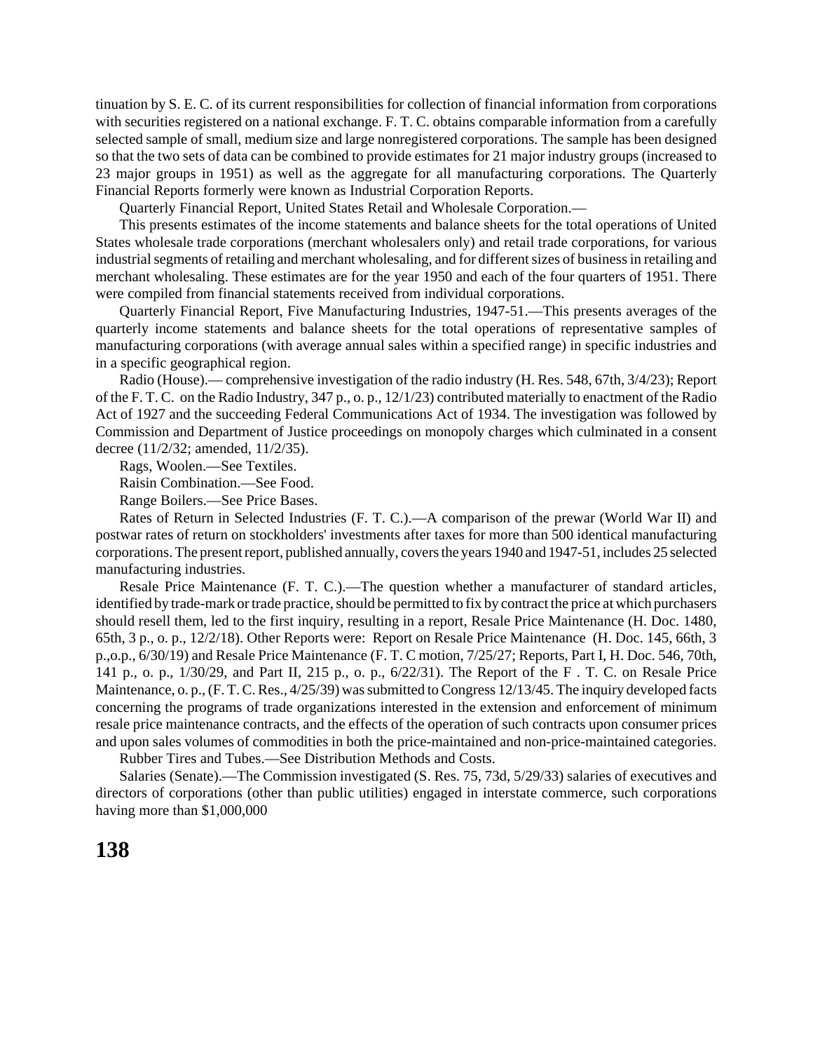tinuation by S. E. C. of its current responsibilities for collection of financial information from corporations with securities registered on a national exchange. F. T. C. obtains comparable information from a carefully selected sample of small, medium size and large nonregistered corporations. The sample has been designed so that the two sets of data can be combined to provide estimates for 21 major industry groups (increased to 23 major groups in 1951) as well as the aggregate for all manufacturing corporations. The Quarterly Financial Reports formerly were known as Industrial Corporation Reports.

Quarterly Financial Report, United States Retail and Wholesale Corporation.—

This presents estimates of the income statements and balance sheets for the total operations of United States wholesale trade corporations (merchant wholesalers only) and retail trade corporations, for various industrial segments of retailing and merchant wholesaling, and for different sizes of business in retailing and merchant wholesaling. These estimates are for the year 1950 and each of the four quarters of 1951. There were compiled from financial statements received from individual corporations.

Quarterly Financial Report, Five Manufacturing Industries, 1947-51.—This presents averages of the quarterly income statements and balance sheets for the total operations of representative samples of manufacturing corporations (with average annual sales within a specified range) in specific industries and in a specific geographical region.

Radio (House).— comprehensive investigation of the radio industry (H. Res. 548, 67th, 3/4/23); Report of the F. T. C. on the Radio Industry, 347 p., o. p., 12/1/23) contributed materially to enactment of the Radio Act of 1927 and the succeeding Federal Communications Act of 1934. The investigation was followed by Commission and Department of Justice proceedings on monopoly charges which culminated in a consent decree (11/2/32; amended, 11/2/35).

Rags, Woolen.—See Textiles.

Raisin Combination.—See Food.

Range Boilers.—See Price Bases.

Rates of Return in Selected Industries (F. T. C.).—A comparison of the prewar (World War II) and postwar rates of return on stockholders' investments after taxes for more than 500 identical manufacturing corporations. The present report, published annually, covers the years 1940 and 1947-51, includes 25 selected manufacturing industries.

Resale Price Maintenance (F. T. C.).—The question whether a manufacturer of standard articles, identified by trade-mark or trade practice, should be permitted to fix by contract the price at which purchasers should resell them, led to the first inquiry, resulting in a report, Resale Price Maintenance (H. Doc. 1480, 65th, 3 p., o. p., 12/2/18). Other Reports were: Report on Resale Price Maintenance (H. Doc. 145, 66th, 3 p.,o.p., 6/30/19) and Resale Price Maintenance (F. T. C motion, 7/25/27; Reports, Part I, H. Doc. 546, 70th, 141 p., o. p., 1/30/29, and Part II, 215 p., o. p., 6/22/31). The Report of the F . T. C. on Resale Price Maintenance, o. p., (F. T. C. Res., 4/25/39) was submitted to Congress 12/13/45. The inquiry developed facts concerning the programs of trade organizations interested in the extension and enforcement of minimum resale price maintenance contracts, and the effects of the operation of such contracts upon consumer prices and upon sales volumes of commodities in both the price-maintained and non-price-maintained categories.

Rubber Tires and Tubes.—See Distribution Methods and Costs.

Salaries (Senate).—The Commission investigated (S. Res. 75, 73d, 5/29/33) salaries of executives and directors of corporations (other than public utilities) engaged in interstate commerce, such corporations having more than $1,000,000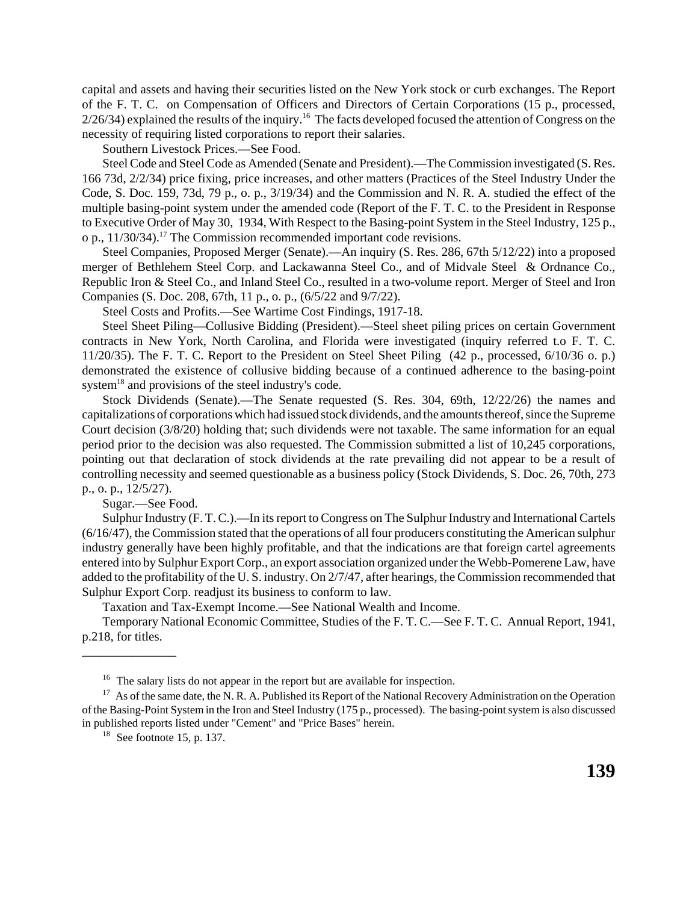capital and assets and having their securities listed on the New York stock or curb exchanges. The Report of the F. T. C. on Compensation of Officers and Directors of Certain Corporations (15 p., processed, 2/26/34) explained the results of the inquiry.[16] The facts developed focused the attention of Congress on the necessity of requiring listed corporations to report their salaries.

Southern Livestock Prices.—See Food.

Steel Code and Steel Code as Amended (Senate and President).—The Commission investigated (S. Res. 166 73d, 2/2/34) price fixing, price increases, and other matters (Practices of the Steel Industry Under the Code, S. Doc. 159, 73d, 79 p., o. p., 3/19/34) and the Commission and N. R. A. studied the effect of the multiple basing-point system under the amended code (Report of the F. T. C. to the President in Response to Executive Order of May 30, 1934, With Respect to the Basing-point System in the Steel Industry, 125 p., o p., 11/30/34).[17] The Commission recommended important code revisions.

Steel Companies, Proposed Merger (Senate).—An inquiry (S. Res. 286, 67th 5/12/22) into a proposed merger of Bethlehem Steel Corp. and Lackawanna Steel Co., and of Midvale Steel & Ordnance Co., Republic Iron & Steel Co., and Inland Steel Co., resulted in a two-volume report. Merger of Steel and Iron Companies (S. Doc. 208, 67th, 11 p., o. p., (6/5/22 and 9/7/22).

Steel Costs and Profits.—See Wartime Cost Findings, 1917-18.

Steel Sheet Piling—Collusive Bidding (President).—Steel sheet piling prices on certain Government contracts in New York, North Carolina, and Florida were investigated (inquiry referred t.o F. T. C. 11/20/35). The F. T. C. Report to the President on Steel Sheet Piling (42 p., processed, 6/10/36 o. p.) demonstrated the existence of collusive bidding because of a continued adherence to the basing-point system[18] and provisions of the steel industry's code.

Stock Dividends (Senate).—The Senate requested (S. Res. 304, 69th, 12/22/26) the names and capitalizations of corporations which had issued stock dividends, and the amounts thereof, since the Supreme Court decision (3/8/20) holding that; such dividends were not taxable. The same information for an equal period prior to the decision was also requested. The Commission submitted a list of 10,245 corporations, pointing out that declaration of stock dividends at the rate prevailing did not appear to be a result of controlling necessity and seemed questionable as a business policy (Stock Dividends, S. Doc. 26, 70th, 273 p., o. p., 12/5/27).

Sugar.—See Food.

Sulphur Industry (F. T. C.).—In its report to Congress on The Sulphur Industry and International Cartels (6/16/47), the Commission stated that the operations of all four producers constituting the American sulphur industry generally have been highly profitable, and that the indications are that foreign cartel agreements entered into by Sulphur Export Corp., an export association organized under the Webb-Pomerene Law, have added to the profitability of the U. S. industry. On 2/7/47, after hearings, the Commission recommended that Sulphur Export Corp. readjust its business to conform to law.

Taxation and Tax-Exempt Income.—See National Wealth and Income.

Temporary National Economic Committee, Studies of the F. T. C.—See F. T. C. Annual Report, 1941, p.218, for titles.

---

[16] The salary lists do not appear in the report but are available for inspection.

[17] As of the same date, the N. R. A. Published its Report of the National Recovery Administration on the Operation of the Basing-Point System in the Iron and Steel Industry (175 p., processed). The basing-point system is also discussed in published reports listed under "Cement" and "Price Bases" herein.

[18] See footnote 15, p. 137.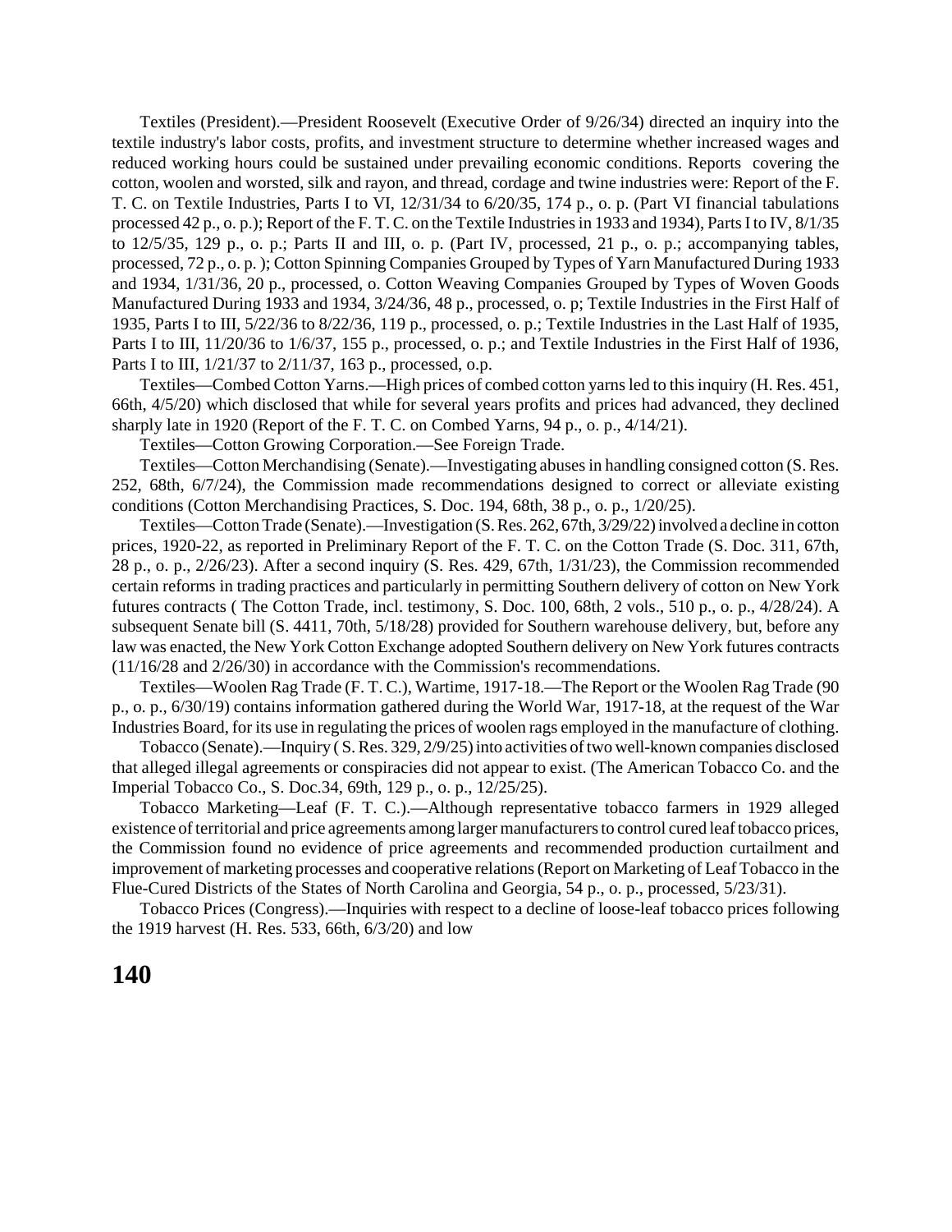Textiles (President).—President Roosevelt (Executive Order of 9/26/34) directed an inquiry into the textile industry's labor costs, profits, and investment structure to determine whether increased wages and reduced working hours could be sustained under prevailing economic conditions. Reports covering the cotton, woolen and worsted, silk and rayon, and thread, cordage and twine industries were: Report of the F. T. C. on Textile Industries, Parts I to VI, 12/31/34 to 6/20/35, 174 p., o. p. (Part VI financial tabulations processed 42 p., o. p.); Report of the F. T. C. on the Textile Industries in 1933 and 1934), Parts I to IV, 8/1/35 to 12/5/35, 129 p., o. p.; Parts II and III, o. p. (Part IV, processed, 21 p., o. p.; accompanying tables, processed, 72 p., o. p. ); Cotton Spinning Companies Grouped by Types of Yarn Manufactured During 1933 and 1934, 1/31/36, 20 p., processed, o. Cotton Weaving Companies Grouped by Types of Woven Goods Manufactured During 1933 and 1934, 3/24/36, 48 p., processed, o. p; Textile Industries in the First Half of 1935, Parts I to III, 5/22/36 to 8/22/36, 119 p., processed, o. p.; Textile Industries in the Last Half of 1935, Parts I to III, 11/20/36 to 1/6/37, 155 p., processed, o. p.; and Textile Industries in the First Half of 1936, Parts I to III, 1/21/37 to 2/11/37, 163 p., processed, o.p.

Textiles—Combed Cotton Yarns.—High prices of combed cotton yarns led to this inquiry (H. Res. 451, 66th, 4/5/20) which disclosed that while for several years profits and prices had advanced, they declined sharply late in 1920 (Report of the F. T. C. on Combed Yarns, 94 p., o. p., 4/14/21).

Textiles—Cotton Growing Corporation.—See Foreign Trade.

Textiles—Cotton Merchandising (Senate).—Investigating abuses in handling consigned cotton (S. Res. 252, 68th, 6/7/24), the Commission made recommendations designed to correct or alleviate existing conditions (Cotton Merchandising Practices, S. Doc. 194, 68th, 38 p., o. p., 1/20/25).

Textiles—Cotton Trade (Senate).—Investigation (S. Res. 262, 67th, 3/29/22) involved a decline in cotton prices, 1920-22, as reported in Preliminary Report of the F. T. C. on the Cotton Trade (S. Doc. 311, 67th, 28 p., o. p., 2/26/23). After a second inquiry (S. Res. 429, 67th, 1/31/23), the Commission recommended certain reforms in trading practices and particularly in permitting Southern delivery of cotton on New York futures contracts ( The Cotton Trade, incl. testimony, S. Doc. 100, 68th, 2 vols., 510 p., o. p., 4/28/24). A subsequent Senate bill (S. 4411, 70th, 5/18/28) provided for Southern warehouse delivery, but, before any law was enacted, the New York Cotton Exchange adopted Southern delivery on New York futures contracts (11/16/28 and 2/26/30) in accordance with the Commission's recommendations.

Textiles—Woolen Rag Trade (F. T. C.), Wartime, 1917-18.—The Report or the Woolen Rag Trade (90 p., o. p., 6/30/19) contains information gathered during the World War, 1917-18, at the request of the War Industries Board, for its use in regulating the prices of woolen rags employed in the manufacture of clothing.

Tobacco (Senate).—Inquiry ( S. Res. 329, 2/9/25) into activities of two well-known companies disclosed that alleged illegal agreements or conspiracies did not appear to exist. (The American Tobacco Co. and the Imperial Tobacco Co., S. Doc.34, 69th, 129 p., o. p., 12/25/25).

Tobacco Marketing—Leaf (F. T. C.).—Although representative tobacco farmers in 1929 alleged existence of territorial and price agreements among larger manufacturers to control cured leaf tobacco prices, the Commission found no evidence of price agreements and recommended production curtailment and improvement of marketing processes and cooperative relations (Report on Marketing of Leaf Tobacco in the Flue-Cured Districts of the States of North Carolina and Georgia, 54 p., o. p., processed, 5/23/31).

Tobacco Prices (Congress).—Inquiries with respect to a decline of loose-leaf tobacco prices following the 1919 harvest (H. Res. 533, 66th, 6/3/20) and low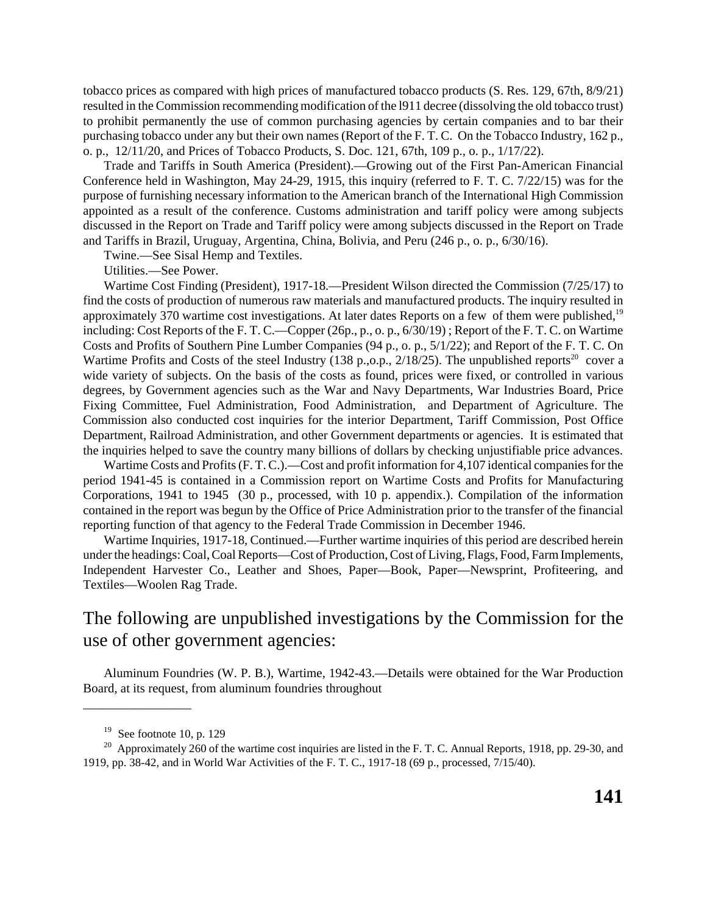tobacco prices as compared with high prices of manufactured tobacco products (S. Res. 129, 67th, 8/9/21) resulted in the Commission recommending modification of the l911 decree (dissolving the old tobacco trust) to prohibit permanently the use of common purchasing agencies by certain companies and to bar their purchasing tobacco under any but their own names (Report of the F. T. C. On the Tobacco Industry, 162 p., o. p., 12/11/20, and Prices of Tobacco Products, S. Doc. 121, 67th, 109 p., o. p., 1/17/22).

Trade and Tariffs in South America (President).—Growing out of the First Pan-American Financial Conference held in Washington, May 24-29, 1915, this inquiry (referred to F. T. C. 7/22/15) was for the purpose of furnishing necessary information to the American branch of the International High Commission appointed as a result of the conference. Customs administration and tariff policy were among subjects discussed in the Report on Trade and Tariff policy were among subjects discussed in the Report on Trade and Tariffs in Brazil, Uruguay, Argentina, China, Bolivia, and Peru (246 p., o. p., 6/30/16).

Twine.—See Sisal Hemp and Textiles.

Utilities.—See Power.

Wartime Cost Finding (President), 1917-18.—President Wilson directed the Commission (7/25/17) to find the costs of production of numerous raw materials and manufactured products. The inquiry resulted in approximately 370 wartime cost investigations. At later dates Reports on a few of them were published,[19] including: Cost Reports of the F. T. C.—Copper (26p., p., o. p., 6/30/19) ; Report of the F. T. C. on Wartime Costs and Profits of Southern Pine Lumber Companies (94 p., o. p., 5/1/22); and Report of the F. T. C. On Wartime Profits and Costs of the steel Industry (138 p.,o.p., 2/18/25). The unpublished reports[20] cover a wide variety of subjects. On the basis of the costs as found, prices were fixed, or controlled in various degrees, by Government agencies such as the War and Navy Departments, War Industries Board, Price Fixing Committee, Fuel Administration, Food Administration, and Department of Agriculture. The Commission also conducted cost inquiries for the interior Department, Tariff Commission, Post Office Department, Railroad Administration, and other Government departments or agencies. It is estimated that the inquiries helped to save the country many billions of dollars by checking unjustifiable price advances.

Wartime Costs and Profits (F. T. C.).—Cost and profit information for 4,107 identical companies for the period 1941-45 is contained in a Commission report on Wartime Costs and Profits for Manufacturing Corporations, 1941 to 1945 (30 p., processed, with 10 p. appendix.). Compilation of the information contained in the report was begun by the Office of Price Administration prior to the transfer of the financial reporting function of that agency to the Federal Trade Commission in December 1946.

Wartime Inquiries, 1917-18, Continued.—Further wartime inquiries of this period are described herein under the headings: Coal, Coal Reports—Cost of Production, Cost of Living, Flags, Food, Farm Implements, Independent Harvester Co., Leather and Shoes, Paper—Book, Paper—Newsprint, Profiteering, and Textiles—Woolen Rag Trade.

## The following are unpublished investigations by the Commission for the use of other government agencies:

Aluminum Foundries (W. P. B.), Wartime, 1942-43.—Details were obtained for the War Production Board, at its request, from aluminum foundries throughout

---

[19] See footnote 10, p. 129

[20] Approximately 260 of the wartime cost inquiries are listed in the F. T. C. Annual Reports, 1918, pp. 29-30, and 1919, pp. 38-42, and in World War Activities of the F. T. C., 1917-18 (69 p., processed, 7/15/40).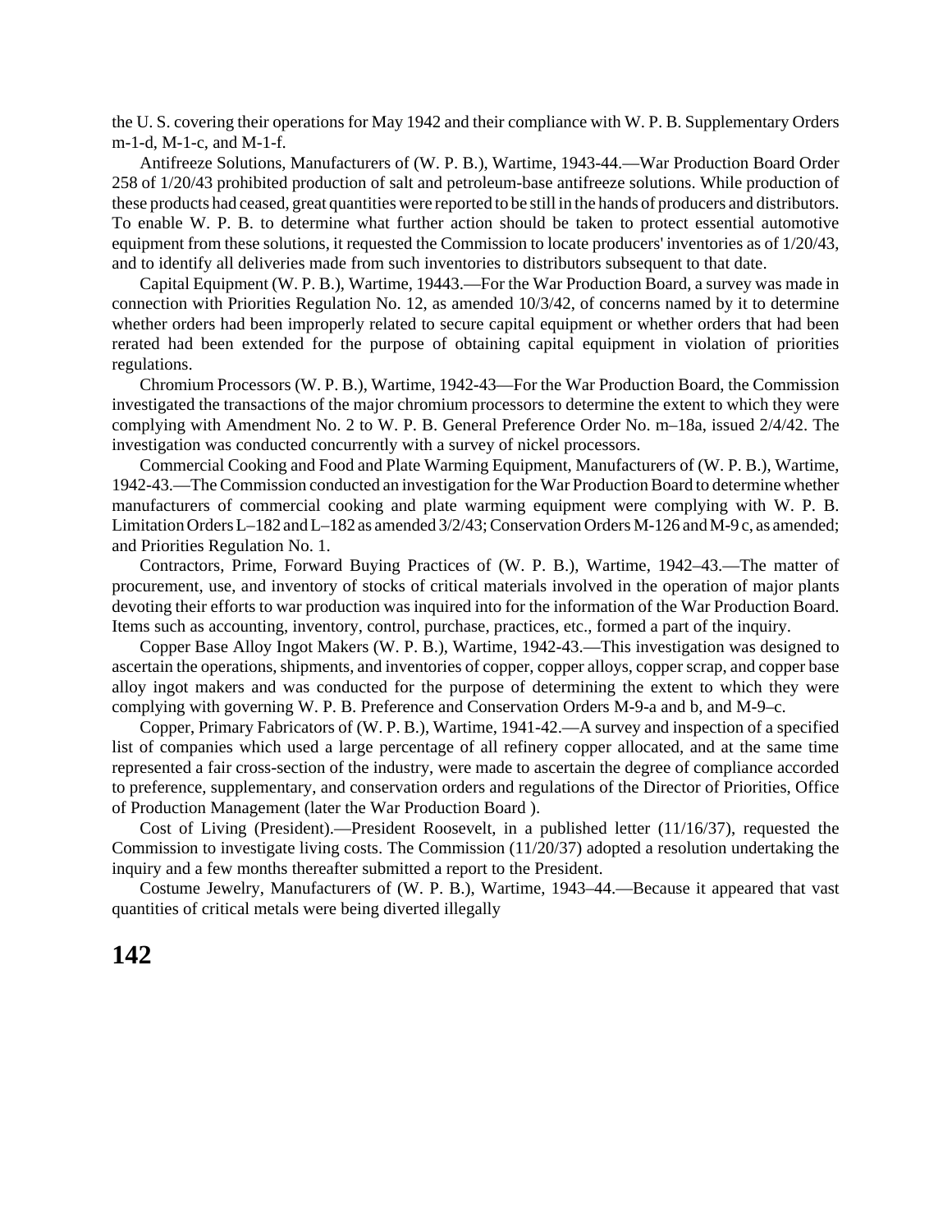the U. S. covering their operations for May 1942 and their compliance with W. P. B. Supplementary Orders m-1-d, M-1-c, and M-1-f.

Antifreeze Solutions, Manufacturers of (W. P. B.), Wartime, 1943-44.—War Production Board Order 258 of 1/20/43 prohibited production of salt and petroleum-base antifreeze solutions. While production of these products had ceased, great quantities were reported to be still in the hands of producers and distributors. To enable W. P. B. to determine what further action should be taken to protect essential automotive equipment from these solutions, it requested the Commission to locate producers' inventories as of 1/20/43, and to identify all deliveries made from such inventories to distributors subsequent to that date.

Capital Equipment (W. P. B.), Wartime, 19443.—For the War Production Board, a survey was made in connection with Priorities Regulation No. 12, as amended 10/3/42, of concerns named by it to determine whether orders had been improperly related to secure capital equipment or whether orders that had been rerated had been extended for the purpose of obtaining capital equipment in violation of priorities regulations.

Chromium Processors (W. P. B.), Wartime, 1942-43—For the War Production Board, the Commission investigated the transactions of the major chromium processors to determine the extent to which they were complying with Amendment No. 2 to W. P. B. General Preference Order No. m–18a, issued 2/4/42. The investigation was conducted concurrently with a survey of nickel processors.

Commercial Cooking and Food and Plate Warming Equipment, Manufacturers of (W. P. B.), Wartime, 1942-43.—The Commission conducted an investigation for the War Production Board to determine whether manufacturers of commercial cooking and plate warming equipment were complying with W. P. B. Limitation Orders L–182 and L–182 as amended 3/2/43; Conservation Orders M-126 and M-9 c, as amended; and Priorities Regulation No. 1.

Contractors, Prime, Forward Buying Practices of (W. P. B.), Wartime, 1942–43.—The matter of procurement, use, and inventory of stocks of critical materials involved in the operation of major plants devoting their efforts to war production was inquired into for the information of the War Production Board. Items such as accounting, inventory, control, purchase, practices, etc., formed a part of the inquiry.

Copper Base Alloy Ingot Makers (W. P. B.), Wartime, 1942-43.—This investigation was designed to ascertain the operations, shipments, and inventories of copper, copper alloys, copper scrap, and copper base alloy ingot makers and was conducted for the purpose of determining the extent to which they were complying with governing W. P. B. Preference and Conservation Orders M-9-a and b, and M-9–c.

Copper, Primary Fabricators of (W. P. B.), Wartime, 1941-42.—A survey and inspection of a specified list of companies which used a large percentage of all refinery copper allocated, and at the same time represented a fair cross-section of the industry, were made to ascertain the degree of compliance accorded to preference, supplementary, and conservation orders and regulations of the Director of Priorities, Office of Production Management (later the War Production Board ).

Cost of Living (President).—President Roosevelt, in a published letter (11/16/37), requested the Commission to investigate living costs. The Commission (11/20/37) adopted a resolution undertaking the inquiry and a few months thereafter submitted a report to the President.

Costume Jewelry, Manufacturers of (W. P. B.), Wartime, 1943–44.—Because it appeared that vast quantities of critical metals were being diverted illegally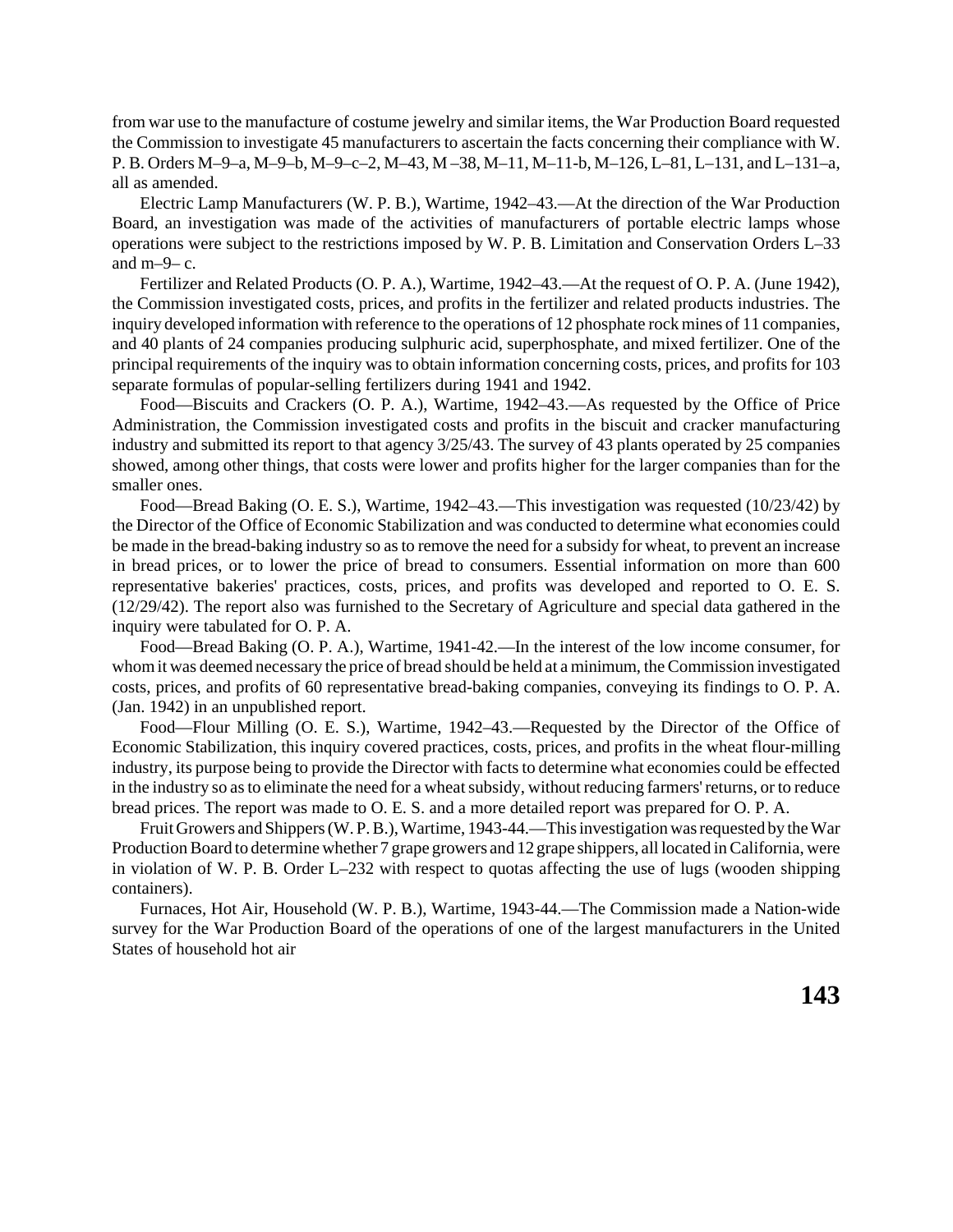from war use to the manufacture of costume jewelry and similar items, the War Production Board requested the Commission to investigate 45 manufacturers to ascertain the facts concerning their compliance with W. P. B. Orders M–9–a, M–9–b, M–9–c–2, M–43, M –38, M–11, M–11-b, M–126, L–81, L–131, and L–131–a, all as amended.

Electric Lamp Manufacturers (W. P. B.), Wartime, 1942–43.—At the direction of the War Production Board, an investigation was made of the activities of manufacturers of portable electric lamps whose operations were subject to the restrictions imposed by W. P. B. Limitation and Conservation Orders L–33 and m–9– c.

Fertilizer and Related Products (O. P. A.), Wartime, 1942–43.—At the request of O. P. A. (June 1942), the Commission investigated costs, prices, and profits in the fertilizer and related products industries. The inquiry developed information with reference to the operations of 12 phosphate rock mines of 11 companies, and 40 plants of 24 companies producing sulphuric acid, superphosphate, and mixed fertilizer. One of the principal requirements of the inquiry was to obtain information concerning costs, prices, and profits for 103 separate formulas of popular-selling fertilizers during 1941 and 1942.

Food—Biscuits and Crackers (O. P. A.), Wartime, 1942–43.—As requested by the Office of Price Administration, the Commission investigated costs and profits in the biscuit and cracker manufacturing industry and submitted its report to that agency 3/25/43. The survey of 43 plants operated by 25 companies showed, among other things, that costs were lower and profits higher for the larger companies than for the smaller ones.

Food—Bread Baking (O. E. S.), Wartime, 1942–43.—This investigation was requested (10/23/42) by the Director of the Office of Economic Stabilization and was conducted to determine what economies could be made in the bread-baking industry so as to remove the need for a subsidy for wheat, to prevent an increase in bread prices, or to lower the price of bread to consumers. Essential information on more than 600 representative bakeries' practices, costs, prices, and profits was developed and reported to O. E. S. (12/29/42). The report also was furnished to the Secretary of Agriculture and special data gathered in the inquiry were tabulated for O. P. A.

Food—Bread Baking (O. P. A.), Wartime, 1941-42.—In the interest of the low income consumer, for whom it was deemed necessary the price of bread should be held at a minimum, the Commission investigated costs, prices, and profits of 60 representative bread-baking companies, conveying its findings to O. P. A. (Jan. 1942) in an unpublished report.

Food—Flour Milling (O. E. S.), Wartime, 1942–43.—Requested by the Director of the Office of Economic Stabilization, this inquiry covered practices, costs, prices, and profits in the wheat flour-milling industry, its purpose being to provide the Director with facts to determine what economies could be effected in the industry so as to eliminate the need for a wheat subsidy, without reducing farmers' returns, or to reduce bread prices. The report was made to O. E. S. and a more detailed report was prepared for O. P. A.

Fruit Growers and Shippers (W. P. B.), Wartime, 1943-44.—This investigation was requested by the War Production Board to determine whether 7 grape growers and 12 grape shippers, all located in California, were in violation of W. P. B. Order L–232 with respect to quotas affecting the use of lugs (wooden shipping containers).

Furnaces, Hot Air, Household (W. P. B.), Wartime, 1943-44.—The Commission made a Nation-wide survey for the War Production Board of the operations of one of the largest manufacturers in the United States of household hot air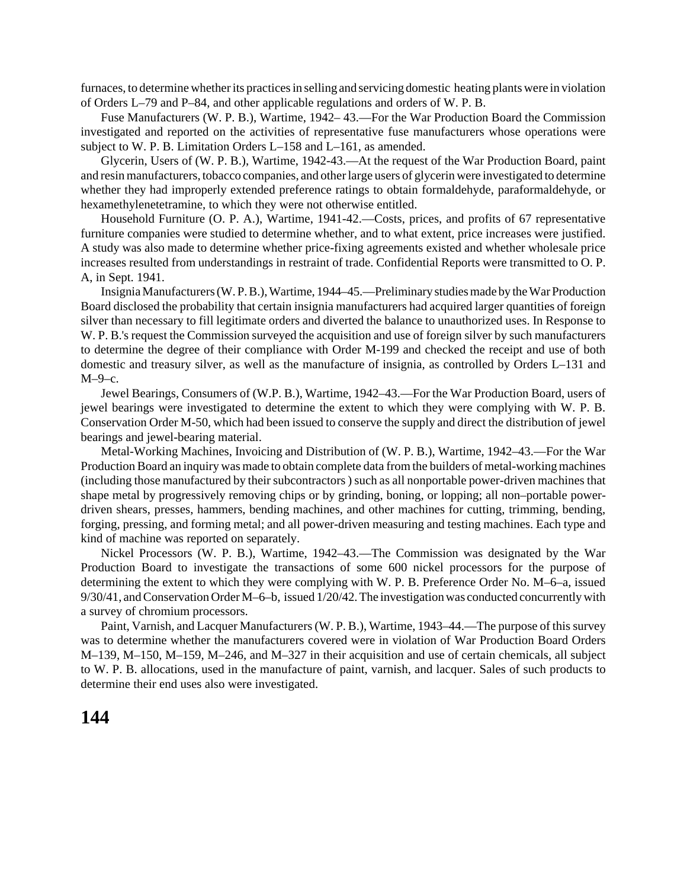furnaces, to determine whether its practices in selling and servicing domestic heating plants were in violation of Orders L–79 and P–84, and other applicable regulations and orders of W. P. B.

Fuse Manufacturers (W. P. B.), Wartime, 1942– 43.—For the War Production Board the Commission investigated and reported on the activities of representative fuse manufacturers whose operations were subject to W. P. B. Limitation Orders L–158 and L–161, as amended.

Glycerin, Users of (W. P. B.), Wartime, 1942-43.—At the request of the War Production Board, paint and resin manufacturers, tobacco companies, and other large users of glycerin were investigated to determine whether they had improperly extended preference ratings to obtain formaldehyde, paraformaldehyde, or hexamethylenetetramine, to which they were not otherwise entitled.

Household Furniture (O. P. A.), Wartime, 1941-42.—Costs, prices, and profits of 67 representative furniture companies were studied to determine whether, and to what extent, price increases were justified. A study was also made to determine whether price-fixing agreements existed and whether wholesale price increases resulted from understandings in restraint of trade. Confidential Reports were transmitted to O. P. A, in Sept. 1941.

Insignia Manufacturers (W. P. B.), Wartime, 1944–45.—Preliminary studies made by the War Production Board disclosed the probability that certain insignia manufacturers had acquired larger quantities of foreign silver than necessary to fill legitimate orders and diverted the balance to unauthorized uses. In Response to W. P. B.'s request the Commission surveyed the acquisition and use of foreign silver by such manufacturers to determine the degree of their compliance with Order M-199 and checked the receipt and use of both domestic and treasury silver, as well as the manufacture of insignia, as controlled by Orders L–131 and M–9–c.

Jewel Bearings, Consumers of (W.P. B.), Wartime, 1942–43.—For the War Production Board, users of jewel bearings were investigated to determine the extent to which they were complying with W. P. B. Conservation Order M-50, which had been issued to conserve the supply and direct the distribution of jewel bearings and jewel-bearing material.

Metal-Working Machines, Invoicing and Distribution of (W. P. B.), Wartime, 1942–43.—For the War Production Board an inquiry was made to obtain complete data from the builders of metal-working machines (including those manufactured by their subcontractors ) such as all nonportable power-driven machines that shape metal by progressively removing chips or by grinding, boning, or lopping; all non–portable power-driven shears, presses, hammers, bending machines, and other machines for cutting, trimming, bending, forging, pressing, and forming metal; and all power-driven measuring and testing machines. Each type and kind of machine was reported on separately.

Nickel Processors (W. P. B.), Wartime, 1942–43.—The Commission was designated by the War Production Board to investigate the transactions of some 600 nickel processors for the purpose of determining the extent to which they were complying with W. P. B. Preference Order No. M–6–a, issued 9/30/41, and Conservation Order M–6–b, issued 1/20/42. The investigation was conducted concurrently with a survey of chromium processors.

Paint, Varnish, and Lacquer Manufacturers (W. P. B.), Wartime, 1943–44.—The purpose of this survey was to determine whether the manufacturers covered were in violation of War Production Board Orders M–139, M–150, M–159, M–246, and M–327 in their acquisition and use of certain chemicals, all subject to W. P. B. allocations, used in the manufacture of paint, varnish, and lacquer. Sales of such products to determine their end uses also were investigated.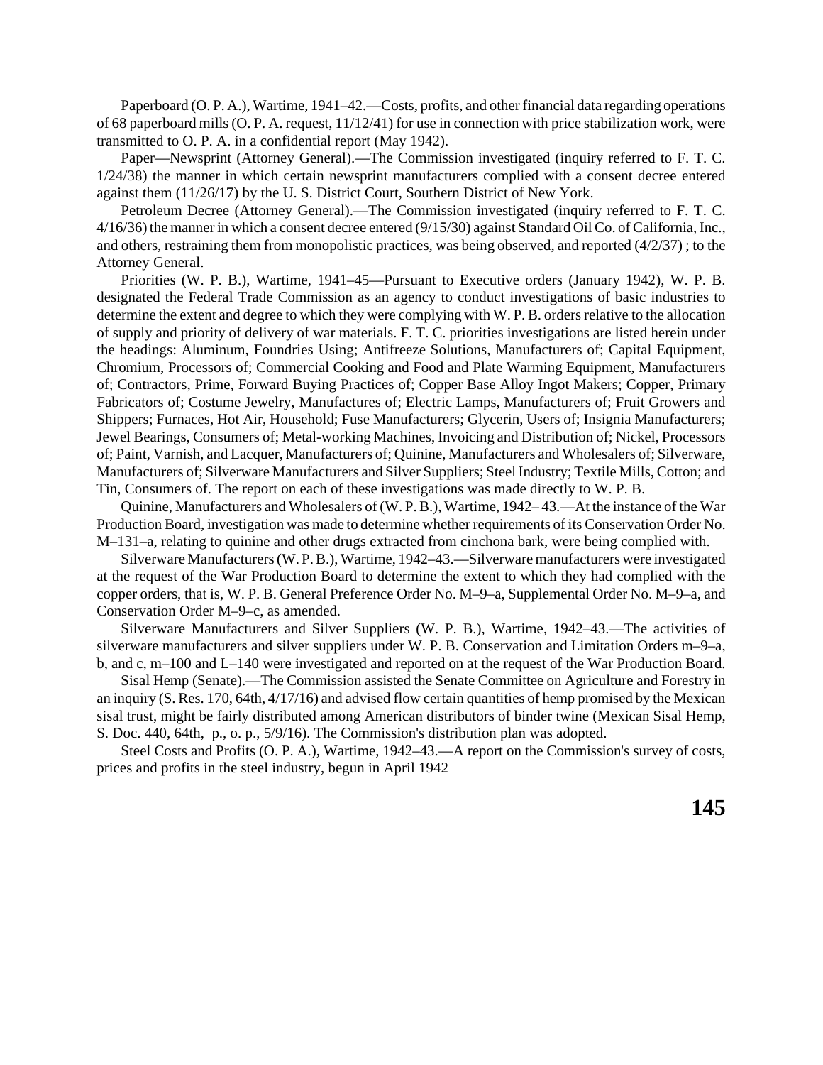Paperboard (O. P. A.), Wartime, 1941–42.—Costs, profits, and other financial data regarding operations of 68 paperboard mills (O. P. A. request, 11/12/41) for use in connection with price stabilization work, were transmitted to O. P. A. in a confidential report (May 1942).

Paper—Newsprint (Attorney General).—The Commission investigated (inquiry referred to F. T. C. 1/24/38) the manner in which certain newsprint manufacturers complied with a consent decree entered against them (11/26/17) by the U. S. District Court, Southern District of New York.

Petroleum Decree (Attorney General).—The Commission investigated (inquiry referred to F. T. C. 4/16/36) the manner in which a consent decree entered (9/15/30) against Standard Oil Co. of California, Inc., and others, restraining them from monopolistic practices, was being observed, and reported (4/2/37) ; to the Attorney General.

Priorities (W. P. B.), Wartime, 1941–45—Pursuant to Executive orders (January 1942), W. P. B. designated the Federal Trade Commission as an agency to conduct investigations of basic industries to determine the extent and degree to which they were complying with W. P. B. orders relative to the allocation of supply and priority of delivery of war materials. F. T. C. priorities investigations are listed herein under the headings: Aluminum, Foundries Using; Antifreeze Solutions, Manufacturers of; Capital Equipment, Chromium, Processors of; Commercial Cooking and Food and Plate Warming Equipment, Manufacturers of; Contractors, Prime, Forward Buying Practices of; Copper Base Alloy Ingot Makers; Copper, Primary Fabricators of; Costume Jewelry, Manufactures of; Electric Lamps, Manufacturers of; Fruit Growers and Shippers; Furnaces, Hot Air, Household; Fuse Manufacturers; Glycerin, Users of; Insignia Manufacturers; Jewel Bearings, Consumers of; Metal-working Machines, Invoicing and Distribution of; Nickel, Processors of; Paint, Varnish, and Lacquer, Manufacturers of; Quinine, Manufacturers and Wholesalers of; Silverware, Manufacturers of; Silverware Manufacturers and Silver Suppliers; Steel Industry; Textile Mills, Cotton; and Tin, Consumers of. The report on each of these investigations was made directly to W. P. B.

Quinine, Manufacturers and Wholesalers of (W. P. B.), Wartime, 1942– 43.—At the instance of the War Production Board, investigation was made to determine whether requirements of its Conservation Order No. M–131–a, relating to quinine and other drugs extracted from cinchona bark, were being complied with.

Silverware Manufacturers (W. P. B.), Wartime, 1942–43.—Silverware manufacturers were investigated at the request of the War Production Board to determine the extent to which they had complied with the copper orders, that is, W. P. B. General Preference Order No. M–9–a, Supplemental Order No. M–9–a, and Conservation Order M–9–c, as amended.

Silverware Manufacturers and Silver Suppliers (W. P. B.), Wartime, 1942–43.—The activities of silverware manufacturers and silver suppliers under W. P. B. Conservation and Limitation Orders m–9–a, b, and c, m–100 and L–140 were investigated and reported on at the request of the War Production Board.

Sisal Hemp (Senate).—The Commission assisted the Senate Committee on Agriculture and Forestry in an inquiry (S. Res. 170, 64th, 4/17/16) and advised flow certain quantities of hemp promised by the Mexican sisal trust, might be fairly distributed among American distributors of binder twine (Mexican Sisal Hemp, S. Doc. 440, 64th, p., o. p., 5/9/16). The Commission's distribution plan was adopted.

Steel Costs and Profits (O. P. A.), Wartime, 1942–43.—A report on the Commission's survey of costs, prices and profits in the steel industry, begun in April 1942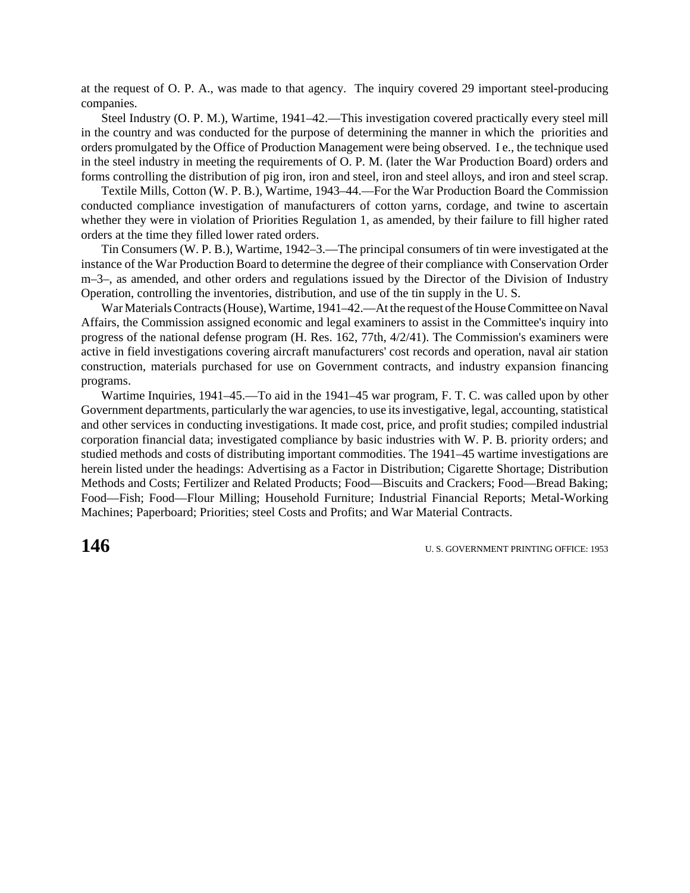at the request of O. P. A., was made to that agency. The inquiry covered 29 important steel-producing companies.

Steel Industry (O. P. M.), Wartime, 1941–42.—This investigation covered practically every steel mill in the country and was conducted for the purpose of determining the manner in which the priorities and orders promulgated by the Office of Production Management were being observed. I e., the technique used in the steel industry in meeting the requirements of O. P. M. (later the War Production Board) orders and forms controlling the distribution of pig iron, iron and steel, iron and steel alloys, and iron and steel scrap.

Textile Mills, Cotton (W. P. B.), Wartime, 1943–44.—For the War Production Board the Commission conducted compliance investigation of manufacturers of cotton yarns, cordage, and twine to ascertain whether they were in violation of Priorities Regulation 1, as amended, by their failure to fill higher rated orders at the time they filled lower rated orders.

Tin Consumers (W. P. B.), Wartime, 1942–3.—The principal consumers of tin were investigated at the instance of the War Production Board to determine the degree of their compliance with Conservation Order m–3–, as amended, and other orders and regulations issued by the Director of the Division of Industry Operation, controlling the inventories, distribution, and use of the tin supply in the U. S.

War Materials Contracts (House), Wartime, 1941–42.—At the request of the House Committee on Naval Affairs, the Commission assigned economic and legal examiners to assist in the Committee's inquiry into progress of the national defense program (H. Res. 162, 77th, 4/2/41). The Commission's examiners were active in field investigations covering aircraft manufacturers' cost records and operation, naval air station construction, materials purchased for use on Government contracts, and industry expansion financing programs.

Wartime Inquiries, 1941–45.—To aid in the 1941–45 war program, F. T. C. was called upon by other Government departments, particularly the war agencies, to use its investigative, legal, accounting, statistical and other services in conducting investigations. It made cost, price, and profit studies; compiled industrial corporation financial data; investigated compliance by basic industries with W. P. B. priority orders; and studied methods and costs of distributing important commodities. The 1941–45 wartime investigations are herein listed under the headings: Advertising as a Factor in Distribution; Cigarette Shortage; Distribution Methods and Costs; Fertilizer and Related Products; Food—Biscuits and Crackers; Food—Bread Baking; Food—Fish; Food—Flour Milling; Household Furniture; Industrial Financial Reports; Metal-Working Machines; Paperboard; Priorities; steel Costs and Profits; and War Material Contracts.

U. S. GOVERNMENT PRINTING OFFICE: 1953